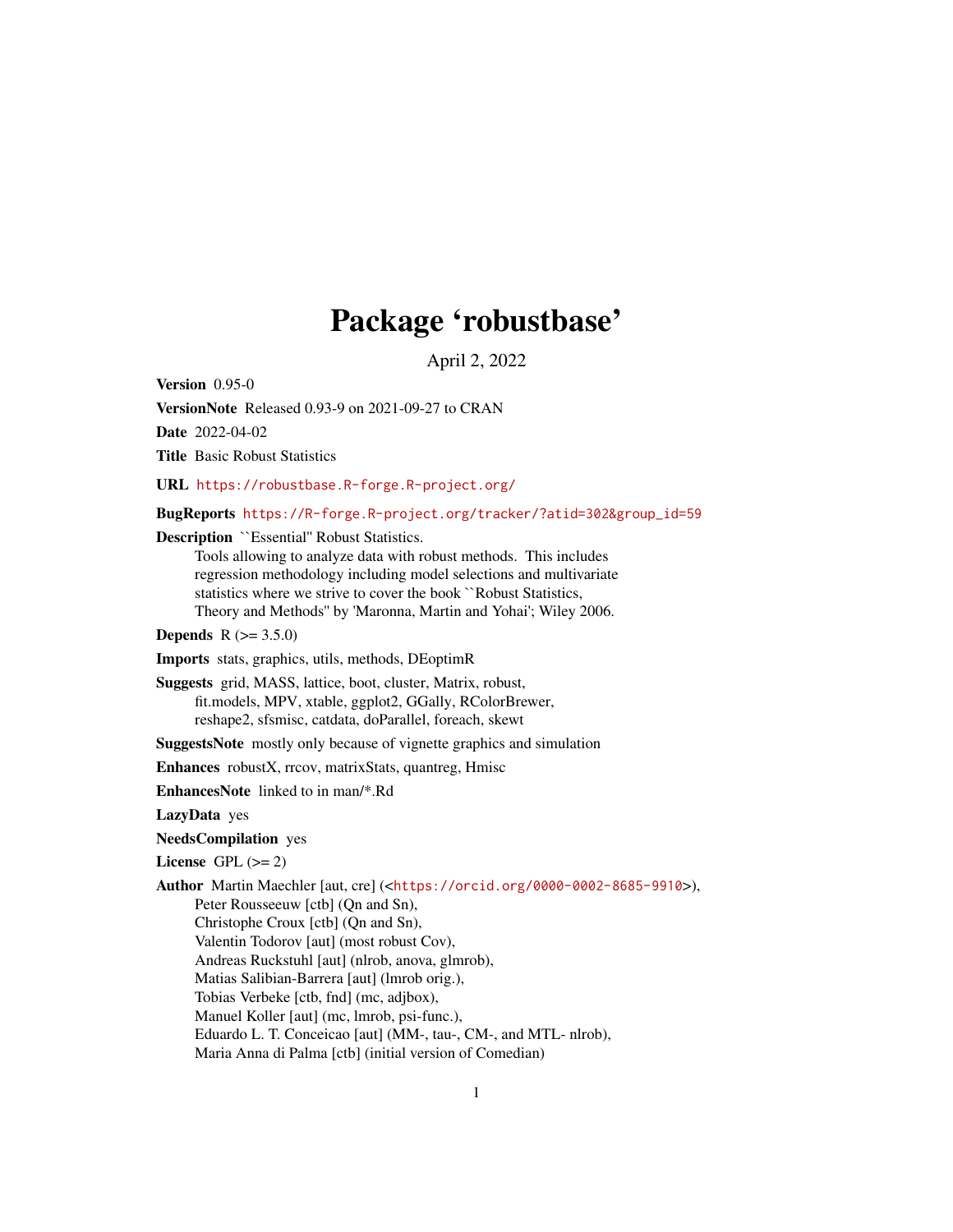# Package 'robustbase'

April 2, 2022

**Version** 0.95-0

**VersionNote** Released 0.93-9 on 2021-09-27 to CRAN

**Date** 2022-04-02

**Title** Basic Robust Statistics

**URL** https://robustbase.R-forge.R-project.org/

**BugReports** https://R-forge.R-project.org/tracker/?atid=302&group_id=59

**Description** ``Essential'' Robust Statistics.
Tools allowing to analyze data with robust methods. This includes regression methodology including model selections and multivariate statistics where we strive to cover the book ``Robust Statistics, Theory and Methods'' by 'Maronna, Martin and Yohai'; Wiley 2006.

**Depends** R (>= 3.5.0)

**Imports** stats, graphics, utils, methods, DEoptimR

**Suggests** grid, MASS, lattice, boot, cluster, Matrix, robust, fit.models, MPV, xtable, ggplot2, GGally, RColorBrewer, reshape2, sfsmisc, catdata, doParallel, foreach, skewt

**SuggestsNote** mostly only because of vignette graphics and simulation

**Enhances** robustX, rrcov, matrixStats, quantreg, Hmisc

**EnhancesNote** linked to in man/*.Rd

**LazyData** yes

**NeedsCompilation** yes

**License** GPL (>= 2)

**Author** Martin Maechler [aut, cre] (<https://orcid.org/0000-0002-8685-9910>),
Peter Rousseeuw [ctb] (Qn and Sn),
Christophe Croux [ctb] (Qn and Sn),
Valentin Todorov [aut] (most robust Cov),
Andreas Ruckstuhl [aut] (nlrob, anova, glmrob),
Matias Salibian-Barrera [aut] (lmrob orig.),
Tobias Verbeke [ctb, fnd] (mc, adjbox),
Manuel Koller [aut] (mc, lmrob, psi-func.),
Eduardo L. T. Conceicao [aut] (MM-, tau-, CM-, and MTL- nlrob),
Maria Anna di Palma [ctb] (initial version of Comedian)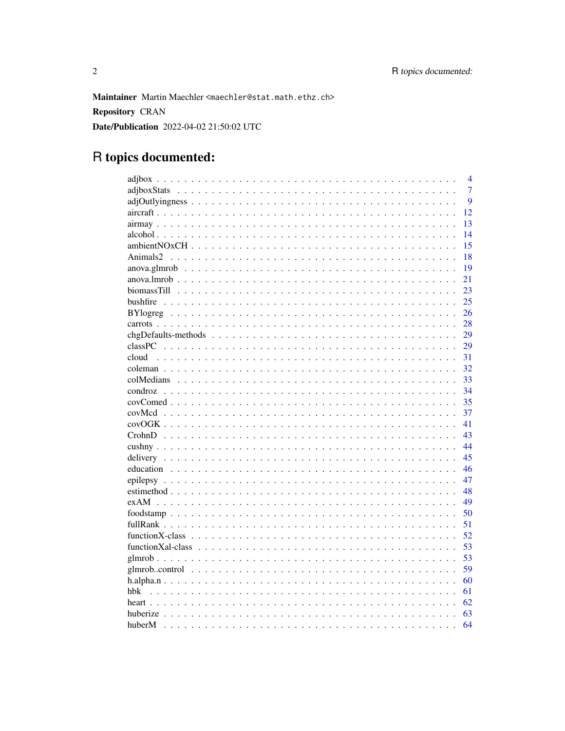**Maintainer** Martin Maechler <maechler@stat.math.ethz.ch>

**Repository** CRAN

**Date/Publication** 2022-04-02 21:50:02 UTC

# R topics documented:

| | |
|---|---|
| adjbox | 4 |
| adjboxStats | 7 |
| adjOutlyingness | 9 |
| aircraft | 12 |
| airmay | 13 |
| alcohol | 14 |
| ambientNOxCH | 15 |
| Animals2 | 18 |
| anova.glmrob | 19 |
| anova.lmrob | 21 |
| biomassTill | 23 |
| bushfire | 25 |
| BYlogreg | 26 |
| carrots | 28 |
| chgDefaults-methods | 29 |
| classPC | 29 |
| cloud | 31 |
| coleman | 32 |
| colMedians | 33 |
| condroz | 34 |
| covComed | 35 |
| covMcd | 37 |
| covOGK | 41 |
| CrohnD | 43 |
| cushny | 44 |
| delivery | 45 |
| education | 46 |
| epilepsy | 47 |
| estimethod | 48 |
| exAM | 49 |
| foodstamp | 50 |
| fullRank | 51 |
| functionX-class | 52 |
| functionXal-class | 53 |
| glmrob | 53 |
| glmrob..control | 59 |
| h.alpha.n | 60 |
| hbk | 61 |
| heart | 62 |
| huberize | 63 |
| huberM | 64 |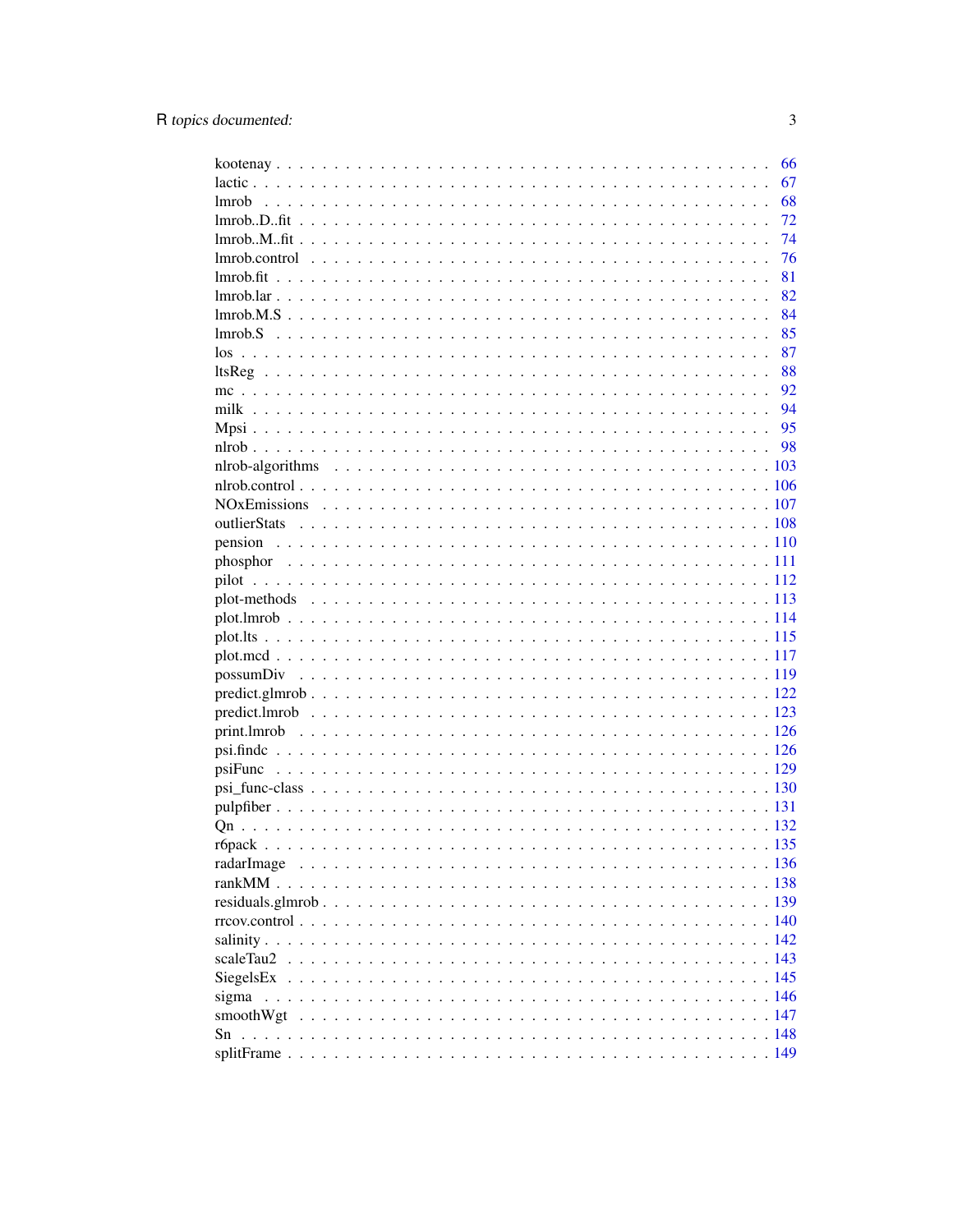| | |
|---|---|
| kootenay | 66 |
| lactic | 67 |
| lmrob | 68 |
| lmrob..D..fit | 72 |
| lmrob..M..fit | 74 |
| lmrob.control | 76 |
| lmrob.fit | 81 |
| lmrob.lar | 82 |
| lmrob.M.S | 84 |
| lmrob.S | 85 |
| los | 87 |
| ltsReg | 88 |
| mc | 92 |
| milk | 94 |
| Mpsi | 95 |
| nlrob | 98 |
| nlrob-algorithms | 103 |
| nlrob.control | 106 |
| NOxEmissions | 107 |
| outlierStats | 108 |
| pension | 110 |
| phosphor | 111 |
| pilot | 112 |
| plot-methods | 113 |
| plot.lmrob | 114 |
| plot.lts | 115 |
| plot.mcd | 117 |
| possumDiv | 119 |
| predict.glmrob | 122 |
| predict.lmrob | 123 |
| print.lmrob | 126 |
| psi.findc | 126 |
| psiFunc | 129 |
| psi_func-class | 130 |
| pulpfiber | 131 |
| Qn | 132 |
| r6pack | 135 |
| radarImage | 136 |
| rankMM | 138 |
| residuals.glmrob | 139 |
| rrcov.control | 140 |
| salinity | 142 |
| scaleTau2 | 143 |
| SiegelsEx | 145 |
| sigma | 146 |
| smoothWgt | 147 |
| Sn | 148 |
| splitFrame | 149 |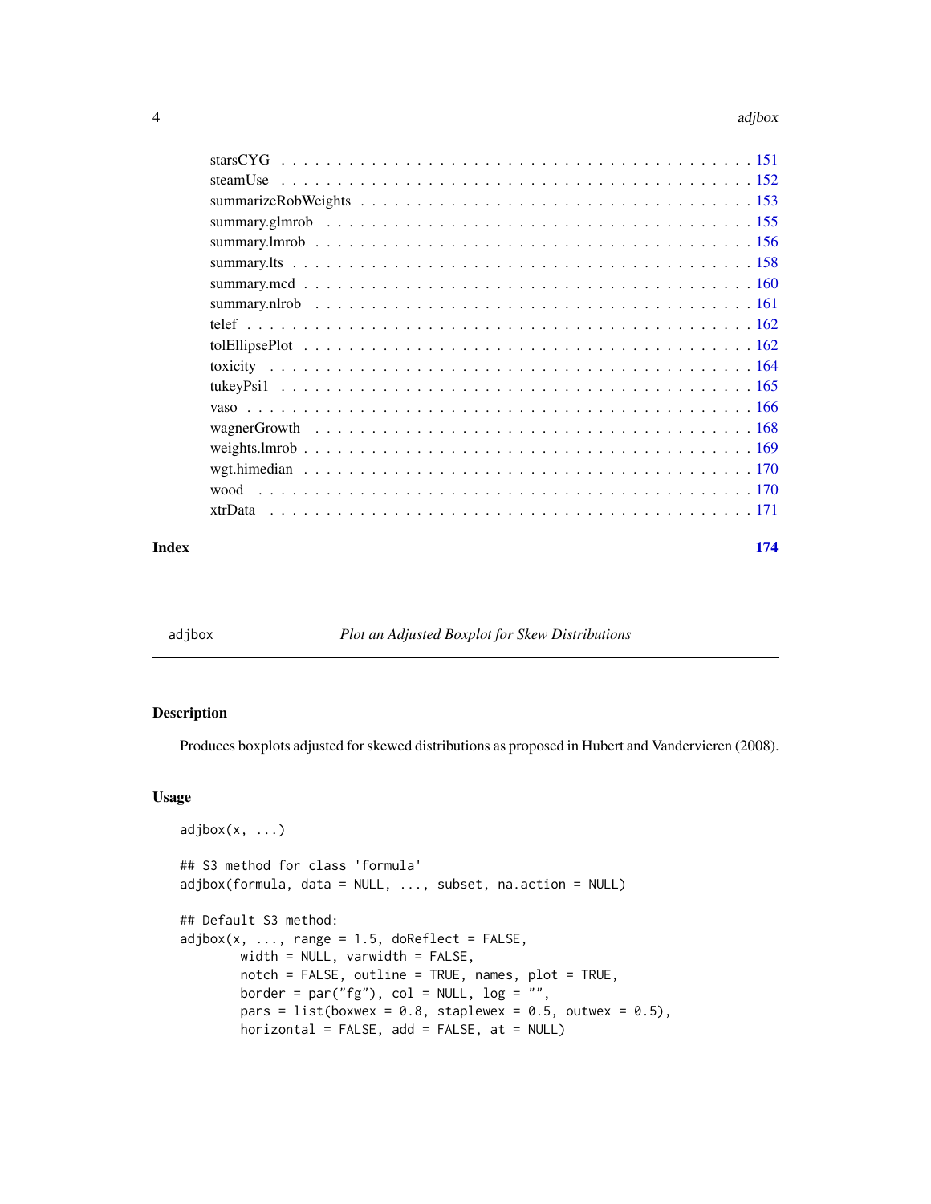starsCYG . . . . . . . . . . . . . . . . . . . . . . . . . . . . . . . . . . . . . . . 151
steamUse . . . . . . . . . . . . . . . . . . . . . . . . . . . . . . . . . . . . . . . 152
summarizeRobWeights . . . . . . . . . . . . . . . . . . . . . . . . . . . . . . . . . 153
summary.glmrob . . . . . . . . . . . . . . . . . . . . . . . . . . . . . . . . . . . . 155
summary.lmrob . . . . . . . . . . . . . . . . . . . . . . . . . . . . . . . . . . . . 156
summary.lts . . . . . . . . . . . . . . . . . . . . . . . . . . . . . . . . . . . . . . 158
summary.mcd . . . . . . . . . . . . . . . . . . . . . . . . . . . . . . . . . . . . . 160
summary.nlrob . . . . . . . . . . . . . . . . . . . . . . . . . . . . . . . . . . . . 161
telef . . . . . . . . . . . . . . . . . . . . . . . . . . . . . . . . . . . . . . . . . 162
tolEllipsePlot . . . . . . . . . . . . . . . . . . . . . . . . . . . . . . . . . . . . 162
toxicity . . . . . . . . . . . . . . . . . . . . . . . . . . . . . . . . . . . . . . . 164
tukeyPsi1 . . . . . . . . . . . . . . . . . . . . . . . . . . . . . . . . . . . . . . 165
vaso . . . . . . . . . . . . . . . . . . . . . . . . . . . . . . . . . . . . . . . . . 166
wagnerGrowth . . . . . . . . . . . . . . . . . . . . . . . . . . . . . . . . . . . . 168
weights.lmrob . . . . . . . . . . . . . . . . . . . . . . . . . . . . . . . . . . . . 169
wgt.himedian . . . . . . . . . . . . . . . . . . . . . . . . . . . . . . . . . . . . 170
wood . . . . . . . . . . . . . . . . . . . . . . . . . . . . . . . . . . . . . . . . . 170
xtrData . . . . . . . . . . . . . . . . . . . . . . . . . . . . . . . . . . . . . . . 171

**Index** **174**

---

adjbox *Plot an Adjusted Boxplot for Skew Distributions*

---

## Description

Produces boxplots adjusted for skewed distributions as proposed in Hubert and Vandervieren (2008).

## Usage

```
adjbox(x, ...)

## S3 method for class 'formula'
adjbox(formula, data = NULL, ..., subset, na.action = NULL)

## Default S3 method:
adjbox(x, ..., range = 1.5, doReflect = FALSE,
        width = NULL, varwidth = FALSE,
        notch = FALSE, outline = TRUE, names, plot = TRUE,
        border = par("fg"), col = NULL, log = "",
        pars = list(boxwex = 0.8, staplewex = 0.5, outwex = 0.5),
        horizontal = FALSE, add = FALSE, at = NULL)
```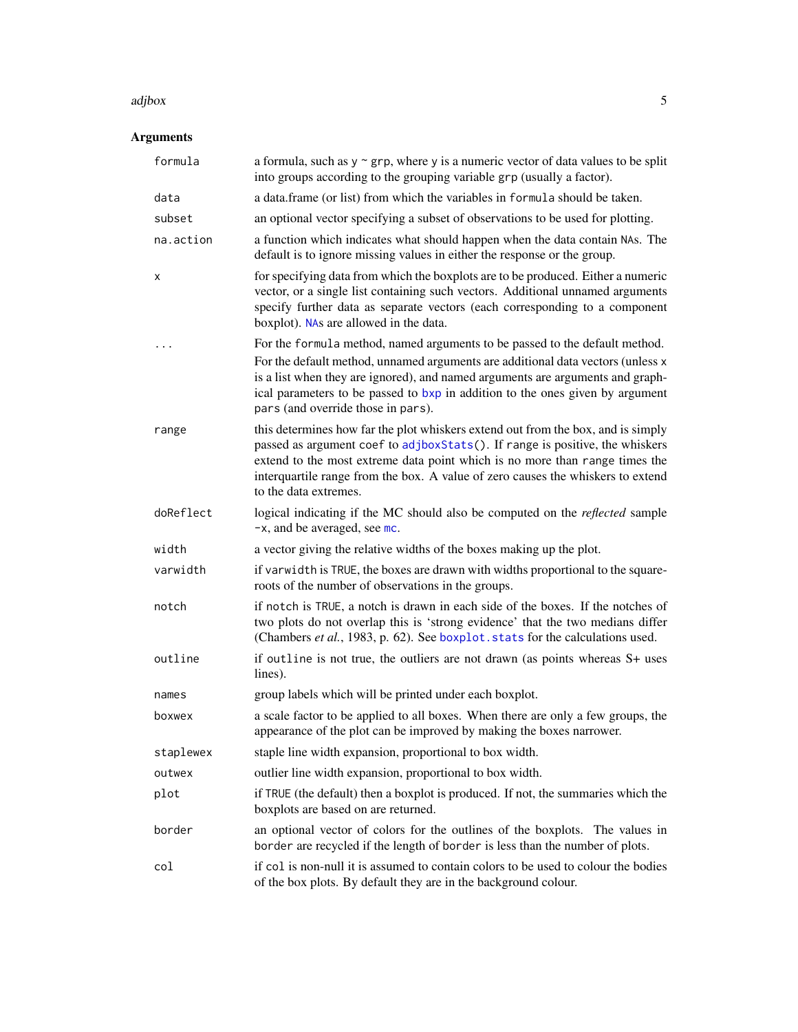## Arguments

| | |
|---|---|
| `formula` | a formula, such as `y ~ grp`, where `y` is a numeric vector of data values to be split into groups according to the grouping variable `grp` (usually a factor). |
| `data` | a data.frame (or list) from which the variables in `formula` should be taken. |
| `subset` | an optional vector specifying a subset of observations to be used for plotting. |
| `na.action` | a function which indicates what should happen when the data contain `NA`s. The default is to ignore missing values in either the response or the group. |
| `x` | for specifying data from which the boxplots are to be produced. Either a numeric vector, or a single list containing such vectors. Additional unnamed arguments specify further data as separate vectors (each corresponding to a component boxplot). `NA`s are allowed in the data. |
| `...` | For the `formula` method, named arguments to be passed to the default method. For the default method, unnamed arguments are additional data vectors (unless `x` is a list when they are ignored), and named arguments are arguments and graphical parameters to be passed to `bxp` in addition to the ones given by argument `pars` (and override those in `pars`). |
| `range` | this determines how far the plot whiskers extend out from the box, and is simply passed as argument `coef` to `adjboxStats()`. If `range` is positive, the whiskers extend to the most extreme data point which is no more than `range` times the interquartile range from the box. A value of zero causes the whiskers to extend to the data extremes. |
| `doReflect` | logical indicating if the MC should also be computed on the *reflected* sample `-x`, and be averaged, see `mc`. |
| `width` | a vector giving the relative widths of the boxes making up the plot. |
| `varwidth` | if `varwidth` is `TRUE`, the boxes are drawn with widths proportional to the square-roots of the number of observations in the groups. |
| `notch` | if `notch` is `TRUE`, a notch is drawn in each side of the boxes. If the notches of two plots do not overlap this is 'strong evidence' that the two medians differ (Chambers *et al.*, 1983, p. 62). See `boxplot.stats` for the calculations used. |
| `outline` | if `outline` is not true, the outliers are not drawn (as points whereas S+ uses lines). |
| `names` | group labels which will be printed under each boxplot. |
| `boxwex` | a scale factor to be applied to all boxes. When there are only a few groups, the appearance of the plot can be improved by making the boxes narrower. |
| `staplewex` | staple line width expansion, proportional to box width. |
| `outwex` | outlier line width expansion, proportional to box width. |
| `plot` | if `TRUE` (the default) then a boxplot is produced. If not, the summaries which the boxplots are based on are returned. |
| `border` | an optional vector of colors for the outlines of the boxplots. The values in `border` are recycled if the length of `border` is less than the number of plots. |
| `col` | if `col` is non-null it is assumed to contain colors to be used to colour the bodies of the box plots. By default they are in the background colour. |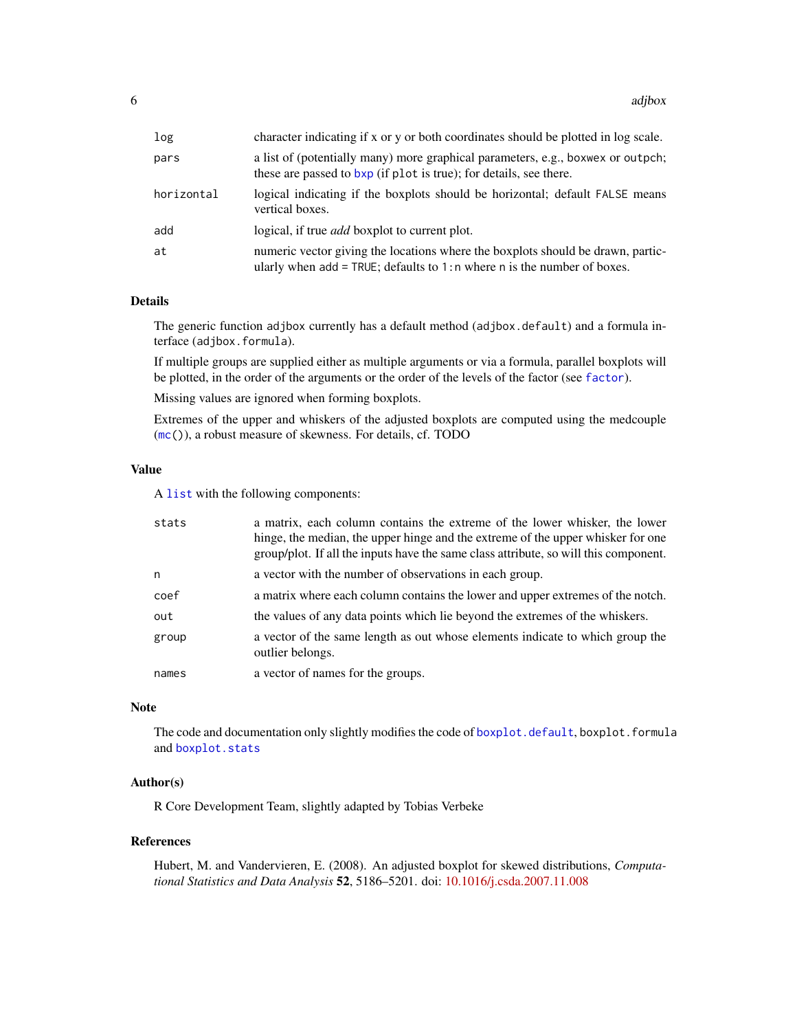| | |
|---|---|
| `log` | character indicating if x or y or both coordinates should be plotted in log scale. |
| `pars` | a list of (potentially many) more graphical parameters, e.g., `boxwex` or `outpch`; these are passed to `bxp` (if `plot` is true); for details, see there. |
| `horizontal` | logical indicating if the boxplots should be horizontal; default `FALSE` means vertical boxes. |
| `add` | logical, if true *add* boxplot to current plot. |
| `at` | numeric vector giving the locations where the boxplots should be drawn, particularly when `add = TRUE`; defaults to `1:n` where `n` is the number of boxes. |

## Details

The generic function `adjbox` currently has a default method (`adjbox.default`) and a formula interface (`adjbox.formula`).

If multiple groups are supplied either as multiple arguments or via a formula, parallel boxplots will be plotted, in the order of the arguments or the order of the levels of the factor (see `factor`).

Missing values are ignored when forming boxplots.

Extremes of the upper and whiskers of the adjusted boxplots are computed using the medcouple (`mc()`), a robust measure of skewness. For details, cf. TODO

## Value

A `list` with the following components:

| | |
|---|---|
| `stats` | a matrix, each column contains the extreme of the lower whisker, the lower hinge, the median, the upper hinge and the extreme of the upper whisker for one group/plot. If all the inputs have the same class attribute, so will this component. |
| `n` | a vector with the number of observations in each group. |
| `coef` | a matrix where each column contains the lower and upper extremes of the notch. |
| `out` | the values of any data points which lie beyond the extremes of the whiskers. |
| `group` | a vector of the same length as out whose elements indicate to which group the outlier belongs. |
| `names` | a vector of names for the groups. |

## Note

The code and documentation only slightly modifies the code of `boxplot.default`, `boxplot.formula` and `boxplot.stats`

## Author(s)

R Core Development Team, slightly adapted by Tobias Verbeke

## References

Hubert, M. and Vandervieren, E. (2008). An adjusted boxplot for skewed distributions, *Computational Statistics and Data Analysis* **52**, 5186–5201. doi: 10.1016/j.csda.2007.11.008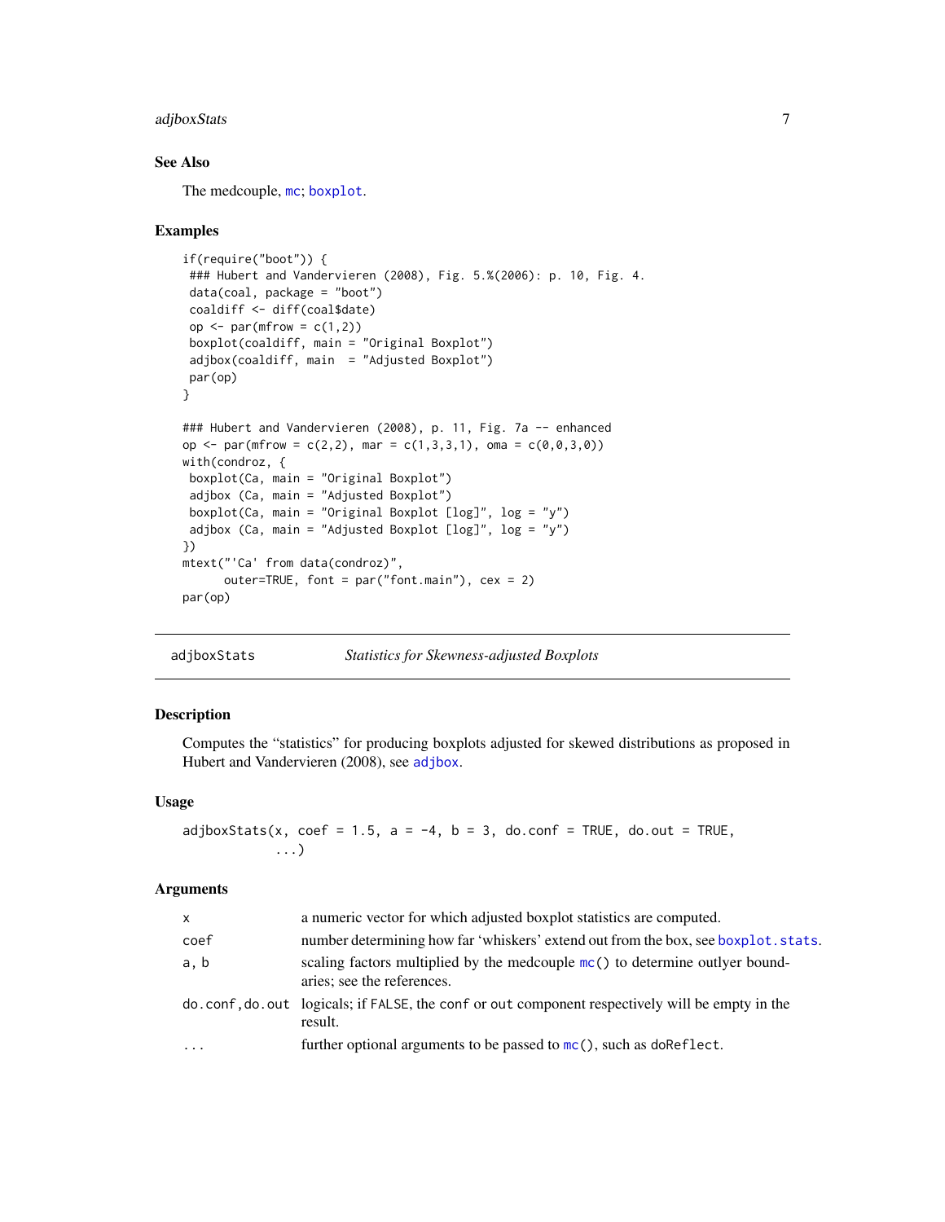## See Also

The medcouple, `mc`; `boxplot`.

## Examples

```
if(require("boot")) {
 ### Hubert and Vandervieren (2008), Fig. 5.%(2006): p. 10, Fig. 4.
 data(coal, package = "boot")
 coaldiff <- diff(coal$date)
 op <- par(mfrow = c(1,2))
 boxplot(coaldiff, main = "Original Boxplot")
 adjbox(coaldiff, main  = "Adjusted Boxplot")
 par(op)
}

### Hubert and Vandervieren (2008), p. 11, Fig. 7a -- enhanced
op <- par(mfrow = c(2,2), mar = c(1,3,3,1), oma = c(0,0,3,0))
with(condroz, {
 boxplot(Ca, main = "Original Boxplot")
 adjbox (Ca, main = "Adjusted Boxplot")
 boxplot(Ca, main = "Original Boxplot [log]", log = "y")
 adjbox (Ca, main = "Adjusted Boxplot [log]", log = "y")
})
mtext("'Ca' from data(condroz)",
      outer=TRUE, font = par("font.main"), cex = 2)
par(op)
```

---

# adjboxStats — *Statistics for Skewness-adjusted Boxplots*

---

## Description

Computes the "statistics" for producing boxplots adjusted for skewed distributions as proposed in Hubert and Vandervieren (2008), see `adjbox`.

## Usage

```
adjboxStats(x, coef = 1.5, a = -4, b = 3, do.conf = TRUE, do.out = TRUE,
            ...)
```

## Arguments

| | |
|---|---|
| `x` | a numeric vector for which adjusted boxplot statistics are computed. |
| `coef` | number determining how far 'whiskers' extend out from the box, see `boxplot.stats`. |
| `a, b` | scaling factors multiplied by the medcouple `mc()` to determine outlyer boundaries; see the references. |
| `do.conf,do.out` | logicals; if `FALSE`, the `conf` or `out` component respectively will be empty in the result. |
| `...` | further optional arguments to be passed to `mc()`, such as `doReflect`. |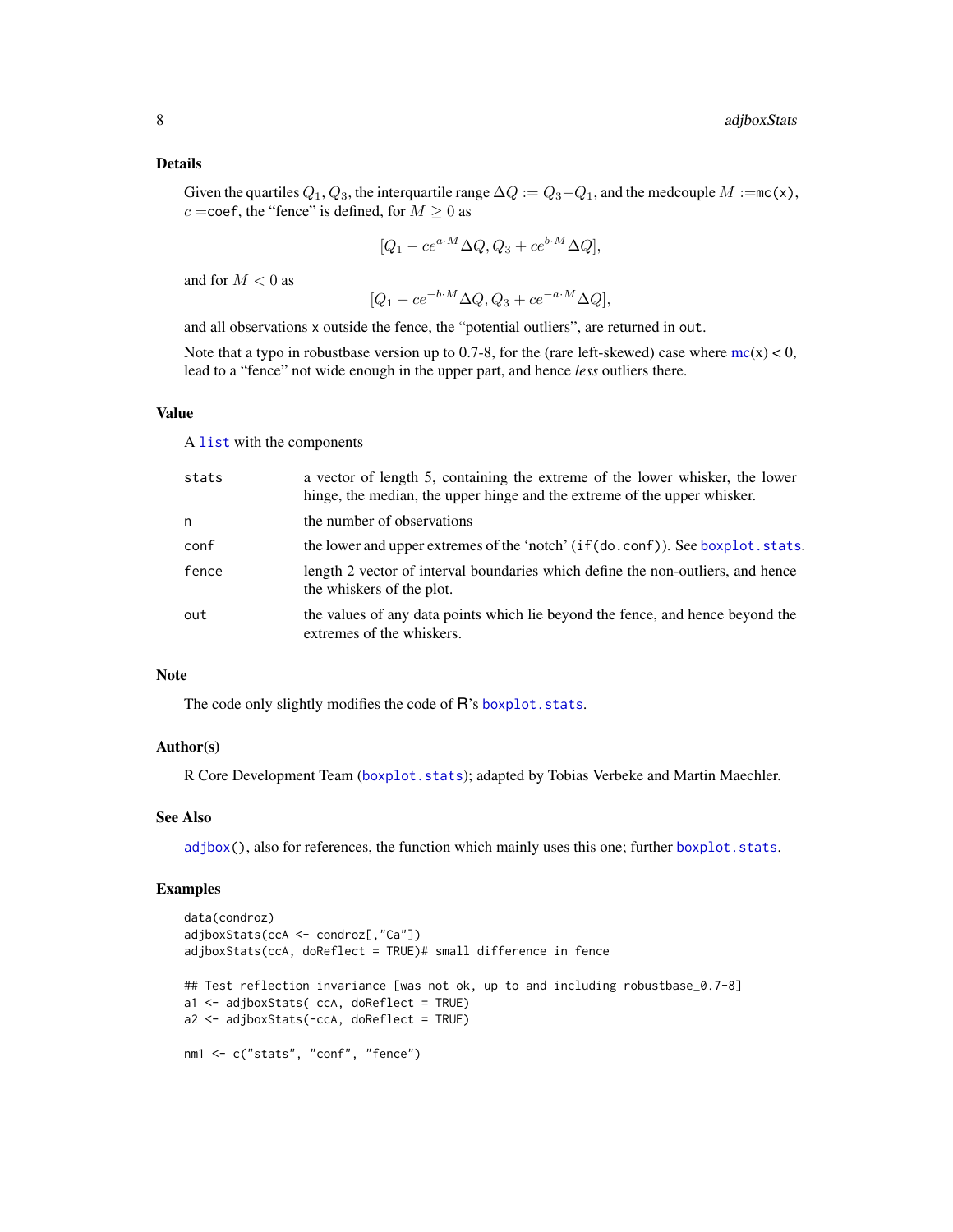## Details

Given the quartiles $Q_1, Q_3$, the interquartile range $\Delta Q := Q_3 - Q_1$, and the medcouple $M :=$`mc(x)`, $c =$`coef`, the "fence" is defined, for $M \geq 0$ as

$$[Q_1 - ce^{a \cdot M} \Delta Q, Q_3 + ce^{b \cdot M} \Delta Q],$$

and for $M < 0$ as

$$[Q_1 - ce^{-b \cdot M} \Delta Q, Q_3 + ce^{-a \cdot M} \Delta Q],$$

and all observations `x` outside the fence, the "potential outliers", are returned in `out`.

Note that a typo in robustbase version up to 0.7-8, for the (rare left-skewed) case where mc(x) < 0, lead to a "fence" not wide enough in the upper part, and hence *less* outliers there.

## Value

A `list` with the components

| | |
|---|---|
| `stats` | a vector of length 5, containing the extreme of the lower whisker, the lower hinge, the median, the upper hinge and the extreme of the upper whisker. |
| `n` | the number of observations |
| `conf` | the lower and upper extremes of the 'notch' (`if(do.conf)`). See `boxplot.stats`. |
| `fence` | length 2 vector of interval boundaries which define the non-outliers, and hence the whiskers of the plot. |
| `out` | the values of any data points which lie beyond the fence, and hence beyond the extremes of the whiskers. |

## Note

The code only slightly modifies the code of R's `boxplot.stats`.

## Author(s)

R Core Development Team (`boxplot.stats`); adapted by Tobias Verbeke and Martin Maechler.

## See Also

`adjbox()`, also for references, the function which mainly uses this one; further `boxplot.stats`.

## Examples

```
data(condroz)
adjboxStats(ccA <- condroz[,"Ca"])
adjboxStats(ccA, doReflect = TRUE)# small difference in fence

## Test reflection invariance [was not ok, up to and including robustbase_0.7-8]
a1 <- adjboxStats( ccA, doReflect = TRUE)
a2 <- adjboxStats(-ccA, doReflect = TRUE)

nm1 <- c("stats", "conf", "fence")
```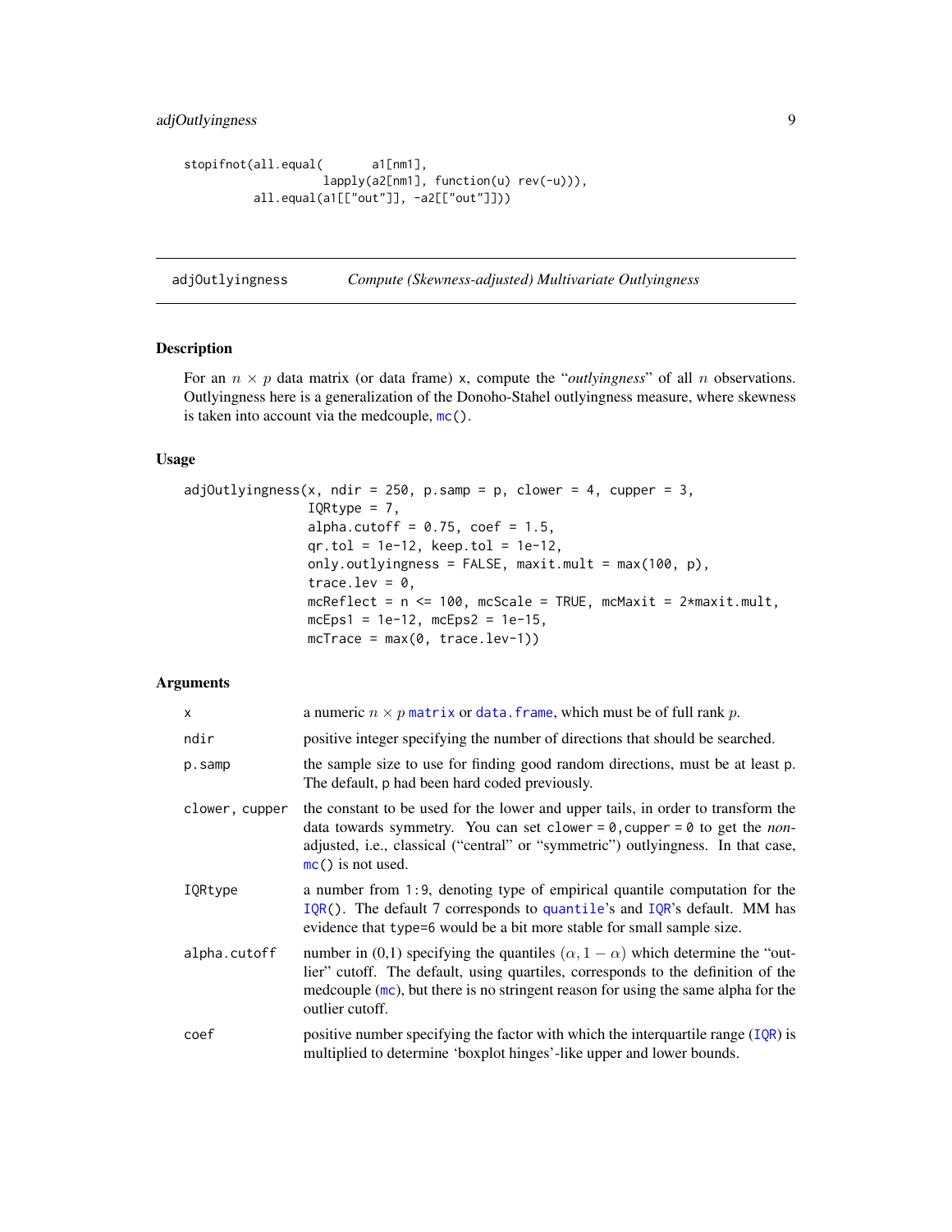```
stopifnot(all.equal(       a1[nm1],
                    lapply(a2[nm1], function(u) rev(-u))),
          all.equal(a1[["out"]], -a2[["out"]]))
```

---

## adjOutlyingness — *Compute (Skewness-adjusted) Multivariate Outlyingness*

### Description

For an $n \times p$ data matrix (or data frame) x, compute the "*outlyingness*" of all $n$ observations. Outlyingness here is a generalization of the Donoho-Stahel outlyingness measure, where skewness is taken into account via the medcouple, mc().

### Usage

```
adjOutlyingness(x, ndir = 250, p.samp = p, clower = 4, cupper = 3,
                IQRtype = 7,
                alpha.cutoff = 0.75, coef = 1.5,
                qr.tol = 1e-12, keep.tol = 1e-12,
                only.outlyingness = FALSE, maxit.mult = max(100, p),
                trace.lev = 0,
                mcReflect = n <= 100, mcScale = TRUE, mcMaxit = 2*maxit.mult,
                mcEps1 = 1e-12, mcEps2 = 1e-15,
                mcTrace = max(0, trace.lev-1))
```

### Arguments

| | |
|---|---|
| x | a numeric $n \times p$ matrix or data.frame, which must be of full rank $p$. |
| ndir | positive integer specifying the number of directions that should be searched. |
| p.samp | the sample size to use for finding good random directions, must be at least p. The default, p had been hard coded previously. |
| clower, cupper | the constant to be used for the lower and upper tails, in order to transform the data towards symmetry. You can set clower = 0, cupper = 0 to get the *non*-adjusted, i.e., classical ("central" or "symmetric") outlyingness. In that case, mc() is not used. |
| IQRtype | a number from 1:9, denoting type of empirical quantile computation for the IQR(). The default 7 corresponds to quantile's and IQR's default. MM has evidence that type=6 would be a bit more stable for small sample size. |
| alpha.cutoff | number in (0,1) specifying the quantiles $(\alpha, 1-\alpha)$ which determine the "outlier" cutoff. The default, using quartiles, corresponds to the definition of the medcouple (mc), but there is no stringent reason for using the same alpha for the outlier cutoff. |
| coef | positive number specifying the factor with which the interquartile range (IQR) is multiplied to determine 'boxplot hinges'-like upper and lower bounds. |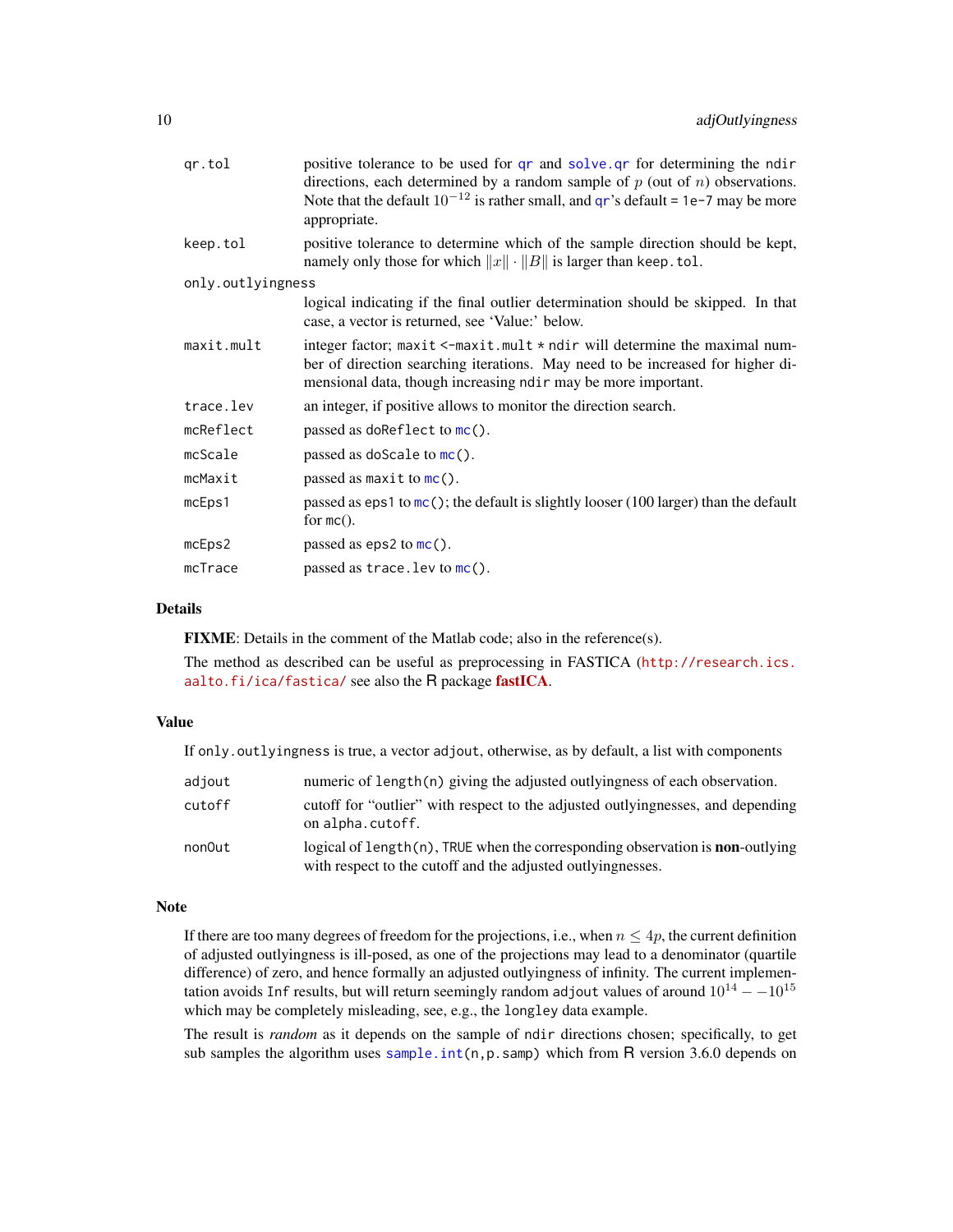| | |
|---|---|
| `qr.tol` | positive tolerance to be used for `qr` and `solve.qr` for determining the `ndir` directions, each determined by a random sample of $p$ (out of $n$) observations. Note that the default $10^{-12}$ is rather small, and `qr`'s default = `1e-7` may be more appropriate. |
| `keep.tol` | positive tolerance to determine which of the sample direction should be kept, namely only those for which $\|x\| \cdot \|B\|$ is larger than `keep.tol`. |
| `only.outlyingness` | logical indicating if the final outlier determination should be skipped. In that case, a vector is returned, see 'Value:' below. |
| `maxit.mult` | integer factor; `maxit <-maxit.mult * ndir` will determine the maximal number of direction searching iterations. May need to be increased for higher dimensional data, though increasing `ndir` may be more important. |
| `trace.lev` | an integer, if positive allows to monitor the direction search. |
| `mcReflect` | passed as `doReflect` to `mc()`. |
| `mcScale` | passed as `doScale` to `mc()`. |
| `mcMaxit` | passed as `maxit` to `mc()`. |
| `mcEps1` | passed as `eps1` to `mc()`; the default is slightly looser (100 larger) than the default for `mc()`. |
| `mcEps2` | passed as `eps2` to `mc()`. |
| `mcTrace` | passed as `trace.lev` to `mc()`. |

## Details

**FIXME**: Details in the comment of the Matlab code; also in the reference(s).

The method as described can be useful as preprocessing in FASTICA (http://research.ics.aalto.fi/ica/fastica/ see also the R package **fastICA**.

## Value

If `only.outlyingness` is true, a vector `adjout`, otherwise, as by default, a list with components

| | |
|---|---|
| `adjout` | numeric of `length(n)` giving the adjusted outlyingness of each observation. |
| `cutoff` | cutoff for "outlier" with respect to the adjusted outlyingnesses, and depending on `alpha.cutoff`. |
| `nonOut` | logical of `length(n)`, `TRUE` when the corresponding observation is **non**-outlying with respect to the cutoff and the adjusted outlyingnesses. |

## Note

If there are too many degrees of freedom for the projections, i.e., when $n \le 4p$, the current definition of adjusted outlyingness is ill-posed, as one of the projections may lead to a denominator (quartile difference) of zero, and hence formally an adjusted outlyingness of infinity. The current implementation avoids `Inf` results, but will return seemingly random `adjout` values of around $10^{14} - -10^{15}$ which may be completely misleading, see, e.g., the `longley` data example.

The result is *random* as it depends on the sample of `ndir` directions chosen; specifically, to get sub samples the algorithm uses `sample.int(n,p.samp)` which from R version 3.6.0 depends on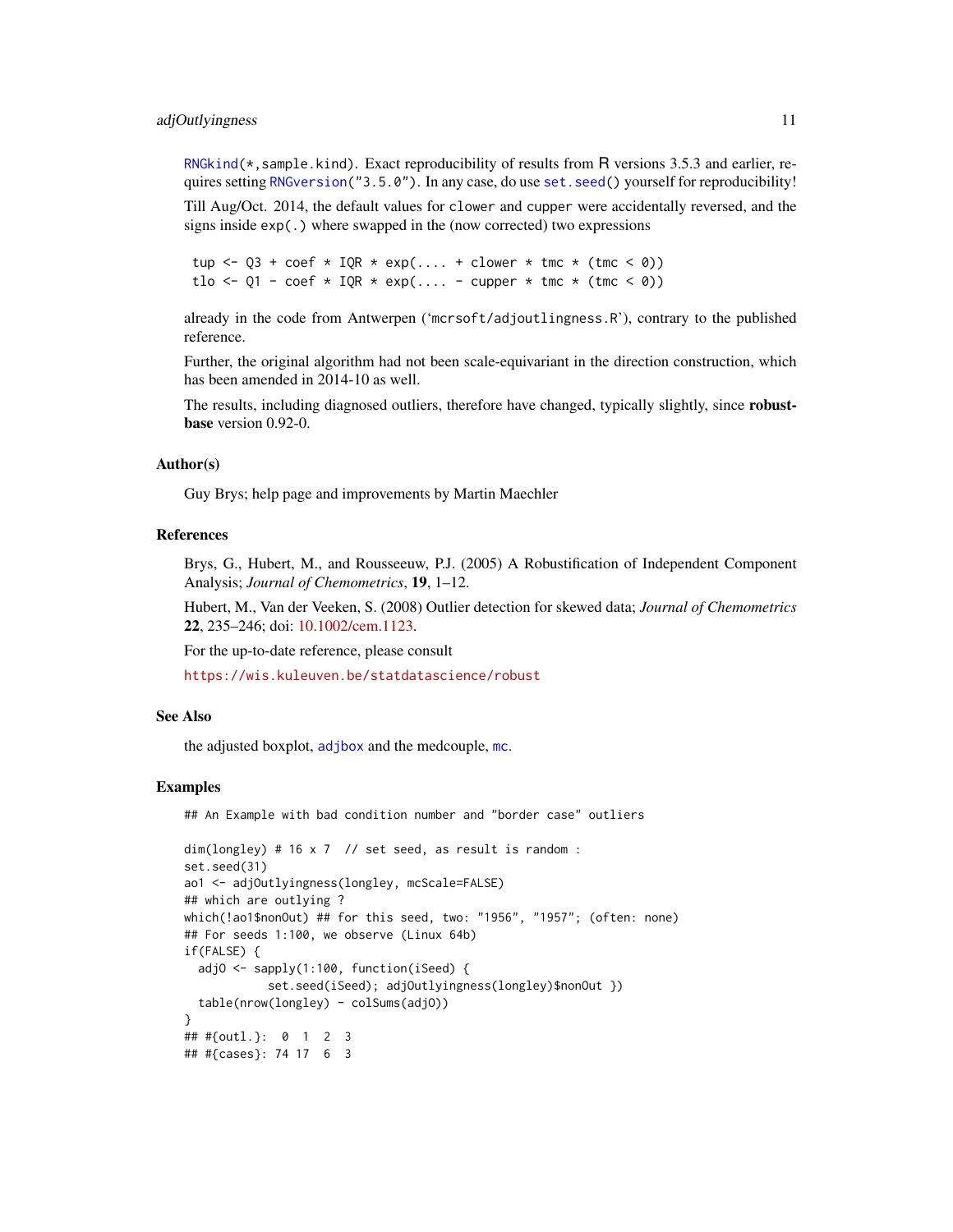RNGkind(*,sample.kind). Exact reproducibility of results from R versions 3.5.3 and earlier, requires setting RNGversion("3.5.0"). In any case, do use set.seed() yourself for reproducibility!

Till Aug/Oct. 2014, the default values for clower and cupper were accidentally reversed, and the signs inside exp(.) where swapped in the (now corrected) two expressions

```
tup <- Q3 + coef * IQR * exp(.... + clower * tmc * (tmc < 0))
tlo <- Q1 - coef * IQR * exp(.... - cupper * tmc * (tmc < 0))
```

already in the code from Antwerpen ('mcrsoft/adjoutlingness.R'), contrary to the published reference.

Further, the original algorithm had not been scale-equivariant in the direction construction, which has been amended in 2014-10 as well.

The results, including diagnosed outliers, therefore have changed, typically slightly, since **robustbase** version 0.92-0.

### Author(s)

Guy Brys; help page and improvements by Martin Maechler

### References

Brys, G., Hubert, M., and Rousseeuw, P.J. (2005) A Robustification of Independent Component Analysis; *Journal of Chemometrics*, **19**, 1–12.

Hubert, M., Van der Veeken, S. (2008) Outlier detection for skewed data; *Journal of Chemometrics* **22**, 235–246; doi: 10.1002/cem.1123.

For the up-to-date reference, please consult

https://wis.kuleuven.be/statdatascience/robust

### See Also

the adjusted boxplot, adjbox and the medcouple, mc.

### Examples

```
## An Example with bad condition number and "border case" outliers

dim(longley) # 16 x 7  // set seed, as result is random :
set.seed(31)
ao1 <- adjOutlyingness(longley, mcScale=FALSE)
## which are outlying ?
which(!ao1$nonOut) ## for this seed, two: "1956", "1957"; (often: none)
## For seeds 1:100, we observe (Linux 64b)
if(FALSE) {
  adjO <- sapply(1:100, function(iSeed) {
           set.seed(iSeed); adjOutlyingness(longley)$nonOut })
  table(nrow(longley) - colSums(adjO))
}
## #{outl.}:  0  1  2  3
## #{cases}: 74 17  6  3
```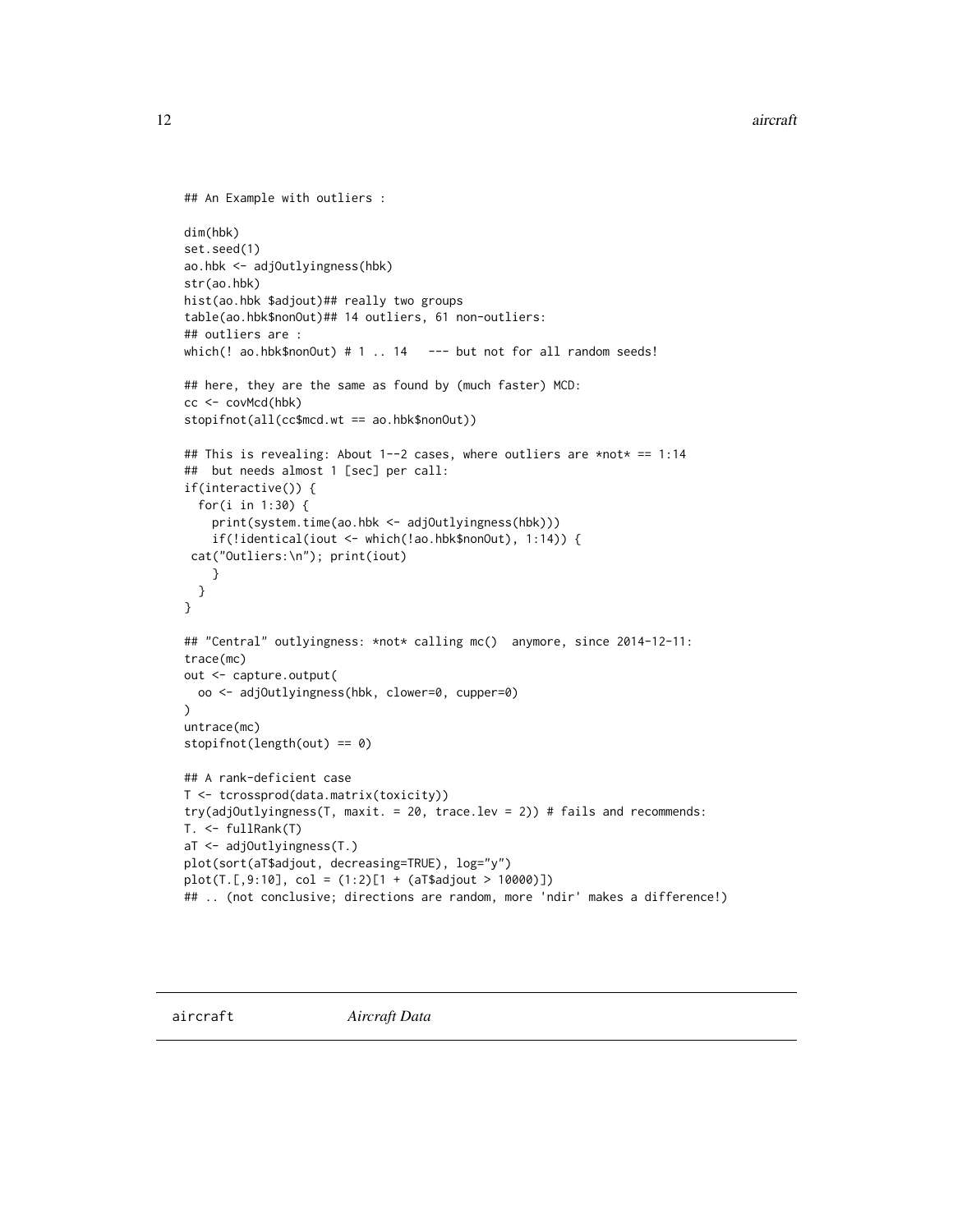```
## An Example with outliers :

dim(hbk)
set.seed(1)
ao.hbk <- adjOutlyingness(hbk)
str(ao.hbk)
hist(ao.hbk $adjout)## really two groups
table(ao.hbk$nonOut)## 14 outliers, 61 non-outliers:
## outliers are :
which(! ao.hbk$nonOut) # 1 .. 14   --- but not for all random seeds!

## here, they are the same as found by (much faster) MCD:
cc <- covMcd(hbk)
stopifnot(all(cc$mcd.wt == ao.hbk$nonOut))

## This is revealing: About 1--2 cases, where outliers are *not* == 1:14
##  but needs almost 1 [sec] per call:
if(interactive()) {
  for(i in 1:30) {
    print(system.time(ao.hbk <- adjOutlyingness(hbk)))
    if(!identical(iout <- which(!ao.hbk$nonOut), 1:14)) {
 cat("Outliers:\n"); print(iout)
    }
  }
}

## "Central" outlyingness: *not* calling mc()  anymore, since 2014-12-11:
trace(mc)
out <- capture.output(
  oo <- adjOutlyingness(hbk, clower=0, cupper=0)
)
untrace(mc)
stopifnot(length(out) == 0)

## A rank-deficient case
T <- tcrossprod(data.matrix(toxicity))
try(adjOutlyingness(T, maxit. = 20, trace.lev = 2)) # fails and recommends:
T. <- fullRank(T)
aT <- adjOutlyingness(T.)
plot(sort(aT$adjout, decreasing=TRUE), log="y")
plot(T.[,9:10], col = (1:2)[1 + (aT$adjout > 10000)])
## .. (not conclusive; directions are random, more 'ndir' makes a difference!)
```

---

aircraft *Aircraft Data*

---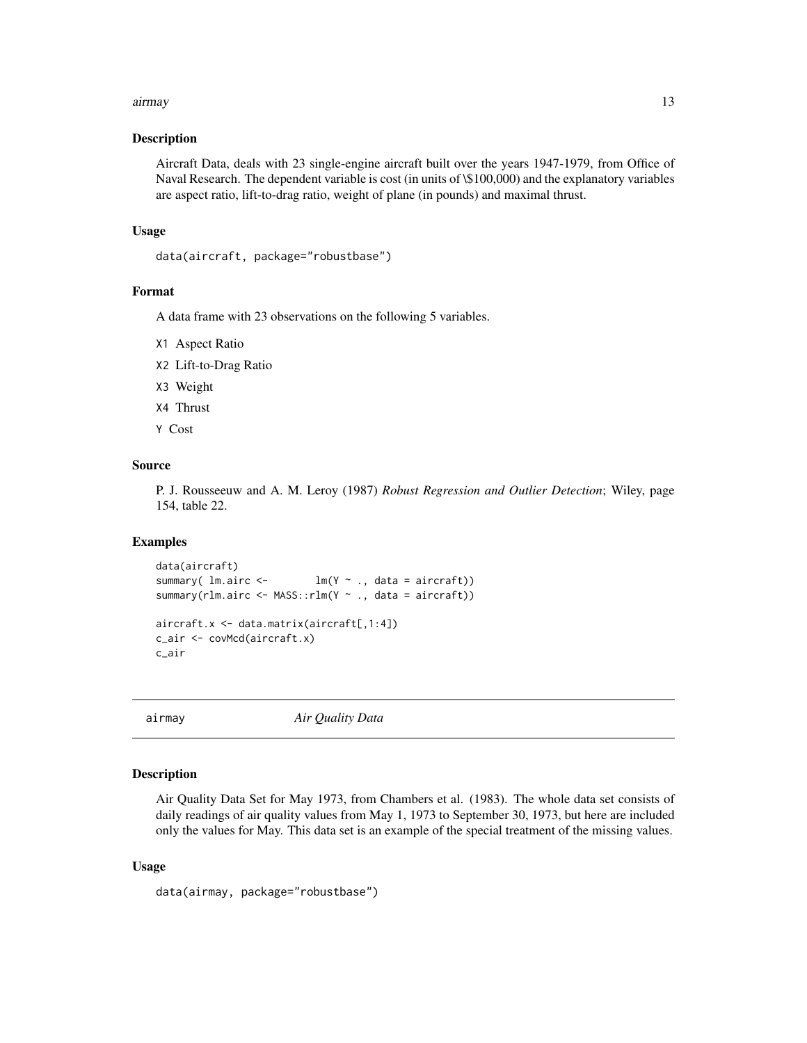### Description

Aircraft Data, deals with 23 single-engine aircraft built over the years 1947-1979, from Office of Naval Research. The dependent variable is cost (in units of \$100,000) and the explanatory variables are aspect ratio, lift-to-drag ratio, weight of plane (in pounds) and maximal thrust.

### Usage

```
data(aircraft, package="robustbase")
```

### Format

A data frame with 23 observations on the following 5 variables.

- X1 Aspect Ratio
- X2 Lift-to-Drag Ratio
- X3 Weight
- X4 Thrust
- Y Cost

### Source

P. J. Rousseeuw and A. M. Leroy (1987) *Robust Regression and Outlier Detection*; Wiley, page 154, table 22.

### Examples

```
data(aircraft)
summary( lm.airc <-       lm(Y ~ ., data = aircraft))
summary(rlm.airc <- MASS::rlm(Y ~ ., data = aircraft))

aircraft.x <- data.matrix(aircraft[,1:4])
c_air <- covMcd(aircraft.x)
c_air
```

---

## airmay *Air Quality Data*

### Description

Air Quality Data Set for May 1973, from Chambers et al. (1983). The whole data set consists of daily readings of air quality values from May 1, 1973 to September 30, 1973, but here are included only the values for May. This data set is an example of the special treatment of the missing values.

### Usage

```
data(airmay, package="robustbase")
```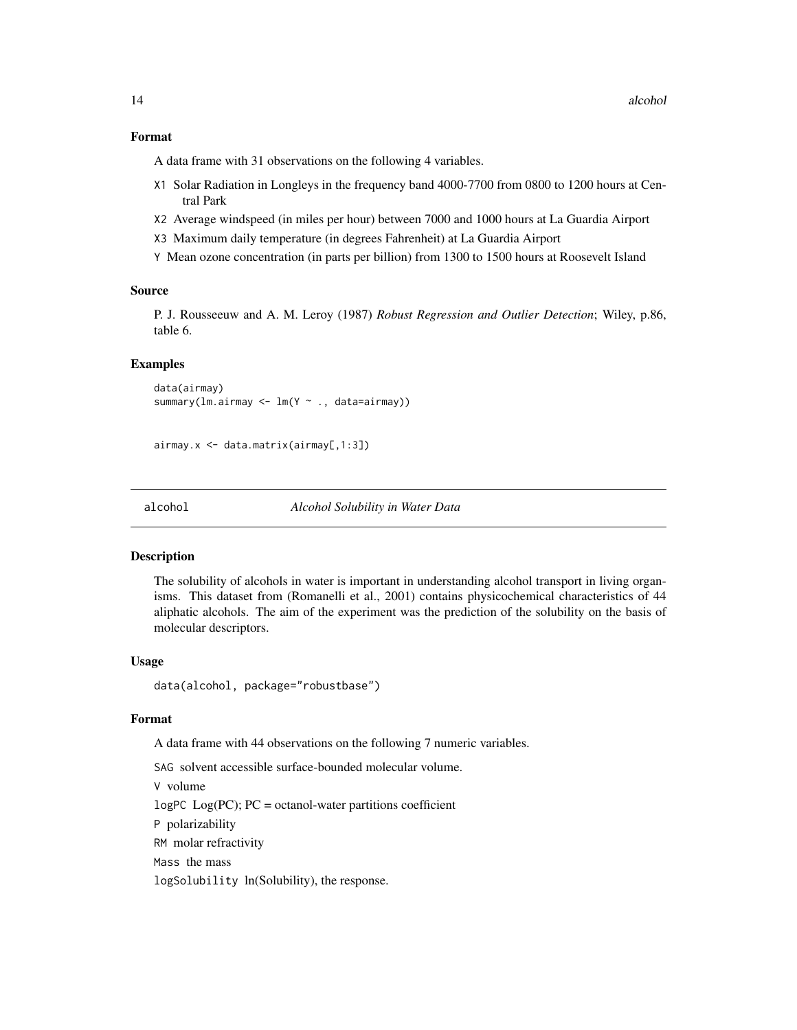### Format

A data frame with 31 observations on the following 4 variables.

- X1 Solar Radiation in Longleys in the frequency band 4000-7700 from 0800 to 1200 hours at Central Park
- X2 Average windspeed (in miles per hour) between 7000 and 1000 hours at La Guardia Airport
- X3 Maximum daily temperature (in degrees Fahrenheit) at La Guardia Airport
- Y Mean ozone concentration (in parts per billion) from 1300 to 1500 hours at Roosevelt Island

### Source

P. J. Rousseeuw and A. M. Leroy (1987) *Robust Regression and Outlier Detection*; Wiley, p.86, table 6.

### Examples

```
data(airmay)
summary(lm.airmay <- lm(Y ~ ., data=airmay))


airmay.x <- data.matrix(airmay[,1:3])
```

---

## alcohol — *Alcohol Solubility in Water Data*

### Description

The solubility of alcohols in water is important in understanding alcohol transport in living organisms. This dataset from (Romanelli et al., 2001) contains physicochemical characteristics of 44 aliphatic alcohols. The aim of the experiment was the prediction of the solubility on the basis of molecular descriptors.

### Usage

```
data(alcohol, package="robustbase")
```

### Format

A data frame with 44 observations on the following 7 numeric variables.

- SAG solvent accessible surface-bounded molecular volume.
- V volume
- logPC Log(PC); PC = octanol-water partitions coefficient
- P polarizability
- RM molar refractivity
- Mass the mass
- logSolubility ln(Solubility), the response.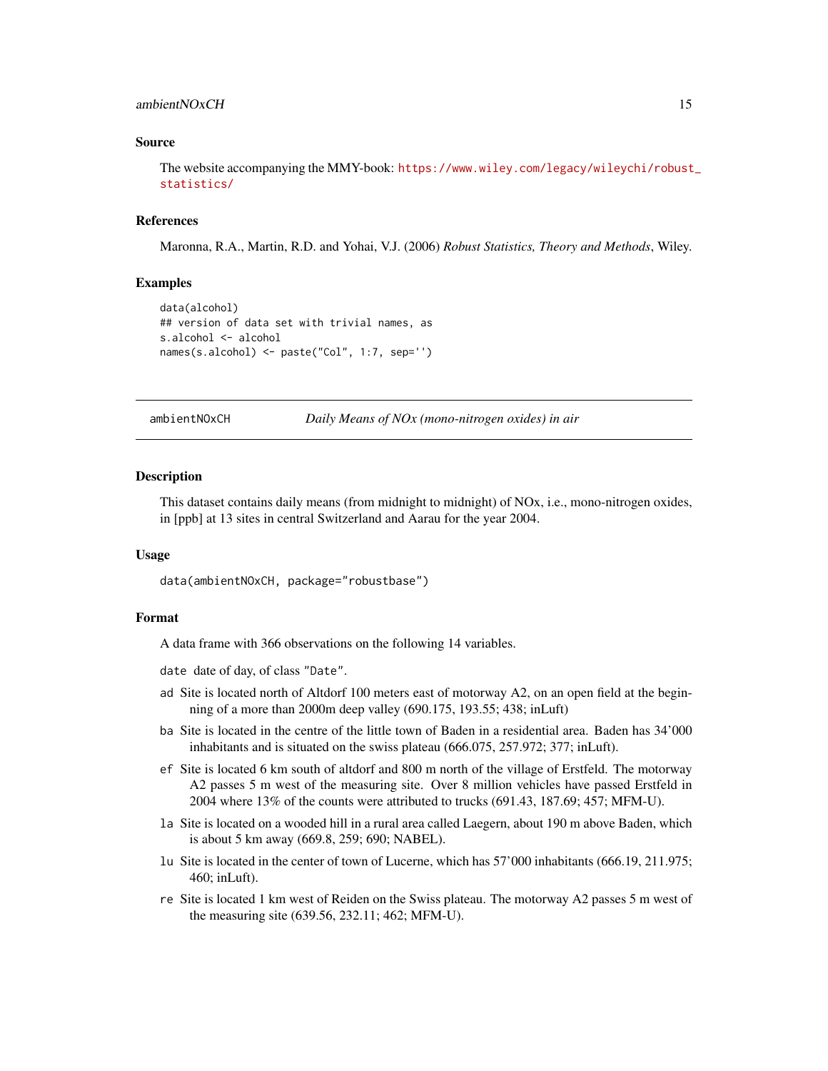## Source

The website accompanying the MMY-book: https://www.wiley.com/legacy/wileychi/robust_statistics/

## References

Maronna, R.A., Martin, R.D. and Yohai, V.J. (2006) *Robust Statistics, Theory and Methods*, Wiley.

## Examples

```
data(alcohol)
## version of data set with trivial names, as
s.alcohol <- alcohol
names(s.alcohol) <- paste("Col", 1:7, sep='')
```

---

# ambientNOxCH — *Daily Means of NOx (mono-nitrogen oxides) in air*

## Description

This dataset contains daily means (from midnight to midnight) of NOx, i.e., mono-nitrogen oxides, in [ppb] at 13 sites in central Switzerland and Aarau for the year 2004.

## Usage

```
data(ambientNOxCH, package="robustbase")
```

## Format

A data frame with 366 observations on the following 14 variables.

- `date` date of day, of class "Date".
- `ad` Site is located north of Altdorf 100 meters east of motorway A2, on an open field at the beginning of a more than 2000m deep valley (690.175, 193.55; 438; inLuft)
- `ba` Site is located in the centre of the little town of Baden in a residential area. Baden has 34'000 inhabitants and is situated on the swiss plateau (666.075, 257.972; 377; inLuft).
- `ef` Site is located 6 km south of altdorf and 800 m north of the village of Erstfeld. The motorway A2 passes 5 m west of the measuring site. Over 8 million vehicles have passed Erstfeld in 2004 where 13% of the counts were attributed to trucks (691.43, 187.69; 457; MFM-U).
- `la` Site is located on a wooded hill in a rural area called Laegern, about 190 m above Baden, which is about 5 km away (669.8, 259; 690; NABEL).
- `lu` Site is located in the center of town of Lucerne, which has 57'000 inhabitants (666.19, 211.975; 460; inLuft).
- `re` Site is located 1 km west of Reiden on the Swiss plateau. The motorway A2 passes 5 m west of the measuring site (639.56, 232.11; 462; MFM-U).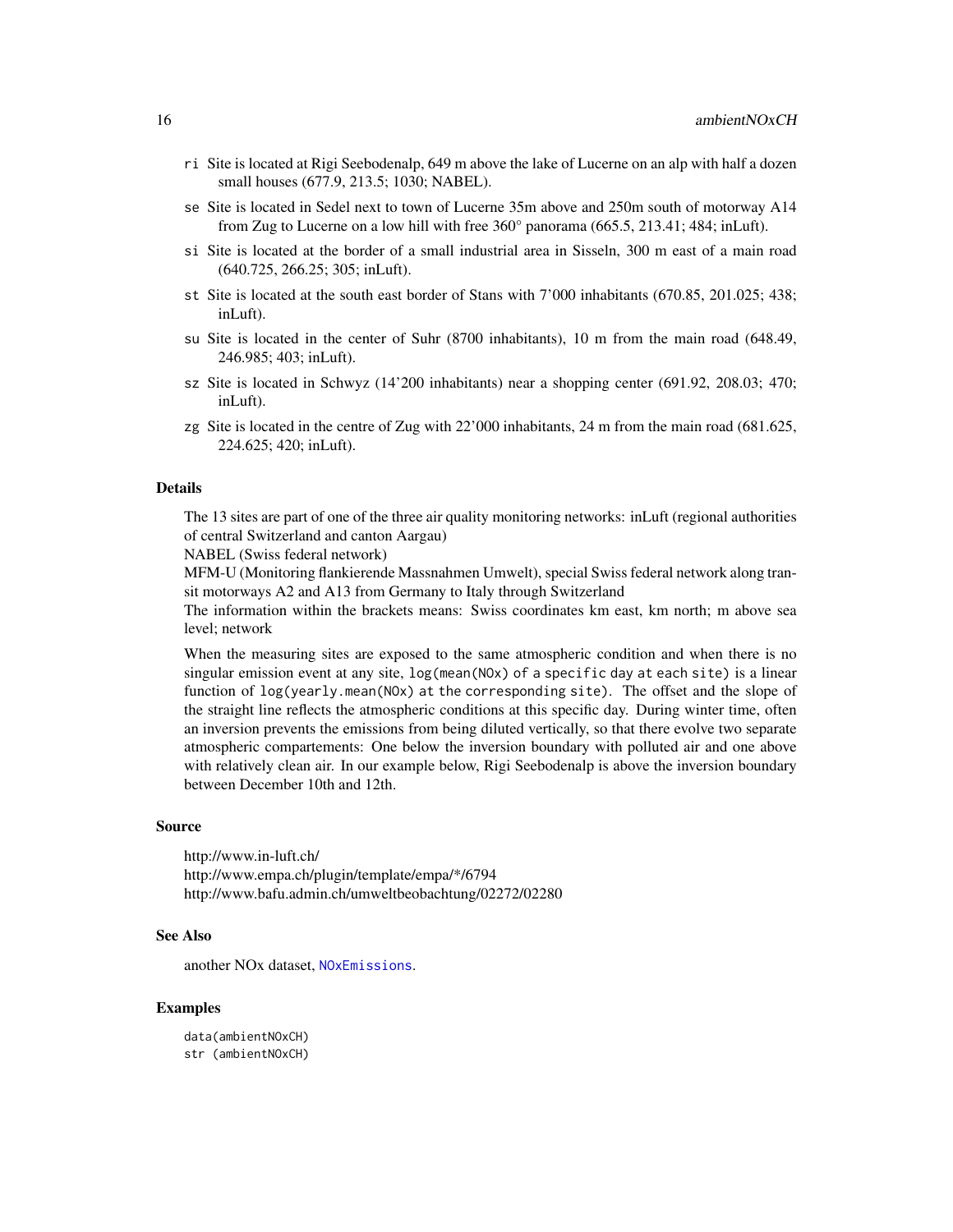- `ri` Site is located at Rigi Seebodenalp, 649 m above the lake of Lucerne on an alp with half a dozen small houses (677.9, 213.5; 1030; NABEL).
- `se` Site is located in Sedel next to town of Lucerne 35m above and 250m south of motorway A14 from Zug to Lucerne on a low hill with free 360° panorama (665.5, 213.41; 484; inLuft).
- `si` Site is located at the border of a small industrial area in Sisseln, 300 m east of a main road (640.725, 266.25; 305; inLuft).
- `st` Site is located at the south east border of Stans with 7'000 inhabitants (670.85, 201.025; 438; inLuft).
- `su` Site is located in the center of Suhr (8700 inhabitants), 10 m from the main road (648.49, 246.985; 403; inLuft).
- `sz` Site is located in Schwyz (14'200 inhabitants) near a shopping center (691.92, 208.03; 470; inLuft).
- `zg` Site is located in the centre of Zug with 22'000 inhabitants, 24 m from the main road (681.625, 224.625; 420; inLuft).

## Details

The 13 sites are part of one of the three air quality monitoring networks: inLuft (regional authorities of central Switzerland and canton Aargau)
NABEL (Swiss federal network)
MFM-U (Monitoring flankierende Massnahmen Umwelt), special Swiss federal network along transit motorways A2 and A13 from Germany to Italy through Switzerland
The information within the brackets means: Swiss coordinates km east, km north; m above sea level; network

When the measuring sites are exposed to the same atmospheric condition and when there is no singular emission event at any site, `log(mean(NOx) of a specific day at each site)` is a linear function of `log(yearly.mean(NOx) at the corresponding site)`. The offset and the slope of the straight line reflects the atmospheric conditions at this specific day. During winter time, often an inversion prevents the emissions from being diluted vertically, so that there evolve two separate atmospheric compartements: One below the inversion boundary with polluted air and one above with relatively clean air. In our example below, Rigi Seebodenalp is above the inversion boundary between December 10th and 12th.

## Source

http://www.in-luft.ch/
http://www.empa.ch/plugin/template/empa/*/6794
http://www.bafu.admin.ch/umweltbeobachtung/02272/02280

## See Also

another NOx dataset, `NOxEmissions`.

## Examples

```
data(ambientNOxCH)
str (ambientNOxCH)
```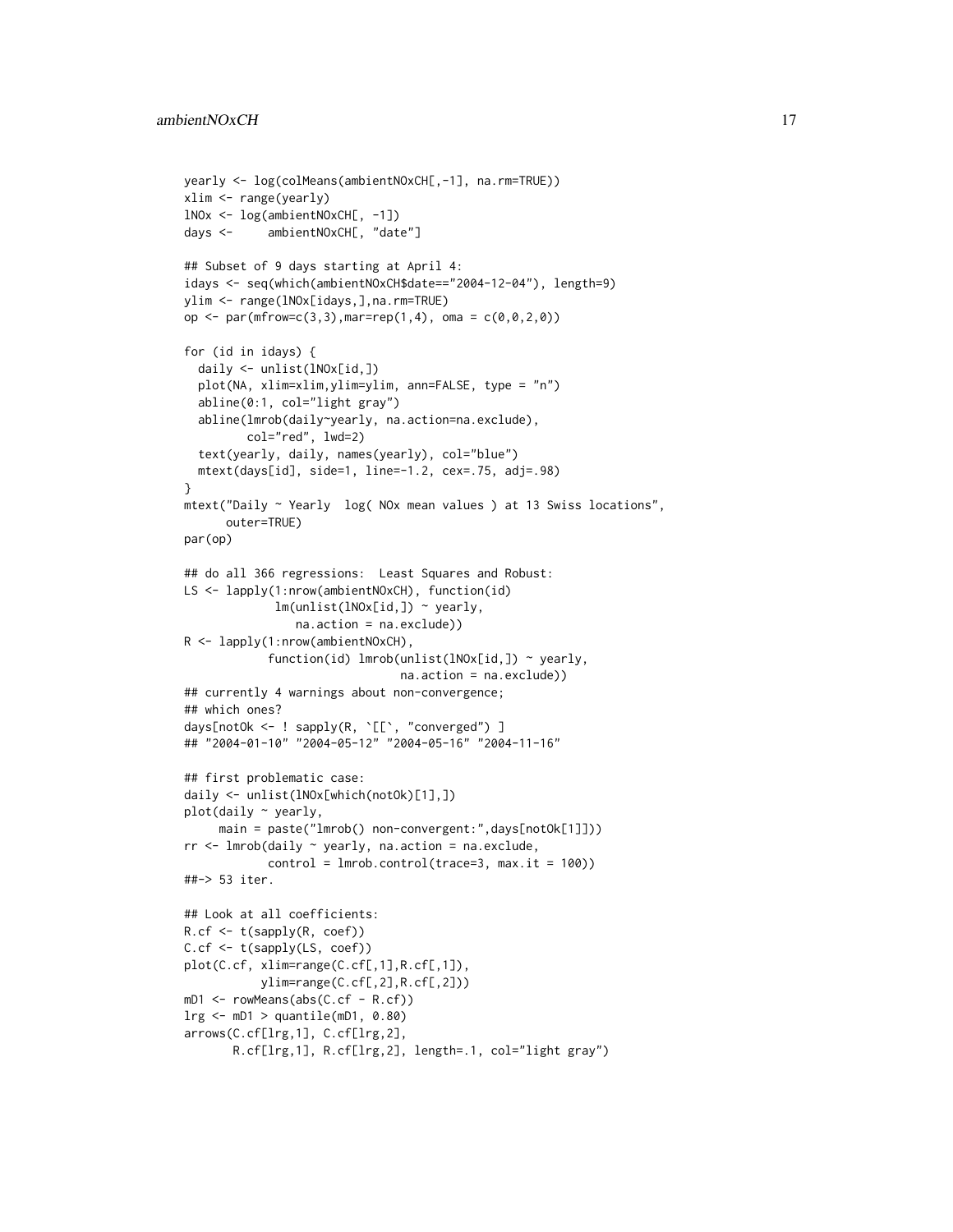```
yearly <- log(colMeans(ambientNOxCH[,-1], na.rm=TRUE))
xlim <- range(yearly)
lNOx <- log(ambientNOxCH[, -1])
days <-     ambientNOxCH[, "date"]

## Subset of 9 days starting at April 4:
idays <- seq(which(ambientNOxCH$date=="2004-12-04"), length=9)
ylim <- range(lNOx[idays,],na.rm=TRUE)
op <- par(mfrow=c(3,3),mar=rep(1,4), oma = c(0,0,2,0))

for (id in idays) {
  daily <- unlist(lNOx[id,])
  plot(NA, xlim=xlim,ylim=ylim, ann=FALSE, type = "n")
  abline(0:1, col="light gray")
  abline(lmrob(daily~yearly, na.action=na.exclude),
         col="red", lwd=2)
  text(yearly, daily, names(yearly), col="blue")
  mtext(days[id], side=1, line=-1.2, cex=.75, adj=.98)
}
mtext("Daily ~ Yearly  log( NOx mean values ) at 13 Swiss locations",
      outer=TRUE)
par(op)

## do all 366 regressions:  Least Squares and Robust:
LS <- lapply(1:nrow(ambientNOxCH), function(id)
             lm(unlist(lNOx[id,]) ~ yearly,
                na.action = na.exclude))
R <- lapply(1:nrow(ambientNOxCH),
            function(id) lmrob(unlist(lNOx[id,]) ~ yearly,
                               na.action = na.exclude))
## currently 4 warnings about non-convergence;
## which ones?
days[notOk <- ! sapply(R, `[[`, "converged") ]
## "2004-01-10" "2004-05-12" "2004-05-16" "2004-11-16"

## first problematic case:
daily <- unlist(lNOx[which(notOk)[1],])
plot(daily ~ yearly,
     main = paste("lmrob() non-convergent:",days[notOk[1]]))
rr <- lmrob(daily ~ yearly, na.action = na.exclude,
            control = lmrob.control(trace=3, max.it = 100))
##-> 53 iter.

## Look at all coefficients:
R.cf <- t(sapply(R, coef))
C.cf <- t(sapply(LS, coef))
plot(C.cf, xlim=range(C.cf[,1],R.cf[,1]),
           ylim=range(C.cf[,2],R.cf[,2]))
mD1 <- rowMeans(abs(C.cf - R.cf))
lrg <- mD1 > quantile(mD1, 0.80)
arrows(C.cf[lrg,1], C.cf[lrg,2],
       R.cf[lrg,1], R.cf[lrg,2], length=.1, col="light gray")
```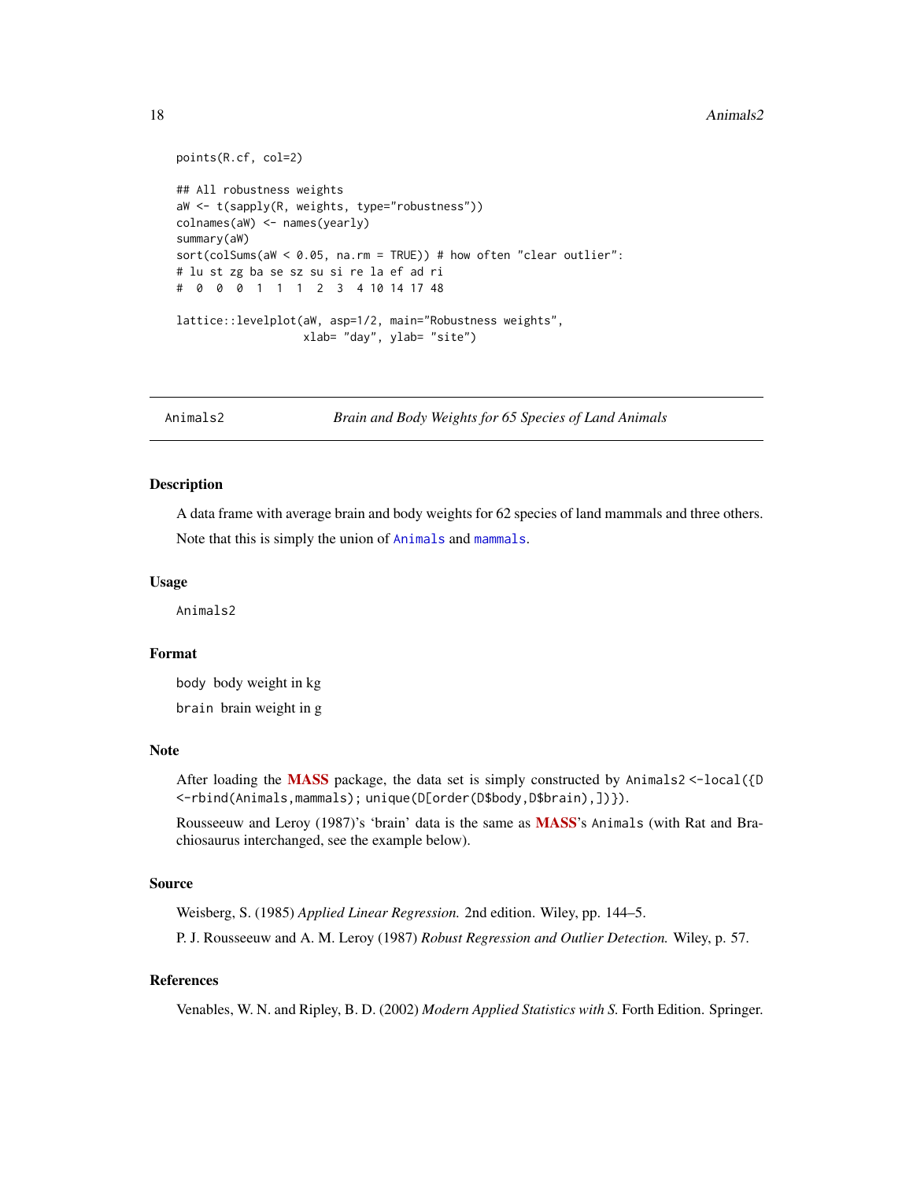```
points(R.cf, col=2)

## All robustness weights
aW <- t(sapply(R, weights, type="robustness"))
colnames(aW) <- names(yearly)
summary(aW)
sort(colSums(aW < 0.05, na.rm = TRUE)) # how often "clear outlier":
# lu st zg ba se sz su si re la ef ad ri
#  0  0  0  1  1  1  2  3  4 10 14 17 48

lattice::levelplot(aW, asp=1/2, main="Robustness weights",
                   xlab= "day", ylab= "site")
```

---

## Animals2 — *Brain and Body Weights for 65 Species of Land Animals*

### Description

A data frame with average brain and body weights for 62 species of land mammals and three others.

Note that this is simply the union of `Animals` and `mammals`.

### Usage

```
Animals2
```

### Format

`body` body weight in kg

`brain` brain weight in g

### Note

After loading the **MASS** package, the data set is simply constructed by `Animals2 <-local({D <-rbind(Animals,mammals); unique(D[order(D$body,D$brain),])})`.

Rousseeuw and Leroy (1987)'s 'brain' data is the same as **MASS**'s `Animals` (with Rat and Brachiosaurus interchanged, see the example below).

### Source

Weisberg, S. (1985) *Applied Linear Regression.* 2nd edition. Wiley, pp. 144–5.

P. J. Rousseeuw and A. M. Leroy (1987) *Robust Regression and Outlier Detection.* Wiley, p. 57.

### References

Venables, W. N. and Ripley, B. D. (2002) *Modern Applied Statistics with S.* Forth Edition. Springer.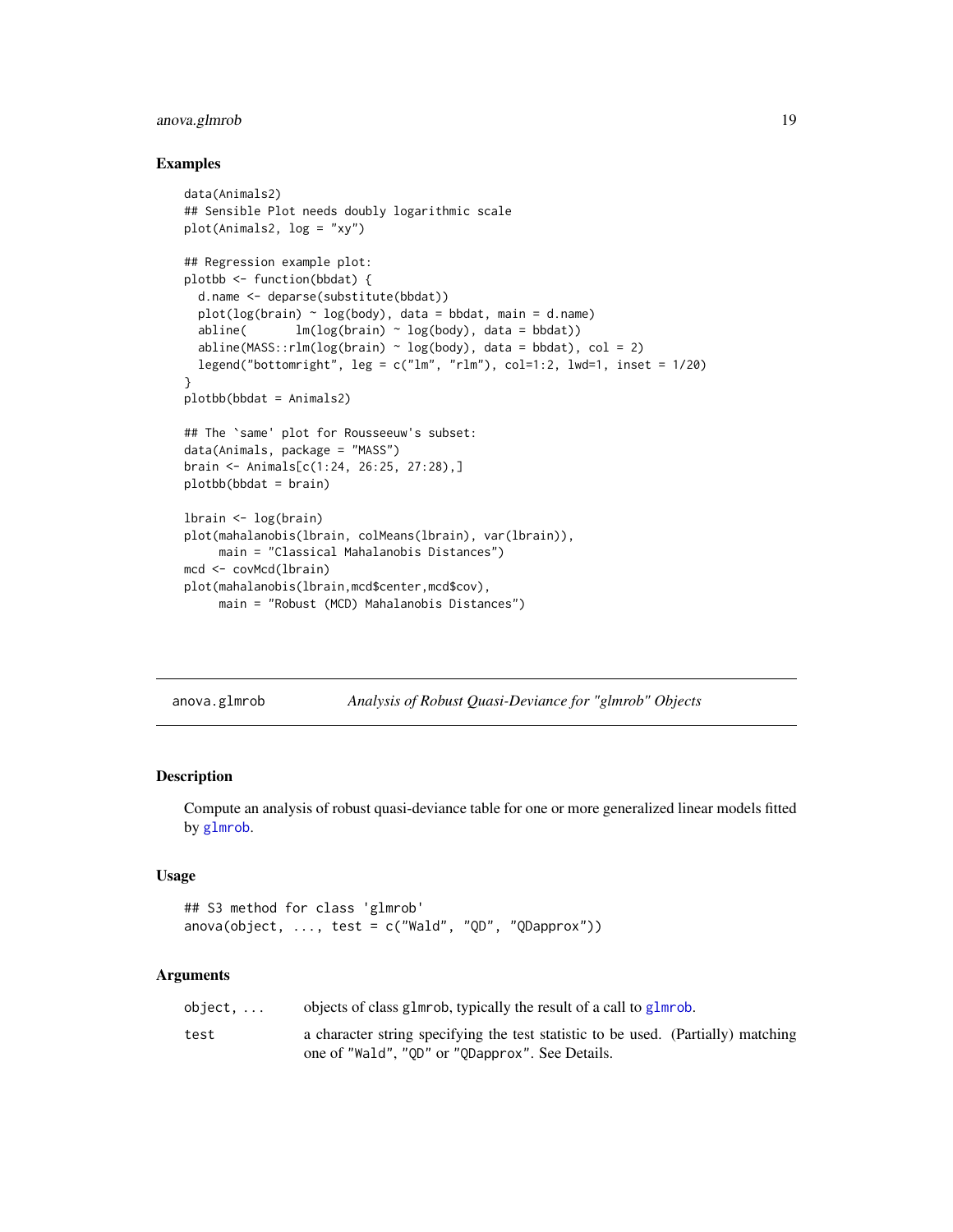### Examples

```
data(Animals2)
## Sensible Plot needs doubly logarithmic scale
plot(Animals2, log = "xy")

## Regression example plot:
plotbb <- function(bbdat) {
  d.name <- deparse(substitute(bbdat))
  plot(log(brain) ~ log(body), data = bbdat, main = d.name)
  abline(       lm(log(brain) ~ log(body), data = bbdat))
  abline(MASS::rlm(log(brain) ~ log(body), data = bbdat), col = 2)
  legend("bottomright", leg = c("lm", "rlm"), col=1:2, lwd=1, inset = 1/20)
}
plotbb(bbdat = Animals2)

## The `same' plot for Rousseeuw's subset:
data(Animals, package = "MASS")
brain <- Animals[c(1:24, 26:25, 27:28),]
plotbb(bbdat = brain)

lbrain <- log(brain)
plot(mahalanobis(lbrain, colMeans(lbrain), var(lbrain)),
     main = "Classical Mahalanobis Distances")
mcd <- covMcd(lbrain)
plot(mahalanobis(lbrain,mcd$center,mcd$cov),
     main = "Robust (MCD) Mahalanobis Distances")
```

---

## anova.glmrob — *Analysis of Robust Quasi-Deviance for "glmrob" Objects*

### Description

Compute an analysis of robust quasi-deviance table for one or more generalized linear models fitted by `glmrob`.

### Usage

```
## S3 method for class 'glmrob'
anova(object, ..., test = c("Wald", "QD", "QDapprox"))
```

### Arguments

| | |
|---|---|
| `object, ...` | objects of class `glmrob`, typically the result of a call to `glmrob`. |
| `test` | a character string specifying the test statistic to be used. (Partially) matching one of `"Wald"`, `"QD"` or `"QDapprox"`. See Details. |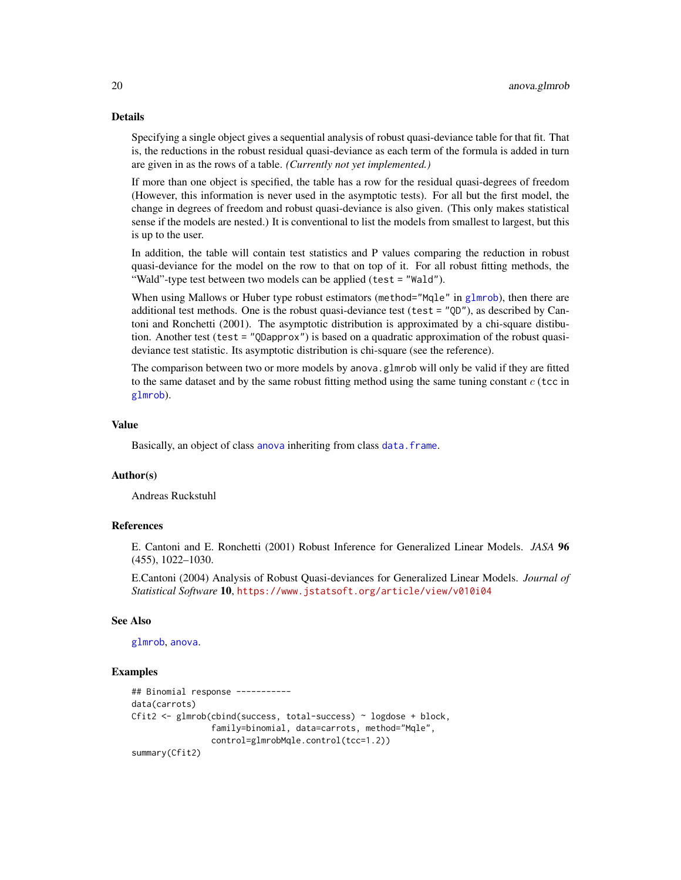### Details

Specifying a single object gives a sequential analysis of robust quasi-deviance table for that fit. That is, the reductions in the robust residual quasi-deviance as each term of the formula is added in turn are given in as the rows of a table. *(Currently not yet implemented.)*

If more than one object is specified, the table has a row for the residual quasi-degrees of freedom (However, this information is never used in the asymptotic tests). For all but the first model, the change in degrees of freedom and robust quasi-deviance is also given. (This only makes statistical sense if the models are nested.) It is conventional to list the models from smallest to largest, but this is up to the user.

In addition, the table will contain test statistics and P values comparing the reduction in robust quasi-deviance for the model on the row to that on top of it. For all robust fitting methods, the "Wald"-type test between two models can be applied (`test = "Wald"`).

When using Mallows or Huber type robust estimators (`method="Mqle"` in `glmrob`), then there are additional test methods. One is the robust quasi-deviance test (`test = "QD"`), as described by Cantoni and Ronchetti (2001). The asymptotic distribution is approximated by a chi-square distibution. Another test (`test = "QDapprox"`) is based on a quadratic approximation of the robust quasi-deviance test statistic. Its asymptotic distribution is chi-square (see the reference).

The comparison between two or more models by `anova.glmrob` will only be valid if they are fitted to the same dataset and by the same robust fitting method using the same tuning constant $c$ (`tcc` in `glmrob`).

### Value

Basically, an object of class `anova` inheriting from class `data.frame`.

### Author(s)

Andreas Ruckstuhl

### References

E. Cantoni and E. Ronchetti (2001) Robust Inference for Generalized Linear Models. *JASA* **96** (455), 1022–1030.

E.Cantoni (2004) Analysis of Robust Quasi-deviances for Generalized Linear Models. *Journal of Statistical Software* **10**, https://www.jstatsoft.org/article/view/v010i04

### See Also

`glmrob`, `anova`.

### Examples

```
## Binomial response -----------
data(carrots)
Cfit2 <- glmrob(cbind(success, total-success) ~ logdose + block,
                family=binomial, data=carrots, method="Mqle",
                control=glmrobMqle.control(tcc=1.2))
summary(Cfit2)
```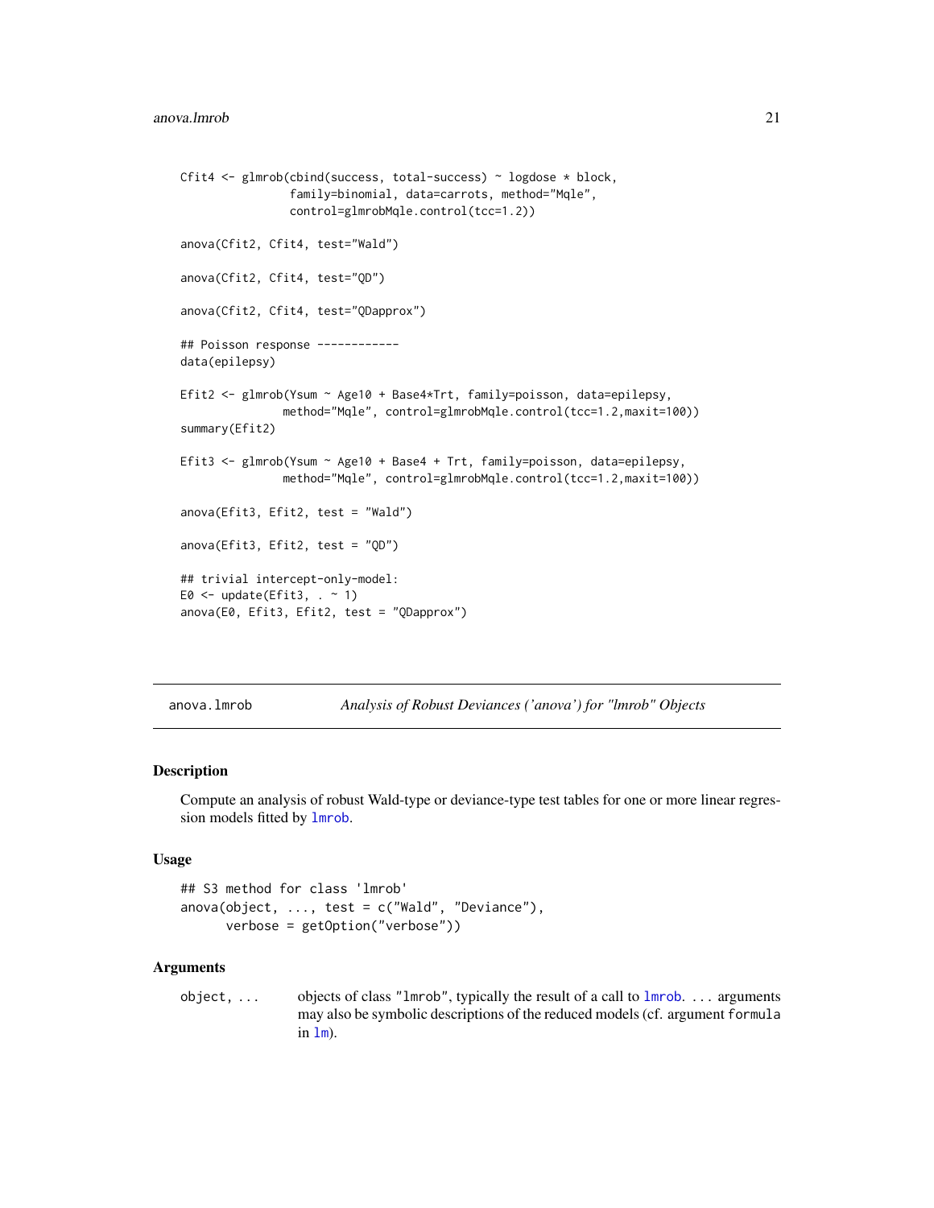```
Cfit4 <- glmrob(cbind(success, total-success) ~ logdose * block,
                family=binomial, data=carrots, method="Mqle",
                control=glmrobMqle.control(tcc=1.2))

anova(Cfit2, Cfit4, test="Wald")

anova(Cfit2, Cfit4, test="QD")

anova(Cfit2, Cfit4, test="QDapprox")

## Poisson response ------------
data(epilepsy)

Efit2 <- glmrob(Ysum ~ Age10 + Base4*Trt, family=poisson, data=epilepsy,
               method="Mqle", control=glmrobMqle.control(tcc=1.2,maxit=100))
summary(Efit2)

Efit3 <- glmrob(Ysum ~ Age10 + Base4 + Trt, family=poisson, data=epilepsy,
               method="Mqle", control=glmrobMqle.control(tcc=1.2,maxit=100))

anova(Efit3, Efit2, test = "Wald")

anova(Efit3, Efit2, test = "QD")

## trivial intercept-only-model:
E0 <- update(Efit3, . ~ 1)
anova(E0, Efit3, Efit2, test = "QDapprox")
```

---

anova.lmrob — *Analysis of Robust Deviances ('anova') for "lmrob" Objects*

---

## Description

Compute an analysis of robust Wald-type or deviance-type test tables for one or more linear regression models fitted by `lmrob`.

## Usage

```
## S3 method for class 'lmrob'
anova(object, ..., test = c("Wald", "Deviance"),
      verbose = getOption("verbose"))
```

## Arguments

`object, ...` objects of class `"lmrob"`, typically the result of a call to `lmrob`. `...` arguments may also be symbolic descriptions of the reduced models (cf. argument `formula` in `lm`).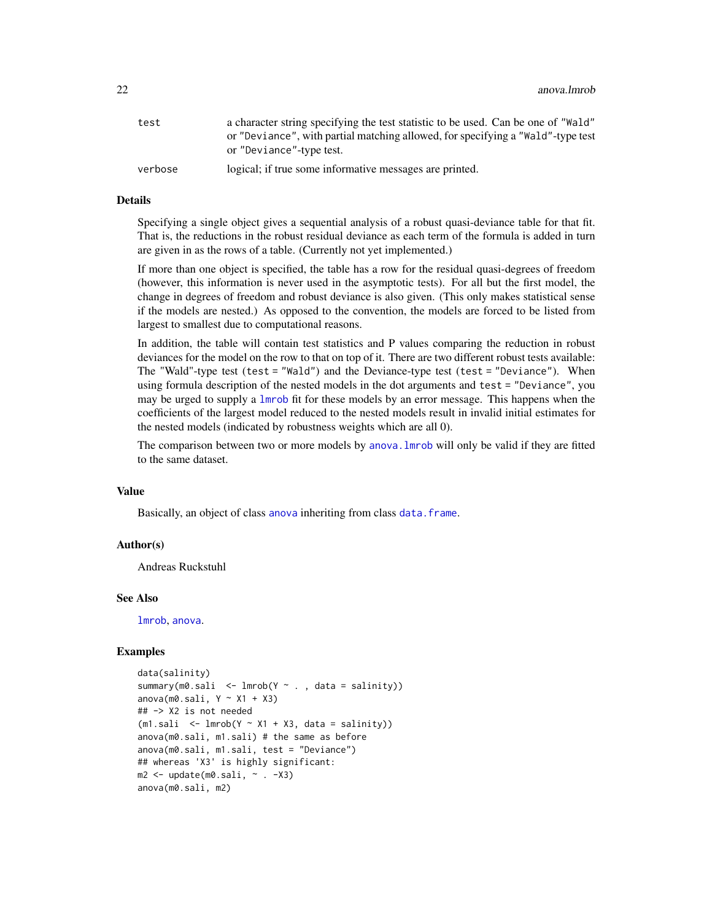| | |
|---|---|
| test | a character string specifying the test statistic to be used. Can be one of "Wald" or "Deviance", with partial matching allowed, for specifying a "Wald"-type test or "Deviance"-type test. |
| verbose | logical; if true some informative messages are printed. |

### Details

Specifying a single object gives a sequential analysis of a robust quasi-deviance table for that fit. That is, the reductions in the robust residual deviance as each term of the formula is added in turn are given in as the rows of a table. (Currently not yet implemented.)

If more than one object is specified, the table has a row for the residual quasi-degrees of freedom (however, this information is never used in the asymptotic tests). For all but the first model, the change in degrees of freedom and robust deviance is also given. (This only makes statistical sense if the models are nested.) As opposed to the convention, the models are forced to be listed from largest to smallest due to computational reasons.

In addition, the table will contain test statistics and P values comparing the reduction in robust deviances for the model on the row to that on top of it. There are two different robust tests available: The "Wald"-type test (`test = "Wald"`) and the Deviance-type test (`test = "Deviance"`). When using formula description of the nested models in the dot arguments and `test = "Deviance"`, you may be urged to supply a `lmrob` fit for these models by an error message. This happens when the coefficients of the largest model reduced to the nested models result in invalid initial estimates for the nested models (indicated by robustness weights which are all 0).

The comparison between two or more models by `anova.lmrob` will only be valid if they are fitted to the same dataset.

### Value

Basically, an object of class `anova` inheriting from class `data.frame`.

### Author(s)

Andreas Ruckstuhl

### See Also

`lmrob`, `anova`.

### Examples

```
data(salinity)
summary(m0.sali  <- lmrob(Y ~ . , data = salinity))
anova(m0.sali, Y ~ X1 + X3)
## -> X2 is not needed
(m1.sali  <- lmrob(Y ~ X1 + X3, data = salinity))
anova(m0.sali, m1.sali) # the same as before
anova(m0.sali, m1.sali, test = "Deviance")
## whereas 'X3' is highly significant:
m2 <- update(m0.sali, ~ . -X3)
anova(m0.sali, m2)
```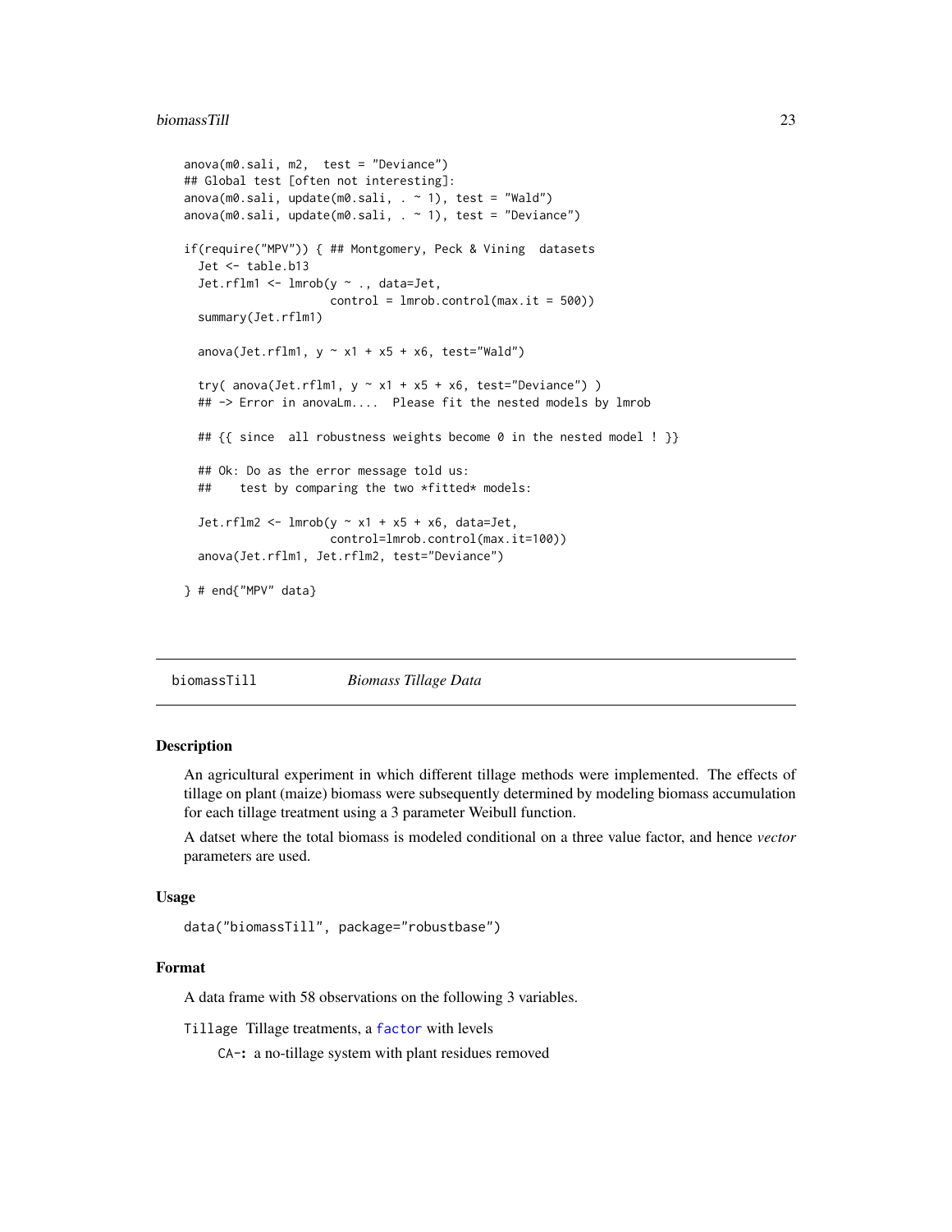```
anova(m0.sali, m2,  test = "Deviance")
## Global test [often not interesting]:
anova(m0.sali, update(m0.sali, . ~ 1), test = "Wald")
anova(m0.sali, update(m0.sali, . ~ 1), test = "Deviance")

if(require("MPV")) { ## Montgomery, Peck & Vining  datasets
  Jet <- table.b13
  Jet.rflm1 <- lmrob(y ~ ., data=Jet,
                     control = lmrob.control(max.it = 500))
  summary(Jet.rflm1)

  anova(Jet.rflm1, y ~ x1 + x5 + x6, test="Wald")

  try( anova(Jet.rflm1, y ~ x1 + x5 + x6, test="Deviance") )
  ## -> Error in anovaLm....  Please fit the nested models by lmrob

  ## {{ since  all robustness weights become 0 in the nested model ! }}

  ## Ok: Do as the error message told us:
  ##    test by comparing the two *fitted* models:

  Jet.rflm2 <- lmrob(y ~ x1 + x5 + x6, data=Jet,
                     control=lmrob.control(max.it=100))
  anova(Jet.rflm1, Jet.rflm2, test="Deviance")

} # end{"MPV" data}
```

---

## biomassTill    *Biomass Tillage Data*

---

### Description

An agricultural experiment in which different tillage methods were implemented. The effects of tillage on plant (maize) biomass were subsequently determined by modeling biomass accumulation for each tillage treatment using a 3 parameter Weibull function.

A datset where the total biomass is modeled conditional on a three value factor, and hence *vector* parameters are used.

### Usage

```
data("biomassTill", package="robustbase")
```

### Format

A data frame with 58 observations on the following 3 variables.

`Tillage` Tillage treatments, a `factor` with levels

- `CA-`: a no-tillage system with plant residues removed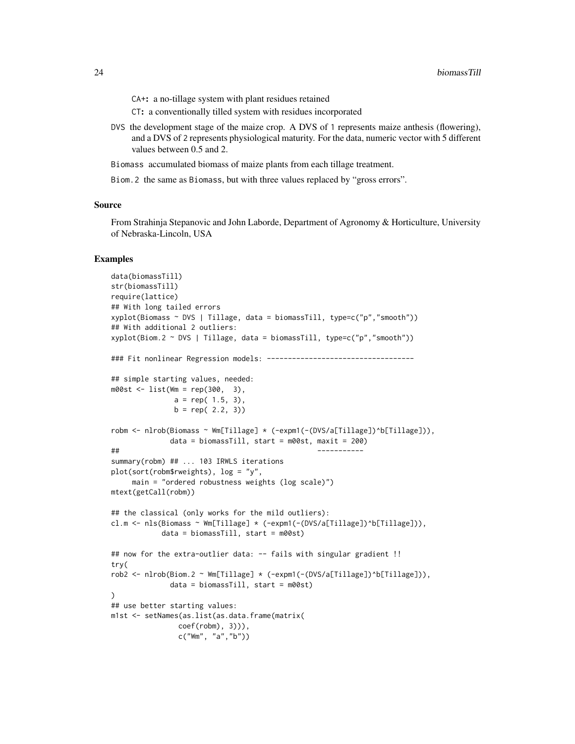CA+: a no-tillage system with plant residues retained

CT: a conventionally tilled system with residues incorporated

DVS the development stage of the maize crop. A DVS of 1 represents maize anthesis (flowering), and a DVS of 2 represents physiological maturity. For the data, numeric vector with 5 different values between 0.5 and 2.

Biomass accumulated biomass of maize plants from each tillage treatment.

Biom.2 the same as Biomass, but with three values replaced by "gross errors".

### Source

From Strahinja Stepanovic and John Laborde, Department of Agronomy & Horticulture, University of Nebraska-Lincoln, USA

### Examples

```
data(biomassTill)
str(biomassTill)
require(lattice)
## With long tailed errors
xyplot(Biomass ~ DVS | Tillage, data = biomassTill, type=c("p","smooth"))
## With additional 2 outliers:
xyplot(Biom.2 ~ DVS | Tillage, data = biomassTill, type=c("p","smooth"))

### Fit nonlinear Regression models: -----------------------------------

## simple starting values, needed:
m00st <- list(Wm = rep(300,  3),
              a = rep( 1.5, 3),
              b = rep( 2.2, 3))

robm <- nlrob(Biomass ~ Wm[Tillage] * (-expm1(-(DVS/a[Tillage])^b[Tillage])),
              data = biomassTill, start = m00st, maxit = 200)
##                                              -----------
summary(robm) ## ... 103 IRWLS iterations
plot(sort(robm$rweights), log = "y",
     main = "ordered robustness weights (log scale)")
mtext(getCall(robm))

## the classical (only works for the mild outliers):
cl.m <- nls(Biomass ~ Wm[Tillage] * (-expm1(-(DVS/a[Tillage])^b[Tillage])),
            data = biomassTill, start = m00st)

## now for the extra-outlier data: -- fails with singular gradient !!
try(
rob2 <- nlrob(Biom.2 ~ Wm[Tillage] * (-expm1(-(DVS/a[Tillage])^b[Tillage])),
              data = biomassTill, start = m00st)
)
## use better starting values:
m1st <- setNames(as.list(as.data.frame(matrix(
                coef(robm), 3))),
                c("Wm", "a","b"))
```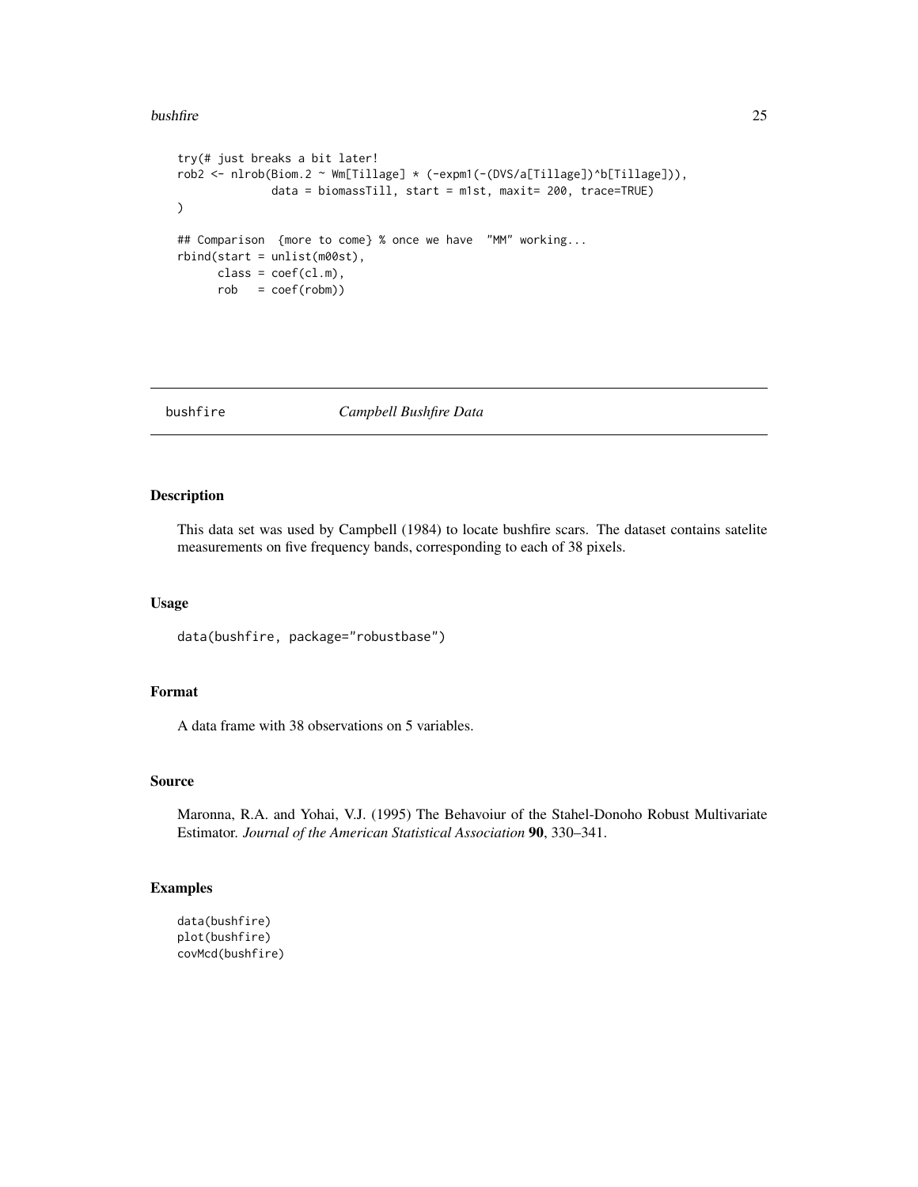```
try(# just breaks a bit later!
rob2 <- nlrob(Biom.2 ~ Wm[Tillage] * (-expm1(-(DVS/a[Tillage])^b[Tillage])),
              data = biomassTill, start = m1st, maxit= 200, trace=TRUE)
)

## Comparison  {more to come} % once we have  "MM" working...
rbind(start = unlist(m00st),
      class = coef(cl.m),
      rob   = coef(robm))
```

---

bushfire *Campbell Bushfire Data*

---

## Description

This data set was used by Campbell (1984) to locate bushfire scars. The dataset contains satelite measurements on five frequency bands, corresponding to each of 38 pixels.

## Usage

```
data(bushfire, package="robustbase")
```

## Format

A data frame with 38 observations on 5 variables.

## Source

Maronna, R.A. and Yohai, V.J. (1995) The Behavoiur of the Stahel-Donoho Robust Multivariate Estimator. *Journal of the American Statistical Association* **90**, 330–341.

## Examples

```
data(bushfire)
plot(bushfire)
covMcd(bushfire)
```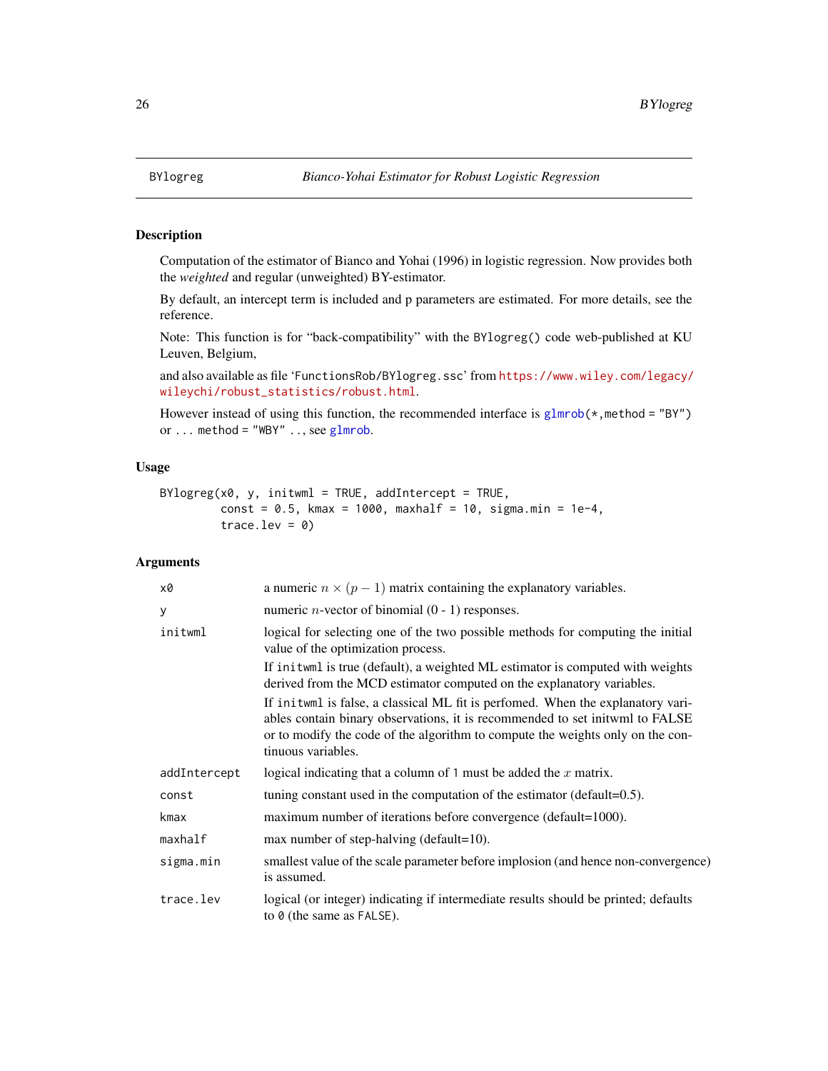## BYlogreg — *Bianco-Yohai Estimator for Robust Logistic Regression*

### Description

Computation of the estimator of Bianco and Yohai (1996) in logistic regression. Now provides both the *weighted* and regular (unweighted) BY-estimator.

By default, an intercept term is included and p parameters are estimated. For more details, see the reference.

Note: This function is for "back-compatibility" with the `BYlogreg()` code web-published at KU Leuven, Belgium,

and also available as file '`FunctionsRob/BYlogreg.ssc`' from https://www.wiley.com/legacy/wileychi/robust_statistics/robust.html.

However instead of using this function, the recommended interface is `glmrob(*,method = "BY")` or `... method = "WBY" ..`, see `glmrob`.

### Usage

```
BYlogreg(x0, y, initwml = TRUE, addIntercept = TRUE,
         const = 0.5, kmax = 1000, maxhalf = 10, sigma.min = 1e-4,
         trace.lev = 0)
```

### Arguments

| | |
|---|---|
| `x0` | a numeric $n \times (p-1)$ matrix containing the explanatory variables. |
| `y` | numeric $n$-vector of binomial (0 - 1) responses. |
| `initwml` | logical for selecting one of the two possible methods for computing the initial value of the optimization process. If `initwml` is true (default), a weighted ML estimator is computed with weights derived from the MCD estimator computed on the explanatory variables. If `initwml` is false, a classical ML fit is perfomed. When the explanatory variables contain binary observations, it is recommended to set initwml to FALSE or to modify the code of the algorithm to compute the weights only on the continuous variables. |
| `addIntercept` | logical indicating that a column of `1` must be added the $x$ matrix. |
| `const` | tuning constant used in the computation of the estimator (default=0.5). |
| `kmax` | maximum number of iterations before convergence (default=1000). |
| `maxhalf` | max number of step-halving (default=10). |
| `sigma.min` | smallest value of the scale parameter before implosion (and hence non-convergence) is assumed. |
| `trace.lev` | logical (or integer) indicating if intermediate results should be printed; defaults to `0` (the same as `FALSE`). |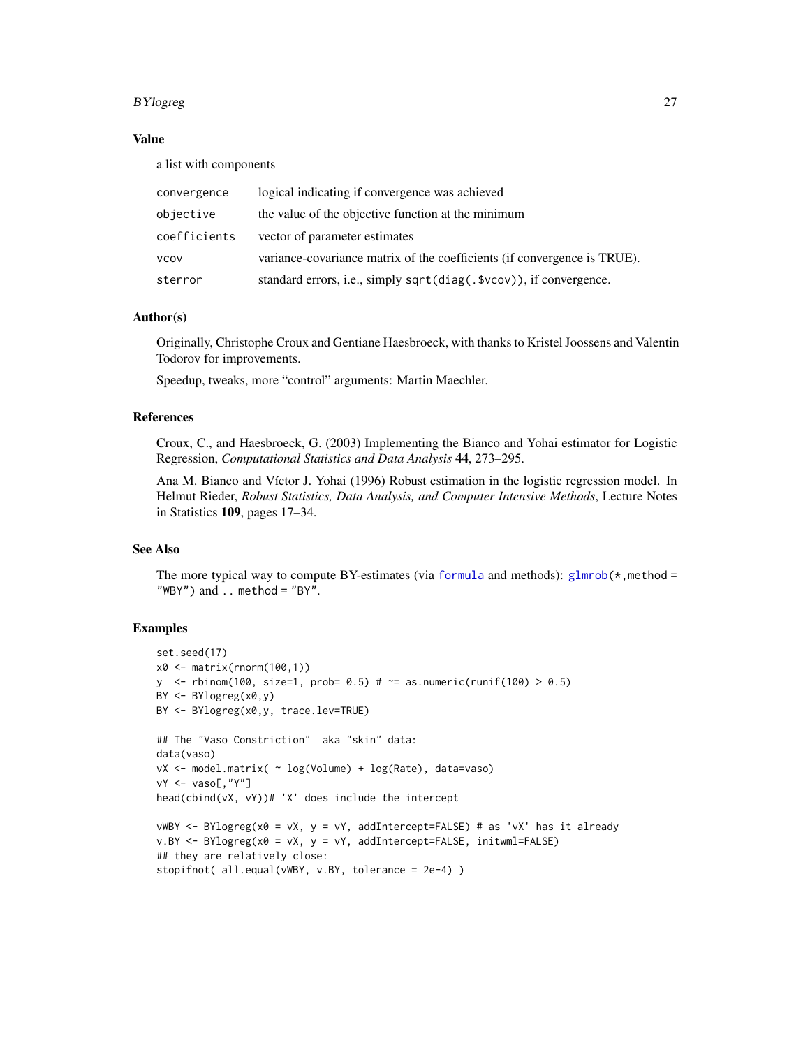### Value

a list with components

| | |
|---|---|
| convergence | logical indicating if convergence was achieved |
| objective | the value of the objective function at the minimum |
| coefficients | vector of parameter estimates |
| vcov | variance-covariance matrix of the coefficients (if convergence is TRUE). |
| sterror | standard errors, i.e., simply sqrt(diag(.$vcov)), if convergence. |

### Author(s)

Originally, Christophe Croux and Gentiane Haesbroeck, with thanks to Kristel Joossens and Valentin Todorov for improvements.

Speedup, tweaks, more "control" arguments: Martin Maechler.

### References

Croux, C., and Haesbroeck, G. (2003) Implementing the Bianco and Yohai estimator for Logistic Regression, *Computational Statistics and Data Analysis* **44**, 273–295.

Ana M. Bianco and Víctor J. Yohai (1996) Robust estimation in the logistic regression model. In Helmut Rieder, *Robust Statistics, Data Analysis, and Computer Intensive Methods*, Lecture Notes in Statistics **109**, pages 17–34.

### See Also

The more typical way to compute BY-estimates (via formula and methods): glmrob(*,method = "WBY") and .. method = "BY".

### Examples

```
set.seed(17)
x0 <- matrix(rnorm(100,1))
y  <- rbinom(100, size=1, prob= 0.5) # ~= as.numeric(runif(100) > 0.5)
BY <- BYlogreg(x0,y)
BY <- BYlogreg(x0,y, trace.lev=TRUE)

## The "Vaso Constriction"  aka "skin" data:
data(vaso)
vX <- model.matrix( ~ log(Volume) + log(Rate), data=vaso)
vY <- vaso[,"Y"]
head(cbind(vX, vY))# 'X' does include the intercept

vWBY <- BYlogreg(x0 = vX, y = vY, addIntercept=FALSE) # as 'vX' has it already
v.BY <- BYlogreg(x0 = vX, y = vY, addIntercept=FALSE, initwml=FALSE)
## they are relatively close:
stopifnot( all.equal(vWBY, v.BY, tolerance = 2e-4) )
```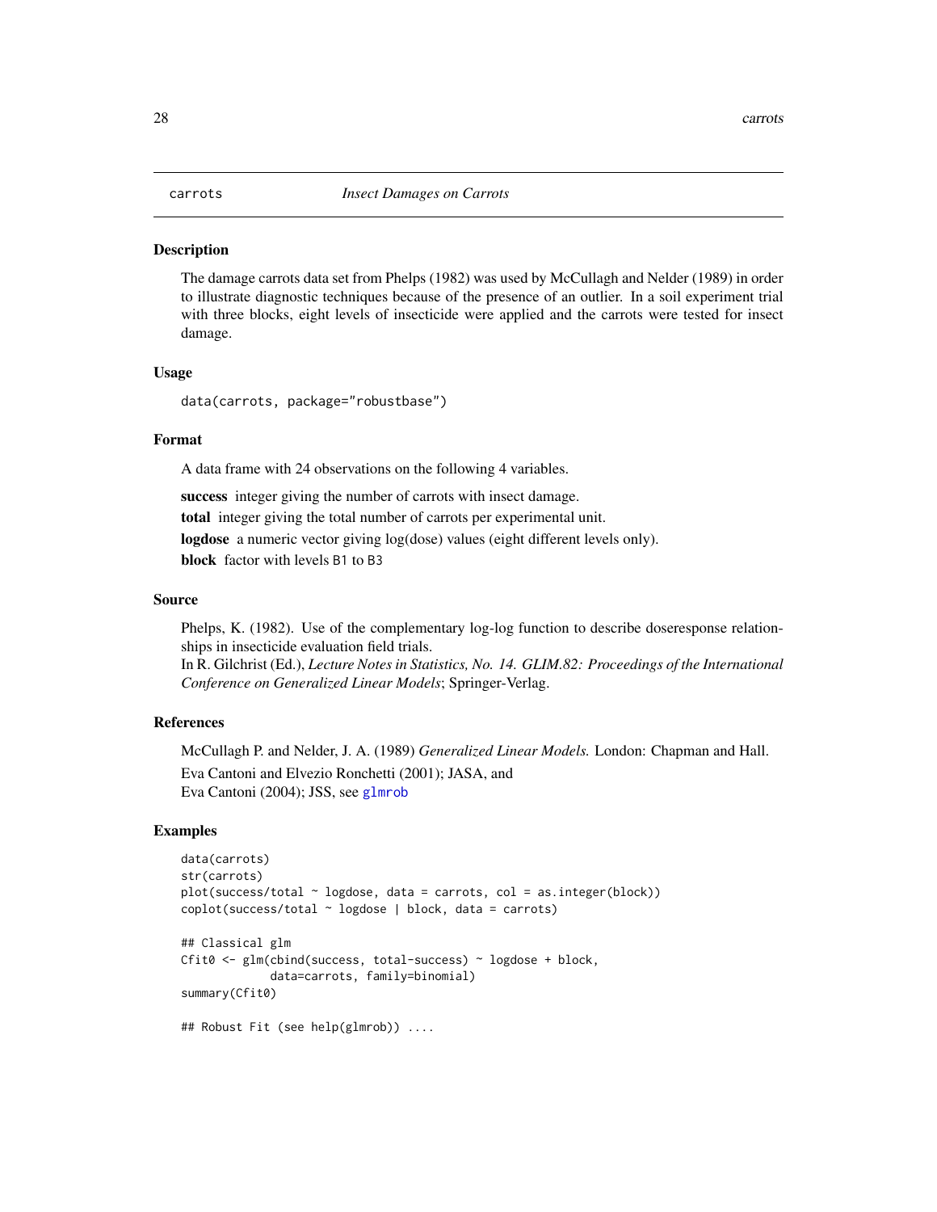# carrots — *Insect Damages on Carrots*

## Description

The damage carrots data set from Phelps (1982) was used by McCullagh and Nelder (1989) in order to illustrate diagnostic techniques because of the presence of an outlier. In a soil experiment trial with three blocks, eight levels of insecticide were applied and the carrots were tested for insect damage.

## Usage

```
data(carrots, package="robustbase")
```

## Format

A data frame with 24 observations on the following 4 variables.

**success** integer giving the number of carrots with insect damage.

**total** integer giving the total number of carrots per experimental unit.

**logdose** a numeric vector giving log(dose) values (eight different levels only).

**block** factor with levels `B1` to `B3`

## Source

Phelps, K. (1982). Use of the complementary log-log function to describe doseresponse relationships in insecticide evaluation field trials.
In R. Gilchrist (Ed.), *Lecture Notes in Statistics, No. 14. GLIM.82: Proceedings of the International Conference on Generalized Linear Models*; Springer-Verlag.

## References

McCullagh P. and Nelder, J. A. (1989) *Generalized Linear Models.* London: Chapman and Hall.

Eva Cantoni and Elvezio Ronchetti (2001); JASA, and
Eva Cantoni (2004); JSS, see `glmrob`

## Examples

```
data(carrots)
str(carrots)
plot(success/total ~ logdose, data = carrots, col = as.integer(block))
coplot(success/total ~ logdose | block, data = carrots)

## Classical glm
Cfit0 <- glm(cbind(success, total-success) ~ logdose + block,
             data=carrots, family=binomial)
summary(Cfit0)

## Robust Fit (see help(glmrob)) ....
```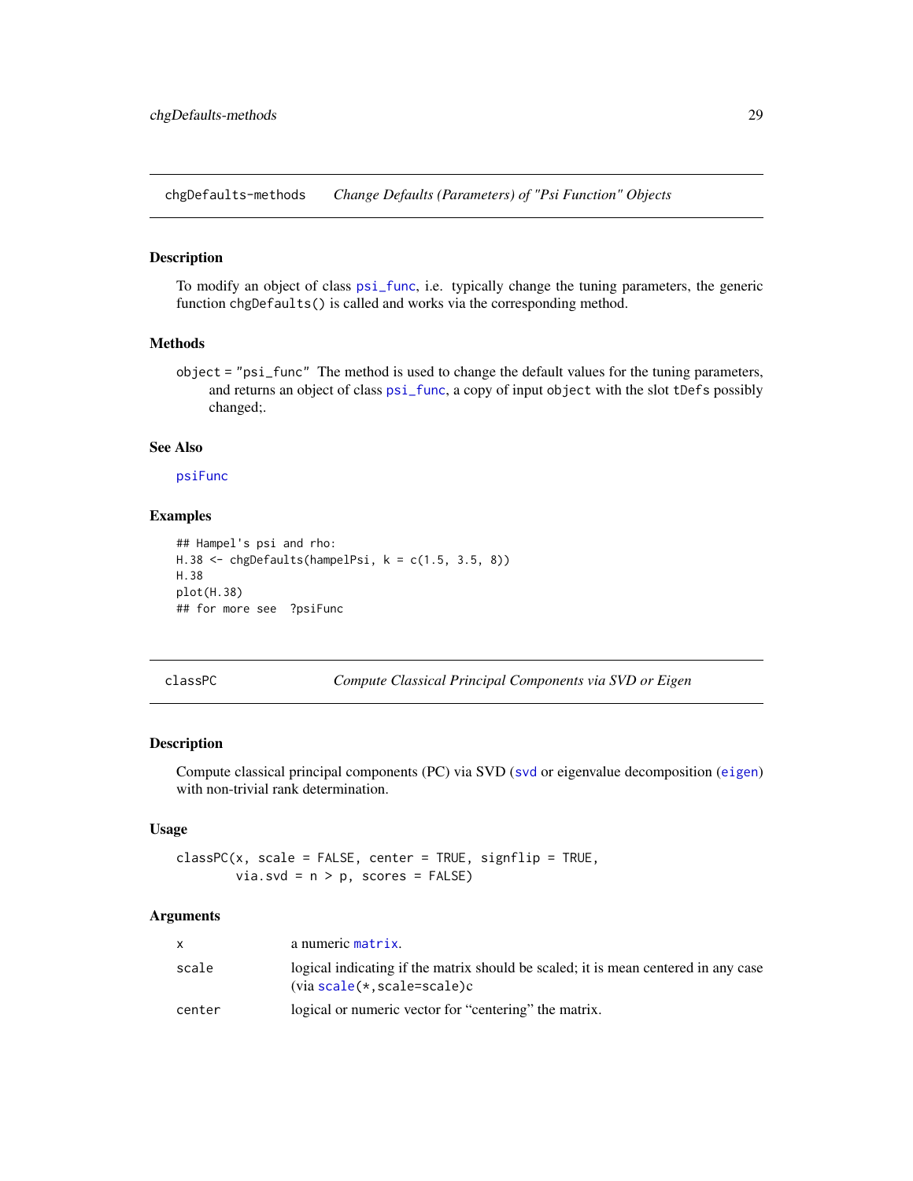## chgDefaults-methods *Change Defaults (Parameters) of "Psi Function" Objects*

### Description

To modify an object of class psi_func, i.e. typically change the tuning parameters, the generic function chgDefaults() is called and works via the corresponding method.

### Methods

object = "psi_func" The method is used to change the default values for the tuning parameters, and returns an object of class psi_func, a copy of input object with the slot tDefs possibly changed;.

### See Also

psiFunc

### Examples

```
## Hampel's psi and rho:
H.38 <- chgDefaults(hampelPsi, k = c(1.5, 3.5, 8))
H.38
plot(H.38)
## for more see  ?psiFunc
```

## classPC *Compute Classical Principal Components via SVD or Eigen*

### Description

Compute classical principal components (PC) via SVD (svd or eigenvalue decomposition (eigen) with non-trivial rank determination.

### Usage

```
classPC(x, scale = FALSE, center = TRUE, signflip = TRUE,
        via.svd = n > p, scores = FALSE)
```

### Arguments

| | |
|---|---|
| x | a numeric matrix. |
| scale | logical indicating if the matrix should be scaled; it is mean centered in any case (via scale(*,scale=scale)c |
| center | logical or numeric vector for “centering” the matrix. |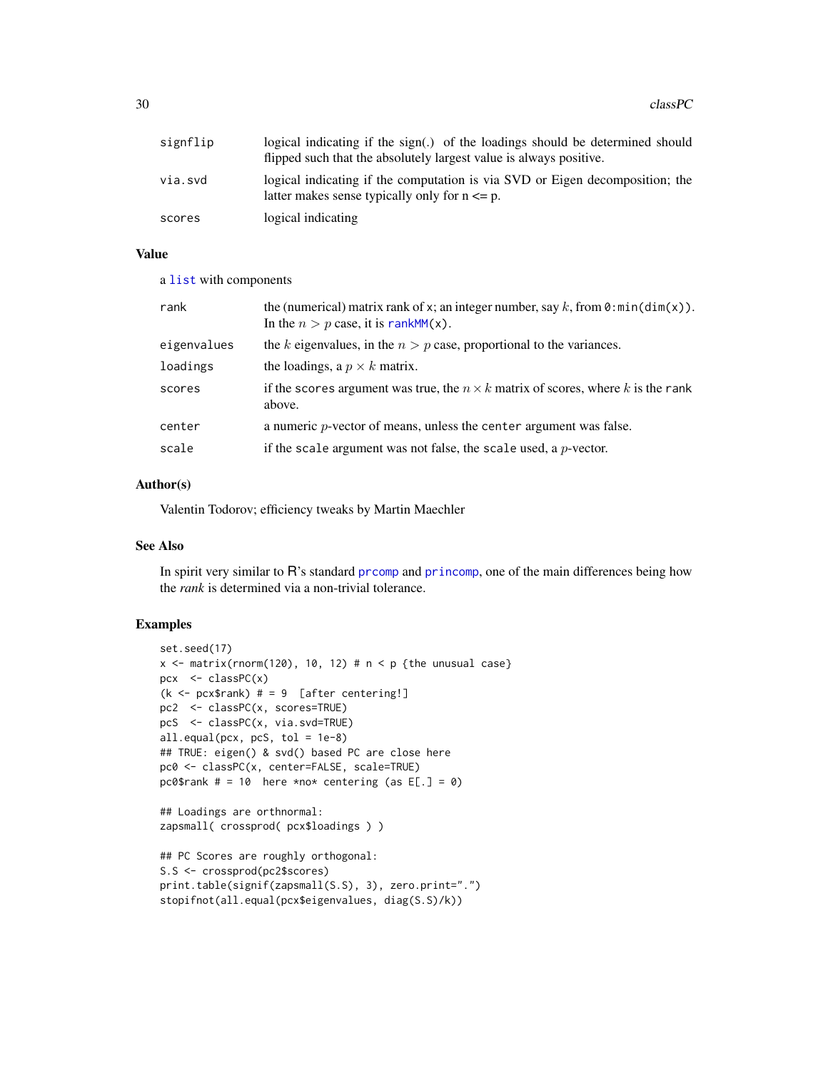| | |
|---|---|
| signflip | logical indicating if the sign(.) of the loadings should be determined should flipped such that the absolutely largest value is always positive. |
| via.svd | logical indicating if the computation is via SVD or Eigen decomposition; the latter makes sense typically only for n <= p. |
| scores | logical indicating |

## Value

a list with components

| | |
|---|---|
| rank | the (numerical) matrix rank of x; an integer number, say $k$, from 0:min(dim(x)). In the $n > p$ case, it is rankMM(x). |
| eigenvalues | the $k$ eigenvalues, in the $n > p$ case, proportional to the variances. |
| loadings | the loadings, a $p \times k$ matrix. |
| scores | if the scores argument was true, the $n \times k$ matrix of scores, where $k$ is the rank above. |
| center | a numeric $p$-vector of means, unless the center argument was false. |
| scale | if the scale argument was not false, the scale used, a $p$-vector. |

## Author(s)

Valentin Todorov; efficiency tweaks by Martin Maechler

## See Also

In spirit very similar to R's standard prcomp and princomp, one of the main differences being how the *rank* is determined via a non-trivial tolerance.

## Examples

```
set.seed(17)
x <- matrix(rnorm(120), 10, 12) # n < p {the unusual case}
pcx  <- classPC(x)
(k <- pcx$rank) # = 9  [after centering!]
pc2  <- classPC(x, scores=TRUE)
pcS  <- classPC(x, via.svd=TRUE)
all.equal(pcx, pcS, tol = 1e-8)
## TRUE: eigen() & svd() based PC are close here
pc0 <- classPC(x, center=FALSE, scale=TRUE)
pc0$rank # = 10  here *no* centering (as E[.] = 0)

## Loadings are orthnormal:
zapsmall( crossprod( pcx$loadings ) )

## PC Scores are roughly orthogonal:
S.S <- crossprod(pc2$scores)
print.table(signif(zapsmall(S.S), 3), zero.print=".")
stopifnot(all.equal(pcx$eigenvalues, diag(S.S)/k))
```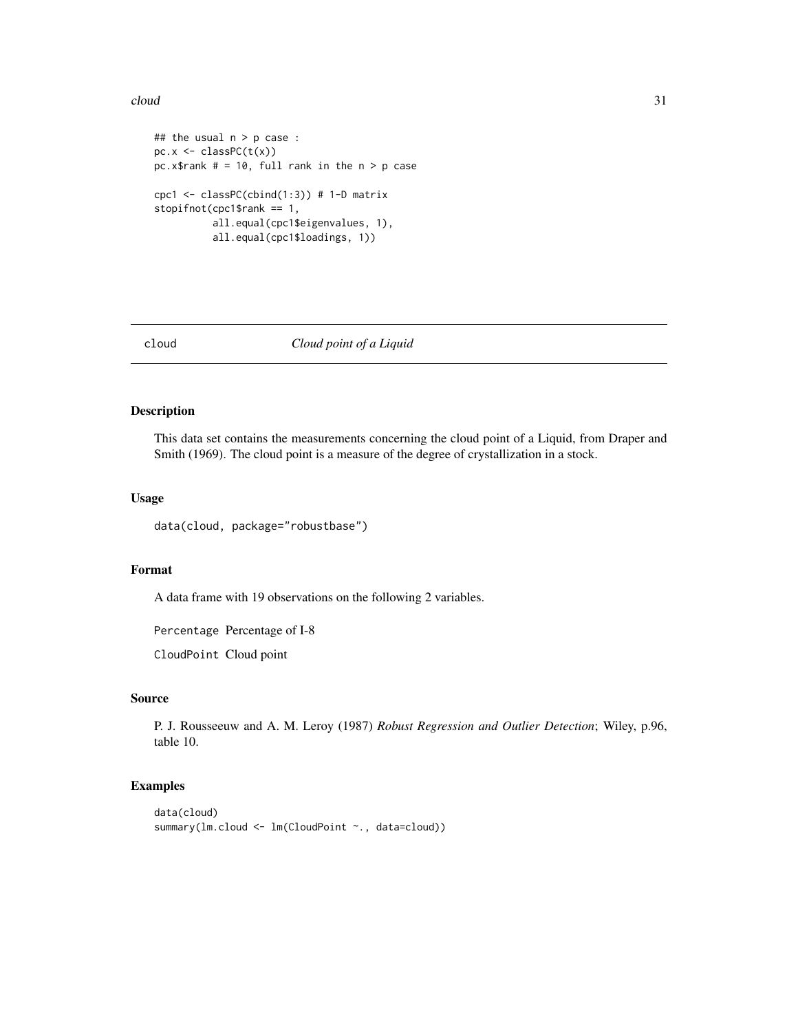```
## the usual n > p case :
pc.x <- classPC(t(x))
pc.x$rank # = 10, full rank in the n > p case

cpc1 <- classPC(cbind(1:3)) # 1-D matrix
stopifnot(cpc1$rank == 1,
          all.equal(cpc1$eigenvalues, 1),
          all.equal(cpc1$loadings, 1))
```

---

## cloud — *Cloud point of a Liquid*

---

### Description

This data set contains the measurements concerning the cloud point of a Liquid, from Draper and Smith (1969). The cloud point is a measure of the degree of crystallization in a stock.

### Usage

```
data(cloud, package="robustbase")
```

### Format

A data frame with 19 observations on the following 2 variables.

`Percentage` Percentage of I-8

`CloudPoint` Cloud point

### Source

P. J. Rousseeuw and A. M. Leroy (1987) *Robust Regression and Outlier Detection*; Wiley, p.96, table 10.

### Examples

```
data(cloud)
summary(lm.cloud <- lm(CloudPoint ~., data=cloud))
```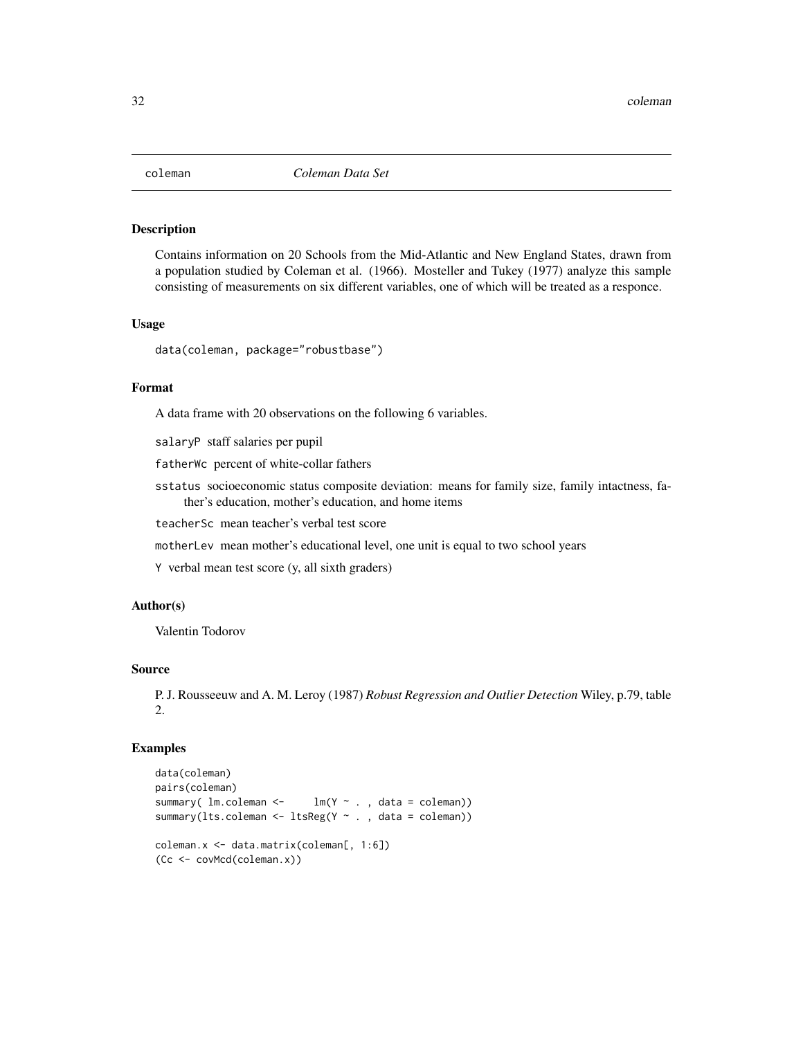## coleman *Coleman Data Set*

### Description

Contains information on 20 Schools from the Mid-Atlantic and New England States, drawn from a population studied by Coleman et al. (1966). Mosteller and Tukey (1977) analyze this sample consisting of measurements on six different variables, one of which will be treated as a responce.

### Usage

```
data(coleman, package="robustbase")
```

### Format

A data frame with 20 observations on the following 6 variables.

`salaryP` staff salaries per pupil

`fatherWc` percent of white-collar fathers

`sstatus` socioeconomic status composite deviation: means for family size, family intactness, father's education, mother's education, and home items

`teacherSc` mean teacher's verbal test score

`motherLev` mean mother's educational level, one unit is equal to two school years

`Y` verbal mean test score (y, all sixth graders)

### Author(s)

Valentin Todorov

### Source

P. J. Rousseeuw and A. M. Leroy (1987) *Robust Regression and Outlier Detection* Wiley, p.79, table 2.

### Examples

```
data(coleman)
pairs(coleman)
summary( lm.coleman <-     lm(Y ~ . , data = coleman))
summary(lts.coleman <- ltsReg(Y ~ . , data = coleman))

coleman.x <- data.matrix(coleman[, 1:6])
(Cc <- covMcd(coleman.x))
```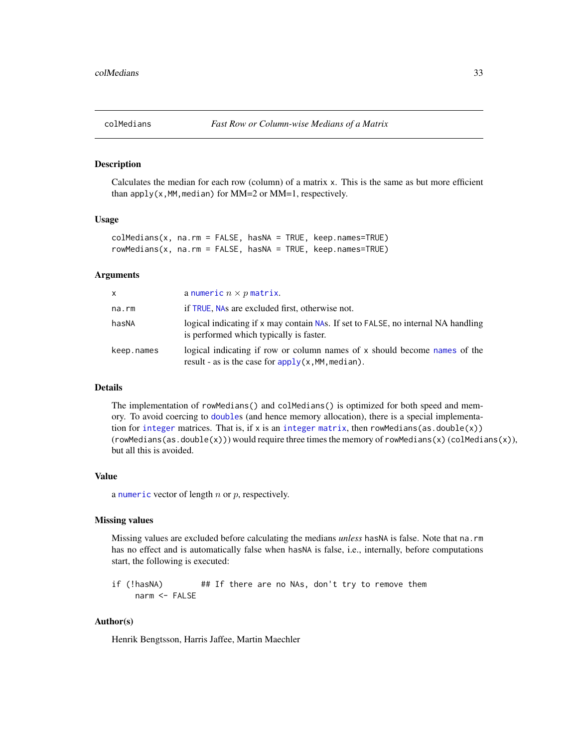# colMedians — *Fast Row or Column-wise Medians of a Matrix*

## Description

Calculates the median for each row (column) of a matrix x. This is the same as but more efficient than `apply(x,MM,median)` for MM=2 or MM=1, respectively.

## Usage

```
colMedians(x, na.rm = FALSE, hasNA = TRUE, keep.names=TRUE)
rowMedians(x, na.rm = FALSE, hasNA = TRUE, keep.names=TRUE)
```

## Arguments

| | |
|---|---|
| `x` | a numeric $n \times p$ matrix. |
| `na.rm` | if TRUE, NAs are excluded first, otherwise not. |
| `hasNA` | logical indicating if x may contain NAs. If set to FALSE, no internal NA handling is performed which typically is faster. |
| `keep.names` | logical indicating if row or column names of x should become names of the result - as is the case for `apply(x,MM,median)`. |

## Details

The implementation of `rowMedians()` and `colMedians()` is optimized for both speed and memory. To avoid coercing to doubles (and hence memory allocation), there is a special implementation for integer matrices. That is, if x is an integer matrix, then `rowMedians(as.double(x))` (`rowMedians(as.double(x))`) would require three times the memory of `rowMedians(x)` (`colMedians(x)`), but all this is avoided.

## Value

a numeric vector of length $n$ or $p$, respectively.

## Missing values

Missing values are excluded before calculating the medians *unless* hasNA is false. Note that na.rm has no effect and is automatically false when hasNA is false, i.e., internally, before computations start, the following is executed:

```
if (!hasNA)        ## If there are no NAs, don't try to remove them
     narm <- FALSE
```

## Author(s)

Henrik Bengtsson, Harris Jaffee, Martin Maechler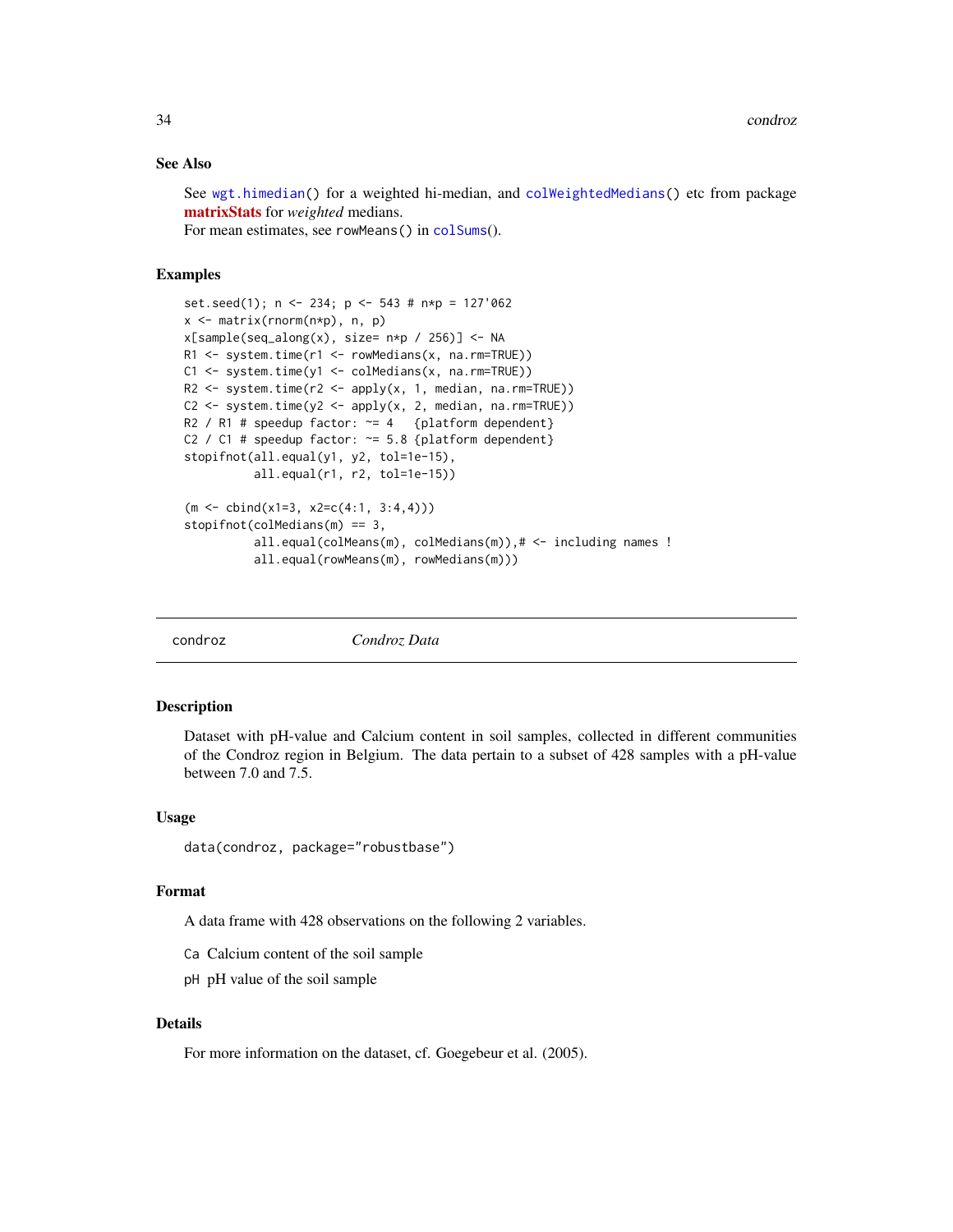### See Also

See `wgt.himedian()` for a weighted hi-median, and `colWeightedMedians()` etc from package **matrixStats** for *weighted* medians.
For mean estimates, see `rowMeans()` in `colSums()`.

### Examples

```
set.seed(1); n <- 234; p <- 543 # n*p = 127'062
x <- matrix(rnorm(n*p), n, p)
x[sample(seq_along(x), size= n*p / 256)] <- NA
R1 <- system.time(r1 <- rowMedians(x, na.rm=TRUE))
C1 <- system.time(y1 <- colMedians(x, na.rm=TRUE))
R2 <- system.time(r2 <- apply(x, 1, median, na.rm=TRUE))
C2 <- system.time(y2 <- apply(x, 2, median, na.rm=TRUE))
R2 / R1 # speedup factor: ~= 4   {platform dependent}
C2 / C1 # speedup factor: ~= 5.8 {platform dependent}
stopifnot(all.equal(y1, y2, tol=1e-15),
          all.equal(r1, r2, tol=1e-15))

(m <- cbind(x1=3, x2=c(4:1, 3:4,4)))
stopifnot(colMedians(m) == 3,
          all.equal(colMeans(m), colMedians(m)),# <- including names !
          all.equal(rowMeans(m), rowMedians(m)))
```

---

## condroz — *Condroz Data*

### Description

Dataset with pH-value and Calcium content in soil samples, collected in different communities of the Condroz region in Belgium. The data pertain to a subset of 428 samples with a pH-value between 7.0 and 7.5.

### Usage

```
data(condroz, package="robustbase")
```

### Format

A data frame with 428 observations on the following 2 variables.

- `Ca` Calcium content of the soil sample
- `pH` pH value of the soil sample

### Details

For more information on the dataset, cf. Goegebeur et al. (2005).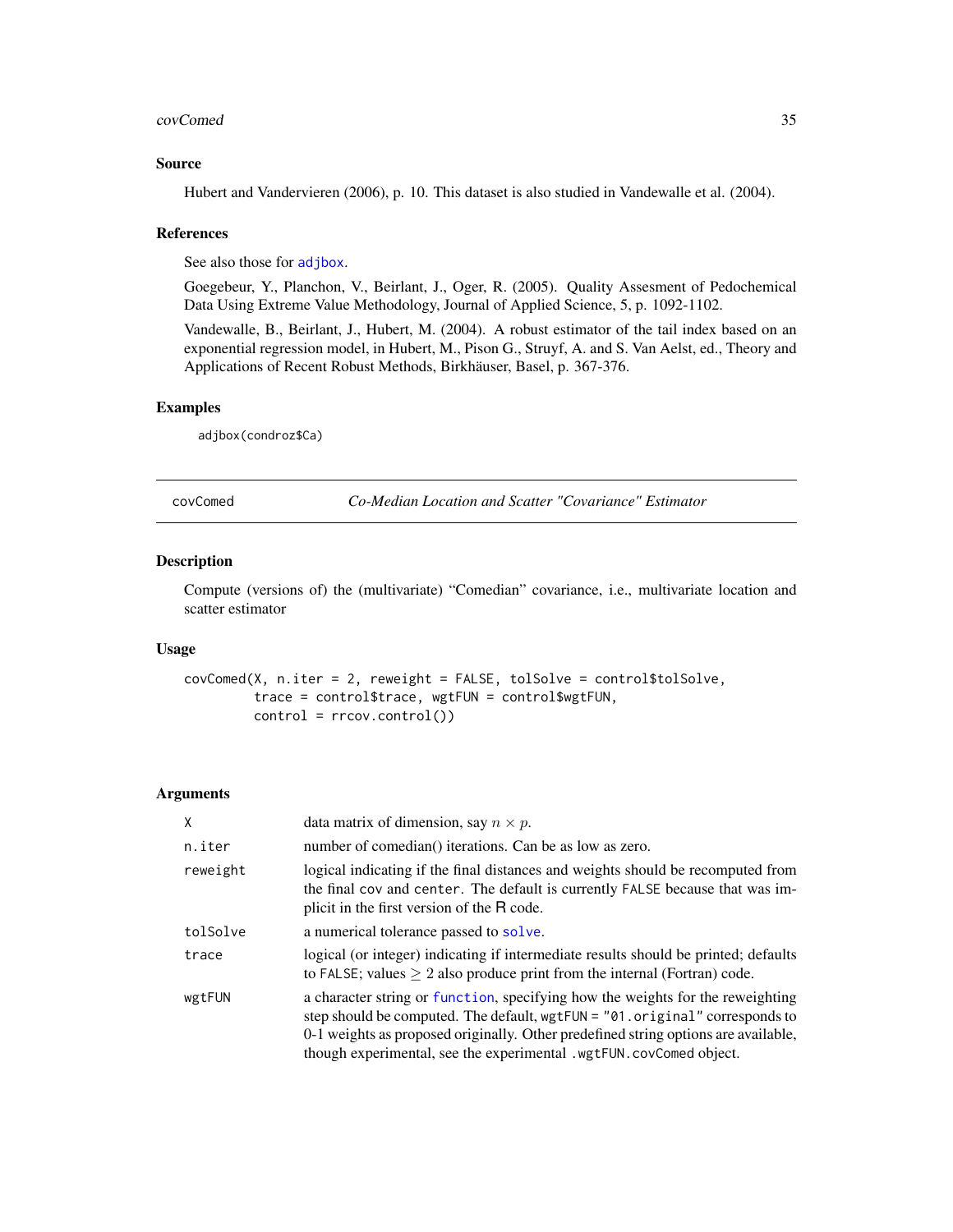### Source

Hubert and Vandervieren (2006), p. 10. This dataset is also studied in Vandewalle et al. (2004).

### References

See also those for adjbox.

Goegebeur, Y., Planchon, V., Beirlant, J., Oger, R. (2005). Quality Assesment of Pedochemical Data Using Extreme Value Methodology, Journal of Applied Science, 5, p. 1092-1102.

Vandewalle, B., Beirlant, J., Hubert, M. (2004). A robust estimator of the tail index based on an exponential regression model, in Hubert, M., Pison G., Struyf, A. and S. Van Aelst, ed., Theory and Applications of Recent Robust Methods, Birkhäuser, Basel, p. 367-376.

### Examples

```
adjbox(condroz$Ca)
```

---

## covComed    *Co-Median Location and Scatter "Covariance" Estimator*

### Description

Compute (versions of) the (multivariate) "Comedian" covariance, i.e., multivariate location and scatter estimator

### Usage

```
covComed(X, n.iter = 2, reweight = FALSE, tolSolve = control$tolSolve,
         trace = control$trace, wgtFUN = control$wgtFUN,
         control = rrcov.control())
```

### Arguments

| | |
|---|---|
| X | data matrix of dimension, say $n \times p$. |
| n.iter | number of comedian() iterations. Can be as low as zero. |
| reweight | logical indicating if the final distances and weights should be recomputed from the final cov and center. The default is currently FALSE because that was implicit in the first version of the R code. |
| tolSolve | a numerical tolerance passed to solve. |
| trace | logical (or integer) indicating if intermediate results should be printed; defaults to FALSE; values $\geq 2$ also produce print from the internal (Fortran) code. |
| wgtFUN | a character string or function, specifying how the weights for the reweighting step should be computed. The default, wgtFUN = "01.original" corresponds to 0-1 weights as proposed originally. Other predefined string options are available, though experimental, see the experimental .wgtFUN.covComed object. |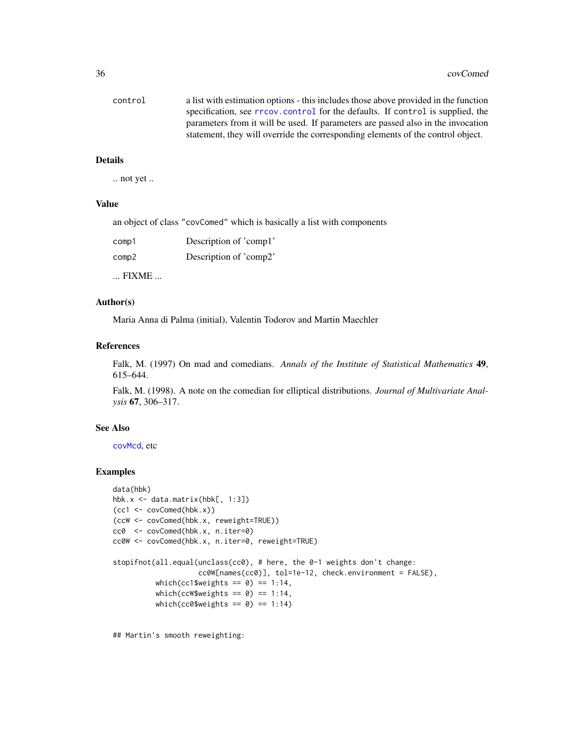| | |
|---|---|
| control | a list with estimation options - this includes those above provided in the function specification, see rrcov.control for the defaults. If control is supplied, the parameters from it will be used. If parameters are passed also in the invocation statement, they will override the corresponding elements of the control object. |

### Details

.. not yet ..

### Value

an object of class "covComed" which is basically a list with components

| | |
|---|---|
| comp1 | Description of 'comp1' |
| comp2 | Description of 'comp2' |

... FIXME ...

### Author(s)

Maria Anna di Palma (initial), Valentin Todorov and Martin Maechler

### References

Falk, M. (1997) On mad and comedians. *Annals of the Institute of Statistical Mathematics* **49**, 615–644.

Falk, M. (1998). A note on the comedian for elliptical distributions. *Journal of Multivariate Analysis* **67**, 306–317.

### See Also

covMcd, etc

### Examples

```
data(hbk)
hbk.x <- data.matrix(hbk[, 1:3])
(cc1 <- covComed(hbk.x))
(ccW <- covComed(hbk.x, reweight=TRUE))
cc0  <- covComed(hbk.x, n.iter=0)
cc0W <- covComed(hbk.x, n.iter=0, reweight=TRUE)

stopifnot(all.equal(unclass(cc0), # here, the 0-1 weights don't change:
                    cc0W[names(cc0)], tol=1e-12, check.environment = FALSE),
          which(cc1$weights == 0) == 1:14,
          which(ccW$weights == 0) == 1:14,
          which(cc0$weights == 0) == 1:14)


## Martin's smooth reweighting:
```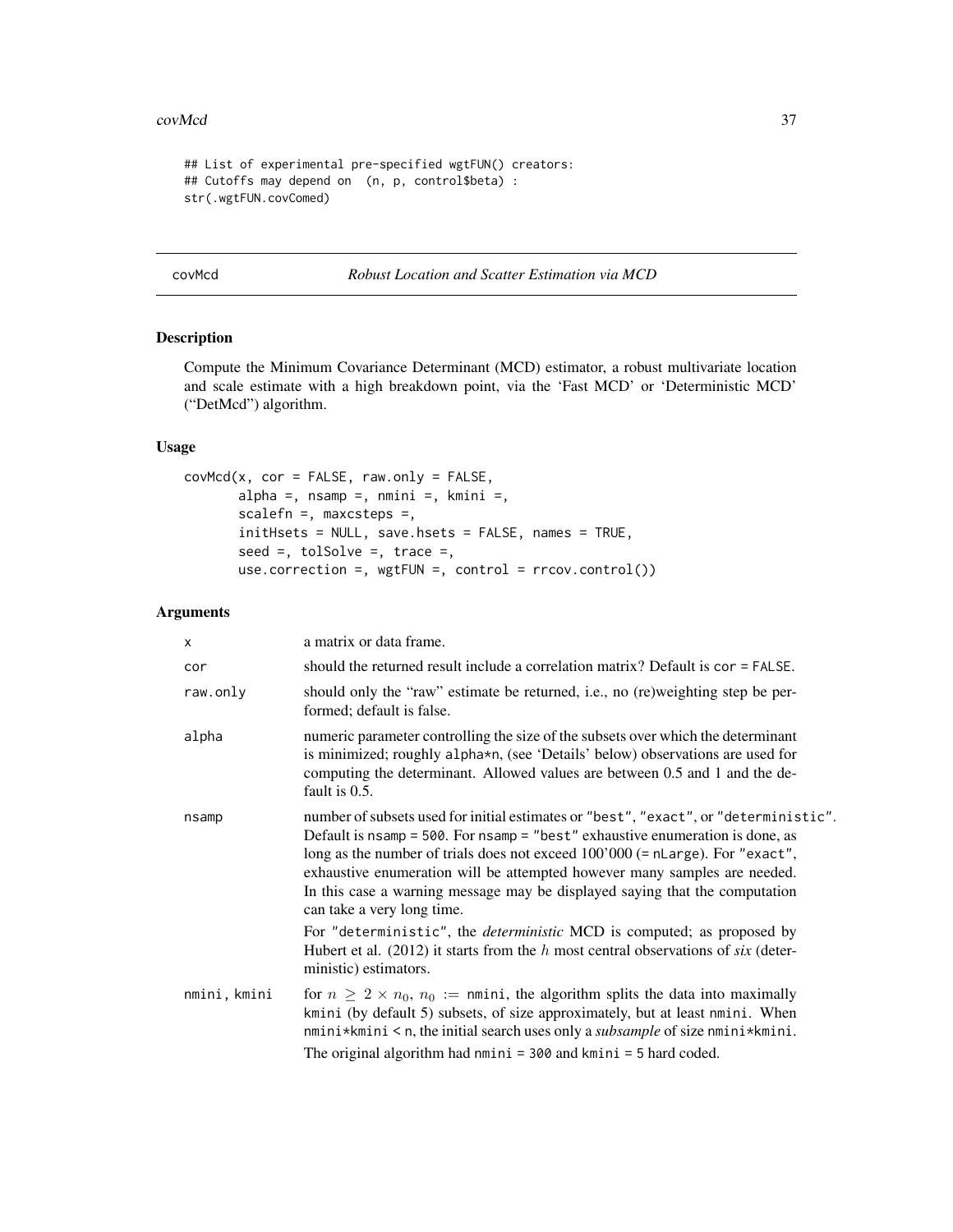```
## List of experimental pre-specified wgtFUN() creators:
## Cutoffs may depend on  (n, p, control$beta) :
str(.wgtFUN.covComed)
```

---

covMcd *Robust Location and Scatter Estimation via MCD*

---

## Description

Compute the Minimum Covariance Determinant (MCD) estimator, a robust multivariate location and scale estimate with a high breakdown point, via the 'Fast MCD' or 'Deterministic MCD' ("DetMcd") algorithm.

## Usage

```
covMcd(x, cor = FALSE, raw.only = FALSE,
       alpha =, nsamp =, nmini =, kmini =,
       scalefn =, maxcsteps =,
       initHsets = NULL, save.hsets = FALSE, names = TRUE,
       seed =, tolSolve =, trace =,
       use.correction =, wgtFUN =, control = rrcov.control())
```

## Arguments

| | |
|---|---|
| x | a matrix or data frame. |
| cor | should the returned result include a correlation matrix? Default is cor = FALSE. |
| raw.only | should only the "raw" estimate be returned, i.e., no (re)weighting step be performed; default is false. |
| alpha | numeric parameter controlling the size of the subsets over which the determinant is minimized; roughly alpha*n, (see 'Details' below) observations are used for computing the determinant. Allowed values are between 0.5 and 1 and the default is 0.5. |
| nsamp | number of subsets used for initial estimates or "best", "exact", or "deterministic". Default is nsamp = 500. For nsamp = "best" exhaustive enumeration is done, as long as the number of trials does not exceed 100'000 (= nLarge). For "exact", exhaustive enumeration will be attempted however many samples are needed. In this case a warning message may be displayed saying that the computation can take a very long time.<br><br>For "deterministic", the *deterministic* MCD is computed; as proposed by Hubert et al. (2012) it starts from the $h$ most central observations of *six* (deterministic) estimators. |
| nmini, kmini | for $n \geq 2 \times n_0$, $n_0 :=$ nmini, the algorithm splits the data into maximally kmini (by default 5) subsets, of size approximately, but at least nmini. When nmini*kmini < n, the initial search uses only a *subsample* of size nmini*kmini.<br><br>The original algorithm had nmini = 300 and kmini = 5 hard coded. |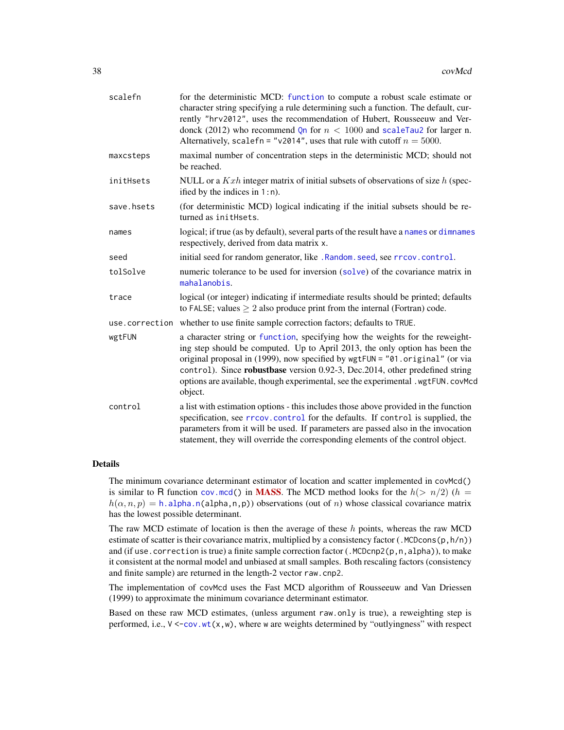| | |
|---|---|
| `scalefn` | for the deterministic MCD: `function` to compute a robust scale estimate or character string specifying a rule determining such a function. The default, currently `"hrv2012"`, uses the recommendation of Hubert, Rousseeuw and Verdonck (2012) who recommend `Qn` for $n < 1000$ and `scaleTau2` for larger n. Alternatively, `scalefn = "v2014"`, uses that rule with cutoff $n = 5000$. |
| `maxcsteps` | maximal number of concentration steps in the deterministic MCD; should not be reached. |
| `initHsets` | NULL or a $Kxh$ integer matrix of initial subsets of observations of size $h$ (specified by the indices in `1:n`). |
| `save.hsets` | (for deterministic MCD) logical indicating if the initial subsets should be returned as `initHsets`. |
| `names` | logical; if true (as by default), several parts of the result have a `names` or `dimnames` respectively, derived from data matrix `x`. |
| `seed` | initial seed for random generator, like `.Random.seed`, see `rrcov.control`. |
| `tolSolve` | numeric tolerance to be used for inversion (`solve`) of the covariance matrix in `mahalanobis`. |
| `trace` | logical (or integer) indicating if intermediate results should be printed; defaults to `FALSE`; values $\geq 2$ also produce print from the internal (Fortran) code. |
| `use.correction` | whether to use finite sample correction factors; defaults to `TRUE`. |
| `wgtFUN` | a character string or `function`, specifying how the weights for the reweighting step should be computed. Up to April 2013, the only option has been the original proposal in (1999), now specified by `wgtFUN = "01.original"` (or via `control`). Since **robustbase** version 0.92-3, Dec.2014, other predefined string options are available, though experimental, see the experimental `.wgtFUN.covMcd` object. |
| `control` | a list with estimation options - this includes those above provided in the function specification, see `rrcov.control` for the defaults. If `control` is supplied, the parameters from it will be used. If parameters are passed also in the invocation statement, they will override the corresponding elements of the control object. |

## Details

The minimum covariance determinant estimator of location and scatter implemented in `covMcd()` is similar to R function `cov.mcd()` in **MASS**. The MCD method looks for the $h(> n/2)$ ($h = h(\alpha, n, p) =$ `h.alpha.n(alpha,n,p)`) observations (out of $n$) whose classical covariance matrix has the lowest possible determinant.

The raw MCD estimate of location is then the average of these $h$ points, whereas the raw MCD estimate of scatter is their covariance matrix, multiplied by a consistency factor (`.MCDcons(p,h/n)`) and (if `use.correction` is true) a finite sample correction factor (`.MCDcnp2(p,n,alpha)`), to make it consistent at the normal model and unbiased at small samples. Both rescaling factors (consistency and finite sample) are returned in the length-2 vector `raw.cnp2`.

The implementation of `covMcd` uses the Fast MCD algorithm of Rousseeuw and Van Driessen (1999) to approximate the minimum covariance determinant estimator.

Based on these raw MCD estimates, (unless argument `raw.only` is true), a reweighting step is performed, i.e., `V <-cov.wt(x,w)`, where `w` are weights determined by "outlyingness" with respect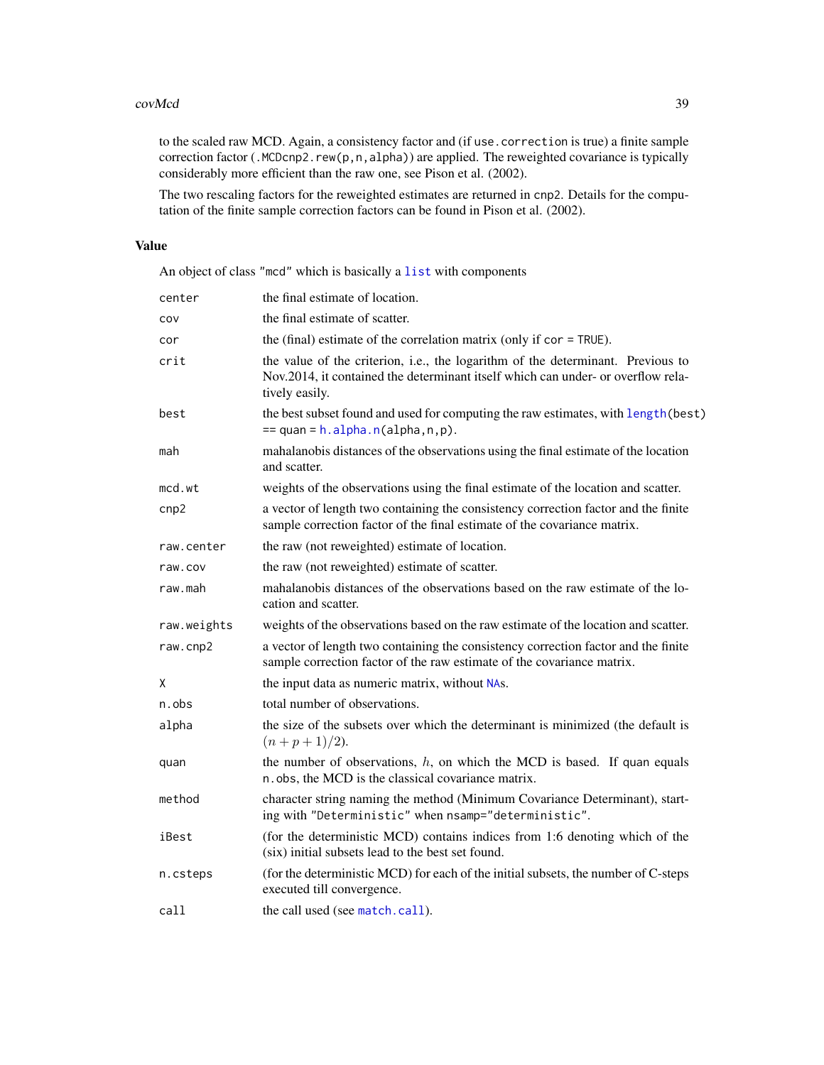to the scaled raw MCD. Again, a consistency factor and (if `use.correction` is true) a finite sample correction factor (`.MCDcnp2.rew(p,n,alpha)`) are applied. The reweighted covariance is typically considerably more efficient than the raw one, see Pison et al. (2002).

The two rescaling factors for the reweighted estimates are returned in `cnp2`. Details for the computation of the finite sample correction factors can be found in Pison et al. (2002).

## Value

An object of class `"mcd"` which is basically a `list` with components

| | |
|---|---|
| `center` | the final estimate of location. |
| `cov` | the final estimate of scatter. |
| `cor` | the (final) estimate of the correlation matrix (only if `cor = TRUE`). |
| `crit` | the value of the criterion, i.e., the logarithm of the determinant. Previous to Nov.2014, it contained the determinant itself which can under- or overflow relatively easily. |
| `best` | the best subset found and used for computing the raw estimates, with `length(best) == quan = h.alpha.n(alpha,n,p)`. |
| `mah` | mahalanobis distances of the observations using the final estimate of the location and scatter. |
| `mcd.wt` | weights of the observations using the final estimate of the location and scatter. |
| `cnp2` | a vector of length two containing the consistency correction factor and the finite sample correction factor of the final estimate of the covariance matrix. |
| `raw.center` | the raw (not reweighted) estimate of location. |
| `raw.cov` | the raw (not reweighted) estimate of scatter. |
| `raw.mah` | mahalanobis distances of the observations based on the raw estimate of the location and scatter. |
| `raw.weights` | weights of the observations based on the raw estimate of the location and scatter. |
| `raw.cnp2` | a vector of length two containing the consistency correction factor and the finite sample correction factor of the raw estimate of the covariance matrix. |
| `X` | the input data as numeric matrix, without `NA`s. |
| `n.obs` | total number of observations. |
| `alpha` | the size of the subsets over which the determinant is minimized (the default is $(n + p + 1)/2$). |
| `quan` | the number of observations, $h$, on which the MCD is based. If `quan` equals `n.obs`, the MCD is the classical covariance matrix. |
| `method` | character string naming the method (Minimum Covariance Determinant), starting with `"Deterministic"` when `nsamp="deterministic"`. |
| `iBest` | (for the deterministic MCD) contains indices from 1:6 denoting which of the (six) initial subsets lead to the best set found. |
| `n.csteps` | (for the deterministic MCD) for each of the initial subsets, the number of C-steps executed till convergence. |
| `call` | the call used (see `match.call`). |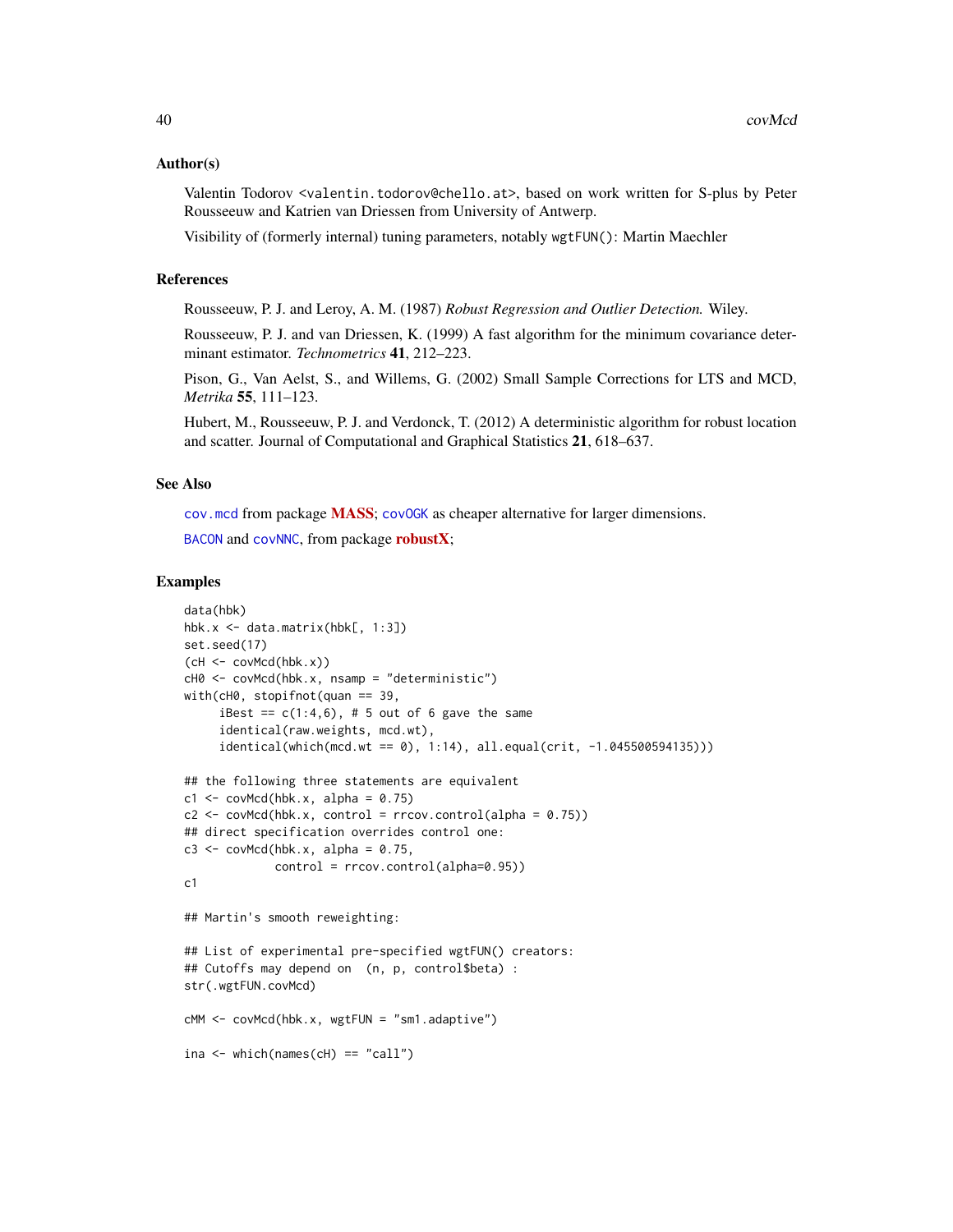### Author(s)

Valentin Todorov <valentin.todorov@chello.at>, based on work written for S-plus by Peter Rousseeuw and Katrien van Driessen from University of Antwerp.

Visibility of (formerly internal) tuning parameters, notably `wgtFUN()`: Martin Maechler

### References

Rousseeuw, P. J. and Leroy, A. M. (1987) *Robust Regression and Outlier Detection.* Wiley.

Rousseeuw, P. J. and van Driessen, K. (1999) A fast algorithm for the minimum covariance determinant estimator. *Technometrics* **41**, 212–223.

Pison, G., Van Aelst, S., and Willems, G. (2002) Small Sample Corrections for LTS and MCD, *Metrika* **55**, 111–123.

Hubert, M., Rousseeuw, P. J. and Verdonck, T. (2012) A deterministic algorithm for robust location and scatter. Journal of Computational and Graphical Statistics **21**, 618–637.

### See Also

`cov.mcd` from package **MASS**; `covOGK` as cheaper alternative for larger dimensions.

`BACON` and `covNNC`, from package **robustX**;

### Examples

```
data(hbk)
hbk.x <- data.matrix(hbk[, 1:3])
set.seed(17)
(cH <- covMcd(hbk.x))
cH0 <- covMcd(hbk.x, nsamp = "deterministic")
with(cH0, stopifnot(quan == 39,
     iBest == c(1:4,6), # 5 out of 6 gave the same
     identical(raw.weights, mcd.wt),
     identical(which(mcd.wt == 0), 1:14), all.equal(crit, -1.045500594135)))

## the following three statements are equivalent
c1 <- covMcd(hbk.x, alpha = 0.75)
c2 <- covMcd(hbk.x, control = rrcov.control(alpha = 0.75))
## direct specification overrides control one:
c3 <- covMcd(hbk.x, alpha = 0.75,
             control = rrcov.control(alpha=0.95))
c1

## Martin's smooth reweighting:

## List of experimental pre-specified wgtFUN() creators:
## Cutoffs may depend on  (n, p, control$beta) :
str(.wgtFUN.covMcd)

cMM <- covMcd(hbk.x, wgtFUN = "sm1.adaptive")

ina <- which(names(cH) == "call")
```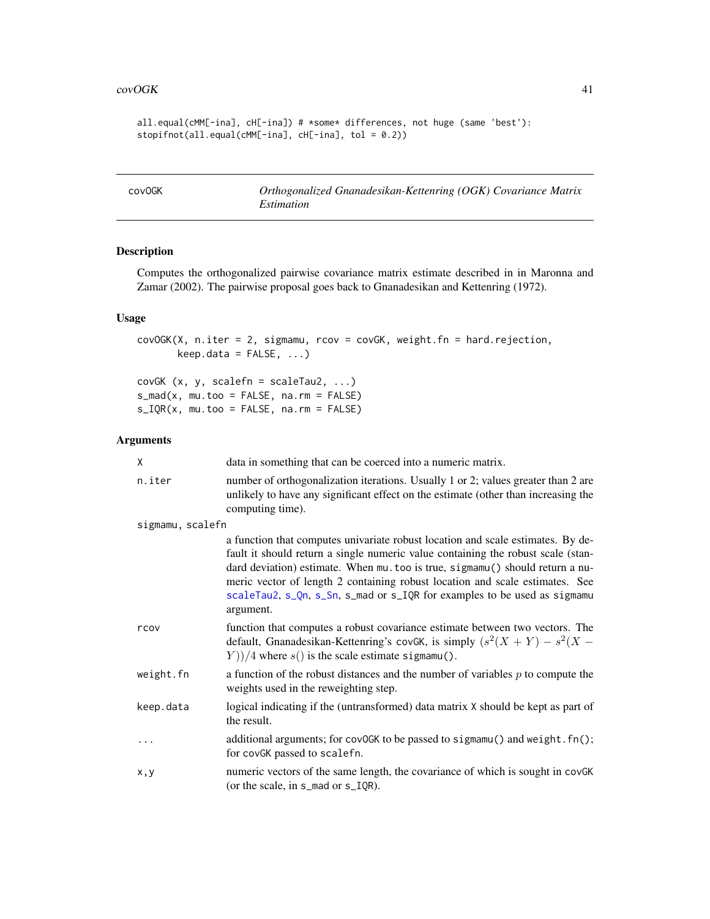```
all.equal(cMM[-ina], cH[-ina]) # *some* differences, not huge (same 'best'):
stopifnot(all.equal(cMM[-ina], cH[-ina], tol = 0.2))
```

---

## covOGK — *Orthogonalized Gnanadesikan-Kettenring (OGK) Covariance Matrix Estimation*

---

### Description

Computes the orthogonalized pairwise covariance matrix estimate described in in Maronna and Zamar (2002). The pairwise proposal goes back to Gnanadesikan and Kettenring (1972).

### Usage

```
covOGK(X, n.iter = 2, sigmamu, rcov = covGK, weight.fn = hard.rejection,
       keep.data = FALSE, ...)

covGK (x, y, scalefn = scaleTau2, ...)
s_mad(x, mu.too = FALSE, na.rm = FALSE)
s_IQR(x, mu.too = FALSE, na.rm = FALSE)
```

### Arguments

| | |
|---|---|
| `X` | data in something that can be coerced into a numeric matrix. |
| `n.iter` | number of orthogonalization iterations. Usually 1 or 2; values greater than 2 are unlikely to have any significant effect on the estimate (other than increasing the computing time). |
| `sigmamu, scalefn` | a function that computes univariate robust location and scale estimates. By default it should return a single numeric value containing the robust scale (standard deviation) estimate. When `mu.too` is true, `sigmamu()` should return a numeric vector of length 2 containing robust location and scale estimates. See `scaleTau2`, `s_Qn`, `s_Sn`, `s_mad` or `s_IQR` for examples to be used as `sigmamu` argument. |
| `rcov` | function that computes a robust covariance estimate between two vectors. The default, Gnanadesikan-Kettenring's `covGK`, is simply $(s^2(X+Y) - s^2(X-Y))/4$ where $s()$ is the scale estimate `sigmamu()`. |
| `weight.fn` | a function of the robust distances and the number of variables $p$ to compute the weights used in the reweighting step. |
| `keep.data` | logical indicating if the (untransformed) data matrix `X` should be kept as part of the result. |
| `...` | additional arguments; for `covOGK` to be passed to `sigmamu()` and `weight.fn()`; for `covGK` passed to `scalefn`. |
| `x,y` | numeric vectors of the same length, the covariance of which is sought in `covGK` (or the scale, in `s_mad` or `s_IQR`). |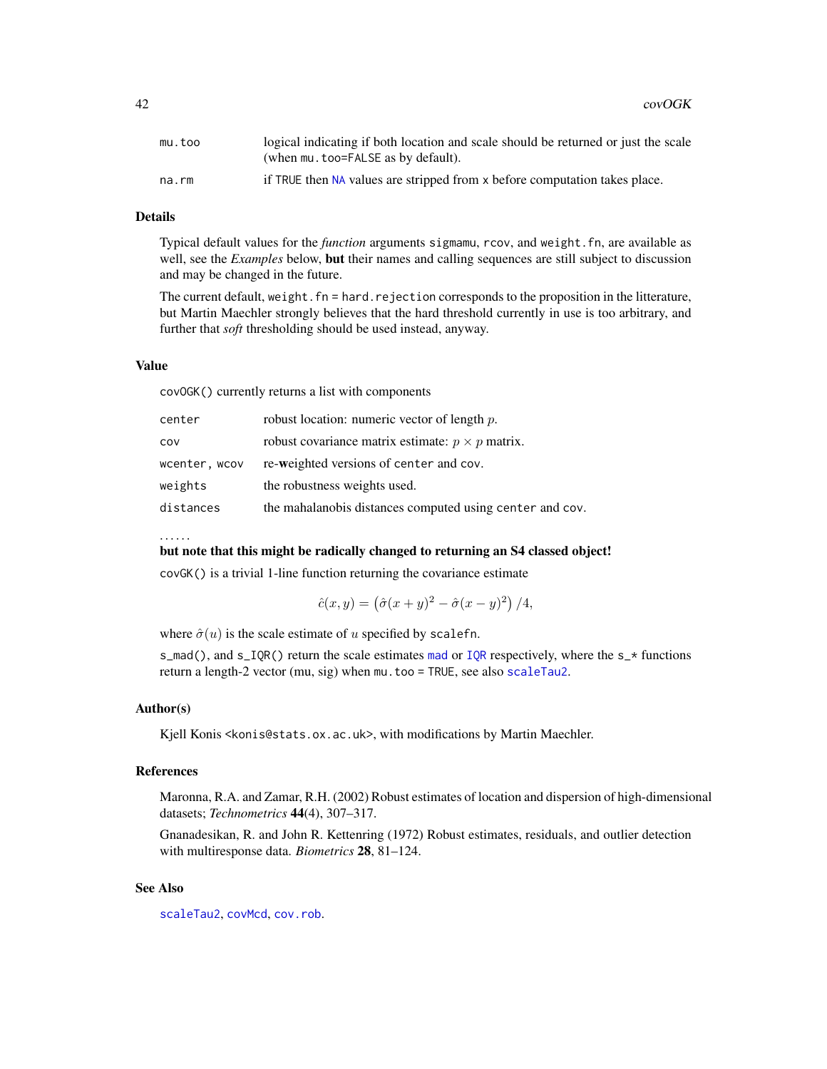| | |
|---|---|
| mu.too | logical indicating if both location and scale should be returned or just the scale (when mu.too=FALSE as by default). |
| na.rm | if TRUE then NA values are stripped from x before computation takes place. |

## Details

Typical default values for the *function* arguments sigmamu, rcov, and weight.fn, are available as well, see the *Examples* below, **but** their names and calling sequences are still subject to discussion and may be changed in the future.

The current default, weight.fn = hard.rejection corresponds to the proposition in the litterature, but Martin Maechler strongly believes that the hard threshold currently in use is too arbitrary, and further that *soft* thresholding should be used instead, anyway.

## Value

covOGK() currently returns a list with components

| | |
|---|---|
| center | robust location: numeric vector of length $p$. |
| cov | robust covariance matrix estimate: $p \times p$ matrix. |
| wcenter, wcov | re-**w**eighted versions of center and cov. |
| weights | the robustness weights used. |
| distances | the mahalanobis distances computed using center and cov. |

......

**but note that this might be radically changed to returning an S4 classed object!**

covGK() is a trivial 1-line function returning the covariance estimate

$$\hat{c}(x, y) = \left(\hat{\sigma}(x + y)^2 - \hat{\sigma}(x - y)^2\right)/4,$$

where $\hat{\sigma}(u)$ is the scale estimate of $u$ specified by scalefn.

s_mad(), and s_IQR() return the scale estimates mad or IQR respectively, where the s_* functions return a length-2 vector (mu, sig) when mu.too = TRUE, see also scaleTau2.

## Author(s)

Kjell Konis <konis@stats.ox.ac.uk>, with modifications by Martin Maechler.

## References

Maronna, R.A. and Zamar, R.H. (2002) Robust estimates of location and dispersion of high-dimensional datasets; *Technometrics* **44**(4), 307–317.

Gnanadesikan, R. and John R. Kettenring (1972) Robust estimates, residuals, and outlier detection with multiresponse data. *Biometrics* **28**, 81–124.

## See Also

scaleTau2, covMcd, cov.rob.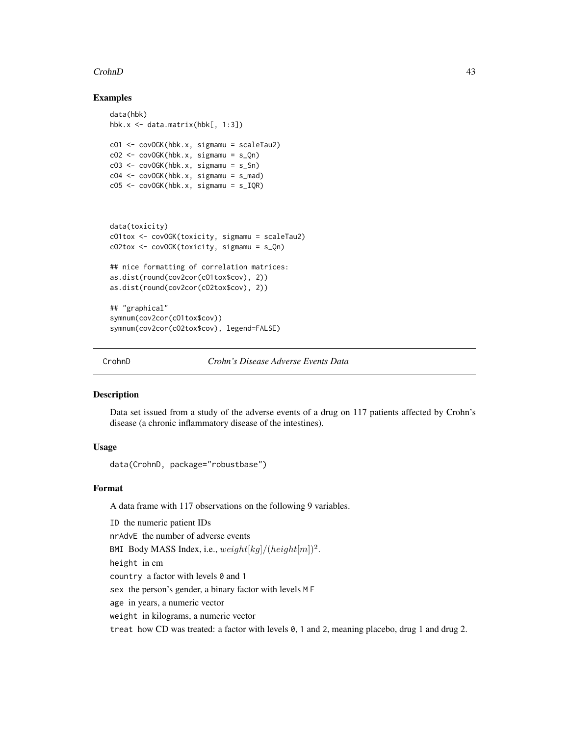## Examples

```
data(hbk)
hbk.x <- data.matrix(hbk[, 1:3])

cO1 <- covOGK(hbk.x, sigmamu = scaleTau2)
cO2 <- covOGK(hbk.x, sigmamu = s_Qn)
cO3 <- covOGK(hbk.x, sigmamu = s_Sn)
cO4 <- covOGK(hbk.x, sigmamu = s_mad)
cO5 <- covOGK(hbk.x, sigmamu = s_IQR)



data(toxicity)
cO1tox <- covOGK(toxicity, sigmamu = scaleTau2)
cO2tox <- covOGK(toxicity, sigmamu = s_Qn)

## nice formatting of correlation matrices:
as.dist(round(cov2cor(cO1tox$cov), 2))
as.dist(round(cov2cor(cO2tox$cov), 2))

## "graphical"
symnum(cov2cor(cO1tox$cov))
symnum(cov2cor(cO2tox$cov), legend=FALSE)
```

---

# CrohnD *Crohn's Disease Adverse Events Data*

## Description

Data set issued from a study of the adverse events of a drug on 117 patients affected by Crohn's disease (a chronic inflammatory disease of the intestines).

## Usage

```
data(CrohnD, package="robustbase")
```

## Format

A data frame with 117 observations on the following 9 variables.

`ID` the numeric patient IDs

`nrAdvE` the number of adverse events

`BMI` Body MASS Index, i.e., $weight[kg]/(height[m])^2$.

`height` in cm

`country` a factor with levels `0` and `1`

`sex` the person's gender, a binary factor with levels `M` `F`

`age` in years, a numeric vector

`weight` in kilograms, a numeric vector

`treat` how CD was treated: a factor with levels `0`, `1` and `2`, meaning placebo, drug 1 and drug 2.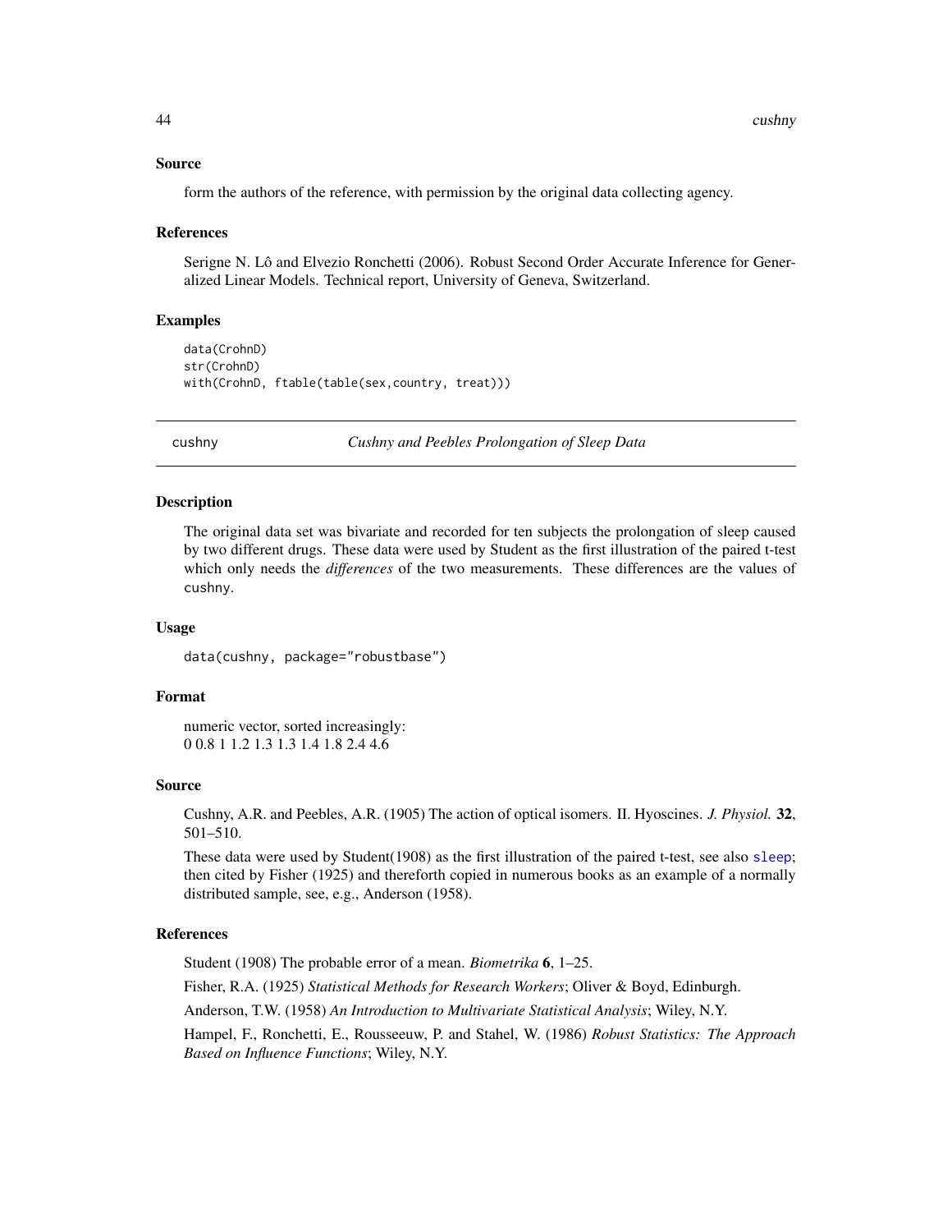### Source

form the authors of the reference, with permission by the original data collecting agency.

### References

Serigne N. Lô and Elvezio Ronchetti (2006). Robust Second Order Accurate Inference for Generalized Linear Models. Technical report, University of Geneva, Switzerland.

### Examples

```
data(CrohnD)
str(CrohnD)
with(CrohnD, ftable(table(sex,country, treat)))
```

---

## cushny — *Cushny and Peebles Prolongation of Sleep Data*

### Description

The original data set was bivariate and recorded for ten subjects the prolongation of sleep caused by two different drugs. These data were used by Student as the first illustration of the paired t-test which only needs the *differences* of the two measurements. These differences are the values of `cushny`.

### Usage

```
data(cushny, package="robustbase")
```

### Format

numeric vector, sorted increasingly:
0 0.8 1 1.2 1.3 1.3 1.4 1.8 2.4 4.6

### Source

Cushny, A.R. and Peebles, A.R. (1905) The action of optical isomers. II. Hyoscines. *J. Physiol.* **32**, 501–510.

These data were used by Student(1908) as the first illustration of the paired t-test, see also `sleep`; then cited by Fisher (1925) and thereforth copied in numerous books as an example of a normally distributed sample, see, e.g., Anderson (1958).

### References

Student (1908) The probable error of a mean. *Biometrika* **6**, 1–25.

Fisher, R.A. (1925) *Statistical Methods for Research Workers*; Oliver & Boyd, Edinburgh.

Anderson, T.W. (1958) *An Introduction to Multivariate Statistical Analysis*; Wiley, N.Y.

Hampel, F., Ronchetti, E., Rousseeuw, P. and Stahel, W. (1986) *Robust Statistics: The Approach Based on Influence Functions*; Wiley, N.Y.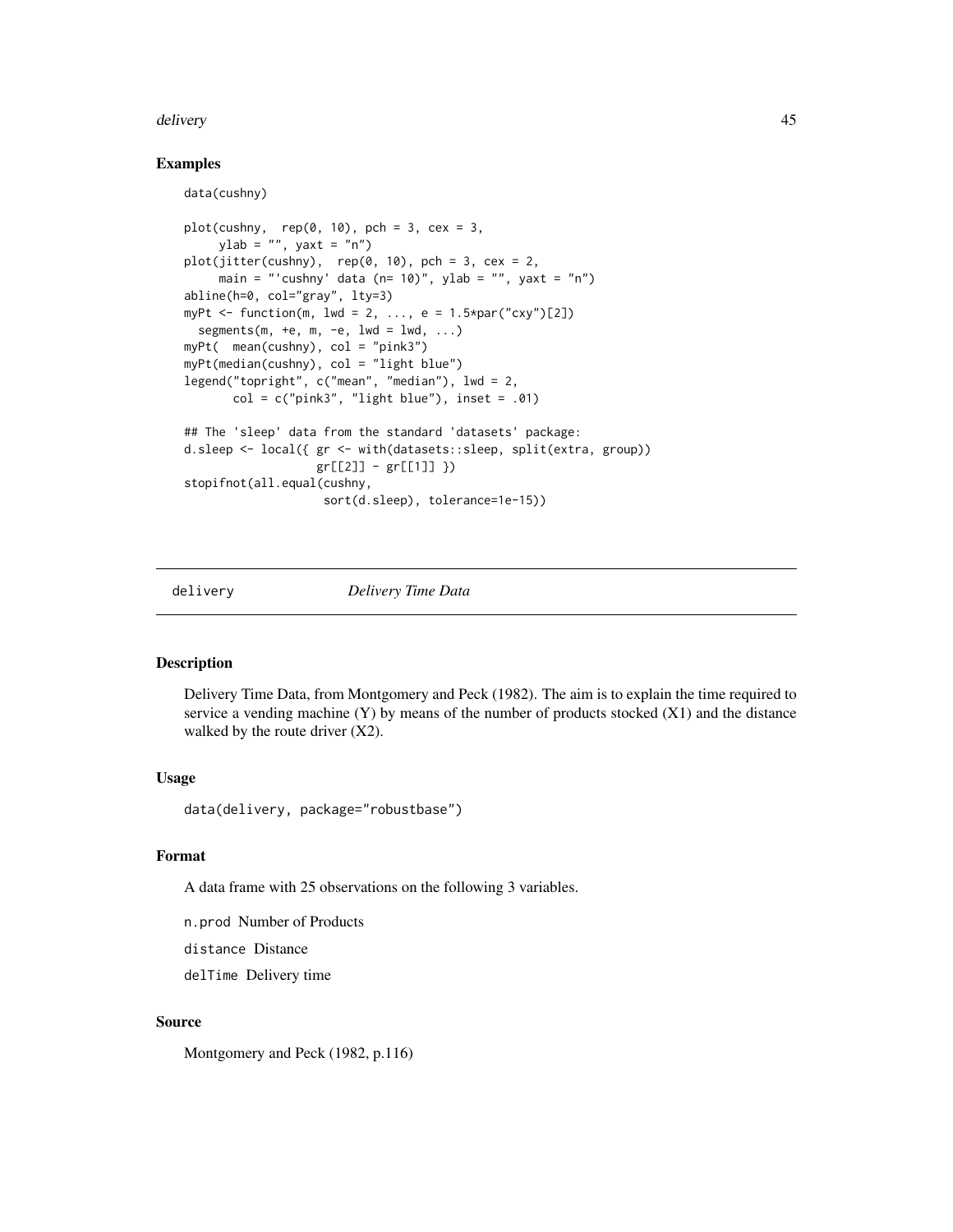### Examples

```
data(cushny)

plot(cushny,  rep(0, 10), pch = 3, cex = 3,
     ylab = "", yaxt = "n")
plot(jitter(cushny),  rep(0, 10), pch = 3, cex = 2,
     main = "'cushny' data (n= 10)", ylab = "", yaxt = "n")
abline(h=0, col="gray", lty=3)
myPt <- function(m, lwd = 2, ..., e = 1.5*par("cxy")[2])
  segments(m, +e, m, -e, lwd = lwd, ...)
myPt(  mean(cushny), col = "pink3")
myPt(median(cushny), col = "light blue")
legend("topright", c("mean", "median"), lwd = 2,
       col = c("pink3", "light blue"), inset = .01)

## The 'sleep' data from the standard 'datasets' package:
d.sleep <- local({ gr <- with(datasets::sleep, split(extra, group))
                   gr[[2]] - gr[[1]] })
stopifnot(all.equal(cushny,
                    sort(d.sleep), tolerance=1e-15))
```

---

## delivery *Delivery Time Data*

---

### Description

Delivery Time Data, from Montgomery and Peck (1982). The aim is to explain the time required to service a vending machine (Y) by means of the number of products stocked (X1) and the distance walked by the route driver (X2).

### Usage

```
data(delivery, package="robustbase")
```

### Format

A data frame with 25 observations on the following 3 variables.

`n.prod` Number of Products

`distance` Distance

`delTime` Delivery time

### Source

Montgomery and Peck (1982, p.116)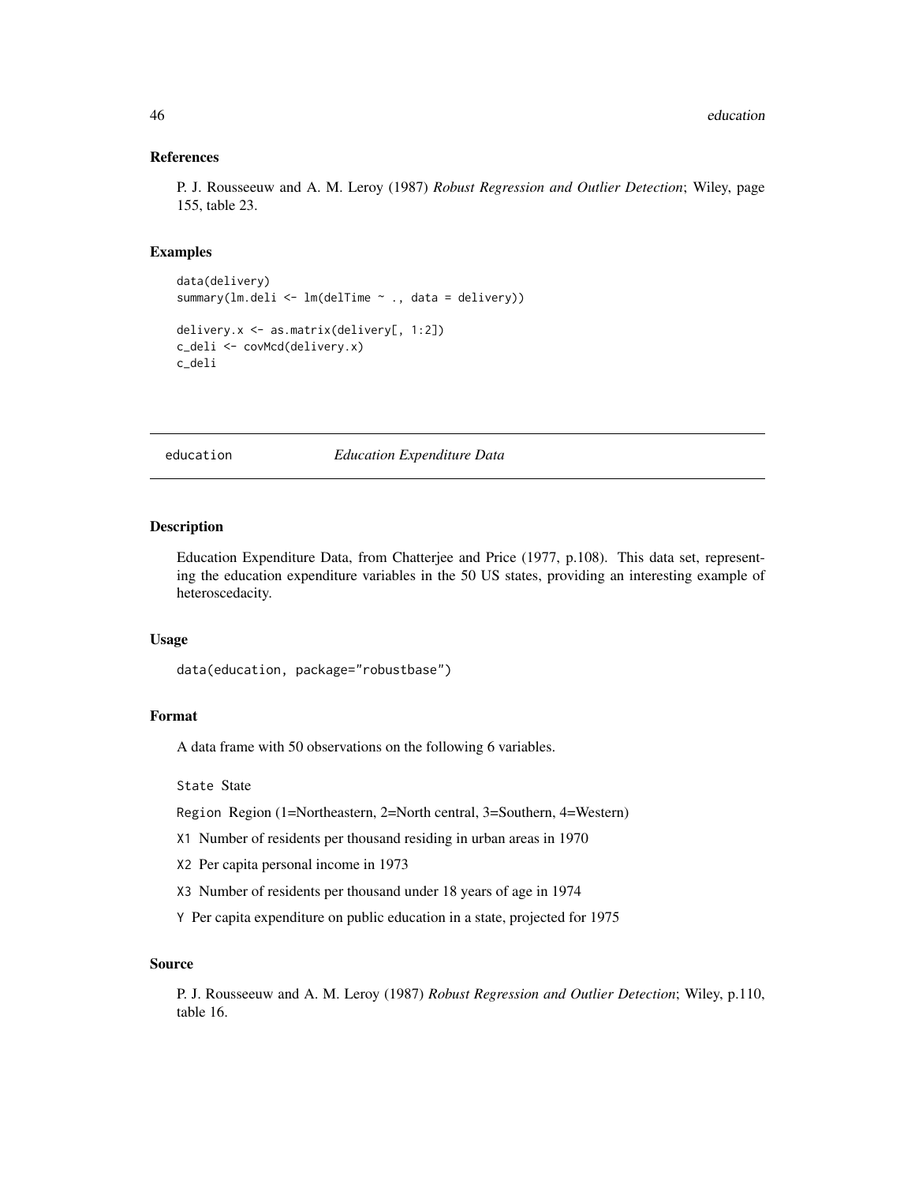### References

P. J. Rousseeuw and A. M. Leroy (1987) *Robust Regression and Outlier Detection*; Wiley, page 155, table 23.

### Examples

```
data(delivery)
summary(lm.deli <- lm(delTime ~ ., data = delivery))

delivery.x <- as.matrix(delivery[, 1:2])
c_deli <- covMcd(delivery.x)
c_deli
```

---

## education *Education Expenditure Data*

---

### Description

Education Expenditure Data, from Chatterjee and Price (1977, p.108). This data set, representing the education expenditure variables in the 50 US states, providing an interesting example of heteroscedacity.

### Usage

```
data(education, package="robustbase")
```

### Format

A data frame with 50 observations on the following 6 variables.

`State` State

`Region` Region (1=Northeastern, 2=North central, 3=Southern, 4=Western)

`X1` Number of residents per thousand residing in urban areas in 1970

`X2` Per capita personal income in 1973

`X3` Number of residents per thousand under 18 years of age in 1974

`Y` Per capita expenditure on public education in a state, projected for 1975

### Source

P. J. Rousseeuw and A. M. Leroy (1987) *Robust Regression and Outlier Detection*; Wiley, p.110, table 16.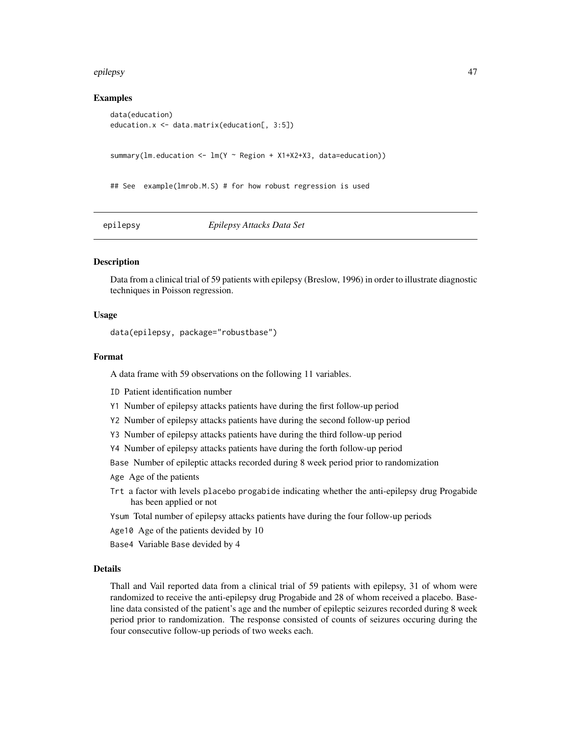### Examples

```
data(education)
education.x <- data.matrix(education[, 3:5])


summary(lm.education <- lm(Y ~ Region + X1+X2+X3, data=education))


## See  example(lmrob.M.S) # for how robust regression is used
```

---

## epilepsy — *Epilepsy Attacks Data Set*

---

### Description

Data from a clinical trial of 59 patients with epilepsy (Breslow, 1996) in order to illustrate diagnostic techniques in Poisson regression.

### Usage

```
data(epilepsy, package="robustbase")
```

### Format

A data frame with 59 observations on the following 11 variables.

- `ID` Patient identification number
- `Y1` Number of epilepsy attacks patients have during the first follow-up period
- `Y2` Number of epilepsy attacks patients have during the second follow-up period
- `Y3` Number of epilepsy attacks patients have during the third follow-up period
- `Y4` Number of epilepsy attacks patients have during the forth follow-up period
- `Base` Number of epileptic attacks recorded during 8 week period prior to randomization
- `Age` Age of the patients
- `Trt` a factor with levels `placebo` `progabide` indicating whether the anti-epilepsy drug Progabide has been applied or not
- `Ysum` Total number of epilepsy attacks patients have during the four follow-up periods
- `Age10` Age of the patients devided by 10
- `Base4` Variable `Base` devided by 4

### Details

Thall and Vail reported data from a clinical trial of 59 patients with epilepsy, 31 of whom were randomized to receive the anti-epilepsy drug Progabide and 28 of whom received a placebo. Baseline data consisted of the patient's age and the number of epileptic seizures recorded during 8 week period prior to randomization. The response consisted of counts of seizures occuring during the four consecutive follow-up periods of two weeks each.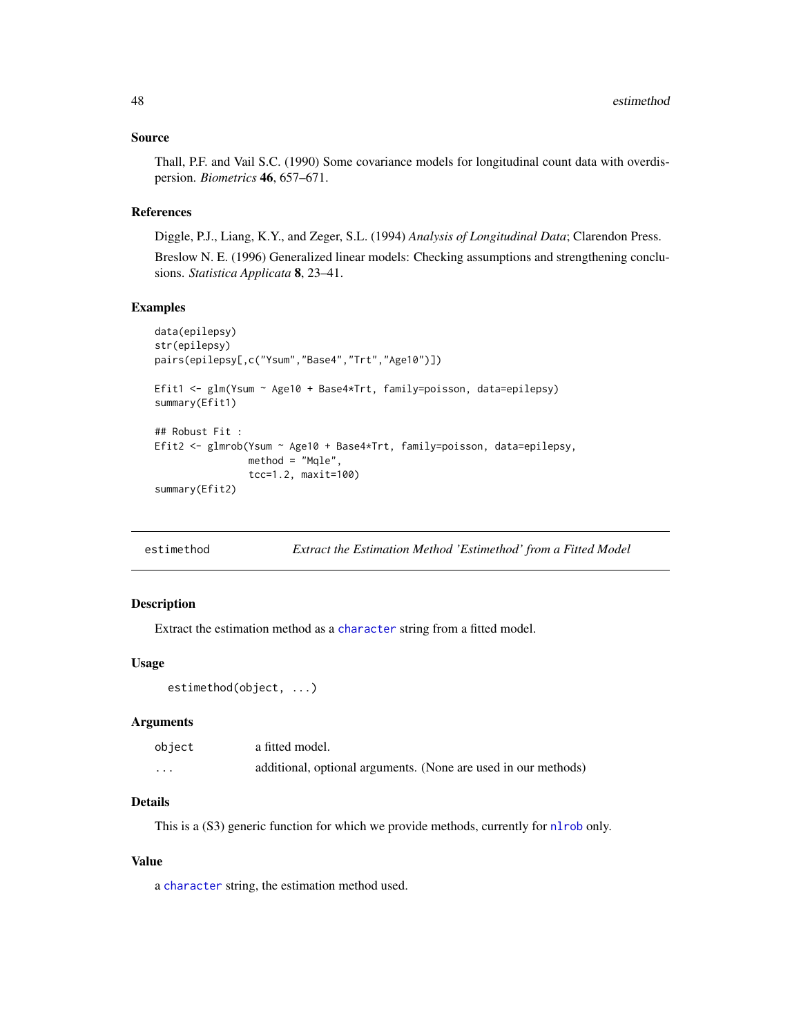### Source

Thall, P.F. and Vail S.C. (1990) Some covariance models for longitudinal count data with overdispersion. *Biometrics* **46**, 657–671.

### References

Diggle, P.J., Liang, K.Y., and Zeger, S.L. (1994) *Analysis of Longitudinal Data*; Clarendon Press.

Breslow N. E. (1996) Generalized linear models: Checking assumptions and strengthening conclusions. *Statistica Applicata* **8**, 23–41.

### Examples

```
data(epilepsy)
str(epilepsy)
pairs(epilepsy[,c("Ysum","Base4","Trt","Age10")])

Efit1 <- glm(Ysum ~ Age10 + Base4*Trt, family=poisson, data=epilepsy)
summary(Efit1)

## Robust Fit :
Efit2 <- glmrob(Ysum ~ Age10 + Base4*Trt, family=poisson, data=epilepsy,
                method = "Mqle",
                tcc=1.2, maxit=100)
summary(Efit2)
```

---

## estimethod — *Extract the Estimation Method 'Estimethod' from a Fitted Model*

### Description

Extract the estimation method as a `character` string from a fitted model.

### Usage

```
estimethod(object, ...)
```

### Arguments

| | |
|---|---|
| `object` | a fitted model. |
| `...` | additional, optional arguments. (None are used in our methods) |

### Details

This is a (S3) generic function for which we provide methods, currently for `nlrob` only.

### Value

a `character` string, the estimation method used.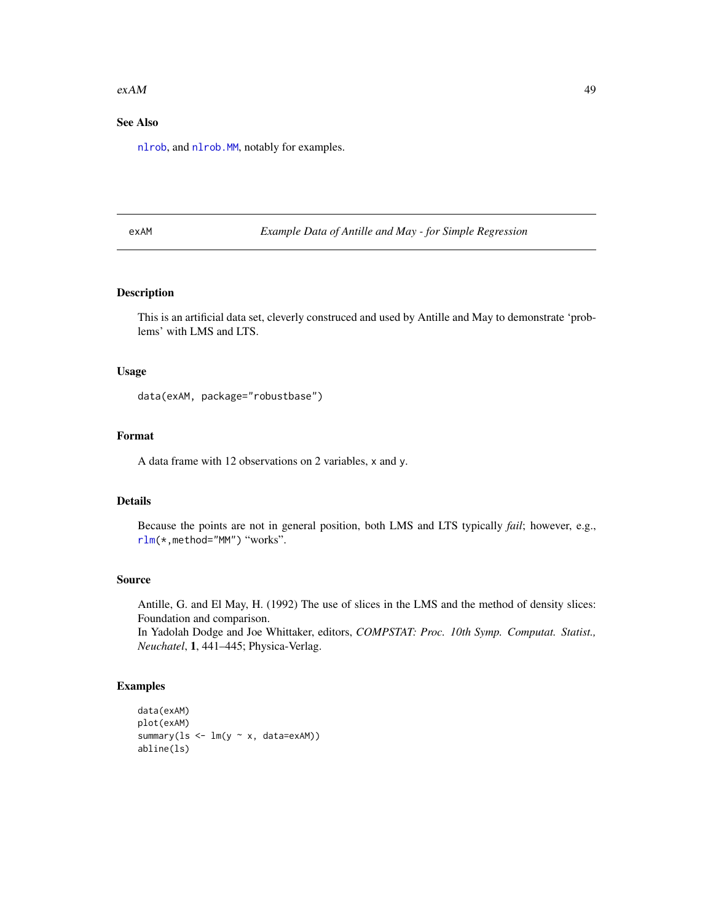## See Also

`nlrob`, and `nlrob.MM`, notably for examples.

---

exAM — *Example Data of Antille and May - for Simple Regression*

---

### Description

This is an artificial data set, cleverly construced and used by Antille and May to demonstrate 'problems' with LMS and LTS.

### Usage

```
data(exAM, package="robustbase")
```

### Format

A data frame with 12 observations on 2 variables, `x` and `y`.

### Details

Because the points are not in general position, both LMS and LTS typically *fail*; however, e.g., `rlm(*,method="MM")` "works".

### Source

Antille, G. and El May, H. (1992) The use of slices in the LMS and the method of density slices: Foundation and comparison.
In Yadolah Dodge and Joe Whittaker, editors, *COMPSTAT: Proc. 10th Symp. Computat. Statist., Neuchatel*, **1**, 441–445; Physica-Verlag.

### Examples

```
data(exAM)
plot(exAM)
summary(ls <- lm(y ~ x, data=exAM))
abline(ls)
```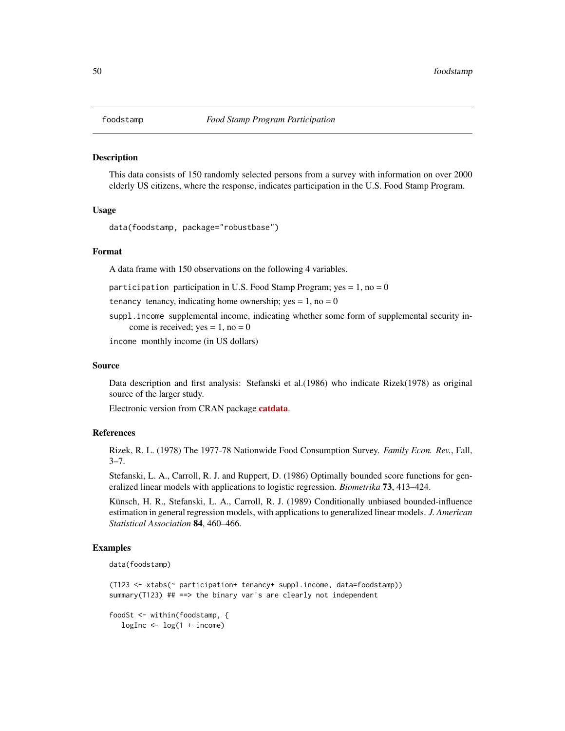# foodstamp — *Food Stamp Program Participation*

## Description

This data consists of 150 randomly selected persons from a survey with information on over 2000 elderly US citizens, where the response, indicates participation in the U.S. Food Stamp Program.

## Usage

```
data(foodstamp, package="robustbase")
```

## Format

A data frame with 150 observations on the following 4 variables.

`participation` participation in U.S. Food Stamp Program; yes = 1, no = 0

`tenancy` tenancy, indicating home ownership; yes = 1, no = 0

`suppl.income` supplemental income, indicating whether some form of supplemental security income is received; yes = 1, no = 0

`income` monthly income (in US dollars)

## Source

Data description and first analysis: Stefanski et al.(1986) who indicate Rizek(1978) as original source of the larger study.

Electronic version from CRAN package **catdata**.

## References

Rizek, R. L. (1978) The 1977-78 Nationwide Food Consumption Survey. *Family Econ. Rev.*, Fall, 3–7.

Stefanski, L. A., Carroll, R. J. and Ruppert, D. (1986) Optimally bounded score functions for generalized linear models with applications to logistic regression. *Biometrika* **73**, 413–424.

Künsch, H. R., Stefanski, L. A., Carroll, R. J. (1989) Conditionally unbiased bounded-influence estimation in general regression models, with applications to generalized linear models. *J. American Statistical Association* **84**, 460–466.

## Examples

```
data(foodstamp)

(T123 <- xtabs(~ participation+ tenancy+ suppl.income, data=foodstamp))
summary(T123) ## ==> the binary var's are clearly not independent

foodSt <- within(foodstamp, {
   logInc <- log(1 + income)
```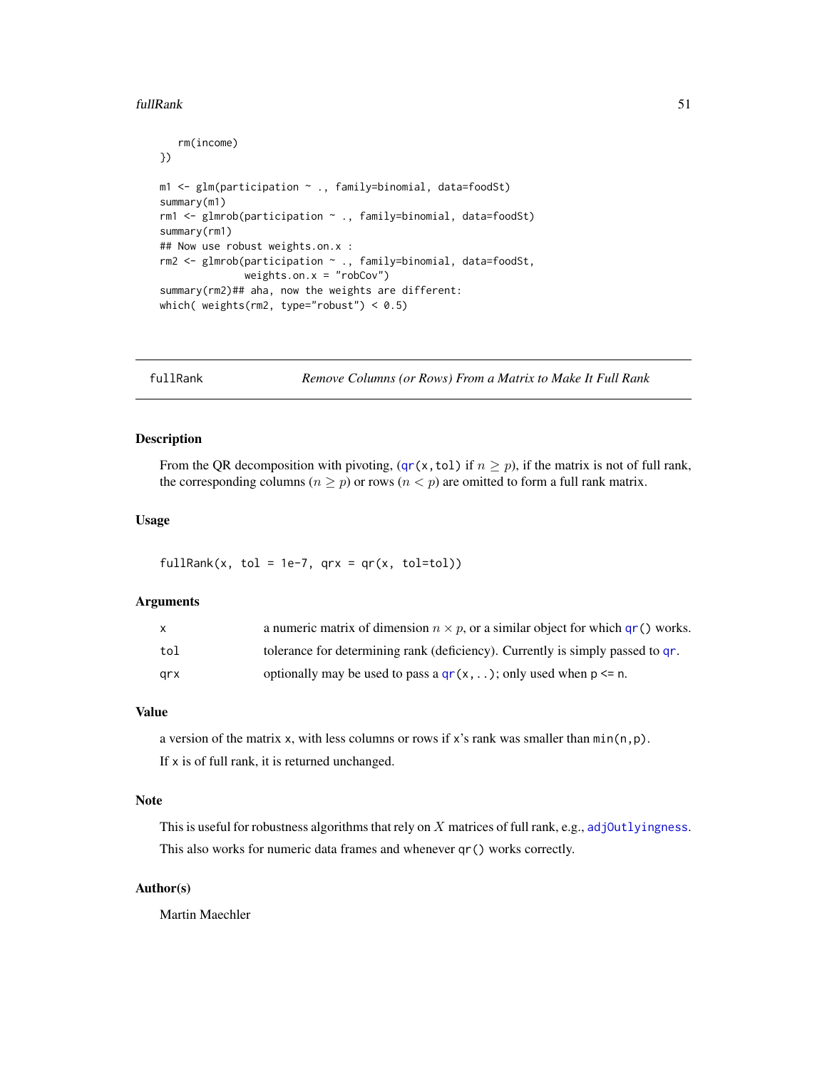```
    rm(income)
})

m1 <- glm(participation ~ ., family=binomial, data=foodSt)
summary(m1)
rm1 <- glmrob(participation ~ ., family=binomial, data=foodSt)
summary(rm1)
## Now use robust weights.on.x :
rm2 <- glmrob(participation ~ ., family=binomial, data=foodSt,
              weights.on.x = "robCov")
summary(rm2)## aha, now the weights are different:
which( weights(rm2, type="robust") < 0.5)
```

---

## fullRank — *Remove Columns (or Rows) From a Matrix to Make It Full Rank*

### Description

From the QR decomposition with pivoting, (`qr(x,tol)` if $n \ge p$), if the matrix is not of full rank, the corresponding columns ($n \ge p$) or rows ($n < p$) are omitted to form a full rank matrix.

### Usage

```
fullRank(x, tol = 1e-7, qrx = qr(x, tol=tol))
```

### Arguments

| | |
|---|---|
| `x` | a numeric matrix of dimension $n \times p$, or a similar object for which `qr()` works. |
| `tol` | tolerance for determining rank (deficiency). Currently is simply passed to `qr`. |
| `qrx` | optionally may be used to pass a `qr(x,..)`; only used when `p <= n`. |

### Value

a version of the matrix `x`, with less columns or rows if `x`'s rank was smaller than `min(n,p)`.

If `x` is of full rank, it is returned unchanged.

### Note

This is useful for robustness algorithms that rely on $X$ matrices of full rank, e.g., `adjOutlyingness`.

This also works for numeric data frames and whenever `qr()` works correctly.

### Author(s)

Martin Maechler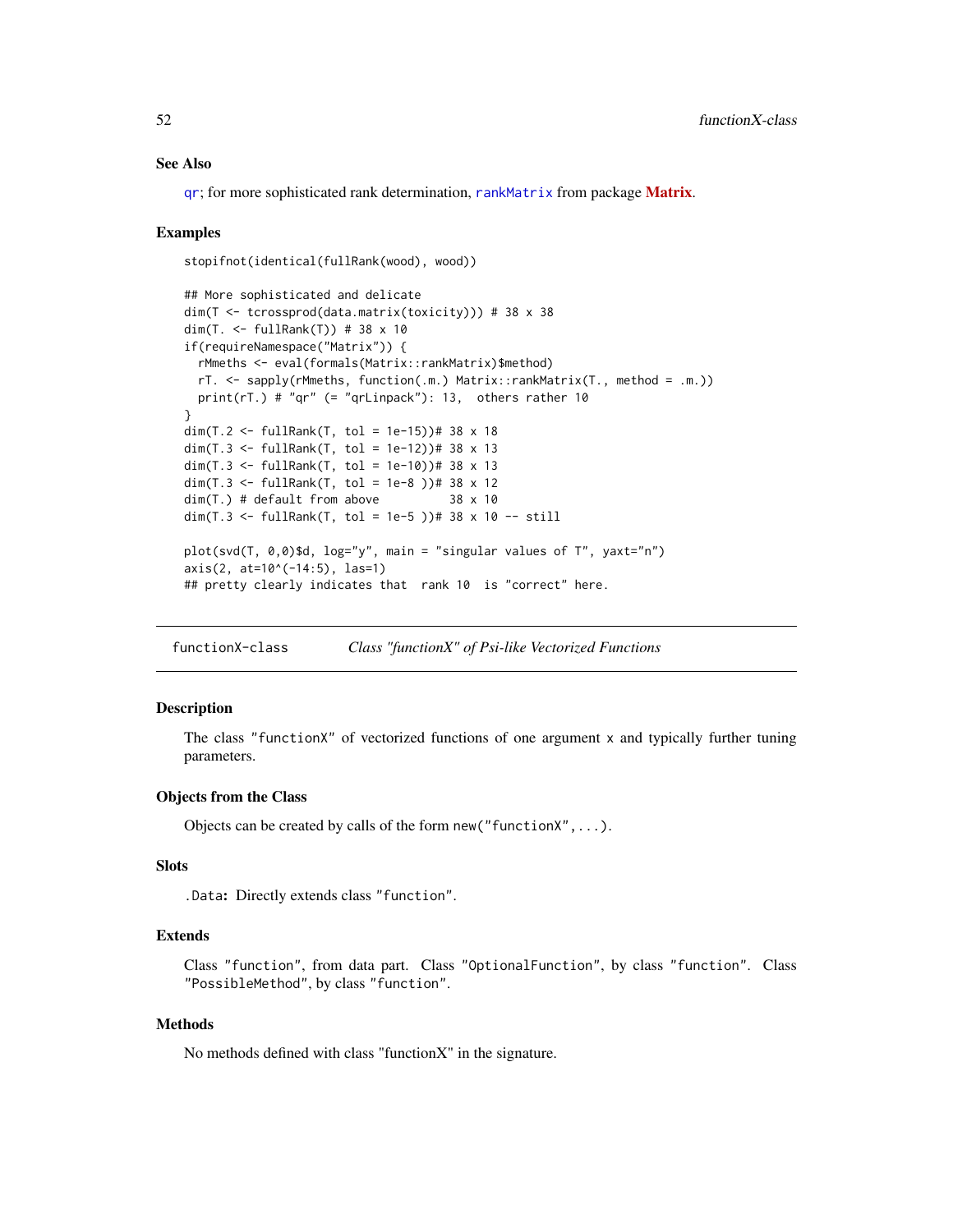### See Also

qr; for more sophisticated rank determination, rankMatrix from package **Matrix**.

### Examples

```
stopifnot(identical(fullRank(wood), wood))

## More sophisticated and delicate
dim(T <- tcrossprod(data.matrix(toxicity))) # 38 x 38
dim(T. <- fullRank(T)) # 38 x 10
if(requireNamespace("Matrix")) {
  rMmeths <- eval(formals(Matrix::rankMatrix)$method)
  rT. <- sapply(rMmeths, function(.m.) Matrix::rankMatrix(T., method = .m.))
  print(rT.) # "qr" (= "qrLinpack"): 13,  others rather 10
}
dim(T.2 <- fullRank(T, tol = 1e-15))# 38 x 18
dim(T.3 <- fullRank(T, tol = 1e-12))# 38 x 13
dim(T.3 <- fullRank(T, tol = 1e-10))# 38 x 13
dim(T.3 <- fullRank(T, tol = 1e-8 ))# 38 x 12
dim(T.) # default from above          38 x 10
dim(T.3 <- fullRank(T, tol = 1e-5 ))# 38 x 10 -- still

plot(svd(T, 0,0)$d, log="y", main = "singular values of T", yaxt="n")
axis(2, at=10^(-14:5), las=1)
## pretty clearly indicates that  rank 10  is "correct" here.
```

---

## functionX-class    *Class "functionX" of Psi-like Vectorized Functions*

---

### Description

The class "functionX" of vectorized functions of one argument x and typically further tuning parameters.

### Objects from the Class

Objects can be created by calls of the form `new("functionX",...)`.

### Slots

**.Data:** Directly extends class "function".

### Extends

Class "function", from data part. Class "OptionalFunction", by class "function". Class "PossibleMethod", by class "function".

### Methods

No methods defined with class "functionX" in the signature.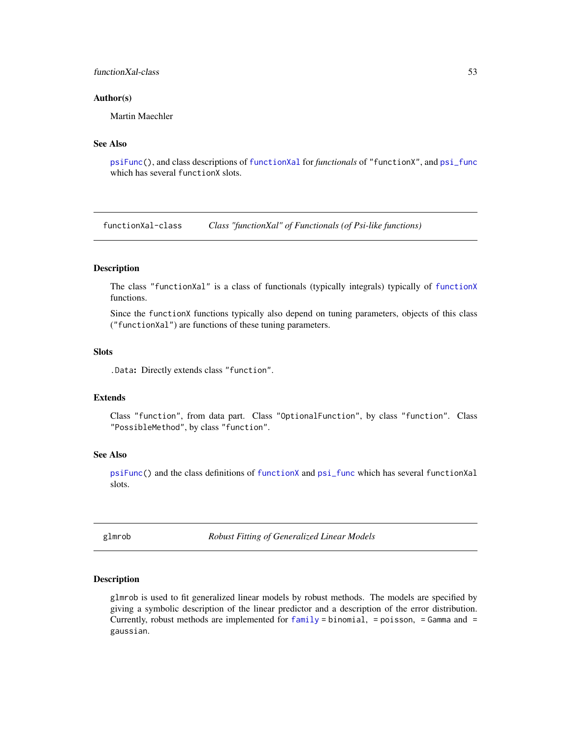### Author(s)

Martin Maechler

### See Also

`psiFunc()`, and class descriptions of `functionXal` for *functionals* of "functionX", and `psi_func` which has several `functionX` slots.

---

## functionXal-class *Class "functionXal" of Functionals (of Psi-like functions)*

---

### Description

The class "functionXal" is a class of functionals (typically integrals) typically of `functionX` functions.

Since the `functionX` functions typically also depend on tuning parameters, objects of this class ("functionXal") are functions of these tuning parameters.

### Slots

`.Data`: Directly extends class "function".

### Extends

Class "function", from data part. Class "OptionalFunction", by class "function". Class "PossibleMethod", by class "function".

### See Also

`psiFunc()` and the class definitions of `functionX` and `psi_func` which has several `functionXal` slots.

---

## glmrob *Robust Fitting of Generalized Linear Models*

---

### Description

`glmrob` is used to fit generalized linear models by robust methods. The models are specified by giving a symbolic description of the linear predictor and a description of the error distribution. Currently, robust methods are implemented for `family` = `binomial`, = `poisson`, = `Gamma` and = `gaussian`.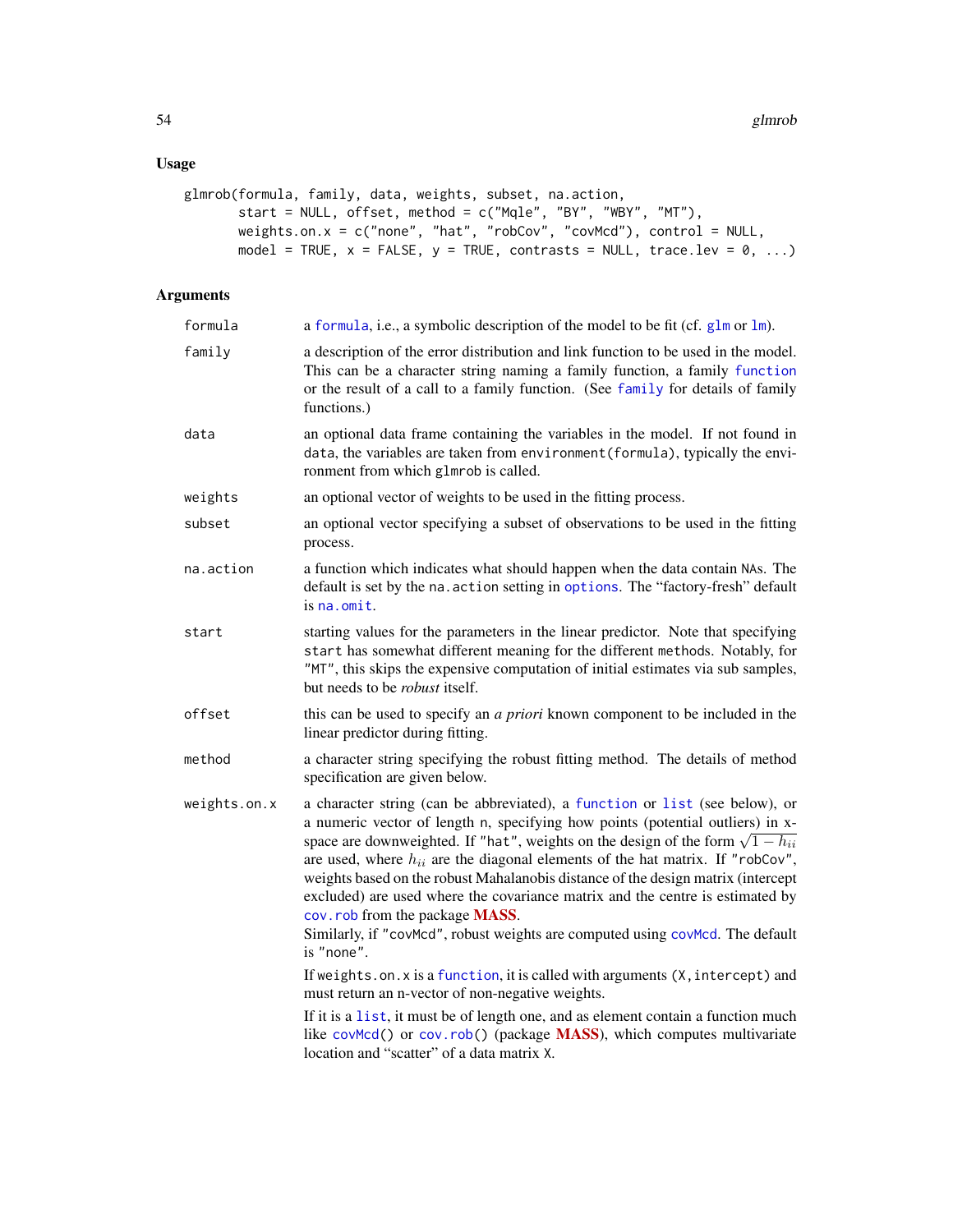## Usage

```
glmrob(formula, family, data, weights, subset, na.action,
       start = NULL, offset, method = c("Mqle", "BY", "WBY", "MT"),
       weights.on.x = c("none", "hat", "robCov", "covMcd"), control = NULL,
       model = TRUE, x = FALSE, y = TRUE, contrasts = NULL, trace.lev = 0, ...)
```

## Arguments

| | |
|---|---|
| `formula` | a `formula`, i.e., a symbolic description of the model to be fit (cf. `glm` or `lm`). |
| `family` | a description of the error distribution and link function to be used in the model. This can be a character string naming a family function, a family `function` or the result of a call to a family function. (See `family` for details of family functions.) |
| `data` | an optional data frame containing the variables in the model. If not found in `data`, the variables are taken from `environment(formula)`, typically the environment from which `glmrob` is called. |
| `weights` | an optional vector of weights to be used in the fitting process. |
| `subset` | an optional vector specifying a subset of observations to be used in the fitting process. |
| `na.action` | a function which indicates what should happen when the data contain `NA`s. The default is set by the `na.action` setting in `options`. The "factory-fresh" default is `na.omit`. |
| `start` | starting values for the parameters in the linear predictor. Note that specifying `start` has somewhat different meaning for the different `method`s. Notably, for `"MT"`, this skips the expensive computation of initial estimates via sub samples, but needs to be *robust* itself. |
| `offset` | this can be used to specify an *a priori* known component to be included in the linear predictor during fitting. |
| `method` | a character string specifying the robust fitting method. The details of method specification are given below. |
| `weights.on.x` | a character string (can be abbreviated), a `function` or `list` (see below), or a numeric vector of length `n`, specifying how points (potential outliers) in x-space are downweighted. If `"hat"`, weights on the design of the form $\sqrt{1 - h_{ii}}$ are used, where $h_{ii}$ are the diagonal elements of the hat matrix. If `"robCov"`, weights based on the robust Mahalanobis distance of the design matrix (intercept excluded) are used where the covariance matrix and the centre is estimated by `cov.rob` from the package **MASS**.<br>Similarly, if `"covMcd"`, robust weights are computed using `covMcd`. The default is `"none"`.<br><br>If `weights.on.x` is a `function`, it is called with arguments `(X,intercept)` and must return an n-vector of non-negative weights.<br><br>If it is a `list`, it must be of length one, and as element contain a function much like `covMcd()` or `cov.rob()` (package **MASS**), which computes multivariate location and "scatter" of a data matrix `X`. |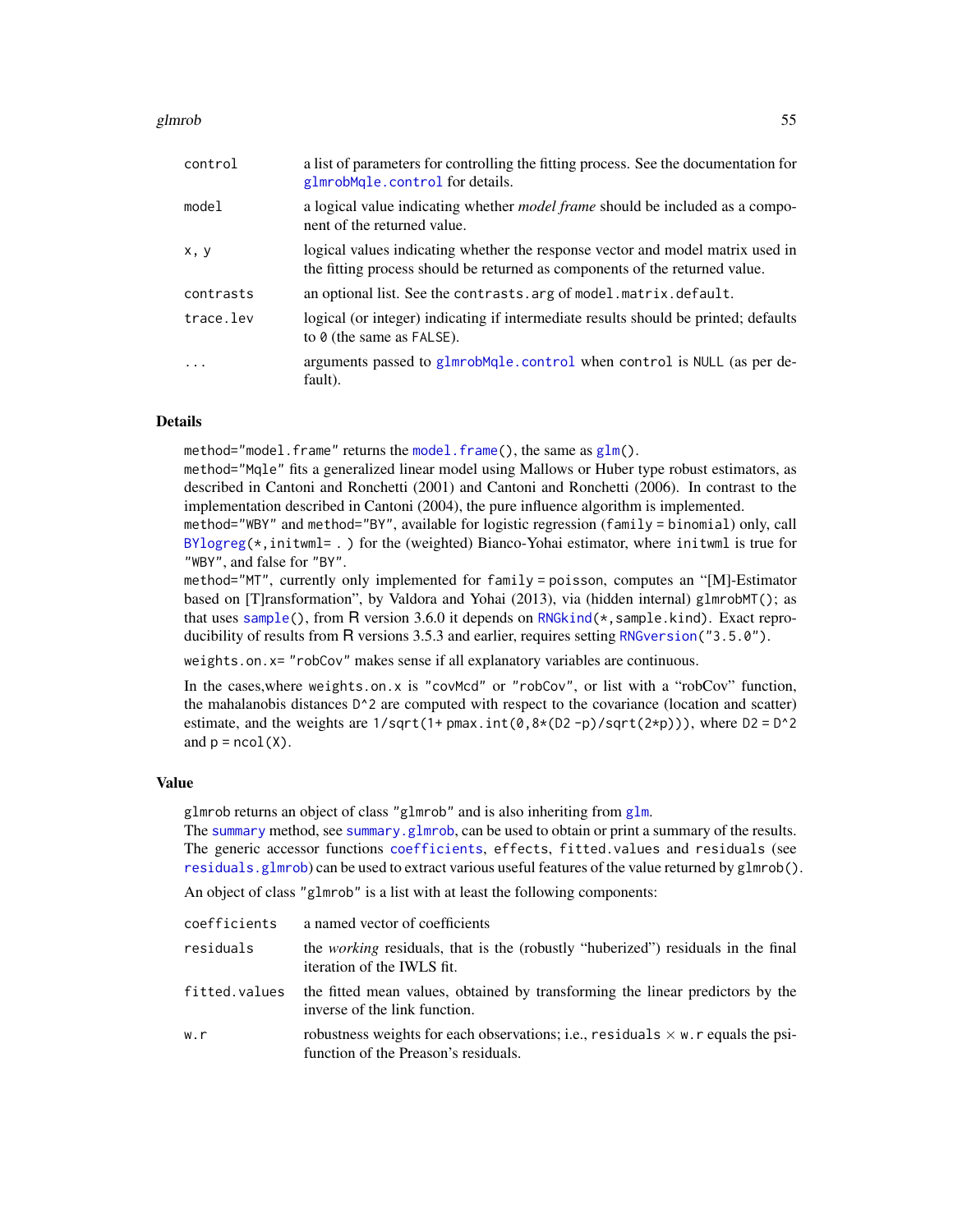| | |
|---|---|
| control | a list of parameters for controlling the fitting process. See the documentation for glmrobMqle.control for details. |
| model | a logical value indicating whether *model frame* should be included as a component of the returned value. |
| x, y | logical values indicating whether the response vector and model matrix used in the fitting process should be returned as components of the returned value. |
| contrasts | an optional list. See the contrasts.arg of model.matrix.default. |
| trace.lev | logical (or integer) indicating if intermediate results should be printed; defaults to 0 (the same as FALSE). |
| ... | arguments passed to glmrobMqle.control when control is NULL (as per default). |

## Details

method="model.frame" returns the model.frame(), the same as glm().
method="Mqle" fits a generalized linear model using Mallows or Huber type robust estimators, as described in Cantoni and Ronchetti (2001) and Cantoni and Ronchetti (2006). In contrast to the implementation described in Cantoni (2004), the pure influence algorithm is implemented.
method="WBY" and method="BY", available for logistic regression (family = binomial) only, call BYlogreg(*,initwml= . ) for the (weighted) Bianco-Yohai estimator, where initwml is true for "WBY", and false for "BY".
method="MT", currently only implemented for family = poisson, computes an "[M]-Estimator based on [T]ransformation", by Valdora and Yohai (2013), via (hidden internal) glmrobMT(); as that uses sample(), from R version 3.6.0 it depends on RNGkind(*,sample.kind). Exact reproducibility of results from R versions 3.5.3 and earlier, requires setting RNGversion("3.5.0").

weights.on.x= "robCov" makes sense if all explanatory variables are continuous.

In the cases,where weights.on.x is "covMcd" or "robCov", or list with a "robCov" function, the mahalanobis distances D^2 are computed with respect to the covariance (location and scatter) estimate, and the weights are 1/sqrt(1+ pmax.int(0,8*(D2 -p)/sqrt(2*p))), where D2 = D^2 and p = ncol(X).

## Value

glmrob returns an object of class "glmrob" and is also inheriting from glm.
The summary method, see summary.glmrob, can be used to obtain or print a summary of the results. The generic accessor functions coefficients, effects, fitted.values and residuals (see residuals.glmrob) can be used to extract various useful features of the value returned by glmrob().

An object of class "glmrob" is a list with at least the following components:

| | |
|---|---|
| coefficients | a named vector of coefficients |
| residuals | the *working* residuals, that is the (robustly "huberized") residuals in the final iteration of the IWLS fit. |
| fitted.values | the fitted mean values, obtained by transforming the linear predictors by the inverse of the link function. |
| w.r | robustness weights for each observations; i.e., residuals $\times$ w.r equals the psi-function of the Preason's residuals. |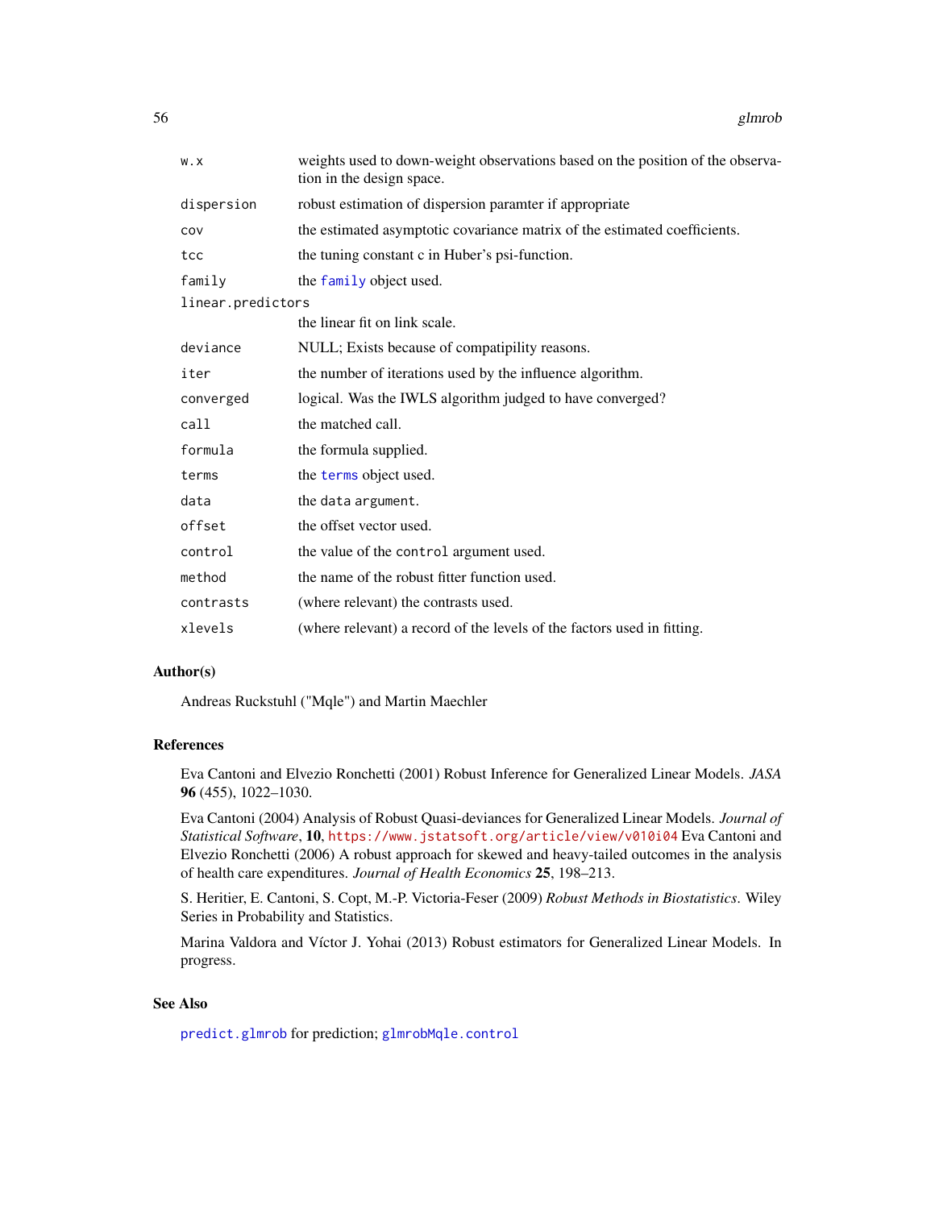| | |
|---|---|
| `w.x` | weights used to down-weight observations based on the position of the observation in the design space. |
| `dispersion` | robust estimation of dispersion paramter if appropriate |
| `cov` | the estimated asymptotic covariance matrix of the estimated coefficients. |
| `tcc` | the tuning constant c in Huber's psi-function. |
| `family` | the `family` object used. |
| `linear.predictors` | the linear fit on link scale. |
| `deviance` | NULL; Exists because of compatipility reasons. |
| `iter` | the number of iterations used by the influence algorithm. |
| `converged` | logical. Was the IWLS algorithm judged to have converged? |
| `call` | the matched call. |
| `formula` | the formula supplied. |
| `terms` | the `terms` object used. |
| `data` | the `data` argument. |
| `offset` | the offset vector used. |
| `control` | the value of the `control` argument used. |
| `method` | the name of the robust fitter function used. |
| `contrasts` | (where relevant) the contrasts used. |
| `xlevels` | (where relevant) a record of the levels of the factors used in fitting. |

## Author(s)

Andreas Ruckstuhl ("Mqle") and Martin Maechler

## References

Eva Cantoni and Elvezio Ronchetti (2001) Robust Inference for Generalized Linear Models. *JASA* **96** (455), 1022–1030.

Eva Cantoni (2004) Analysis of Robust Quasi-deviances for Generalized Linear Models. *Journal of Statistical Software*, **10**, https://www.jstatsoft.org/article/view/v010i04 Eva Cantoni and Elvezio Ronchetti (2006) A robust approach for skewed and heavy-tailed outcomes in the analysis of health care expenditures. *Journal of Health Economics* **25**, 198–213.

S. Heritier, E. Cantoni, S. Copt, M.-P. Victoria-Feser (2009) *Robust Methods in Biostatistics*. Wiley Series in Probability and Statistics.

Marina Valdora and Víctor J. Yohai (2013) Robust estimators for Generalized Linear Models. In progress.

## See Also

`predict.glmrob` for prediction; `glmrobMqle.control`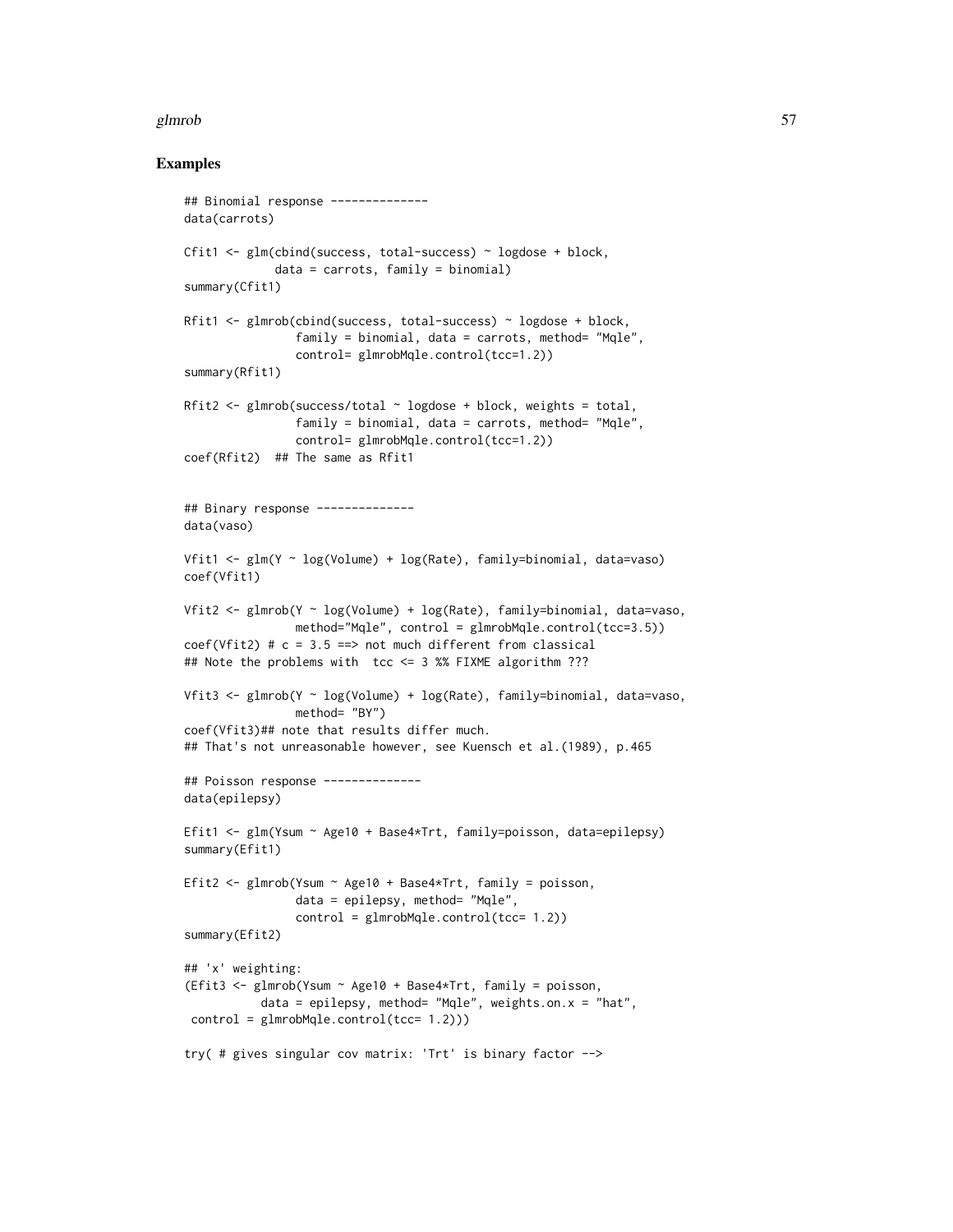## Examples

```
## Binomial response --------------
data(carrots)

Cfit1 <- glm(cbind(success, total-success) ~ logdose + block,
             data = carrots, family = binomial)
summary(Cfit1)

Rfit1 <- glmrob(cbind(success, total-success) ~ logdose + block,
                family = binomial, data = carrots, method= "Mqle",
                control= glmrobMqle.control(tcc=1.2))
summary(Rfit1)

Rfit2 <- glmrob(success/total ~ logdose + block, weights = total,
                family = binomial, data = carrots, method= "Mqle",
                control= glmrobMqle.control(tcc=1.2))
coef(Rfit2)  ## The same as Rfit1


## Binary response --------------
data(vaso)

Vfit1 <- glm(Y ~ log(Volume) + log(Rate), family=binomial, data=vaso)
coef(Vfit1)

Vfit2 <- glmrob(Y ~ log(Volume) + log(Rate), family=binomial, data=vaso,
                method="Mqle", control = glmrobMqle.control(tcc=3.5))
coef(Vfit2) # c = 3.5 ==> not much different from classical
## Note the problems with  tcc <= 3 %% FIXME algorithm ???

Vfit3 <- glmrob(Y ~ log(Volume) + log(Rate), family=binomial, data=vaso,
                method= "BY")
coef(Vfit3)## note that results differ much.
## That's not unreasonable however, see Kuensch et al.(1989), p.465

## Poisson response --------------
data(epilepsy)

Efit1 <- glm(Ysum ~ Age10 + Base4*Trt, family=poisson, data=epilepsy)
summary(Efit1)

Efit2 <- glmrob(Ysum ~ Age10 + Base4*Trt, family = poisson,
                data = epilepsy, method= "Mqle",
                control = glmrobMqle.control(tcc= 1.2))
summary(Efit2)

## 'x' weighting:
(Efit3 <- glmrob(Ysum ~ Age10 + Base4*Trt, family = poisson,
           data = epilepsy, method= "Mqle", weights.on.x = "hat",
 control = glmrobMqle.control(tcc= 1.2)))

try( # gives singular cov matrix: 'Trt' is binary factor -->
```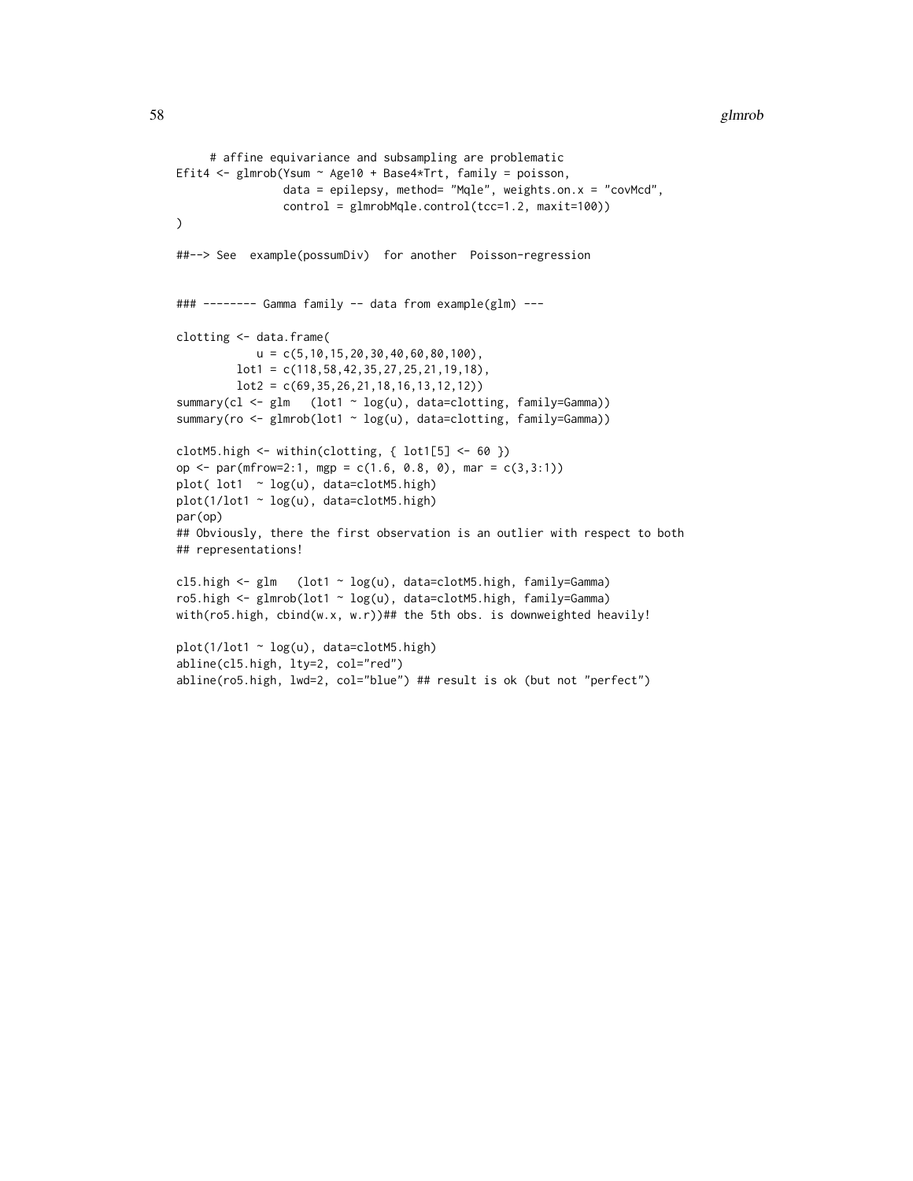```
     # affine equivariance and subsampling are problematic
Efit4 <- glmrob(Ysum ~ Age10 + Base4*Trt, family = poisson,
                data = epilepsy, method= "Mqle", weights.on.x = "covMcd",
                control = glmrobMqle.control(tcc=1.2, maxit=100))
)

##--> See  example(possumDiv)  for another  Poisson-regression


### -------- Gamma family -- data from example(glm) ---

clotting <- data.frame(
            u = c(5,10,15,20,30,40,60,80,100),
         lot1 = c(118,58,42,35,27,25,21,19,18),
         lot2 = c(69,35,26,21,18,16,13,12,12))
summary(cl <- glm   (lot1 ~ log(u), data=clotting, family=Gamma))
summary(ro <- glmrob(lot1 ~ log(u), data=clotting, family=Gamma))

clotM5.high <- within(clotting, { lot1[5] <- 60 })
op <- par(mfrow=2:1, mgp = c(1.6, 0.8, 0), mar = c(3,3:1))
plot( lot1  ~ log(u), data=clotM5.high)
plot(1/lot1 ~ log(u), data=clotM5.high)
par(op)
## Obviously, there the first observation is an outlier with respect to both
## representations!

cl5.high <- glm   (lot1 ~ log(u), data=clotM5.high, family=Gamma)
ro5.high <- glmrob(lot1 ~ log(u), data=clotM5.high, family=Gamma)
with(ro5.high, cbind(w.x, w.r))## the 5th obs. is downweighted heavily!

plot(1/lot1 ~ log(u), data=clotM5.high)
abline(cl5.high, lty=2, col="red")
abline(ro5.high, lwd=2, col="blue") ## result is ok (but not "perfect")
```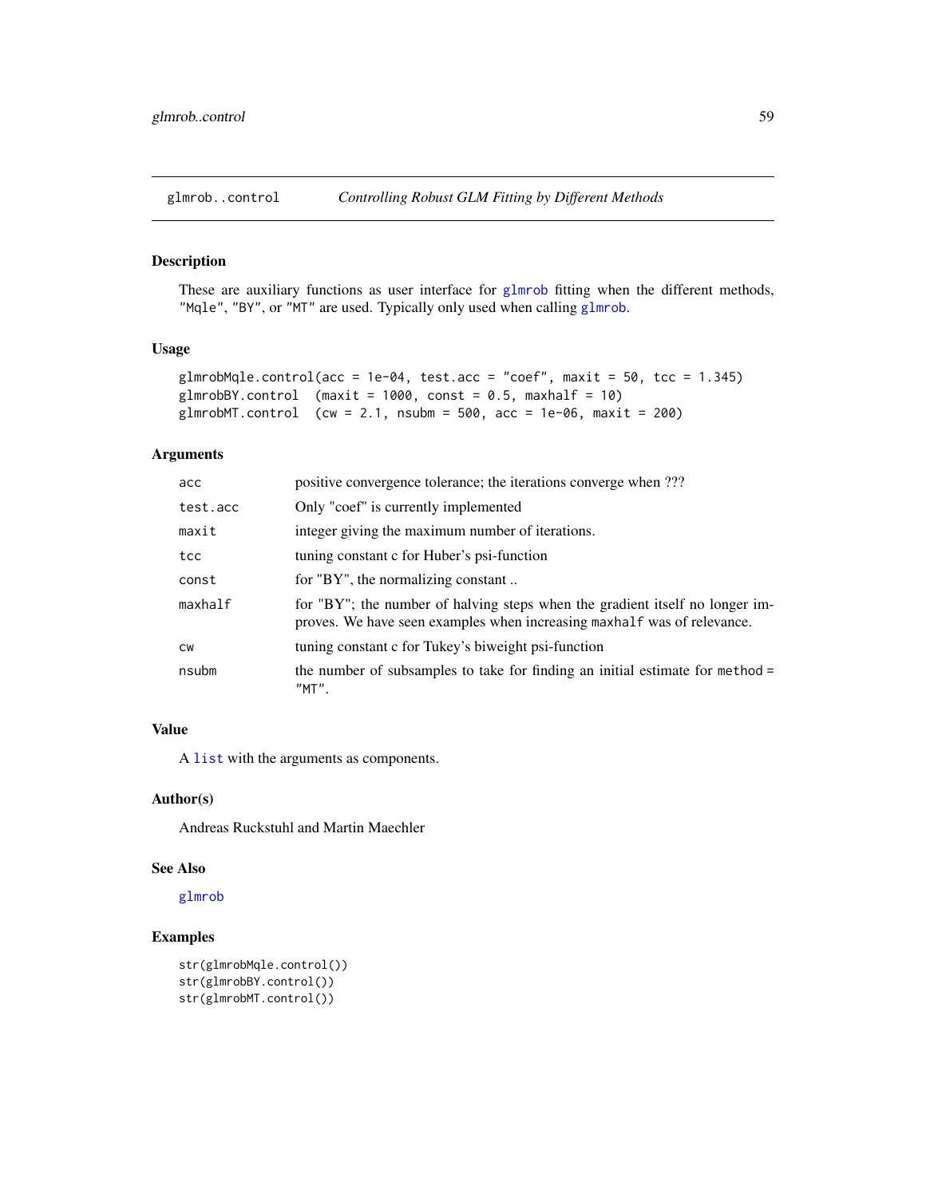# glmrob..control — *Controlling Robust GLM Fitting by Different Methods*

## Description

These are auxiliary functions as user interface for `glmrob` fitting when the different methods, "Mqle", "BY", or "MT" are used. Typically only used when calling `glmrob`.

## Usage

```
glmrobMqle.control(acc = 1e-04, test.acc = "coef", maxit = 50, tcc = 1.345)
glmrobBY.control  (maxit = 1000, const = 0.5, maxhalf = 10)
glmrobMT.control  (cw = 2.1, nsubm = 500, acc = 1e-06, maxit = 200)
```

## Arguments

| | |
|---|---|
| `acc` | positive convergence tolerance; the iterations converge when ??? |
| `test.acc` | Only "coef" is currently implemented |
| `maxit` | integer giving the maximum number of iterations. |
| `tcc` | tuning constant c for Huber's psi-function |
| `const` | for "BY", the normalizing constant .. |
| `maxhalf` | for "BY"; the number of halving steps when the gradient itself no longer improves. We have seen examples when increasing `maxhalf` was of relevance. |
| `cw` | tuning constant c for Tukey's biweight psi-function |
| `nsubm` | the number of subsamples to take for finding an initial estimate for `method = "MT"`. |

## Value

A `list` with the arguments as components.

## Author(s)

Andreas Ruckstuhl and Martin Maechler

## See Also

`glmrob`

## Examples

```
str(glmrobMqle.control())
str(glmrobBY.control())
str(glmrobMT.control())
```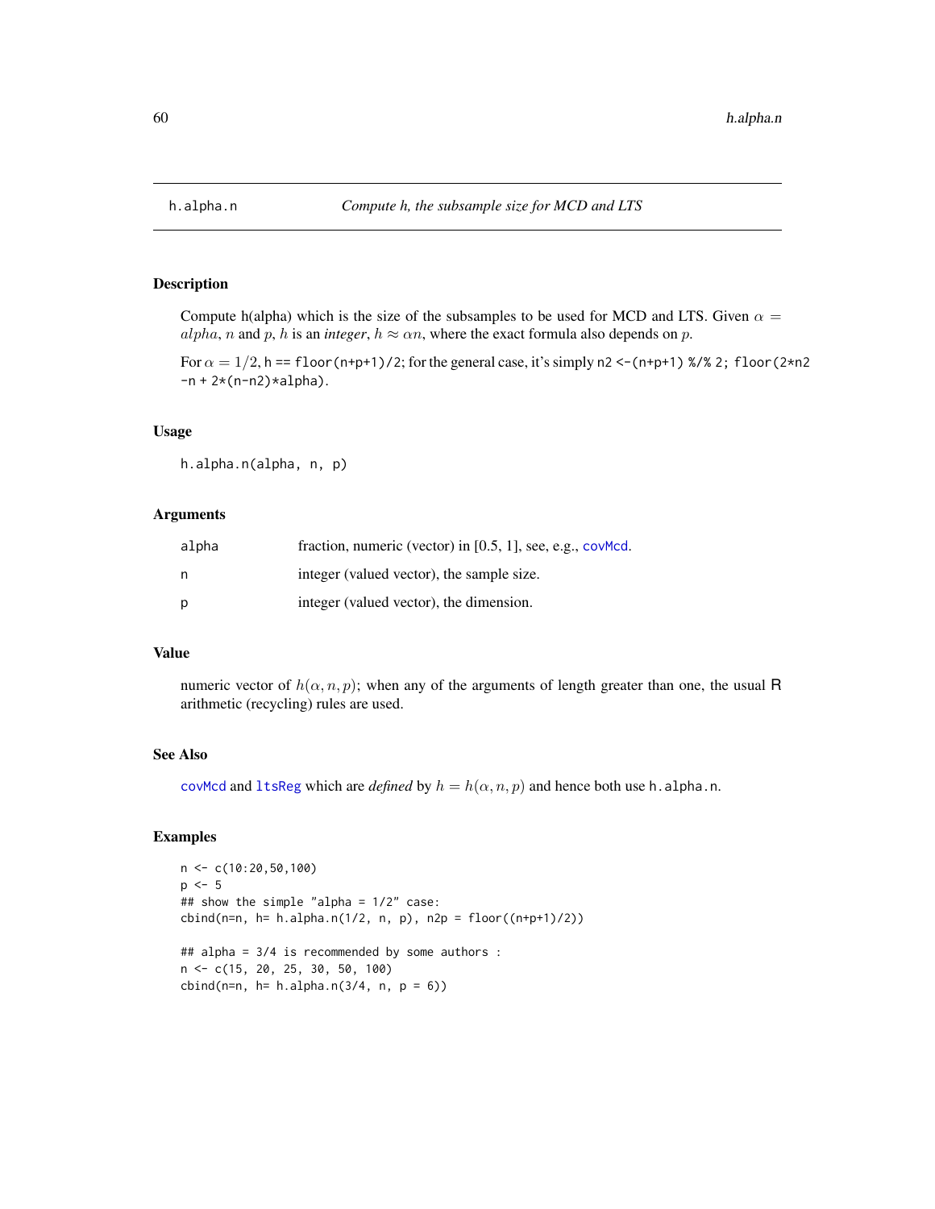h.alpha.n    *Compute h, the subsample size for MCD and LTS*

## Description

Compute h(alpha) which is the size of the subsamples to be used for MCD and LTS. Given $\alpha = alpha$, $n$ and $p$, $h$ is an *integer*, $h \approx \alpha n$, where the exact formula also depends on $p$.

For $\alpha = 1/2$, `h == floor(n+p+1)/2`; for the general case, it's simply `n2 <-(n+p+1) %/% 2; floor(2*n2 -n + 2*(n-n2)*alpha)`.

## Usage

```
h.alpha.n(alpha, n, p)
```

## Arguments

| | |
|---|---|
| alpha | fraction, numeric (vector) in [0.5, 1], see, e.g., covMcd. |
| n | integer (valued vector), the sample size. |
| p | integer (valued vector), the dimension. |

## Value

numeric vector of $h(\alpha, n, p)$; when any of the arguments of length greater than one, the usual R arithmetic (recycling) rules are used.

## See Also

covMcd and ltsReg which are *defined* by $h = h(\alpha, n, p)$ and hence both use `h.alpha.n`.

## Examples

```
n <- c(10:20,50,100)
p <- 5
## show the simple "alpha = 1/2" case:
cbind(n=n, h= h.alpha.n(1/2, n, p), n2p = floor((n+p+1)/2))

## alpha = 3/4 is recommended by some authors :
n <- c(15, 20, 25, 30, 50, 100)
cbind(n=n, h= h.alpha.n(3/4, n, p = 6))
```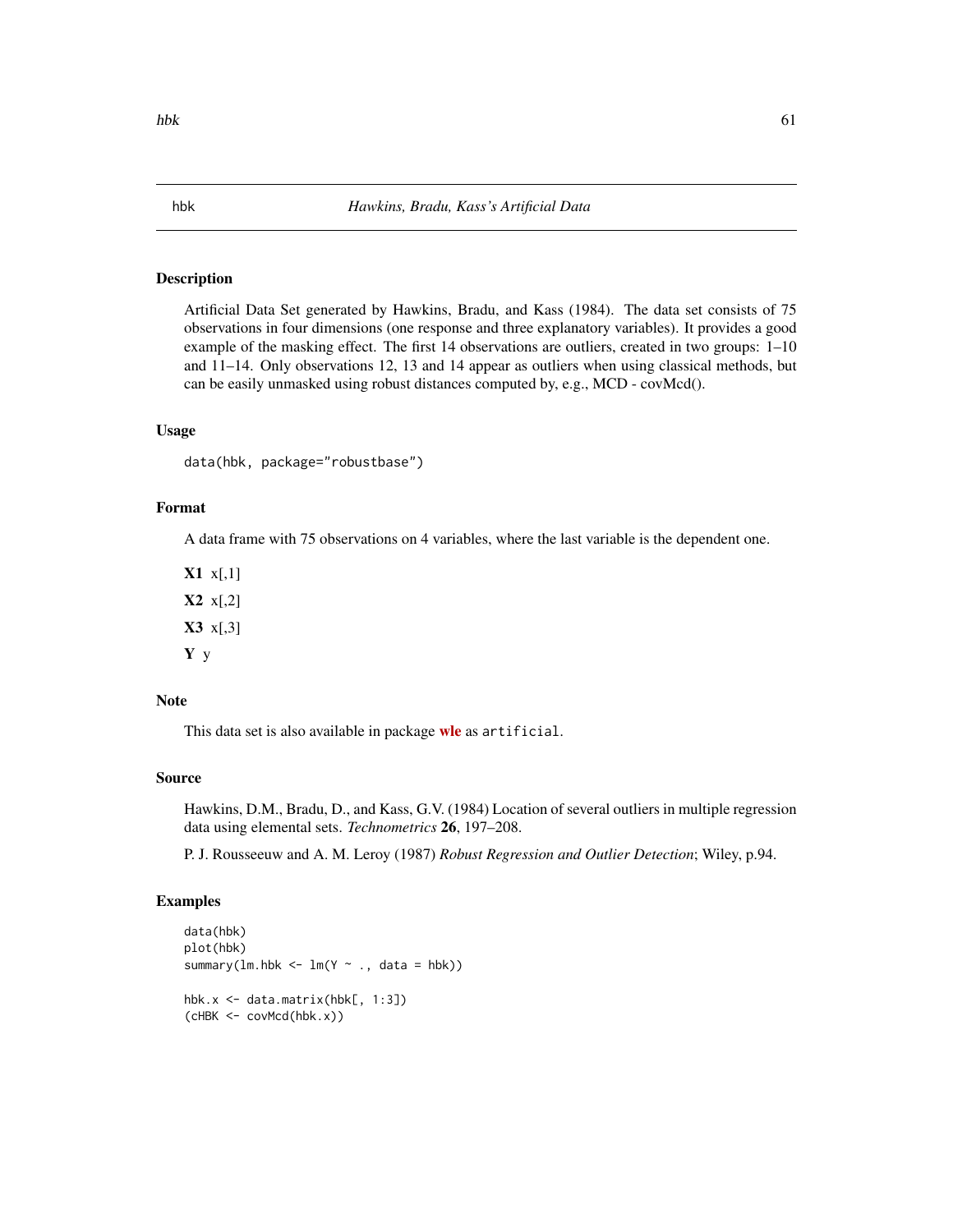## hbk — *Hawkins, Bradu, Kass's Artificial Data*

### Description

Artificial Data Set generated by Hawkins, Bradu, and Kass (1984). The data set consists of 75 observations in four dimensions (one response and three explanatory variables). It provides a good example of the masking effect. The first 14 observations are outliers, created in two groups: 1–10 and 11–14. Only observations 12, 13 and 14 appear as outliers when using classical methods, but can be easily unmasked using robust distances computed by, e.g., MCD - covMcd().

### Usage

```
data(hbk, package="robustbase")
```

### Format

A data frame with 75 observations on 4 variables, where the last variable is the dependent one.

**X1** x[,1]

**X2** x[,2]

**X3** x[,3]

**Y** y

### Note

This data set is also available in package **wle** as `artificial`.

### Source

Hawkins, D.M., Bradu, D., and Kass, G.V. (1984) Location of several outliers in multiple regression data using elemental sets. *Technometrics* **26**, 197–208.

P. J. Rousseeuw and A. M. Leroy (1987) *Robust Regression and Outlier Detection*; Wiley, p.94.

### Examples

```
data(hbk)
plot(hbk)
summary(lm.hbk <- lm(Y ~ ., data = hbk))

hbk.x <- data.matrix(hbk[, 1:3])
(cHBK <- covMcd(hbk.x))
```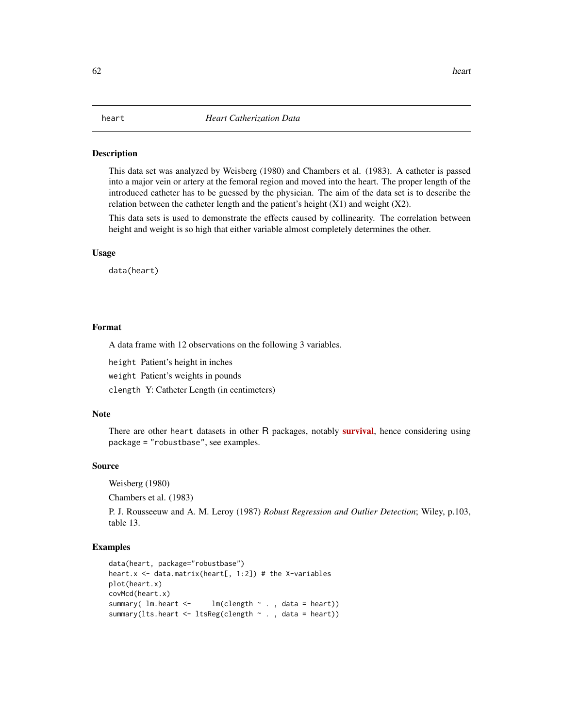heart *Heart Catherization Data*

## Description

This data set was analyzed by Weisberg (1980) and Chambers et al. (1983). A catheter is passed into a major vein or artery at the femoral region and moved into the heart. The proper length of the introduced catheter has to be guessed by the physician. The aim of the data set is to describe the relation between the catheter length and the patient's height (X1) and weight (X2).

This data sets is used to demonstrate the effects caused by collinearity. The correlation between height and weight is so high that either variable almost completely determines the other.

## Usage

```
data(heart)
```

## Format

A data frame with 12 observations on the following 3 variables.

`height` Patient's height in inches

`weight` Patient's weights in pounds

`clength` Y: Catheter Length (in centimeters)

## Note

There are other `heart` datasets in other R packages, notably **survival**, hence considering using `package = "robustbase"`, see examples.

## Source

Weisberg (1980)

Chambers et al. (1983)

P. J. Rousseeuw and A. M. Leroy (1987) *Robust Regression and Outlier Detection*; Wiley, p.103, table 13.

## Examples

```
data(heart, package="robustbase")
heart.x <- data.matrix(heart[, 1:2]) # the X-variables
plot(heart.x)
covMcd(heart.x)
summary( lm.heart <-     lm(clength ~ . , data = heart))
summary(lts.heart <- ltsReg(clength ~ . , data = heart))
```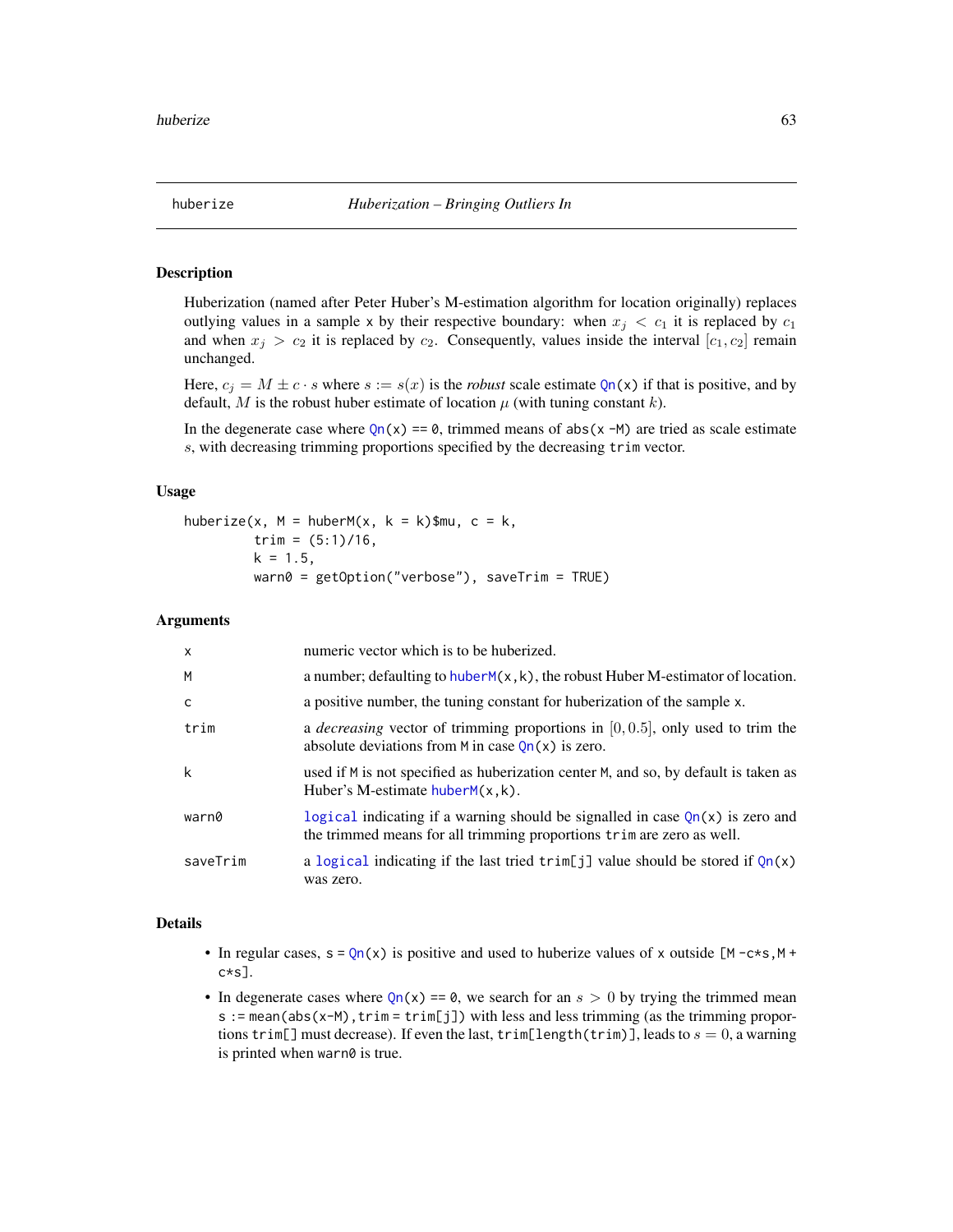# huberize — *Huberization – Bringing Outliers In*

## Description

Huberization (named after Peter Huber's M-estimation algorithm for location originally) replaces outlying values in a sample x by their respective boundary: when $x_j < c_1$ it is replaced by $c_1$ and when $x_j > c_2$ it is replaced by $c_2$. Consequently, values inside the interval $[c_1, c_2]$ remain unchanged.

Here, $c_j = M \pm c \cdot s$ where $s := s(x)$ is the *robust* scale estimate Qn(x) if that is positive, and by default, $M$ is the robust huber estimate of location $\mu$ (with tuning constant $k$).

In the degenerate case where Qn(x) == 0, trimmed means of abs(x -M) are tried as scale estimate $s$, with decreasing trimming proportions specified by the decreasing trim vector.

## Usage

```
huberize(x, M = huberM(x, k = k)$mu, c = k,
         trim = (5:1)/16,
         k = 1.5,
         warn0 = getOption("verbose"), saveTrim = TRUE)
```

## Arguments

| | |
|---|---|
| x | numeric vector which is to be huberized. |
| M | a number; defaulting to huberM(x,k), the robust Huber M-estimator of location. |
| c | a positive number, the tuning constant for huberization of the sample x. |
| trim | a *decreasing* vector of trimming proportions in $[0, 0.5]$, only used to trim the absolute deviations from M in case Qn(x) is zero. |
| k | used if M is not specified as huberization center M, and so, by default is taken as Huber's M-estimate huberM(x,k). |
| warn0 | logical indicating if a warning should be signalled in case Qn(x) is zero and the trimmed means for all trimming proportions trim are zero as well. |
| saveTrim | a logical indicating if the last tried trim[j] value should be stored if Qn(x) was zero. |

## Details

- In regular cases, s = Qn(x) is positive and used to huberize values of x outside [M -c*s,M + c*s].
- In degenerate cases where Qn(x) == 0, we search for an $s > 0$ by trying the trimmed mean s := mean(abs(x-M),trim = trim[j]) with less and less trimming (as the trimming proportions trim[] must decrease). If even the last, trim[length(trim)], leads to $s = 0$, a warning is printed when warn0 is true.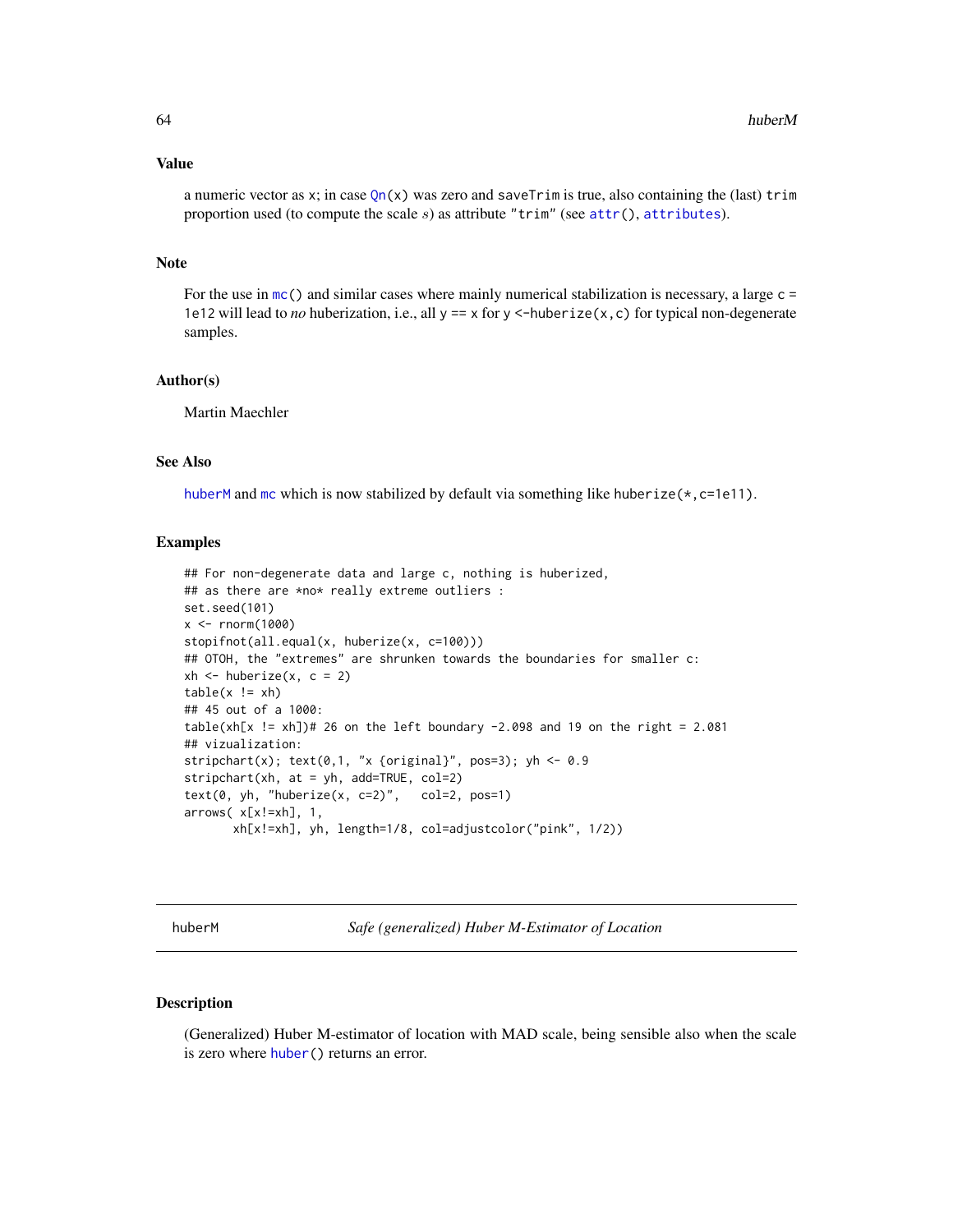### Value

a numeric vector as `x`; in case `Qn(x)` was zero and `saveTrim` is true, also containing the (last) `trim` proportion used (to compute the scale $s$) as attribute `"trim"` (see `attr()`, `attributes`).

### Note

For the use in `mc()` and similar cases where mainly numerical stabilization is necessary, a large `c = 1e12` will lead to *no* huberization, i.e., all `y == x` for `y <-huberize(x,c)` for typical non-degenerate samples.

### Author(s)

Martin Maechler

### See Also

`huberM` and `mc` which is now stabilized by default via something like `huberize(*,c=1e11)`.

### Examples

```
## For non-degenerate data and large c, nothing is huberized,
## as there are *no* really extreme outliers :
set.seed(101)
x <- rnorm(1000)
stopifnot(all.equal(x, huberize(x, c=100)))
## OTOH, the "extremes" are shrunken towards the boundaries for smaller c:
xh <- huberize(x, c = 2)
table(x != xh)
## 45 out of a 1000:
table(xh[x != xh])# 26 on the left boundary -2.098 and 19 on the right = 2.081
## vizualization:
stripchart(x); text(0,1, "x {original}", pos=3); yh <- 0.9
stripchart(xh, at = yh, add=TRUE, col=2)
text(0, yh, "huberize(x, c=2)",   col=2, pos=1)
arrows( x[x!=xh], 1,
       xh[x!=xh], yh, length=1/8, col=adjustcolor("pink", 1/2))
```

---

## huberM — *Safe (generalized) Huber M-Estimator of Location*

### Description

(Generalized) Huber M-estimator of location with MAD scale, being sensible also when the scale is zero where `huber()` returns an error.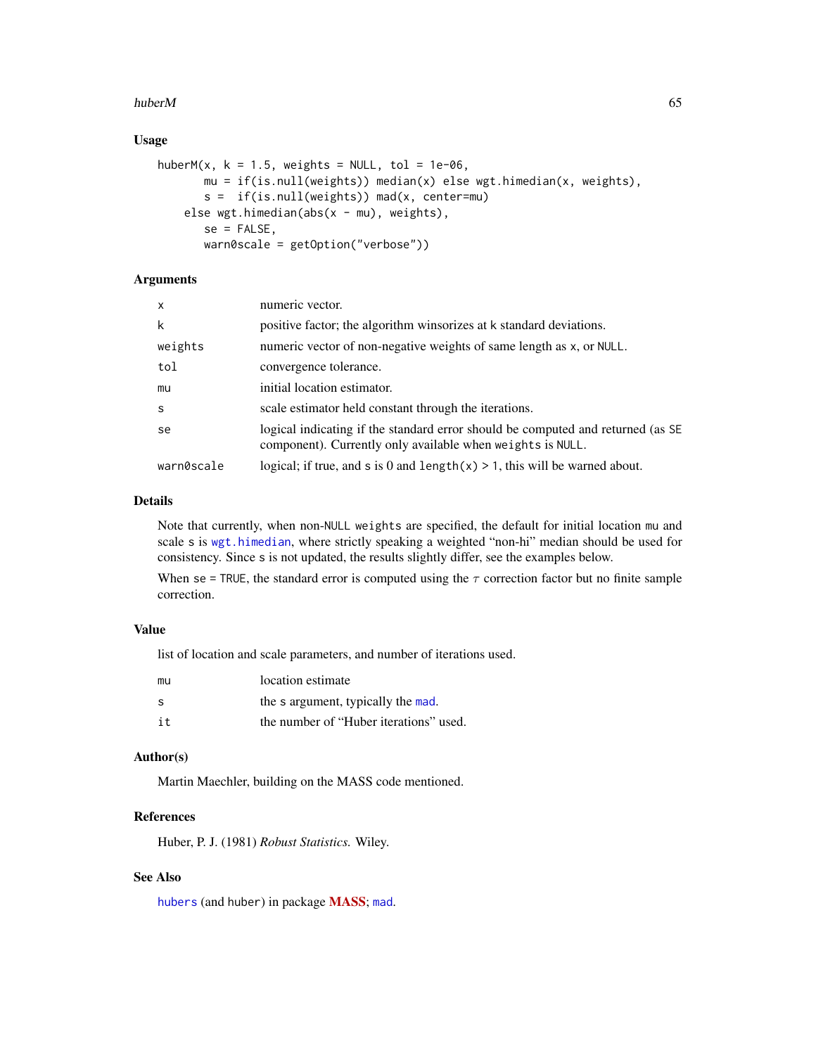### Usage

```
huberM(x, k = 1.5, weights = NULL, tol = 1e-06,
       mu = if(is.null(weights)) median(x) else wgt.himedian(x, weights),
       s =  if(is.null(weights)) mad(x, center=mu)
    else wgt.himedian(abs(x - mu), weights),
       se = FALSE,
       warn0scale = getOption("verbose"))
```

### Arguments

| | |
|---|---|
| x | numeric vector. |
| k | positive factor; the algorithm winsorizes at k standard deviations. |
| weights | numeric vector of non-negative weights of same length as x, or NULL. |
| tol | convergence tolerance. |
| mu | initial location estimator. |
| s | scale estimator held constant through the iterations. |
| se | logical indicating if the standard error should be computed and returned (as SE component). Currently only available when weights is NULL. |
| warn0scale | logical; if true, and s is 0 and length(x) > 1, this will be warned about. |

### Details

Note that currently, when non-NULL weights are specified, the default for initial location mu and scale s is wgt.himedian, where strictly speaking a weighted "non-hi" median should be used for consistency. Since s is not updated, the results slightly differ, see the examples below.

When se = TRUE, the standard error is computed using the $\tau$ correction factor but no finite sample correction.

### Value

list of location and scale parameters, and number of iterations used.

| | |
|---|---|
| mu | location estimate |
| s | the s argument, typically the mad. |
| it | the number of "Huber iterations" used. |

### Author(s)

Martin Maechler, building on the MASS code mentioned.

### References

Huber, P. J. (1981) *Robust Statistics.* Wiley.

### See Also

hubers (and huber) in package **MASS**; mad.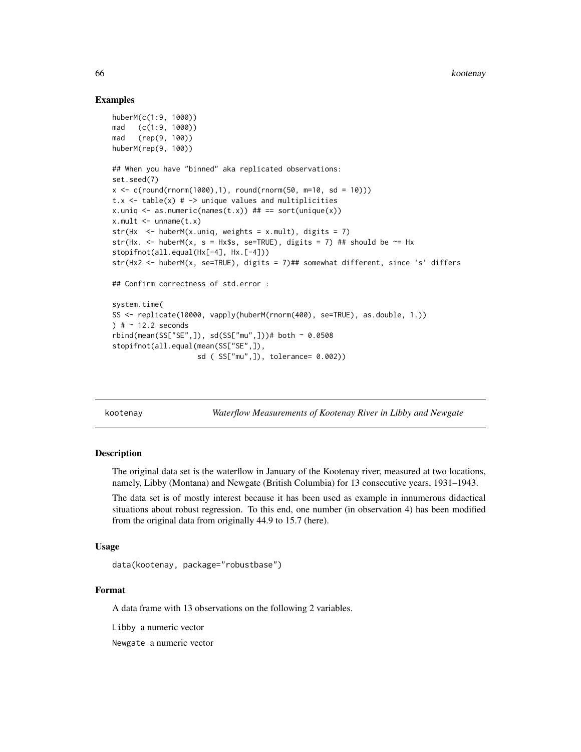### Examples

```
huberM(c(1:9, 1000))
mad   (c(1:9, 1000))
mad   (rep(9, 100))
huberM(rep(9, 100))

## When you have "binned" aka replicated observations:
set.seed(7)
x <- c(round(rnorm(1000),1), round(rnorm(50, m=10, sd = 10)))
t.x <- table(x) # -> unique values and multiplicities
x.uniq <- as.numeric(names(t.x)) ## == sort(unique(x))
x.mult <- unname(t.x)
str(Hx  <- huberM(x.uniq, weights = x.mult), digits = 7)
str(Hx. <- huberM(x, s = Hx$s, se=TRUE), digits = 7) ## should be ~= Hx
stopifnot(all.equal(Hx[-4], Hx.[-4]))
str(Hx2 <- huberM(x, se=TRUE), digits = 7)## somewhat different, since 's' differs

## Confirm correctness of std.error :

system.time(
SS <- replicate(10000, vapply(huberM(rnorm(400), se=TRUE), as.double, 1.))
) # ~ 12.2 seconds
rbind(mean(SS["SE",]), sd(SS["mu",]))# both ~ 0.0508
stopifnot(all.equal(mean(SS["SE",]),
                    sd ( SS["mu",]), tolerance= 0.002))
```

---

## kootenay — *Waterflow Measurements of Kootenay River in Libby and Newgate*

### Description

The original data set is the waterflow in January of the Kootenay river, measured at two locations, namely, Libby (Montana) and Newgate (British Columbia) for 13 consecutive years, 1931–1943.

The data set is of mostly interest because it has been used as example in innumerous didactical situations about robust regression. To this end, one number (in observation 4) has been modified from the original data from originally 44.9 to 15.7 (here).

### Usage

```
data(kootenay, package="robustbase")
```

### Format

A data frame with 13 observations on the following 2 variables.

`Libby` a numeric vector

`Newgate` a numeric vector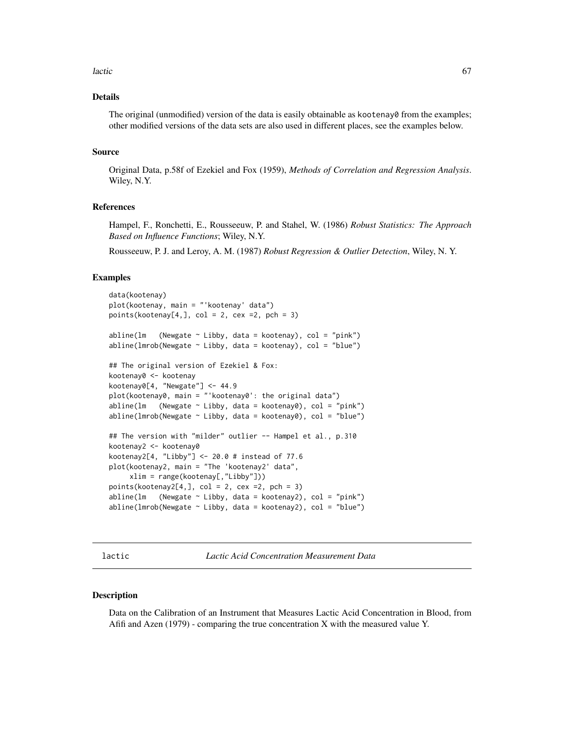### Details

The original (unmodified) version of the data is easily obtainable as `kootenay0` from the examples; other modified versions of the data sets are also used in different places, see the examples below.

### Source

Original Data, p.58f of Ezekiel and Fox (1959), *Methods of Correlation and Regression Analysis*. Wiley, N.Y.

### References

Hampel, F., Ronchetti, E., Rousseeuw, P. and Stahel, W. (1986) *Robust Statistics: The Approach Based on Influence Functions*; Wiley, N.Y.

Rousseeuw, P. J. and Leroy, A. M. (1987) *Robust Regression & Outlier Detection*, Wiley, N. Y.

### Examples

```
data(kootenay)
plot(kootenay, main = "'kootenay' data")
points(kootenay[4,], col = 2, cex =2, pch = 3)

abline(lm   (Newgate ~ Libby, data = kootenay), col = "pink")
abline(lmrob(Newgate ~ Libby, data = kootenay), col = "blue")

## The original version of Ezekiel & Fox:
kootenay0 <- kootenay
kootenay0[4, "Newgate"] <- 44.9
plot(kootenay0, main = "'kootenay0': the original data")
abline(lm   (Newgate ~ Libby, data = kootenay0), col = "pink")
abline(lmrob(Newgate ~ Libby, data = kootenay0), col = "blue")

## The version with "milder" outlier -- Hampel et al., p.310
kootenay2 <- kootenay0
kootenay2[4, "Libby"] <- 20.0 # instead of 77.6
plot(kootenay2, main = "The 'kootenay2' data",
     xlim = range(kootenay[,"Libby"]))
points(kootenay2[4,], col = 2, cex =2, pch = 3)
abline(lm   (Newgate ~ Libby, data = kootenay2), col = "pink")
abline(lmrob(Newgate ~ Libby, data = kootenay2), col = "blue")
```

---

## lactic — *Lactic Acid Concentration Measurement Data*

### Description

Data on the Calibration of an Instrument that Measures Lactic Acid Concentration in Blood, from Afifi and Azen (1979) - comparing the true concentration X with the measured value Y.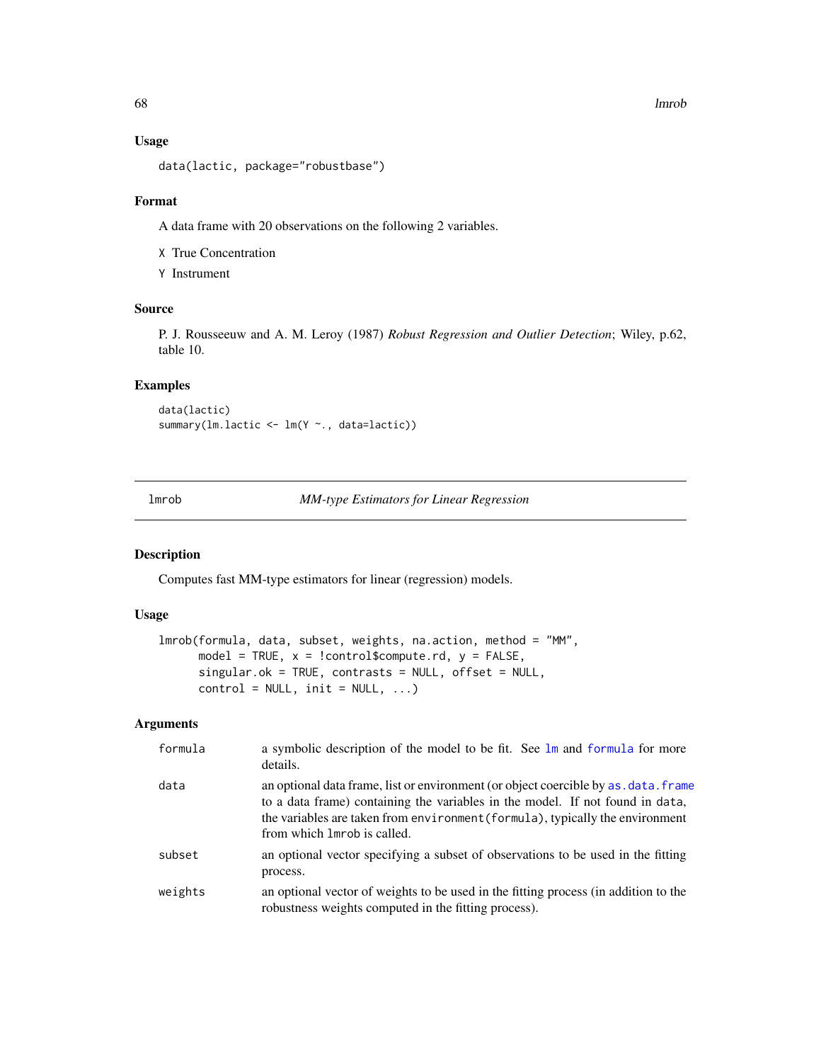## Usage

```
data(lactic, package="robustbase")
```

## Format

A data frame with 20 observations on the following 2 variables.

`X` True Concentration

`Y` Instrument

## Source

P. J. Rousseeuw and A. M. Leroy (1987) *Robust Regression and Outlier Detection*; Wiley, p.62, table 10.

## Examples

```
data(lactic)
summary(lm.lactic <- lm(Y ~., data=lactic))
```

---

# lmrob — *MM-type Estimators for Linear Regression*

## Description

Computes fast MM-type estimators for linear (regression) models.

## Usage

```
lmrob(formula, data, subset, weights, na.action, method = "MM",
      model = TRUE, x = !control$compute.rd, y = FALSE,
      singular.ok = TRUE, contrasts = NULL, offset = NULL,
      control = NULL, init = NULL, ...)
```

## Arguments

| | |
|---|---|
| `formula` | a symbolic description of the model to be fit. See `lm` and `formula` for more details. |
| `data` | an optional data frame, list or environment (or object coercible by `as.data.frame` to a data frame) containing the variables in the model. If not found in `data`, the variables are taken from `environment(formula)`, typically the environment from which `lmrob` is called. |
| `subset` | an optional vector specifying a subset of observations to be used in the fitting process. |
| `weights` | an optional vector of weights to be used in the fitting process (in addition to the robustness weights computed in the fitting process). |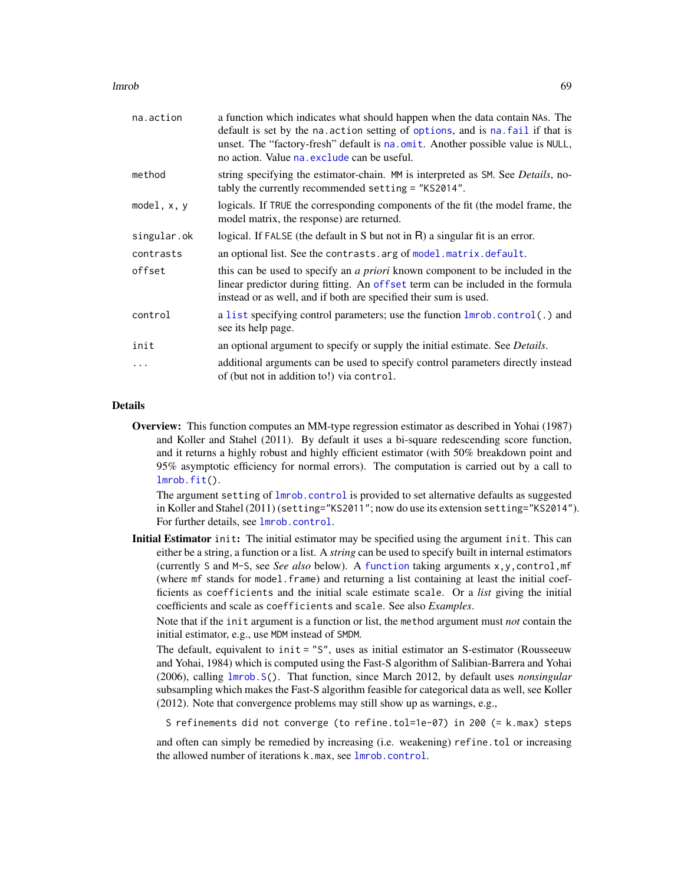| | |
|---|---|
| `na.action` | a function which indicates what should happen when the data contain NAs. The default is set by the na.action setting of options, and is na.fail if that is unset. The "factory-fresh" default is na.omit. Another possible value is NULL, no action. Value na.exclude can be useful. |
| `method` | string specifying the estimator-chain. MM is interpreted as SM. See *Details*, notably the currently recommended setting = "KS2014". |
| `model, x, y` | logicals. If TRUE the corresponding components of the fit (the model frame, the model matrix, the response) are returned. |
| `singular.ok` | logical. If FALSE (the default in S but not in R) a singular fit is an error. |
| `contrasts` | an optional list. See the contrasts.arg of model.matrix.default. |
| `offset` | this can be used to specify an *a priori* known component to be included in the linear predictor during fitting. An offset term can be included in the formula instead or as well, and if both are specified their sum is used. |
| `control` | a list specifying control parameters; use the function lmrob.control(.) and see its help page. |
| `init` | an optional argument to specify or supply the initial estimate. See *Details*. |
| `...` | additional arguments can be used to specify control parameters directly instead of (but not in addition to!) via control. |

## Details

**Overview:** This function computes an MM-type regression estimator as described in Yohai (1987) and Koller and Stahel (2011). By default it uses a bi-square redescending score function, and it returns a highly robust and highly efficient estimator (with 50% breakdown point and 95% asymptotic efficiency for normal errors). The computation is carried out by a call to lmrob.fit().

The argument setting of lmrob.control is provided to set alternative defaults as suggested in Koller and Stahel (2011) (setting="KS2011"; now do use its extension setting="KS2014"). For further details, see lmrob.control.

**Initial Estimator** init**:** The initial estimator may be specified using the argument init. This can either be a string, a function or a list. A *string* can be used to specify built in internal estimators (currently S and M-S, see *See also* below). A function taking arguments x,y,control,mf (where mf stands for model.frame) and returning a list containing at least the initial coefficients as coefficients and the initial scale estimate scale. Or a *list* giving the initial coefficients and scale as coefficients and scale. See also *Examples*.

Note that if the init argument is a function or list, the method argument must *not* contain the initial estimator, e.g., use MDM instead of SMDM.

The default, equivalent to init = "S", uses as initial estimator an S-estimator (Rousseeuw and Yohai, 1984) which is computed using the Fast-S algorithm of Salibian-Barrera and Yohai (2006), calling lmrob.S(). That function, since March 2012, by default uses *nonsingular* subsampling which makes the Fast-S algorithm feasible for categorical data as well, see Koller (2012). Note that convergence problems may still show up as warnings, e.g.,

```
S refinements did not converge (to refine.tol=1e-07) in 200 (= k.max) steps
```

and often can simply be remedied by increasing (i.e. weakening) refine.tol or increasing the allowed number of iterations k.max, see lmrob.control.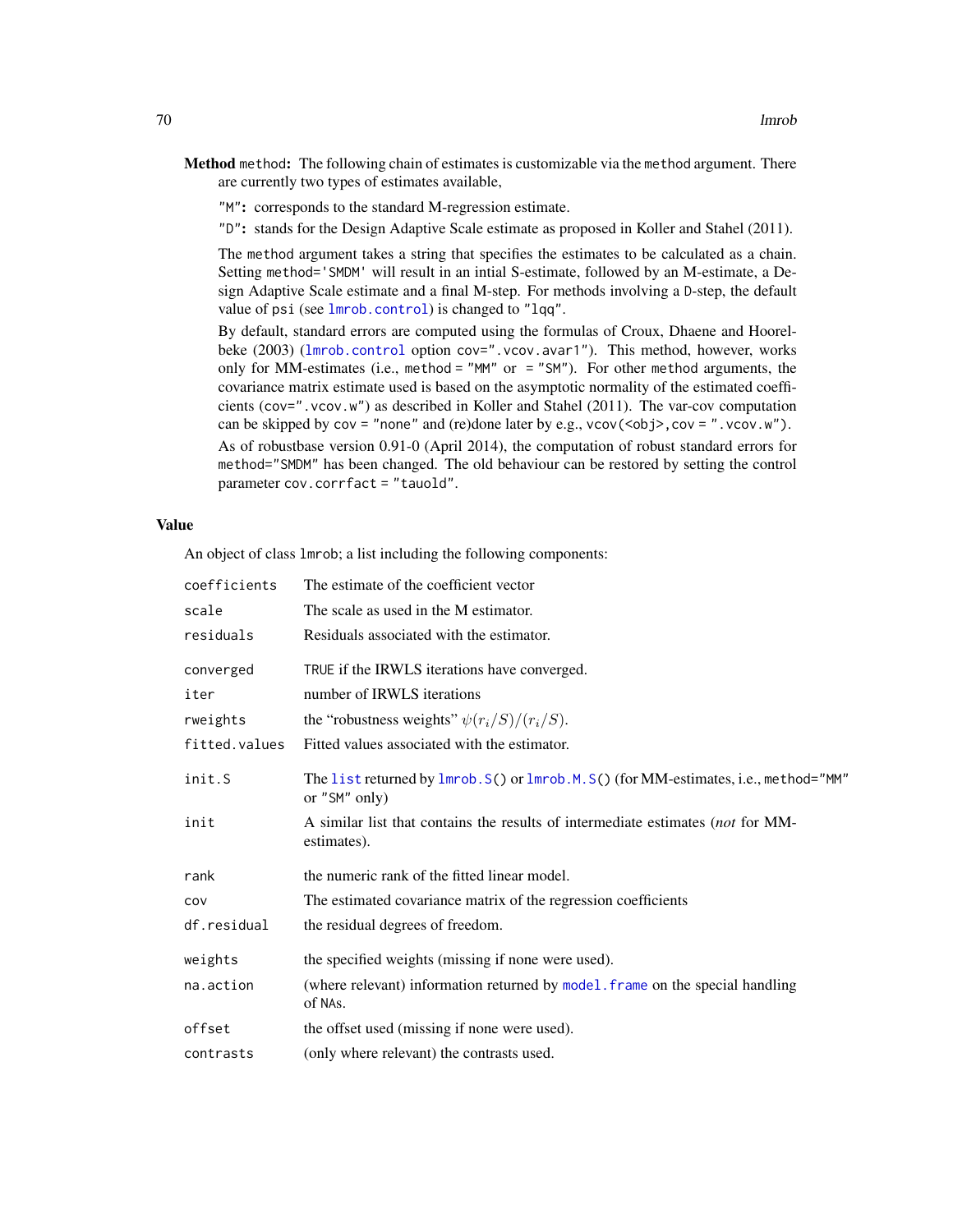**Method** `method`**:** The following chain of estimates is customizable via the `method` argument. There are currently two types of estimates available,

`"M"`**:** corresponds to the standard M-regression estimate.

`"D"`**:** stands for the Design Adaptive Scale estimate as proposed in Koller and Stahel (2011).

The `method` argument takes a string that specifies the estimates to be calculated as a chain. Setting `method='SMDM'` will result in an intial S-estimate, followed by an M-estimate, a Design Adaptive Scale estimate and a final M-step. For methods involving a `D`-step, the default value of `psi` (see `lmrob.control`) is changed to `"lqq"`.

By default, standard errors are computed using the formulas of Croux, Dhaene and Hoorelbeke (2003) (`lmrob.control` option `cov=".vcov.avar1"`). This method, however, works only for MM-estimates (i.e., `method = "MM"` or `= "SM"`). For other `method` arguments, the covariance matrix estimate used is based on the asymptotic normality of the estimated coefficients (`cov=".vcov.w"`) as described in Koller and Stahel (2011). The var-cov computation can be skipped by `cov = "none"` and (re)done later by e.g., `vcov(<obj>,cov = ".vcov.w")`.

As of robustbase version 0.91-0 (April 2014), the computation of robust standard errors for `method="SMDM"` has been changed. The old behaviour can be restored by setting the control parameter `cov.corrfact = "tauold"`.

## Value

An object of class `lmrob`; a list including the following components:

| | |
|---|---|
| `coefficients` | The estimate of the coefficient vector |
| `scale` | The scale as used in the M estimator. |
| `residuals` | Residuals associated with the estimator. |
| `converged` | `TRUE` if the IRWLS iterations have converged. |
| `iter` | number of IRWLS iterations |
| `rweights` | the "robustness weights" $\psi(r_i/S)/(r_i/S)$. |
| `fitted.values` | Fitted values associated with the estimator. |
| `init.S` | The `list` returned by `lmrob.S()` or `lmrob.M.S()` (for MM-estimates, i.e., `method="MM"` or `"SM"` only) |
| `init` | A similar list that contains the results of intermediate estimates (*not* for MM-estimates). |
| `rank` | the numeric rank of the fitted linear model. |
| `cov` | The estimated covariance matrix of the regression coefficients |
| `df.residual` | the residual degrees of freedom. |
| `weights` | the specified weights (missing if none were used). |
| `na.action` | (where relevant) information returned by `model.frame` on the special handling of NAs. |
| `offset` | the offset used (missing if none were used). |
| `contrasts` | (only where relevant) the contrasts used. |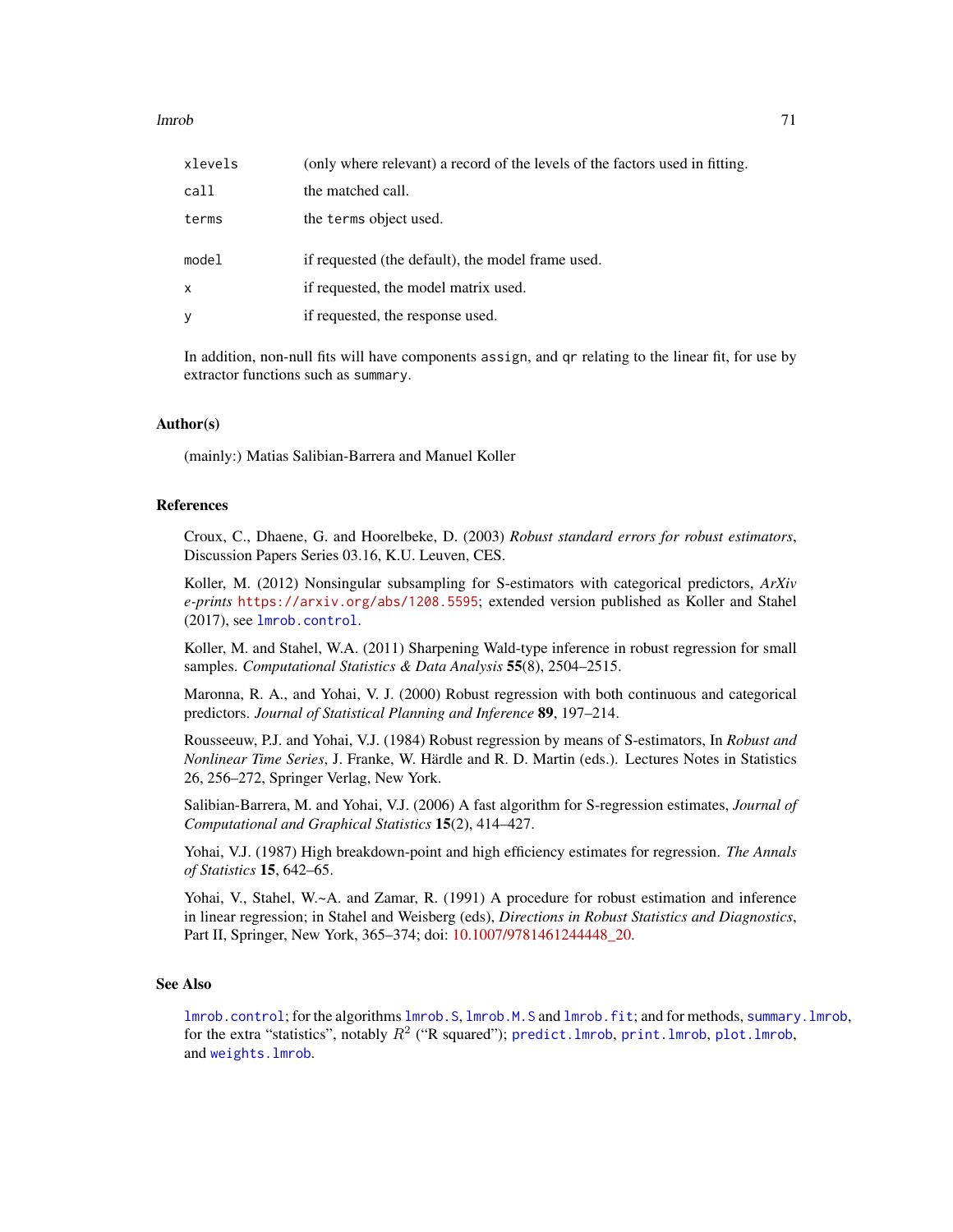| | |
|---|---|
| `xlevels` | (only where relevant) a record of the levels of the factors used in fitting. |
| `call` | the matched call. |
| `terms` | the `terms` object used. |
| `model` | if requested (the default), the model frame used. |
| `x` | if requested, the model matrix used. |
| `y` | if requested, the response used. |

In addition, non-null fits will have components `assign`, and `qr` relating to the linear fit, for use by extractor functions such as `summary`.

## Author(s)

(mainly:) Matias Salibian-Barrera and Manuel Koller

## References

Croux, C., Dhaene, G. and Hoorelbeke, D. (2003) *Robust standard errors for robust estimators*, Discussion Papers Series 03.16, K.U. Leuven, CES.

Koller, M. (2012) Nonsingular subsampling for S-estimators with categorical predictors, *ArXiv e-prints* `https://arxiv.org/abs/1208.5595`; extended version published as Koller and Stahel (2017), see `lmrob.control`.

Koller, M. and Stahel, W.A. (2011) Sharpening Wald-type inference in robust regression for small samples. *Computational Statistics & Data Analysis* **55**(8), 2504–2515.

Maronna, R. A., and Yohai, V. J. (2000) Robust regression with both continuous and categorical predictors. *Journal of Statistical Planning and Inference* **89**, 197–214.

Rousseeuw, P.J. and Yohai, V.J. (1984) Robust regression by means of S-estimators, In *Robust and Nonlinear Time Series*, J. Franke, W. Härdle and R. D. Martin (eds.). Lectures Notes in Statistics 26, 256–272, Springer Verlag, New York.

Salibian-Barrera, M. and Yohai, V.J. (2006) A fast algorithm for S-regression estimates, *Journal of Computational and Graphical Statistics* **15**(2), 414–427.

Yohai, V.J. (1987) High breakdown-point and high efficiency estimates for regression. *The Annals of Statistics* **15**, 642–65.

Yohai, V., Stahel, W.~A. and Zamar, R. (1991) A procedure for robust estimation and inference in linear regression; in Stahel and Weisberg (eds), *Directions in Robust Statistics and Diagnostics*, Part II, Springer, New York, 365–374; doi: 10.1007/9781461244448_20.

## See Also

`lmrob.control`; for the algorithms `lmrob.S`, `lmrob.M.S` and `lmrob.fit`; and for methods, `summary.lmrob`, for the extra "statistics", notably $R^2$ ("R squared"); `predict.lmrob`, `print.lmrob`, `plot.lmrob`, and `weights.lmrob`.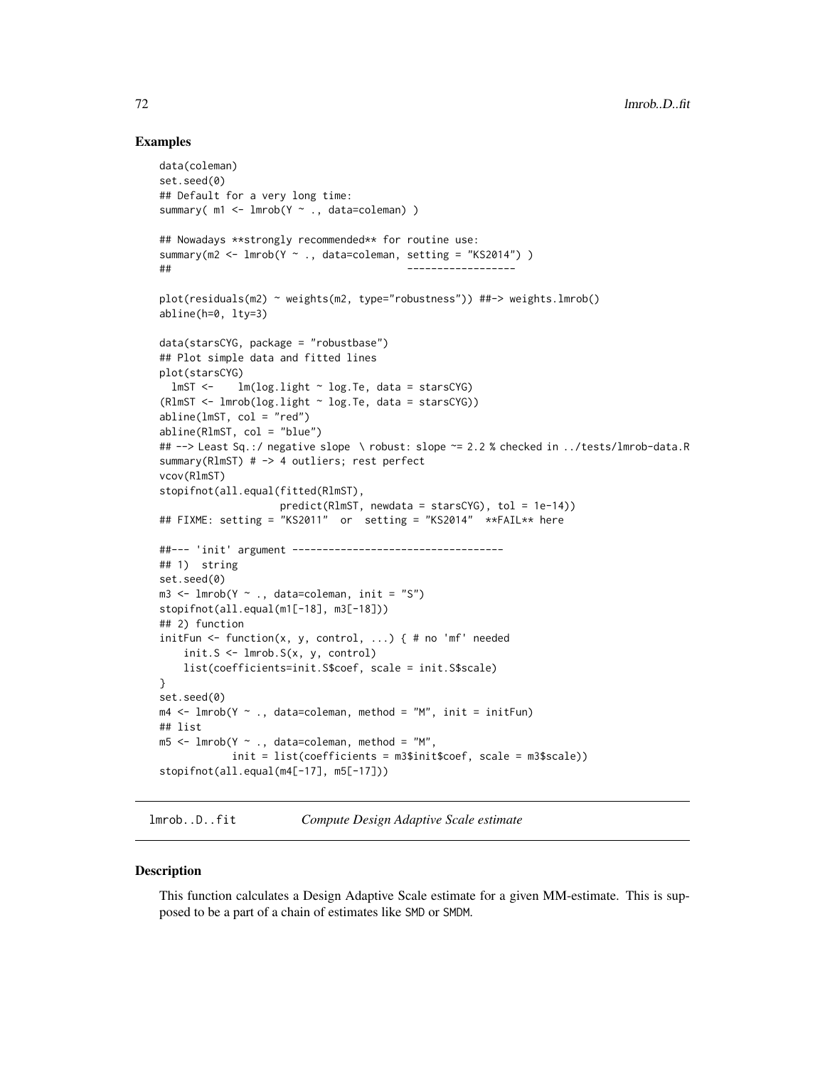## Examples

```
data(coleman)
set.seed(0)
## Default for a very long time:
summary( m1 <- lmrob(Y ~ ., data=coleman) )

## Nowadays **strongly recommended** for routine use:
summary(m2 <- lmrob(Y ~ ., data=coleman, setting = "KS2014") )
##                                         ------------------

plot(residuals(m2) ~ weights(m2, type="robustness")) ##-> weights.lmrob()
abline(h=0, lty=3)

data(starsCYG, package = "robustbase")
## Plot simple data and fitted lines
plot(starsCYG)
  lmST <-    lm(log.light ~ log.Te, data = starsCYG)
(RlmST <- lmrob(log.light ~ log.Te, data = starsCYG))
abline(lmST, col = "red")
abline(RlmST, col = "blue")
## --> Least Sq.:/ negative slope  \ robust: slope ~= 2.2 % checked in ../tests/lmrob-data.R
summary(RlmST) # -> 4 outliers; rest perfect
vcov(RlmST)
stopifnot(all.equal(fitted(RlmST),
                    predict(RlmST, newdata = starsCYG), tol = 1e-14))
## FIXME: setting = "KS2011"  or  setting = "KS2014"  **FAIL** here

##--- 'init' argument -----------------------------------
## 1)  string
set.seed(0)
m3 <- lmrob(Y ~ ., data=coleman, init = "S")
stopifnot(all.equal(m1[-18], m3[-18]))
## 2) function
initFun <- function(x, y, control, ...) { # no 'mf' needed
    init.S <- lmrob.S(x, y, control)
    list(coefficients=init.S$coef, scale = init.S$scale)
}
set.seed(0)
m4 <- lmrob(Y ~ ., data=coleman, method = "M", init = initFun)
## list
m5 <- lmrob(Y ~ ., data=coleman, method = "M",
            init = list(coefficients = m3$init$coef, scale = m3$scale))
stopifnot(all.equal(m4[-17], m5[-17]))
```

---

lmrob..D..fit — *Compute Design Adaptive Scale estimate*

---

## Description

This function calculates a Design Adaptive Scale estimate for a given MM-estimate. This is supposed to be a part of a chain of estimates like SMD or SMDM.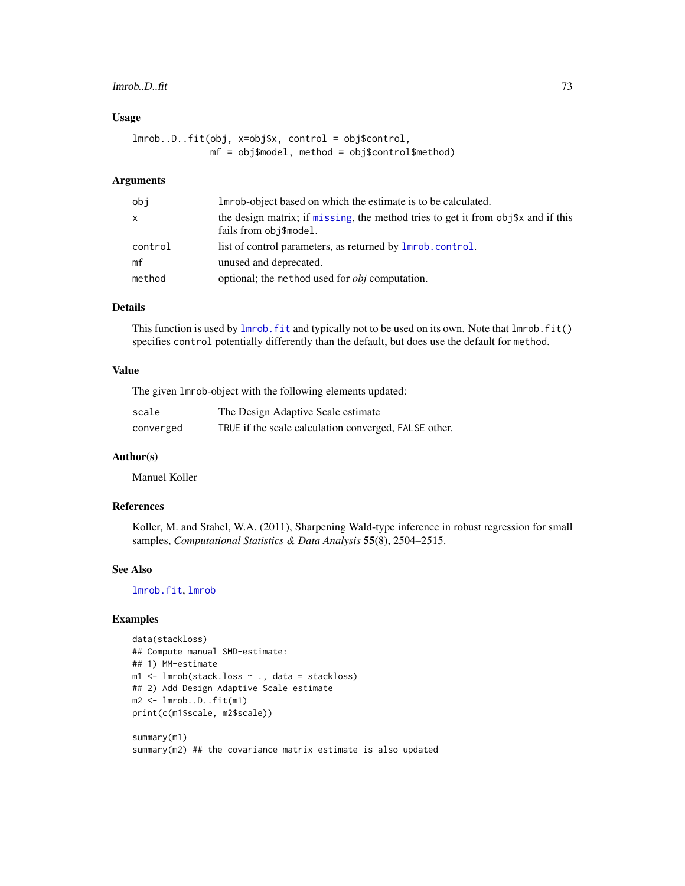### Usage

```
lmrob..D..fit(obj, x=obj$x, control = obj$control,
              mf = obj$model, method = obj$control$method)
```

### Arguments

| | |
|---|---|
| obj | lmrob-object based on which the estimate is to be calculated. |
| x | the design matrix; if missing, the method tries to get it from obj$x and if this fails from obj$model. |
| control | list of control parameters, as returned by lmrob.control. |
| mf | unused and deprecated. |
| method | optional; the method used for *obj* computation. |

### Details

This function is used by lmrob.fit and typically not to be used on its own. Note that lmrob.fit() specifies control potentially differently than the default, but does use the default for method.

### Value

The given lmrob-object with the following elements updated:

| | |
|---|---|
| scale | The Design Adaptive Scale estimate |
| converged | TRUE if the scale calculation converged, FALSE other. |

### Author(s)

Manuel Koller

### References

Koller, M. and Stahel, W.A. (2011), Sharpening Wald-type inference in robust regression for small samples, *Computational Statistics & Data Analysis* **55**(8), 2504–2515.

### See Also

lmrob.fit, lmrob

### Examples

```
data(stackloss)
## Compute manual SMD-estimate:
## 1) MM-estimate
m1 <- lmrob(stack.loss ~ ., data = stackloss)
## 2) Add Design Adaptive Scale estimate
m2 <- lmrob..D..fit(m1)
print(c(m1$scale, m2$scale))

summary(m1)
summary(m2) ## the covariance matrix estimate is also updated
```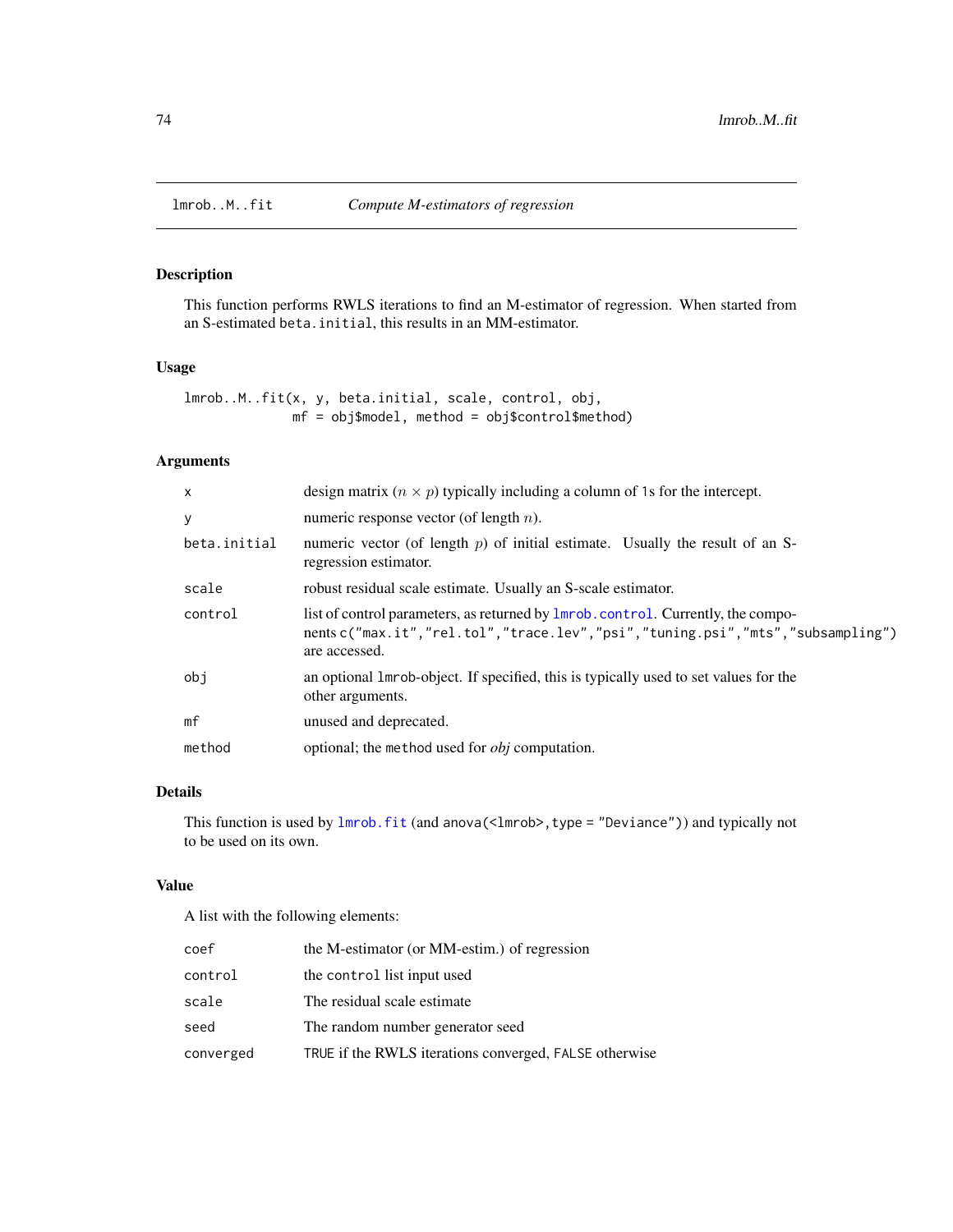# lmrob..M..fit — *Compute M-estimators of regression*

## Description

This function performs RWLS iterations to find an M-estimator of regression. When started from an S-estimated `beta.initial`, this results in an MM-estimator.

## Usage

```
lmrob..M..fit(x, y, beta.initial, scale, control, obj,
              mf = obj$model, method = obj$control$method)
```

## Arguments

| | |
|---|---|
| `x` | design matrix ($n \times p$) typically including a column of 1s for the intercept. |
| `y` | numeric response vector (of length $n$). |
| `beta.initial` | numeric vector (of length $p$) of initial estimate. Usually the result of an S-regression estimator. |
| `scale` | robust residual scale estimate. Usually an S-scale estimator. |
| `control` | list of control parameters, as returned by `lmrob.control`. Currently, the components `c("max.it","rel.tol","trace.lev","psi","tuning.psi","mts","subsampling")` are accessed. |
| `obj` | an optional `lmrob`-object. If specified, this is typically used to set values for the other arguments. |
| `mf` | unused and deprecated. |
| `method` | optional; the `method` used for *obj* computation. |

## Details

This function is used by `lmrob.fit` (and `anova(<lmrob>, type = "Deviance")`) and typically not to be used on its own.

## Value

A list with the following elements:

| | |
|---|---|
| `coef` | the M-estimator (or MM-estim.) of regression |
| `control` | the `control` list input used |
| `scale` | The residual scale estimate |
| `seed` | The random number generator seed |
| `converged` | `TRUE` if the RWLS iterations converged, `FALSE` otherwise |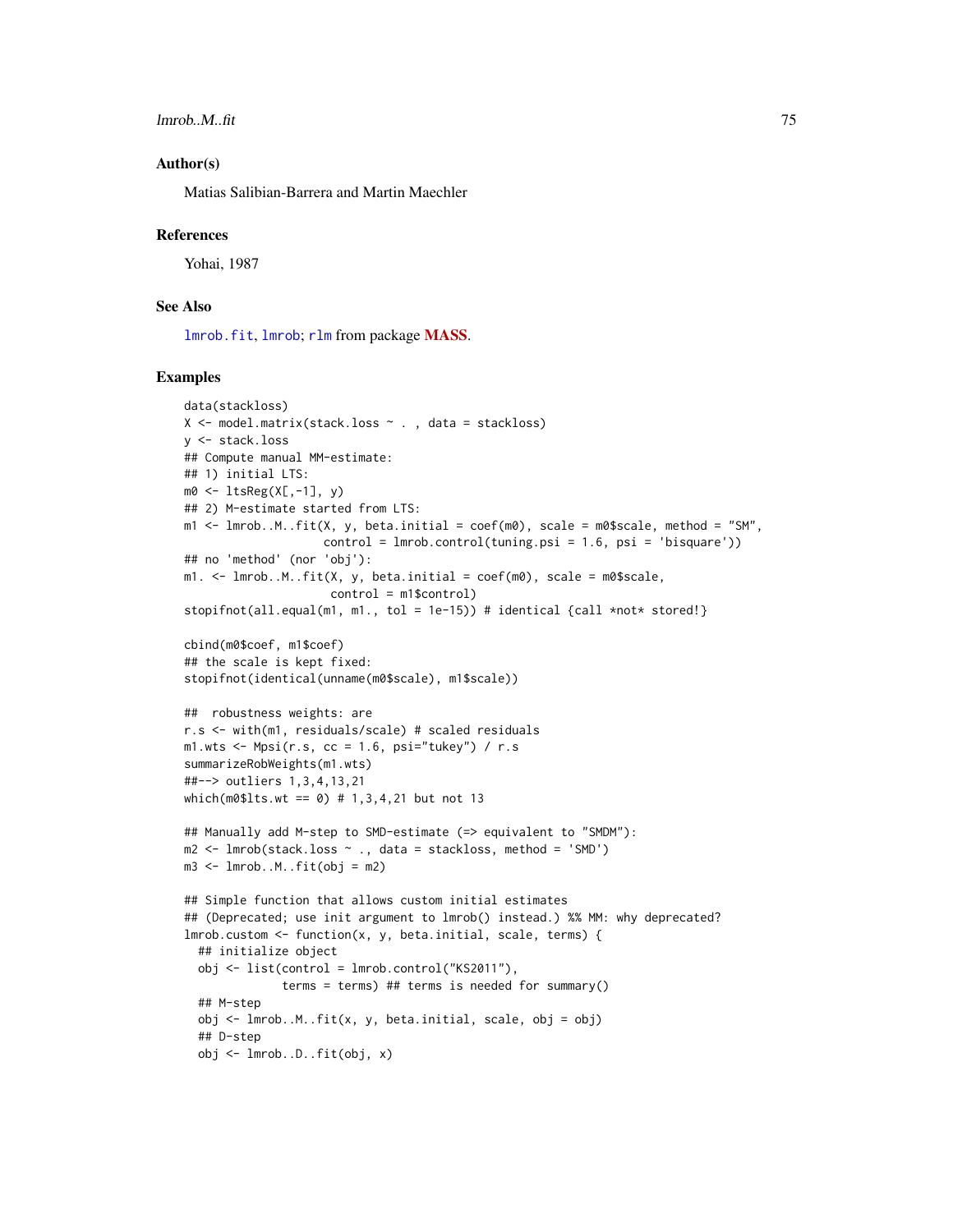## Author(s)

Matias Salibian-Barrera and Martin Maechler

## References

Yohai, 1987

## See Also

lmrob.fit, lmrob; rlm from package **MASS**.

## Examples

```
data(stackloss)
X <- model.matrix(stack.loss ~ . , data = stackloss)
y <- stack.loss
## Compute manual MM-estimate:
## 1) initial LTS:
m0 <- ltsReg(X[,-1], y)
## 2) M-estimate started from LTS:
m1 <- lmrob..M..fit(X, y, beta.initial = coef(m0), scale = m0$scale, method = "SM",
                    control = lmrob.control(tuning.psi = 1.6, psi = 'bisquare'))
## no 'method' (nor 'obj'):
m1. <- lmrob..M..fit(X, y, beta.initial = coef(m0), scale = m0$scale,
                     control = m1$control)
stopifnot(all.equal(m1, m1., tol = 1e-15)) # identical {call *not* stored!}

cbind(m0$coef, m1$coef)
## the scale is kept fixed:
stopifnot(identical(unname(m0$scale), m1$scale))

##  robustness weights: are
r.s <- with(m1, residuals/scale) # scaled residuals
m1.wts <- Mpsi(r.s, cc = 1.6, psi="tukey") / r.s
summarizeRobWeights(m1.wts)
##--> outliers 1,3,4,13,21
which(m0$lts.wt == 0) # 1,3,4,21 but not 13

## Manually add M-step to SMD-estimate (=> equivalent to "SMDM"):
m2 <- lmrob(stack.loss ~ ., data = stackloss, method = 'SMD')
m3 <- lmrob..M..fit(obj = m2)

## Simple function that allows custom initial estimates
## (Deprecated; use init argument to lmrob() instead.) %% MM: why deprecated?
lmrob.custom <- function(x, y, beta.initial, scale, terms) {
  ## initialize object
  obj <- list(control = lmrob.control("KS2011"),
              terms = terms) ## terms is needed for summary()
  ## M-step
  obj <- lmrob..M..fit(x, y, beta.initial, scale, obj = obj)
  ## D-step
  obj <- lmrob..D..fit(obj, x)
```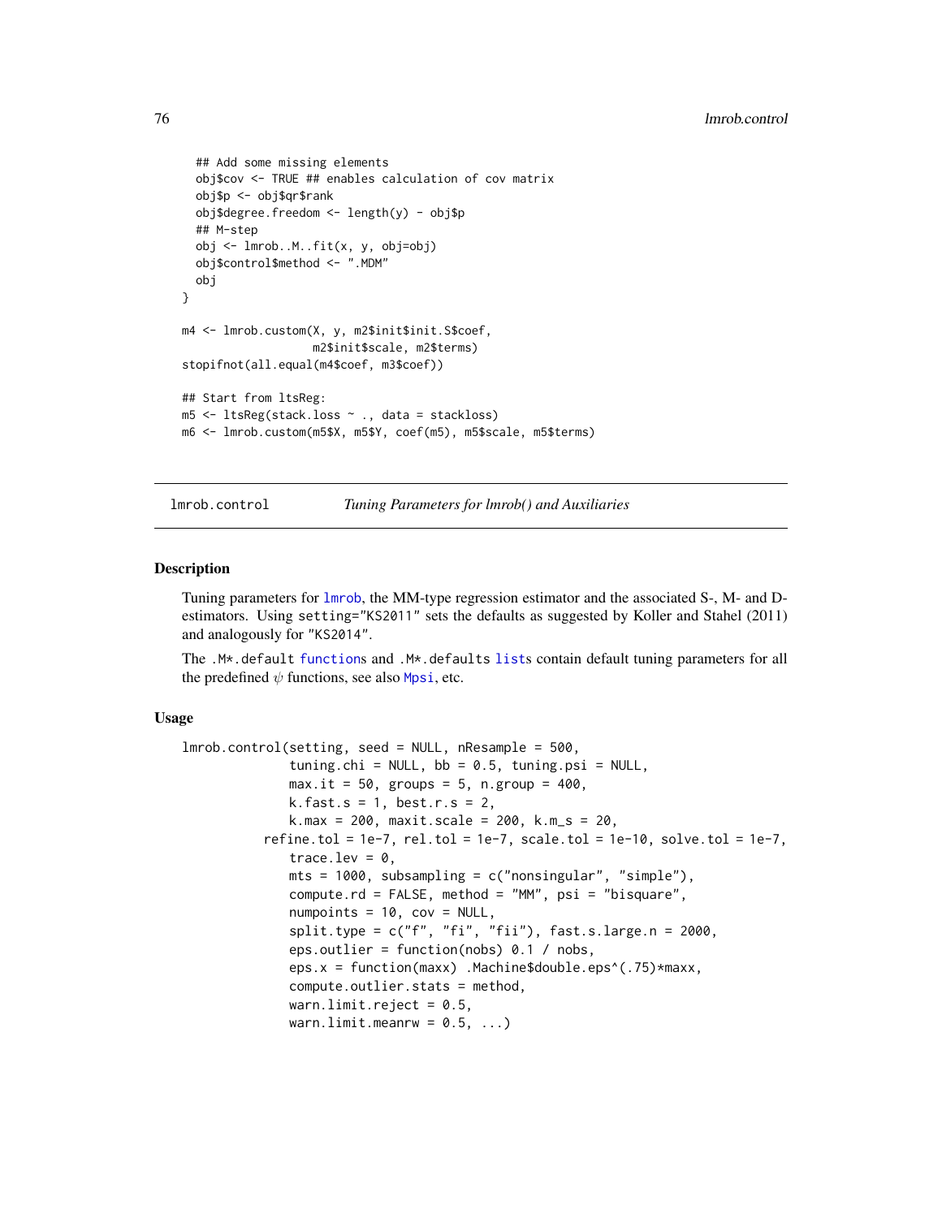```
  ## Add some missing elements
  obj$cov <- TRUE ## enables calculation of cov matrix
  obj$p <- obj$qr$rank
  obj$degree.freedom <- length(y) - obj$p
  ## M-step
  obj <- lmrob..M..fit(x, y, obj=obj)
  obj$control$method <- ".MDM"
  obj
}

m4 <- lmrob.custom(X, y, m2$init$init.S$coef,
                   m2$init$scale, m2$terms)
stopifnot(all.equal(m4$coef, m3$coef))

## Start from ltsReg:
m5 <- ltsReg(stack.loss ~ ., data = stackloss)
m6 <- lmrob.custom(m5$X, m5$Y, coef(m5), m5$scale, m5$terms)
```

## lmrob.control — *Tuning Parameters for lmrob() and Auxiliaries*

### Description

Tuning parameters for `lmrob`, the MM-type regression estimator and the associated S-, M- and D-estimators. Using `setting="KS2011"` sets the defaults as suggested by Koller and Stahel (2011) and analogously for `"KS2014"`.

The `.M*.default` `function`s and `.M*.defaults` `list`s contain default tuning parameters for all the predefined $\psi$ functions, see also `Mpsi`, etc.

### Usage

```
lmrob.control(setting, seed = NULL, nResample = 500,
              tuning.chi = NULL, bb = 0.5, tuning.psi = NULL,
              max.it = 50, groups = 5, n.group = 400,
              k.fast.s = 1, best.r.s = 2,
              k.max = 200, maxit.scale = 200, k.m_s = 20,
          refine.tol = 1e-7, rel.tol = 1e-7, scale.tol = 1e-10, solve.tol = 1e-7,
              trace.lev = 0,
              mts = 1000, subsampling = c("nonsingular", "simple"),
              compute.rd = FALSE, method = "MM", psi = "bisquare",
              numpoints = 10, cov = NULL,
              split.type = c("f", "fi", "fii"), fast.s.large.n = 2000,
              eps.outlier = function(nobs) 0.1 / nobs,
              eps.x = function(maxx) .Machine$double.eps^(.75)*maxx,
              compute.outlier.stats = method,
              warn.limit.reject = 0.5,
              warn.limit.meanrw = 0.5, ...)
```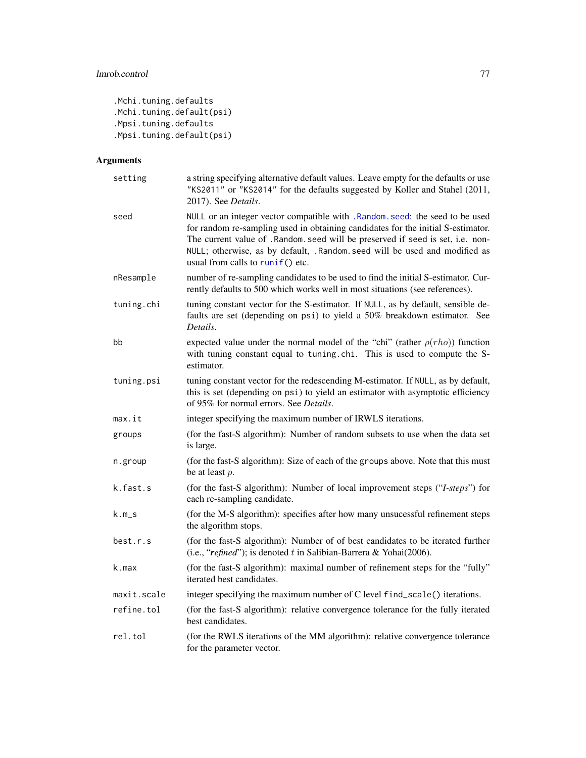```
.Mchi.tuning.defaults
.Mchi.tuning.default(psi)
.Mpsi.tuning.defaults
.Mpsi.tuning.default(psi)
```

## Arguments

| | |
|---|---|
| `setting` | a string specifying alternative default values. Leave empty for the defaults or use `"KS2011"` or `"KS2014"` for the defaults suggested by Koller and Stahel (2011, 2017). See *Details*. |
| `seed` | `NULL` or an integer vector compatible with `.Random.seed`: the seed to be used for random re-sampling used in obtaining candidates for the initial S-estimator. The current value of `.Random.seed` will be preserved if `seed` is set, i.e. non-`NULL`; otherwise, as by default, `.Random.seed` will be used and modified as usual from calls to `runif()` etc. |
| `nResample` | number of re-sampling candidates to be used to find the initial S-estimator. Currently defaults to 500 which works well in most situations (see references). |
| `tuning.chi` | tuning constant vector for the S-estimator. If `NULL`, as by default, sensible defaults are set (depending on `psi`) to yield a 50% breakdown estimator. See *Details*. |
| `bb` | expected value under the normal model of the "chi" (rather $\rho(rho)$) function with tuning constant equal to `tuning.chi`. This is used to compute the S-estimator. |
| `tuning.psi` | tuning constant vector for the redescending M-estimator. If `NULL`, as by default, this is set (depending on `psi`) to yield an estimator with asymptotic efficiency of 95% for normal errors. See *Details*. |
| `max.it` | integer specifying the maximum number of IRWLS iterations. |
| `groups` | (for the fast-S algorithm): Number of random subsets to use when the data set is large. |
| `n.group` | (for the fast-S algorithm): Size of each of the `groups` above. Note that this must be at least $p$. |
| `k.fast.s` | (for the fast-S algorithm): Number of local improvement steps ("*I-steps*") for each re-sampling candidate. |
| `k.m_s` | (for the M-S algorithm): specifies after how many unsucessful refinement steps the algorithm stops. |
| `best.r.s` | (for the fast-S algorithm): Number of of best candidates to be iterated further (i.e., "***refined***"); is denoted $t$ in Salibian-Barrera & Yohai(2006). |
| `k.max` | (for the fast-S algorithm): maximal number of refinement steps for the "fully" iterated best candidates. |
| `maxit.scale` | integer specifying the maximum number of C level `find_scale()` iterations. |
| `refine.tol` | (for the fast-S algorithm): relative convergence tolerance for the fully iterated best candidates. |
| `rel.tol` | (for the RWLS iterations of the MM algorithm): relative convergence tolerance for the parameter vector. |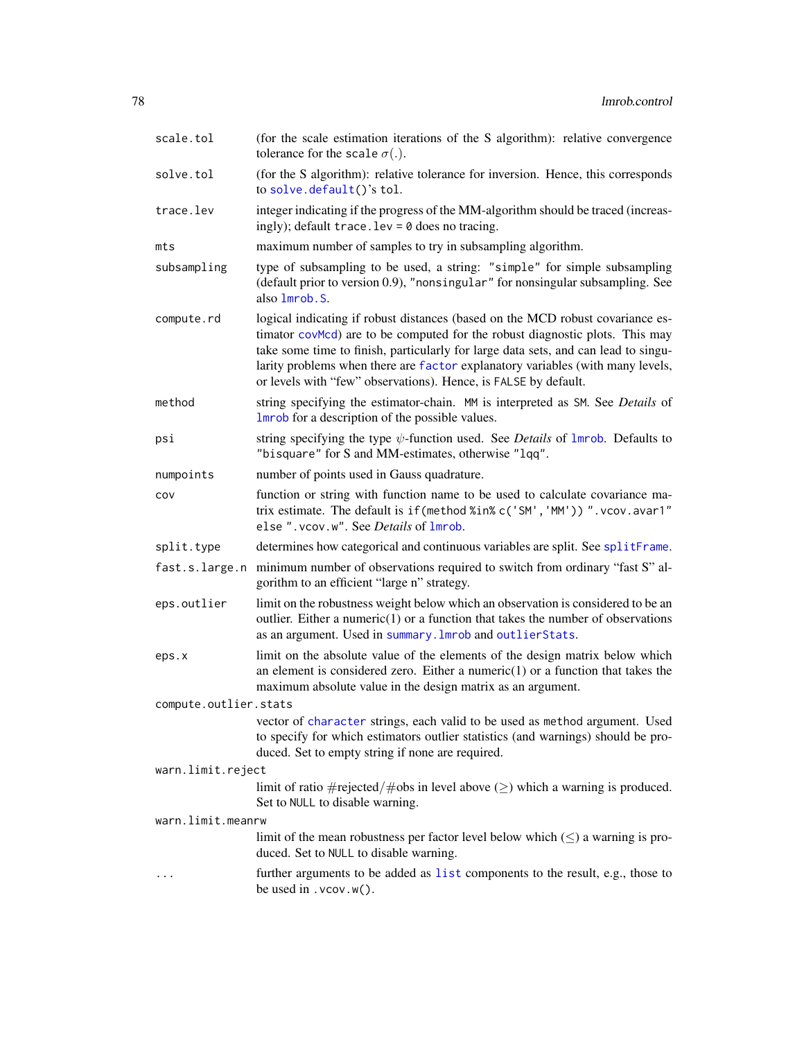| | |
|---|---|
| `scale.tol` | (for the scale estimation iterations of the S algorithm): relative convergence tolerance for the `scale` $\sigma(.)$. |
| `solve.tol` | (for the S algorithm): relative tolerance for inversion. Hence, this corresponds to `solve.default()`'s `tol`. |
| `trace.lev` | integer indicating if the progress of the MM-algorithm should be traced (increasingly); default `trace.lev = 0` does no tracing. |
| `mts` | maximum number of samples to try in subsampling algorithm. |
| `subsampling` | type of subsampling to be used, a string: `"simple"` for simple subsampling (default prior to version 0.9), `"nonsingular"` for nonsingular subsampling. See also `lmrob.S`. |
| `compute.rd` | logical indicating if robust distances (based on the MCD robust covariance estimator `covMcd`) are to be computed for the robust diagnostic plots. This may take some time to finish, particularly for large data sets, and can lead to singularity problems when there are `factor` explanatory variables (with many levels, or levels with "few" observations). Hence, is `FALSE` by default. |
| `method` | string specifying the estimator-chain. `MM` is interpreted as `SM`. See *Details* of `lmrob` for a description of the possible values. |
| `psi` | string specifying the type $\psi$-function used. See *Details* of `lmrob`. Defaults to `"bisquare"` for S and MM-estimates, otherwise `"lqq"`. |
| `numpoints` | number of points used in Gauss quadrature. |
| `cov` | function or string with function name to be used to calculate covariance matrix estimate. The default is `if(method %in% c('SM','MM')) ".vcov.avar1" else ".vcov.w"`. See *Details* of `lmrob`. |
| `split.type` | determines how categorical and continuous variables are split. See `splitFrame`. |
| `fast.s.large.n` | minimum number of observations required to switch from ordinary "fast S" algorithm to an efficient "large n" strategy. |
| `eps.outlier` | limit on the robustness weight below which an observation is considered to be an outlier. Either a numeric(1) or a function that takes the number of observations as an argument. Used in `summary.lmrob` and `outlierStats`. |
| `eps.x` | limit on the absolute value of the elements of the design matrix below which an element is considered zero. Either a numeric(1) or a function that takes the maximum absolute value in the design matrix as an argument. |
| `compute.outlier.stats` | vector of `character` strings, each valid to be used as `method` argument. Used to specify for which estimators outlier statistics (and warnings) should be produced. Set to empty string if none are required. |
| `warn.limit.reject` | limit of ratio #rejected/#obs in level above ($\geq$) which a warning is produced. Set to `NULL` to disable warning. |
| `warn.limit.meanrw` | limit of the mean robustness per factor level below which ($\leq$) a warning is produced. Set to `NULL` to disable warning. |
| `...` | further arguments to be added as `list` components to the result, e.g., those to be used in `.vcov.w()`. |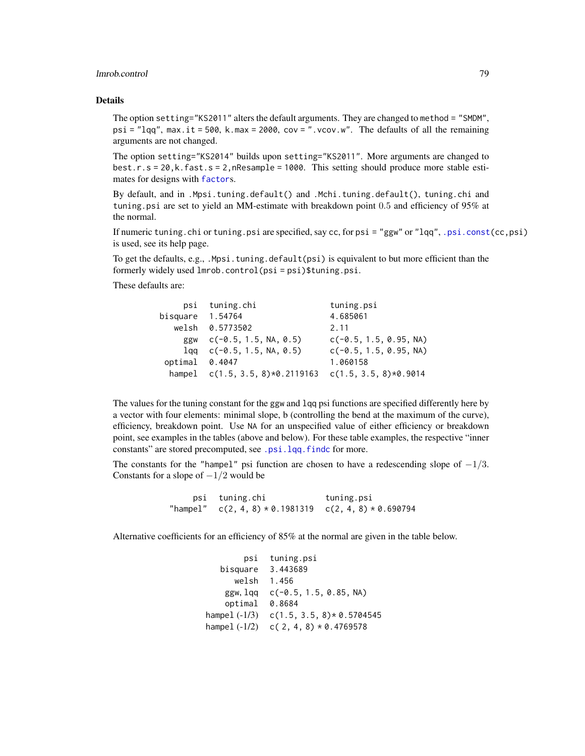### Details

The option `setting="KS2011"` alters the default arguments. They are changed to `method = "SMDM"`, `psi = "lqq"`, `max.it = 500`, `k.max = 2000`, `cov = ".vcov.w"`. The defaults of all the remaining arguments are not changed.

The option `setting="KS2014"` builds upon `setting="KS2011"`. More arguments are changed to `best.r.s = 20`, `k.fast.s = 2`, `nResample = 1000`. This setting should produce more stable estimates for designs with `factor`s.

By default, and in `.Mpsi.tuning.default()` and `.Mchi.tuning.default()`, `tuning.chi` and `tuning.psi` are set to yield an MM-estimate with breakdown point 0.5 and efficiency of 95% at the normal.

If numeric `tuning.chi` or `tuning.psi` are specified, say `cc`, for `psi = "ggw"` or `"lqq"`, `.psi.const(cc,psi)` is used, see its help page.

To get the defaults, e.g., `.Mpsi.tuning.default(psi)` is equivalent to but more efficient than the formerly widely used `lmrob.control(psi = psi)$tuning.psi`.

These defaults are:

| psi | tuning.chi | tuning.psi |
|---|---|---|
| bisquare | 1.54764 | 4.685061 |
| welsh | 0.5773502 | 2.11 |
| ggw | c(-0.5, 1.5, NA, 0.5) | c(-0.5, 1.5, 0.95, NA) |
| lqq | c(-0.5, 1.5, NA, 0.5) | c(-0.5, 1.5, 0.95, NA) |
| optimal | 0.4047 | 1.060158 |
| hampel | c(1.5, 3.5, 8)*0.2119163 | c(1.5, 3.5, 8)*0.9014 |

The values for the tuning constant for the `ggw` and `lqq` psi functions are specified differently here by a vector with four elements: minimal slope, b (controlling the bend at the maximum of the curve), efficiency, breakdown point. Use `NA` for an unspecified value of either efficiency or breakdown point, see examples in the tables (above and below). For these table examples, the respective "inner constants" are stored precomputed, see `.psi.lqq.findc` for more.

The constants for the `"hampel"` psi function are chosen to have a redescending slope of $-1/3$. Constants for a slope of $-1/2$ would be

| psi | tuning.chi | tuning.psi |
|---|---|---|
| "hampel" | c(2, 4, 8) * 0.1981319 | c(2, 4, 8) * 0.690794 |

Alternative coefficients for an efficiency of 85% at the normal are given in the table below.

| psi | tuning.psi |
|---|---|
| bisquare | 3.443689 |
| welsh | 1.456 |
| ggw, lqq | c(-0.5, 1.5, 0.85, NA) |
| optimal | 0.8684 |
| hampel (-1/3) | c(1.5, 3.5, 8)* 0.5704545 |
| hampel (-1/2) | c( 2, 4, 8) * 0.4769578 |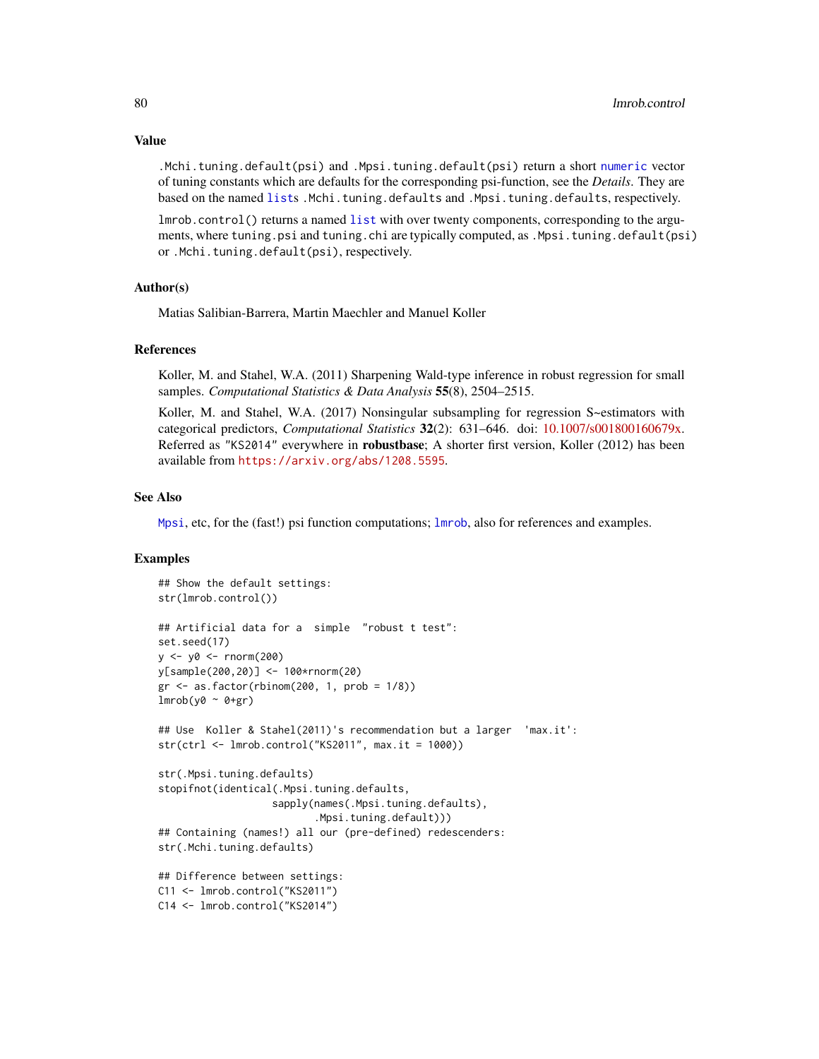### Value

`.Mchi.tuning.default(psi)` and `.Mpsi.tuning.default(psi)` return a short `numeric` vector of tuning constants which are defaults for the corresponding psi-function, see the *Details*. They are based on the named `lists` `.Mchi.tuning.defaults` and `.Mpsi.tuning.defaults`, respectively.

`lmrob.control()` returns a named `list` with over twenty components, corresponding to the arguments, where `tuning.psi` and `tuning.chi` are typically computed, as `.Mpsi.tuning.default(psi)` or `.Mchi.tuning.default(psi)`, respectively.

### Author(s)

Matias Salibian-Barrera, Martin Maechler and Manuel Koller

### References

Koller, M. and Stahel, W.A. (2011) Sharpening Wald-type inference in robust regression for small samples. *Computational Statistics & Data Analysis* **55**(8), 2504–2515.

Koller, M. and Stahel, W.A. (2017) Nonsingular subsampling for regression S~estimators with categorical predictors, *Computational Statistics* **32**(2): 631–646. doi: 10.1007/s001800160679x. Referred as "KS2014" everywhere in **robustbase**; A shorter first version, Koller (2012) has been available from https://arxiv.org/abs/1208.5595.

### See Also

`Mpsi`, etc, for the (fast!) psi function computations; `lmrob`, also for references and examples.

### Examples

```
## Show the default settings:
str(lmrob.control())

## Artificial data for a  simple  "robust t test":
set.seed(17)
y <- y0 <- rnorm(200)
y[sample(200,20)] <- 100*rnorm(20)
gr <- as.factor(rbinom(200, 1, prob = 1/8))
lmrob(y0 ~ 0+gr)

## Use  Koller & Stahel(2011)'s recommendation but a larger  'max.it':
str(ctrl <- lmrob.control("KS2011", max.it = 1000))

str(.Mpsi.tuning.defaults)
stopifnot(identical(.Mpsi.tuning.defaults,
                   sapply(names(.Mpsi.tuning.defaults),
                          .Mpsi.tuning.default)))
## Containing (names!) all our (pre-defined) redescenders:
str(.Mchi.tuning.defaults)

## Difference between settings:
C11 <- lmrob.control("KS2011")
C14 <- lmrob.control("KS2014")
```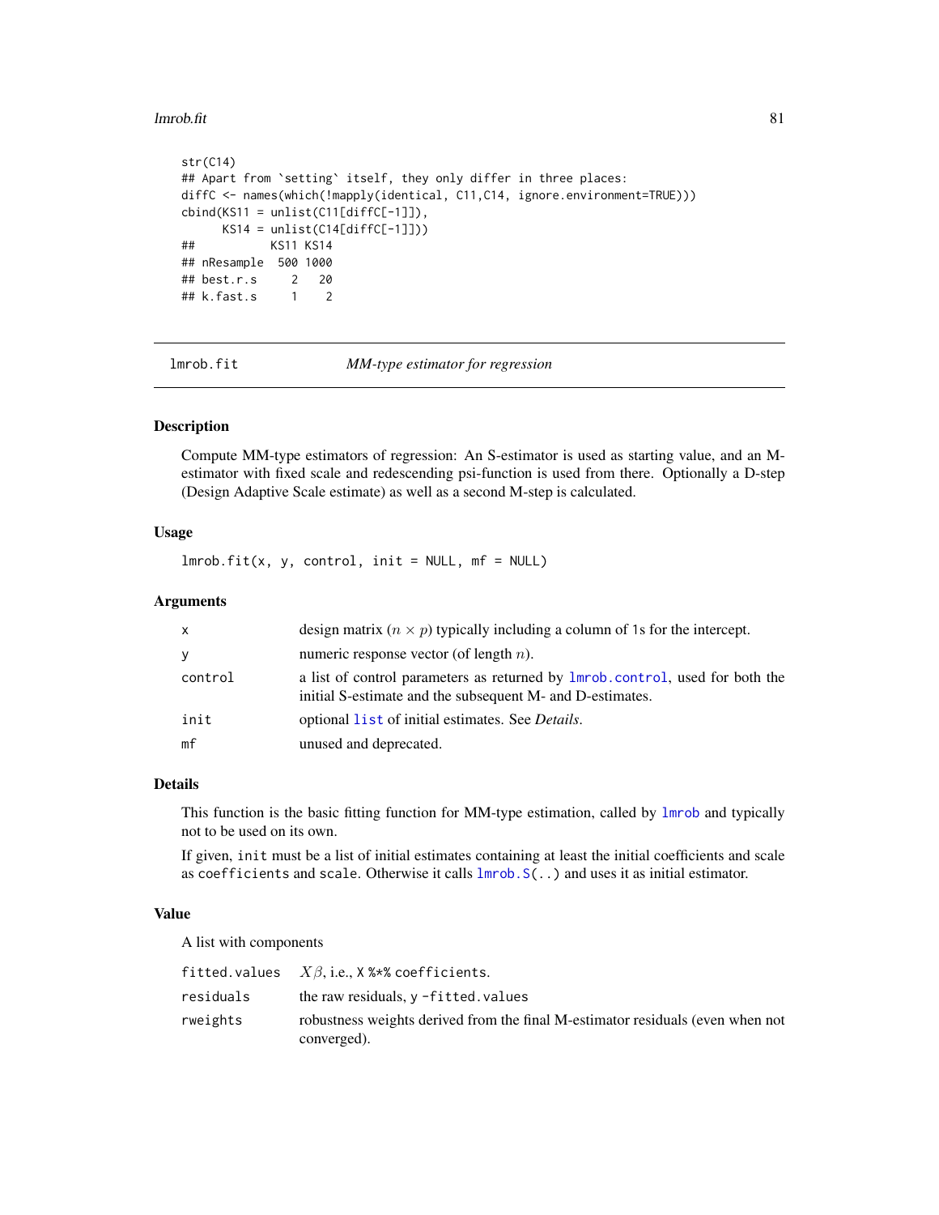```
str(C14)
## Apart from `setting` itself, they only differ in three places:
diffC <- names(which(!mapply(identical, C11,C14, ignore.environment=TRUE)))
cbind(KS11 = unlist(C11[diffC[-1]]),
      KS14 = unlist(C14[diffC[-1]]))
##           KS11 KS14
## nResample  500 1000
## best.r.s     2   20
## k.fast.s     1    2
```

## lmrob.fit — *MM-type estimator for regression*

### Description

Compute MM-type estimators of regression: An S-estimator is used as starting value, and an M-estimator with fixed scale and redescending psi-function is used from there. Optionally a D-step (Design Adaptive Scale estimate) as well as a second M-step is calculated.

### Usage

```
lmrob.fit(x, y, control, init = NULL, mf = NULL)
```

### Arguments

| | |
|---|---|
| `x` | design matrix ($n \times p$) typically including a column of 1s for the intercept. |
| `y` | numeric response vector (of length $n$). |
| `control` | a list of control parameters as returned by `lmrob.control`, used for both the initial S-estimate and the subsequent M- and D-estimates. |
| `init` | optional `list` of initial estimates. See *Details*. |
| `mf` | unused and deprecated. |

### Details

This function is the basic fitting function for MM-type estimation, called by `lmrob` and typically not to be used on its own.

If given, `init` must be a list of initial estimates containing at least the initial coefficients and scale as `coefficients` and `scale`. Otherwise it calls `lmrob.S(..)` and uses it as initial estimator.

### Value

A list with components

| | |
|---|---|
| `fitted.values` | $X\beta$, i.e., `X %*% coefficients`. |
| `residuals` | the raw residuals, `y -fitted.values` |
| `rweights` | robustness weights derived from the final M-estimator residuals (even when not converged). |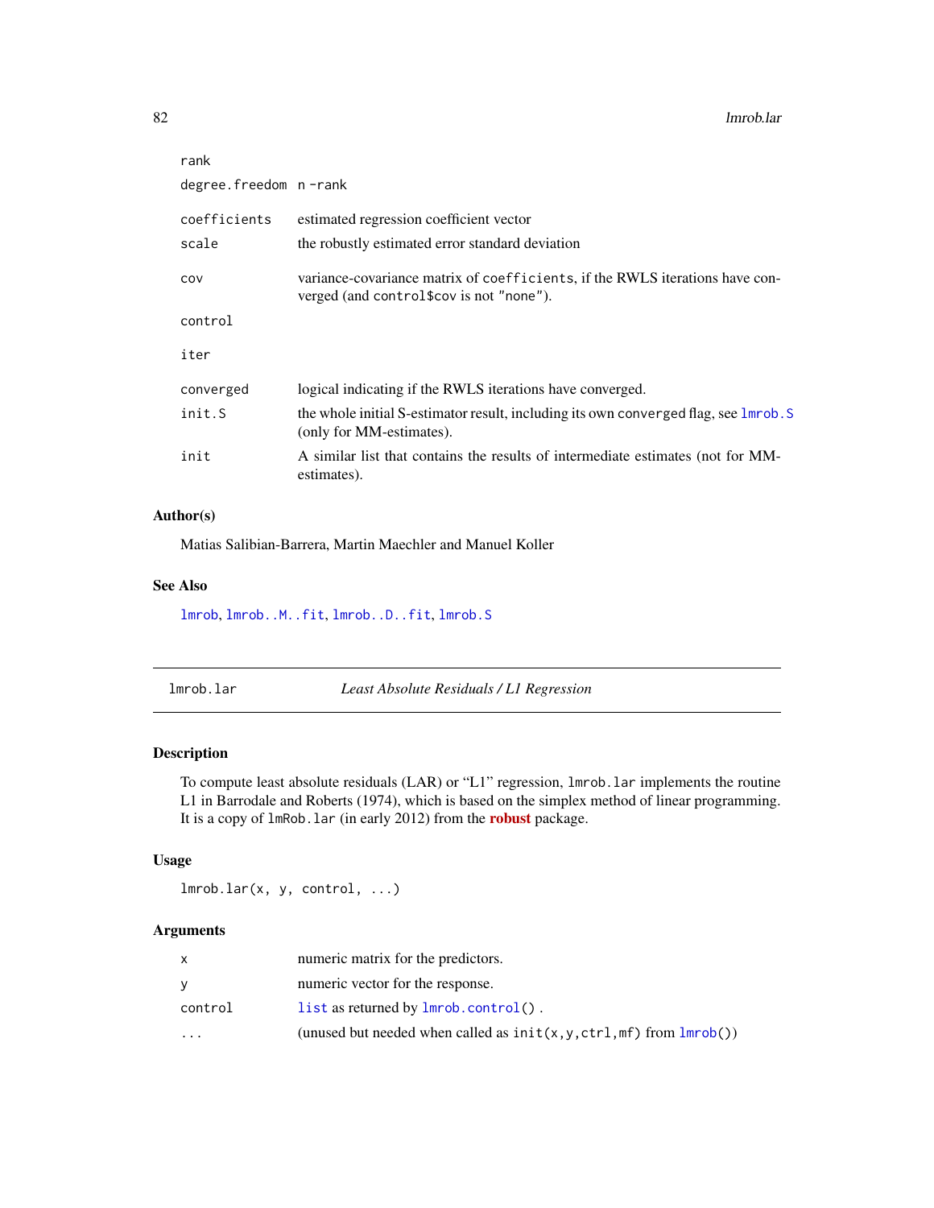| | |
|---|---|
| rank | |
| degree.freedom | n -rank |
| coefficients | estimated regression coefficient vector |
| scale | the robustly estimated error standard deviation |
| cov | variance-covariance matrix of `coefficients`, if the RWLS iterations have converged (and `control$cov` is not `"none"`). |
| control | |
| iter | |
| converged | logical indicating if the RWLS iterations have converged. |
| init.S | the whole initial S-estimator result, including its own `converged` flag, see `lmrob.S` (only for MM-estimates). |
| init | A similar list that contains the results of intermediate estimates (not for MM-estimates). |

### Author(s)

Matias Salibian-Barrera, Martin Maechler and Manuel Koller

### See Also

`lmrob`, `lmrob..M..fit`, `lmrob..D..fit`, `lmrob.S`

---

## lmrob.lar — *Least Absolute Residuals / L1 Regression*

---

### Description

To compute least absolute residuals (LAR) or "L1" regression, `lmrob.lar` implements the routine L1 in Barrodale and Roberts (1974), which is based on the simplex method of linear programming. It is a copy of `lmRob.lar` (in early 2012) from the **robust** package.

### Usage

```
lmrob.lar(x, y, control, ...)
```

### Arguments

| | |
|---|---|
| x | numeric matrix for the predictors. |
| y | numeric vector for the response. |
| control | `list` as returned by `lmrob.control()` . |
| ... | (unused but needed when called as `init(x,y,ctrl,mf)` from `lmrob()`) |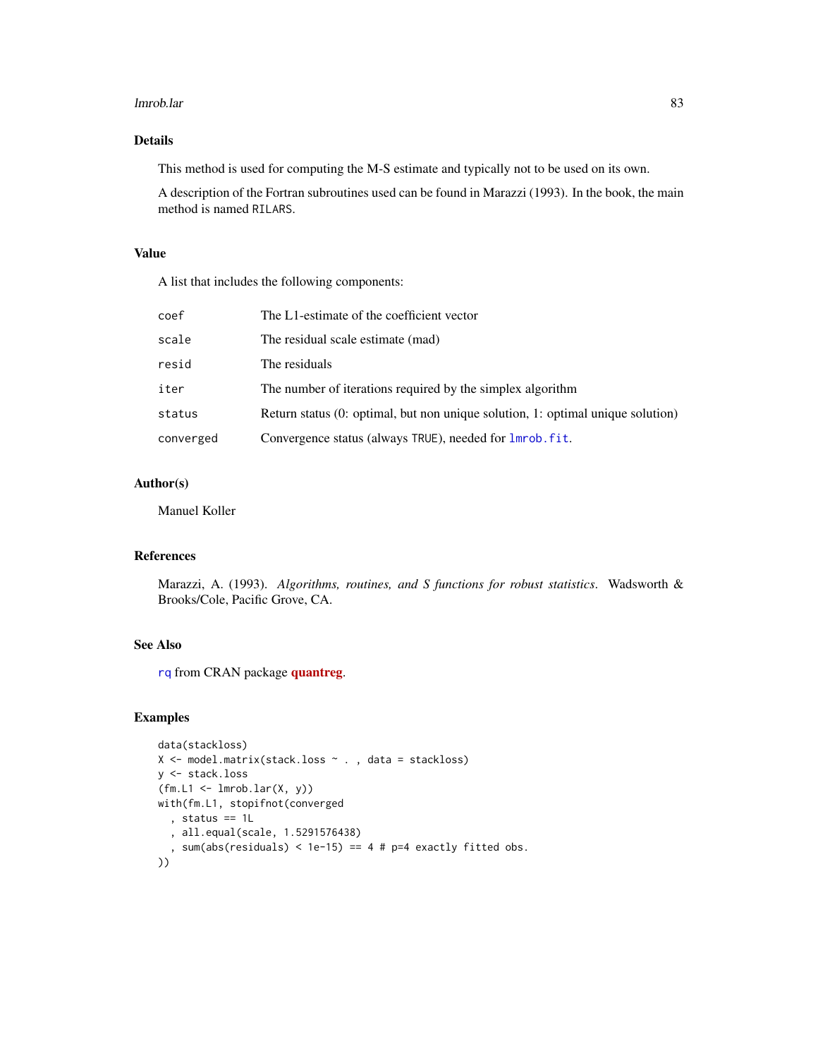## Details

This method is used for computing the M-S estimate and typically not to be used on its own.

A description of the Fortran subroutines used can be found in Marazzi (1993). In the book, the main method is named `RILARS`.

## Value

A list that includes the following components:

| | |
|---|---|
| `coef` | The L1-estimate of the coefficient vector |
| `scale` | The residual scale estimate (mad) |
| `resid` | The residuals |
| `iter` | The number of iterations required by the simplex algorithm |
| `status` | Return status (0: optimal, but non unique solution, 1: optimal unique solution) |
| `converged` | Convergence status (always `TRUE`), needed for `lmrob.fit`. |

## Author(s)

Manuel Koller

## References

Marazzi, A. (1993). *Algorithms, routines, and S functions for robust statistics*. Wadsworth & Brooks/Cole, Pacific Grove, CA.

## See Also

`rq` from CRAN package **quantreg**.

## Examples

```
data(stackloss)
X <- model.matrix(stack.loss ~ . , data = stackloss)
y <- stack.loss
(fm.L1 <- lmrob.lar(X, y))
with(fm.L1, stopifnot(converged
  , status == 1L
  , all.equal(scale, 1.5291576438)
  , sum(abs(residuals) < 1e-15) == 4 # p=4 exactly fitted obs.
))
```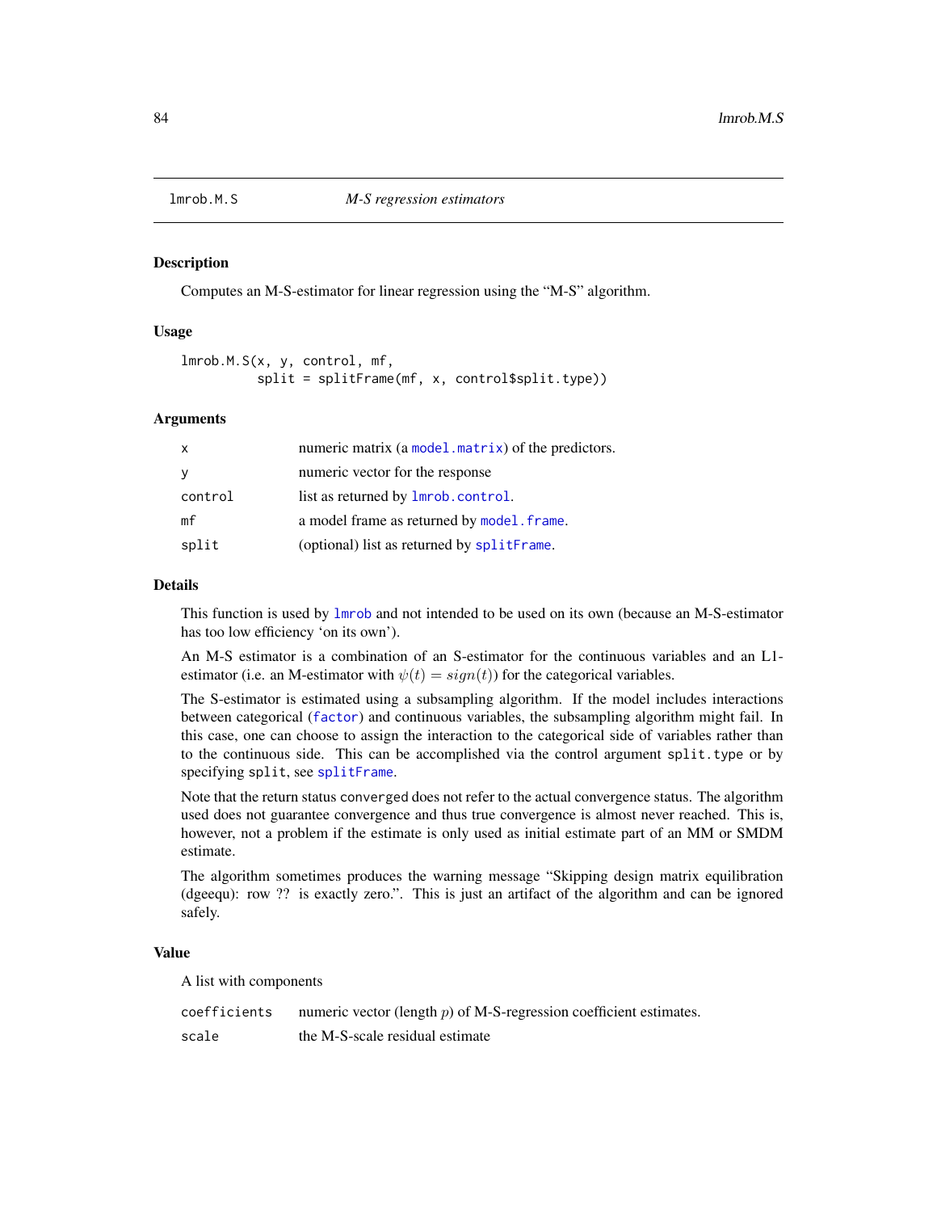lmrob.M.S *M-S regression estimators*

## Description

Computes an M-S-estimator for linear regression using the "M-S" algorithm.

## Usage

```
lmrob.M.S(x, y, control, mf,
          split = splitFrame(mf, x, control$split.type))
```

## Arguments

| | |
|---|---|
| x | numeric matrix (a model.matrix) of the predictors. |
| y | numeric vector for the response |
| control | list as returned by lmrob.control. |
| mf | a model frame as returned by model.frame. |
| split | (optional) list as returned by splitFrame. |

## Details

This function is used by lmrob and not intended to be used on its own (because an M-S-estimator has too low efficiency 'on its own').

An M-S estimator is a combination of an S-estimator for the continuous variables and an L1-estimator (i.e. an M-estimator with $\psi(t) = sign(t)$) for the categorical variables.

The S-estimator is estimated using a subsampling algorithm. If the model includes interactions between categorical (factor) and continuous variables, the subsampling algorithm might fail. In this case, one can choose to assign the interaction to the categorical side of variables rather than to the continuous side. This can be accomplished via the control argument split.type or by specifying split, see splitFrame.

Note that the return status converged does not refer to the actual convergence status. The algorithm used does not guarantee convergence and thus true convergence is almost never reached. This is, however, not a problem if the estimate is only used as initial estimate part of an MM or SMDM estimate.

The algorithm sometimes produces the warning message "Skipping design matrix equilibration (dgeequ): row ?? is exactly zero.". This is just an artifact of the algorithm and can be ignored safely.

## Value

A list with components

| | |
|---|---|
| coefficients | numeric vector (length $p$) of M-S-regression coefficient estimates. |
| scale | the M-S-scale residual estimate |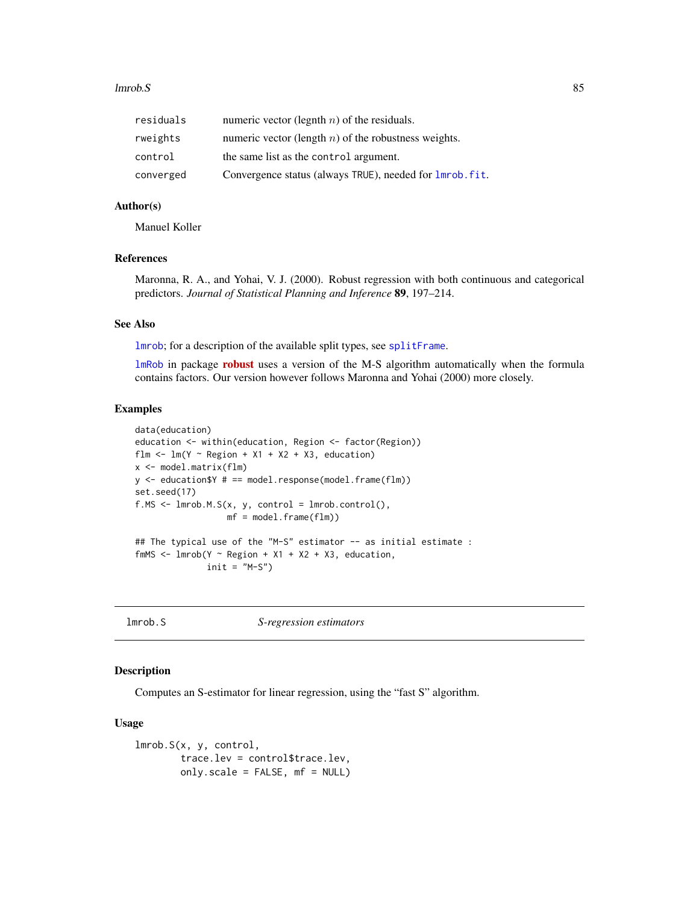| | |
|---|---|
| residuals | numeric vector (legnth $n$) of the residuals. |
| rweights | numeric vector (length $n$) of the robustness weights. |
| control | the same list as the control argument. |
| converged | Convergence status (always TRUE), needed for lmrob.fit. |

### Author(s)

Manuel Koller

### References

Maronna, R. A., and Yohai, V. J. (2000). Robust regression with both continuous and categorical predictors. *Journal of Statistical Planning and Inference* **89**, 197–214.

### See Also

lmrob; for a description of the available split types, see splitFrame.

lmRob in package **robust** uses a version of the M-S algorithm automatically when the formula contains factors. Our version however follows Maronna and Yohai (2000) more closely.

### Examples

```
data(education)
education <- within(education, Region <- factor(Region))
flm <- lm(Y ~ Region + X1 + X2 + X3, education)
x <- model.matrix(flm)
y <- education$Y # == model.response(model.frame(flm))
set.seed(17)
f.MS <- lmrob.M.S(x, y, control = lmrob.control(),
                  mf = model.frame(flm))

## The typical use of the "M-S" estimator -- as initial estimate :
fmMS <- lmrob(Y ~ Region + X1 + X2 + X3, education,
              init = "M-S")
```

---

## lmrob.S — *S-regression estimators*

---

### Description

Computes an S-estimator for linear regression, using the "fast S" algorithm.

### Usage

```
lmrob.S(x, y, control,
        trace.lev = control$trace.lev,
        only.scale = FALSE, mf = NULL)
```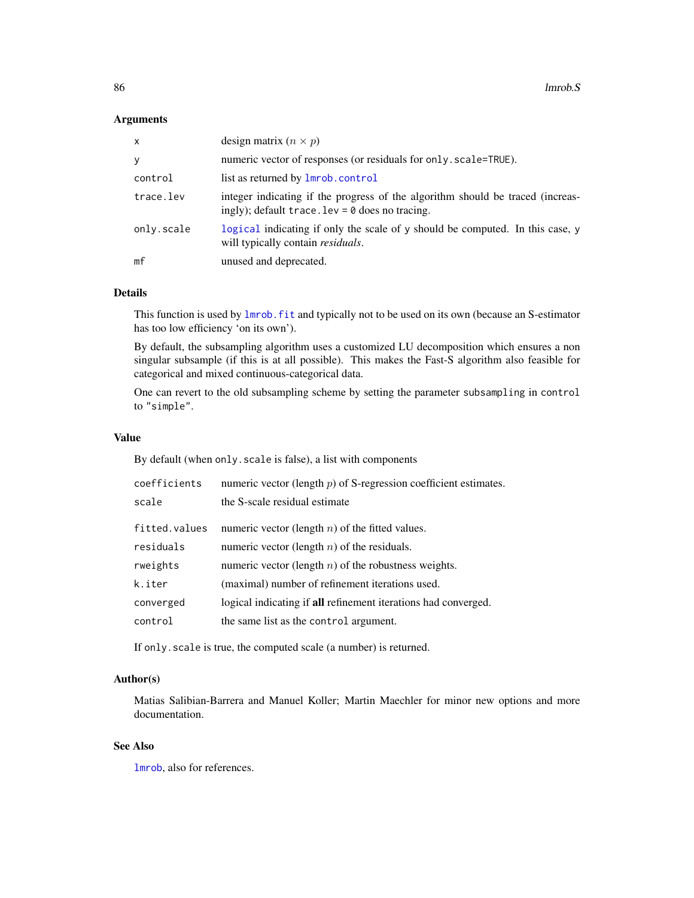### Arguments

| | |
|---|---|
| `x` | design matrix ($n \times p$) |
| `y` | numeric vector of responses (or residuals for `only.scale=TRUE`). |
| `control` | list as returned by `lmrob.control` |
| `trace.lev` | integer indicating if the progress of the algorithm should be traced (increasingly); default `trace.lev = 0` does no tracing. |
| `only.scale` | `logical` indicating if only the scale of `y` should be computed. In this case, `y` will typically contain *residuals*. |
| `mf` | unused and deprecated. |

### Details

This function is used by `lmrob.fit` and typically not to be used on its own (because an S-estimator has too low efficiency 'on its own').

By default, the subsampling algorithm uses a customized LU decomposition which ensures a non singular subsample (if this is at all possible). This makes the Fast-S algorithm also feasible for categorical and mixed continuous-categorical data.

One can revert to the old subsampling scheme by setting the parameter `subsampling` in `control` to `"simple"`.

### Value

By default (when `only.scale` is false), a list with components

| | |
|---|---|
| `coefficients` | numeric vector (length $p$) of S-regression coefficient estimates. |
| `scale` | the S-scale residual estimate |
| `fitted.values` | numeric vector (length $n$) of the fitted values. |
| `residuals` | numeric vector (length $n$) of the residuals. |
| `rweights` | numeric vector (length $n$) of the robustness weights. |
| `k.iter` | (maximal) number of refinement iterations used. |
| `converged` | logical indicating if **all** refinement iterations had converged. |
| `control` | the same list as the `control` argument. |

If `only.scale` is true, the computed scale (a number) is returned.

### Author(s)

Matias Salibian-Barrera and Manuel Koller; Martin Maechler for minor new options and more documentation.

### See Also

`lmrob`, also for references.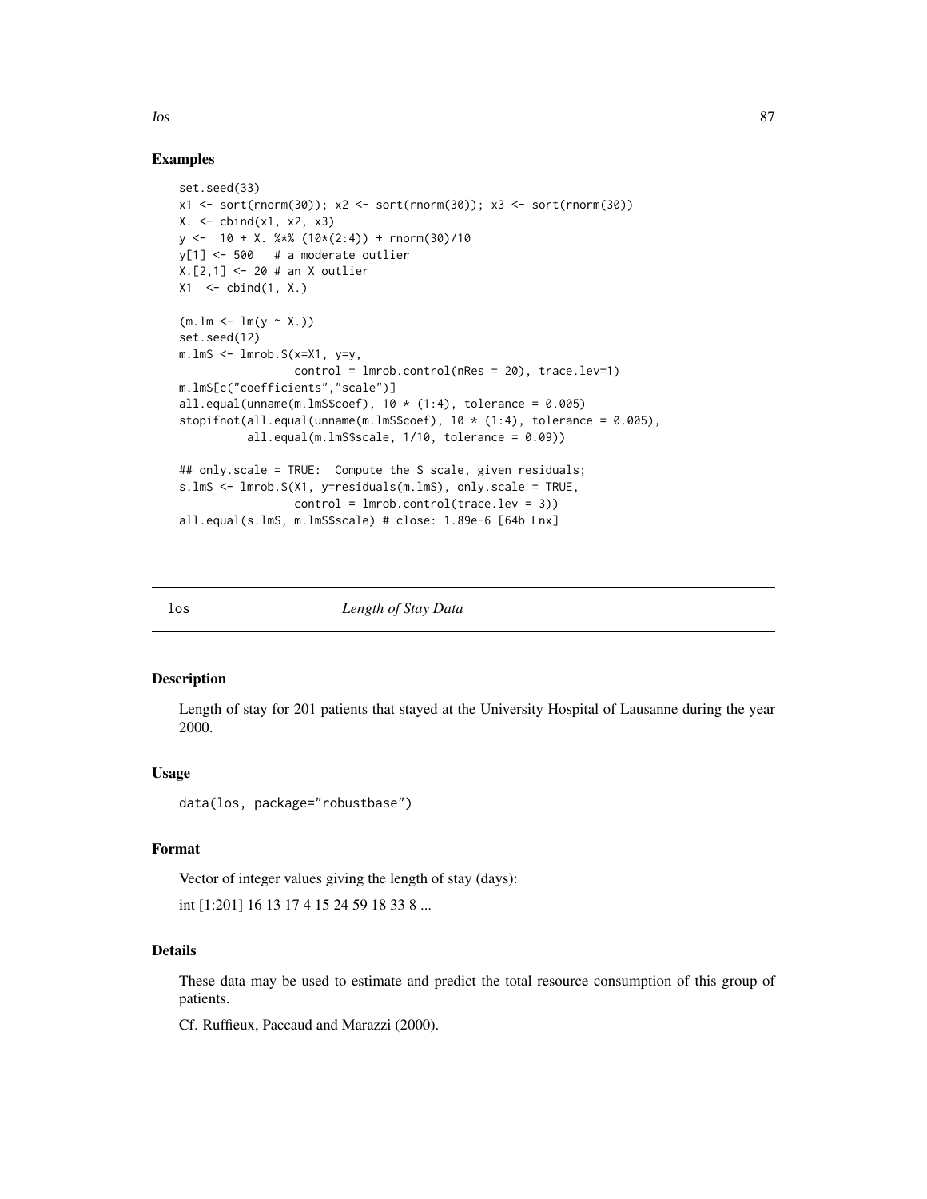## Examples

```
set.seed(33)
x1 <- sort(rnorm(30)); x2 <- sort(rnorm(30)); x3 <- sort(rnorm(30))
X. <- cbind(x1, x2, x3)
y <-  10 + X. %*% (10*(2:4)) + rnorm(30)/10
y[1] <- 500   # a moderate outlier
X.[2,1] <- 20 # an X outlier
X1  <- cbind(1, X.)

(m.lm <- lm(y ~ X.))
set.seed(12)
m.lmS <- lmrob.S(x=X1, y=y,
                 control = lmrob.control(nRes = 20), trace.lev=1)
m.lmS[c("coefficients","scale")]
all.equal(unname(m.lmS$coef), 10 * (1:4), tolerance = 0.005)
stopifnot(all.equal(unname(m.lmS$coef), 10 * (1:4), tolerance = 0.005),
          all.equal(m.lmS$scale, 1/10, tolerance = 0.09))

## only.scale = TRUE:  Compute the S scale, given residuals;
s.lmS <- lmrob.S(X1, y=residuals(m.lmS), only.scale = TRUE,
                 control = lmrob.control(trace.lev = 3))
all.equal(s.lmS, m.lmS$scale) # close: 1.89e-6 [64b Lnx]
```

---

# los *Length of Stay Data*

## Description

Length of stay for 201 patients that stayed at the University Hospital of Lausanne during the year 2000.

## Usage

```
data(los, package="robustbase")
```

## Format

Vector of integer values giving the length of stay (days):

int [1:201] 16 13 17 4 15 24 59 18 33 8 ...

## Details

These data may be used to estimate and predict the total resource consumption of this group of patients.

Cf. Ruffieux, Paccaud and Marazzi (2000).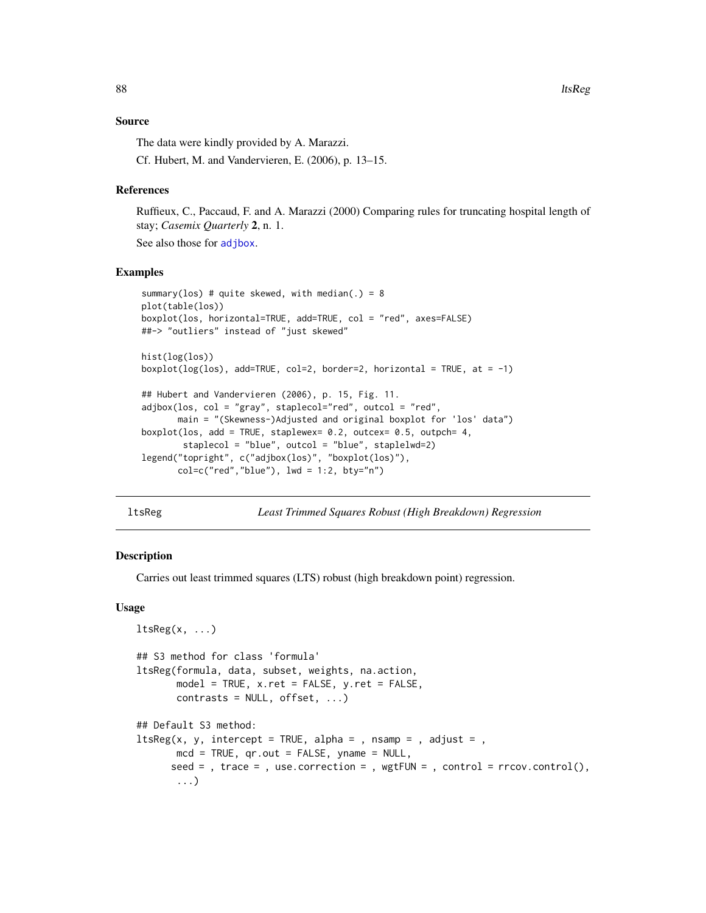### Source

The data were kindly provided by A. Marazzi.

Cf. Hubert, M. and Vandervieren, E. (2006), p. 13–15.

### References

Ruffieux, C., Paccaud, F. and A. Marazzi (2000) Comparing rules for truncating hospital length of stay; *Casemix Quarterly* **2**, n. 1.

See also those for adjbox.

### Examples

```
summary(los) # quite skewed, with median(.) = 8
plot(table(los))
boxplot(los, horizontal=TRUE, add=TRUE, col = "red", axes=FALSE)
##-> "outliers" instead of "just skewed"

hist(log(los))
boxplot(log(los), add=TRUE, col=2, border=2, horizontal = TRUE, at = -1)

## Hubert and Vandervieren (2006), p. 15, Fig. 11.
adjbox(los, col = "gray", staplecol="red", outcol = "red",
       main = "(Skewness-)Adjusted and original boxplot for 'los' data")
boxplot(los, add = TRUE, staplewex= 0.2, outcex= 0.5, outpch= 4,
        staplecol = "blue", outcol = "blue", staplelwd=2)
legend("topright", c("adjbox(los)", "boxplot(los)"),
       col=c("red","blue"), lwd = 1:2, bty="n")
```

---

## ltsReg — *Least Trimmed Squares Robust (High Breakdown) Regression*

### Description

Carries out least trimmed squares (LTS) robust (high breakdown point) regression.

### Usage

```
ltsReg(x, ...)

## S3 method for class 'formula'
ltsReg(formula, data, subset, weights, na.action,
       model = TRUE, x.ret = FALSE, y.ret = FALSE,
       contrasts = NULL, offset, ...)

## Default S3 method:
ltsReg(x, y, intercept = TRUE, alpha = , nsamp = , adjust = ,
       mcd = TRUE, qr.out = FALSE, yname = NULL,
      seed = , trace = , use.correction = , wgtFUN = , control = rrcov.control(),
       ...)
```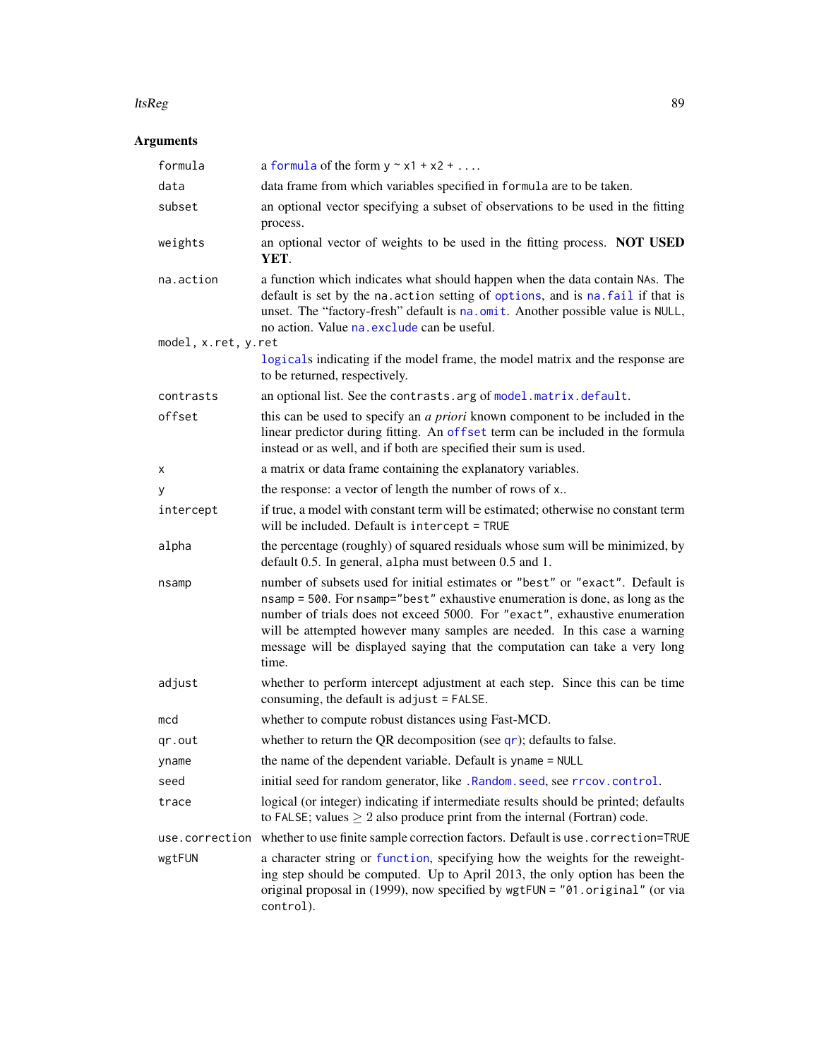## Arguments

| | |
|---|---|
| `formula` | a `formula` of the form `y ~ x1 + x2 + ...`. |
| `data` | data frame from which variables specified in `formula` are to be taken. |
| `subset` | an optional vector specifying a subset of observations to be used in the fitting process. |
| `weights` | an optional vector of weights to be used in the fitting process. **NOT USED YET**. |
| `na.action` | a function which indicates what should happen when the data contain `NA`s. The default is set by the `na.action` setting of `options`, and is `na.fail` if that is unset. The "factory-fresh" default is `na.omit`. Another possible value is `NULL`, no action. Value `na.exclude` can be useful. |
| `model, x.ret, y.ret` | `logical`s indicating if the model frame, the model matrix and the response are to be returned, respectively. |
| `contrasts` | an optional list. See the `contrasts.arg` of `model.matrix.default`. |
| `offset` | this can be used to specify an *a priori* known component to be included in the linear predictor during fitting. An `offset` term can be included in the formula instead or as well, and if both are specified their sum is used. |
| `x` | a matrix or data frame containing the explanatory variables. |
| `y` | the response: a vector of length the number of rows of `x`.. |
| `intercept` | if true, a model with constant term will be estimated; otherwise no constant term will be included. Default is `intercept = TRUE` |
| `alpha` | the percentage (roughly) of squared residuals whose sum will be minimized, by default 0.5. In general, `alpha` must between 0.5 and 1. |
| `nsamp` | number of subsets used for initial estimates or `"best"` or `"exact"`. Default is `nsamp = 500`. For `nsamp="best"` exhaustive enumeration is done, as long as the number of trials does not exceed 5000. For `"exact"`, exhaustive enumeration will be attempted however many samples are needed. In this case a warning message will be displayed saying that the computation can take a very long time. |
| `adjust` | whether to perform intercept adjustment at each step. Since this can be time consuming, the default is `adjust = FALSE`. |
| `mcd` | whether to compute robust distances using Fast-MCD. |
| `qr.out` | whether to return the QR decomposition (see `qr`); defaults to false. |
| `yname` | the name of the dependent variable. Default is `yname = NULL` |
| `seed` | initial seed for random generator, like `.Random.seed`, see `rrcov.control`. |
| `trace` | logical (or integer) indicating if intermediate results should be printed; defaults to `FALSE`; values $\geq 2$ also produce print from the internal (Fortran) code. |
| `use.correction` | whether to use finite sample correction factors. Default is `use.correction=TRUE` |
| `wgtFUN` | a character string or `function`, specifying how the weights for the reweighting step should be computed. Up to April 2013, the only option has been the original proposal in (1999), now specified by `wgtFUN = "01.original"` (or via `control`). |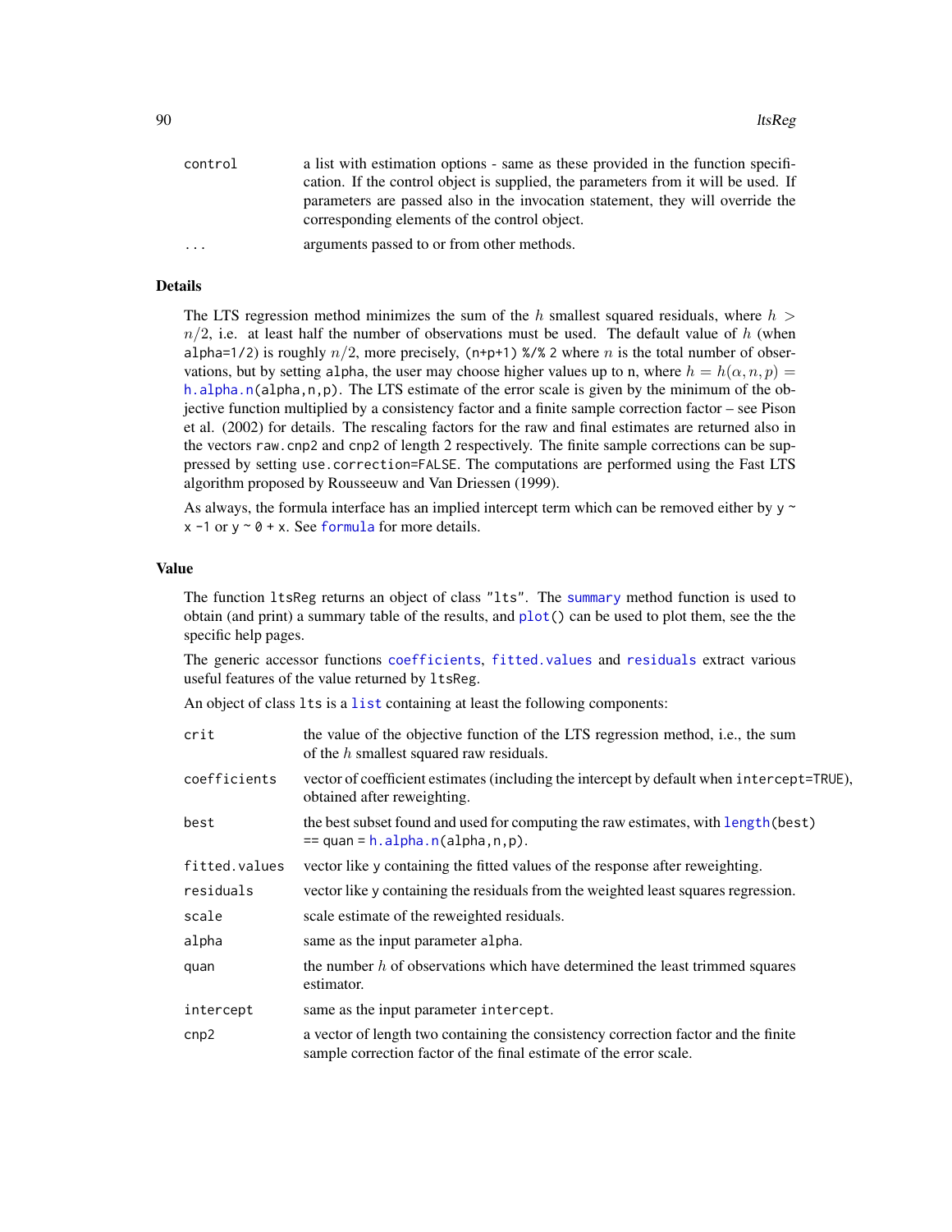| | |
|---|---|
| `control` | a list with estimation options - same as these provided in the function specification. If the control object is supplied, the parameters from it will be used. If parameters are passed also in the invocation statement, they will override the corresponding elements of the control object. |
| `...` | arguments passed to or from other methods. |

## Details

The LTS regression method minimizes the sum of the $h$ smallest squared residuals, where $h > n/2$, i.e. at least half the number of observations must be used. The default value of $h$ (when `alpha=1/2`) is roughly $n/2$, more precisely, `(n+p+1) %/% 2` where $n$ is the total number of observations, but by setting `alpha`, the user may choose higher values up to n, where $h = h(\alpha, n, p) =$ `h.alpha.n(alpha,n,p)`. The LTS estimate of the error scale is given by the minimum of the objective function multiplied by a consistency factor and a finite sample correction factor – see Pison et al. (2002) for details. The rescaling factors for the raw and final estimates are returned also in the vectors `raw.cnp2` and `cnp2` of length 2 respectively. The finite sample corrections can be suppressed by setting `use.correction=FALSE`. The computations are performed using the Fast LTS algorithm proposed by Rousseeuw and Van Driessen (1999).

As always, the formula interface has an implied intercept term which can be removed either by `y ~ x -1` or `y ~ 0 + x`. See `formula` for more details.

## Value

The function `ltsReg` returns an object of class `"lts"`. The `summary` method function is used to obtain (and print) a summary table of the results, and `plot()` can be used to plot them, see the the specific help pages.

The generic accessor functions `coefficients`, `fitted.values` and `residuals` extract various useful features of the value returned by `ltsReg`.

An object of class `lts` is a `list` containing at least the following components:

| | |
|---|---|
| `crit` | the value of the objective function of the LTS regression method, i.e., the sum of the $h$ smallest squared raw residuals. |
| `coefficients` | vector of coefficient estimates (including the intercept by default when `intercept=TRUE`), obtained after reweighting. |
| `best` | the best subset found and used for computing the raw estimates, with `length(best) == quan = h.alpha.n(alpha,n,p)`. |
| `fitted.values` | vector like y containing the fitted values of the response after reweighting. |
| `residuals` | vector like y containing the residuals from the weighted least squares regression. |
| `scale` | scale estimate of the reweighted residuals. |
| `alpha` | same as the input parameter `alpha`. |
| `quan` | the number $h$ of observations which have determined the least trimmed squares estimator. |
| `intercept` | same as the input parameter `intercept`. |
| `cnp2` | a vector of length two containing the consistency correction factor and the finite sample correction factor of the final estimate of the error scale. |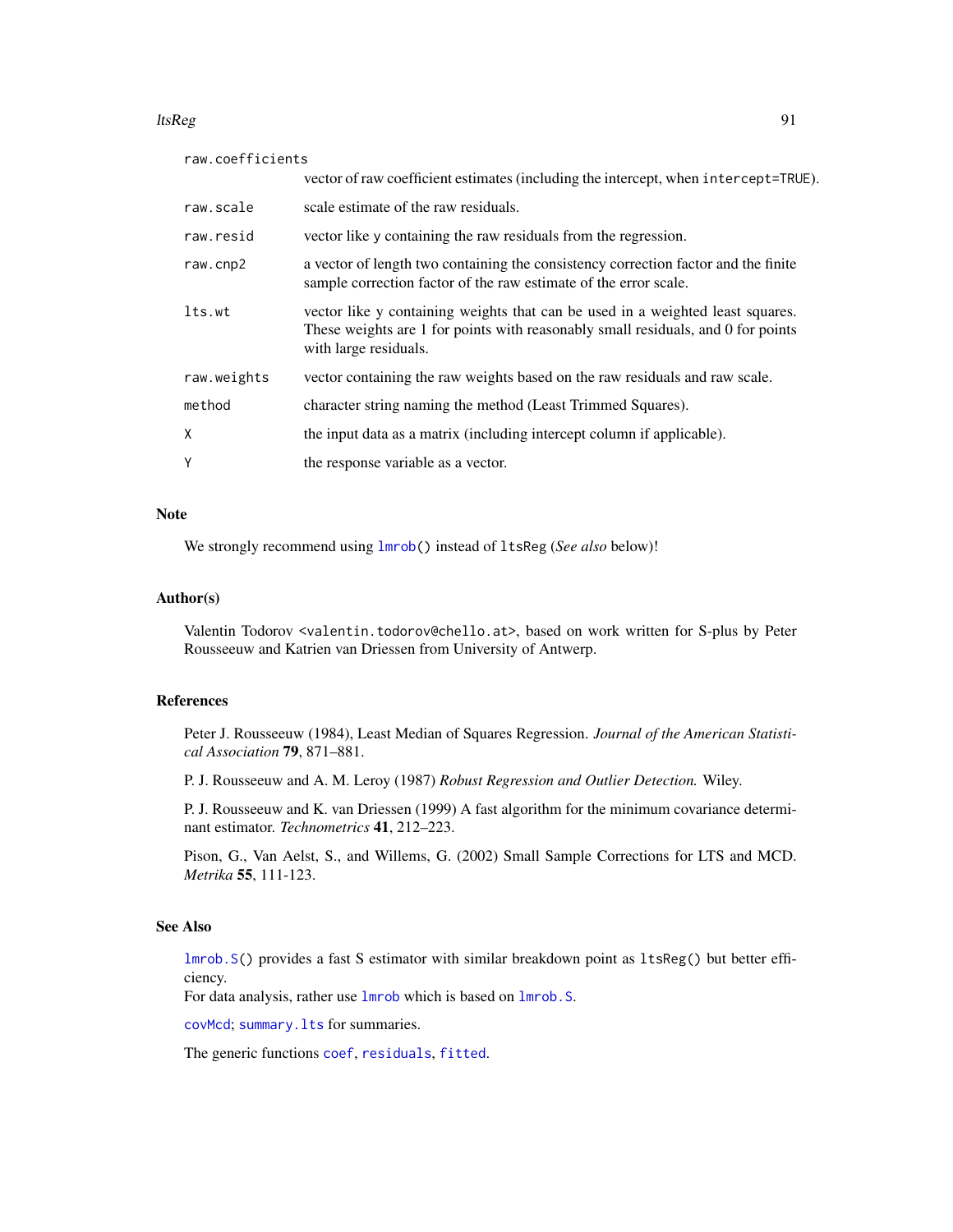`raw.coefficients`
: vector of raw coefficient estimates (including the intercept, when `intercept=TRUE`).

`raw.scale`
: scale estimate of the raw residuals.

`raw.resid`
: vector like y containing the raw residuals from the regression.

`raw.cnp2`
: a vector of length two containing the consistency correction factor and the finite sample correction factor of the raw estimate of the error scale.

`lts.wt`
: vector like y containing weights that can be used in a weighted least squares. These weights are 1 for points with reasonably small residuals, and 0 for points with large residuals.

`raw.weights`
: vector containing the raw weights based on the raw residuals and raw scale.

`method`
: character string naming the method (Least Trimmed Squares).

`X`
: the input data as a matrix (including intercept column if applicable).

`Y`
: the response variable as a vector.

## Note

We strongly recommend using `lmrob()` instead of `ltsReg` (*See also* below)!

## Author(s)

Valentin Todorov <valentin.todorov@chello.at>, based on work written for S-plus by Peter Rousseeuw and Katrien van Driessen from University of Antwerp.

## References

Peter J. Rousseeuw (1984), Least Median of Squares Regression. *Journal of the American Statistical Association* **79**, 871–881.

P. J. Rousseeuw and A. M. Leroy (1987) *Robust Regression and Outlier Detection.* Wiley.

P. J. Rousseeuw and K. van Driessen (1999) A fast algorithm for the minimum covariance determinant estimator. *Technometrics* **41**, 212–223.

Pison, G., Van Aelst, S., and Willems, G. (2002) Small Sample Corrections for LTS and MCD. *Metrika* **55**, 111-123.

## See Also

`lmrob.S()` provides a fast S estimator with similar breakdown point as `ltsReg()` but better efficiency.
For data analysis, rather use `lmrob` which is based on `lmrob.S`.

`covMcd`; `summary.lts` for summaries.

The generic functions `coef`, `residuals`, `fitted`.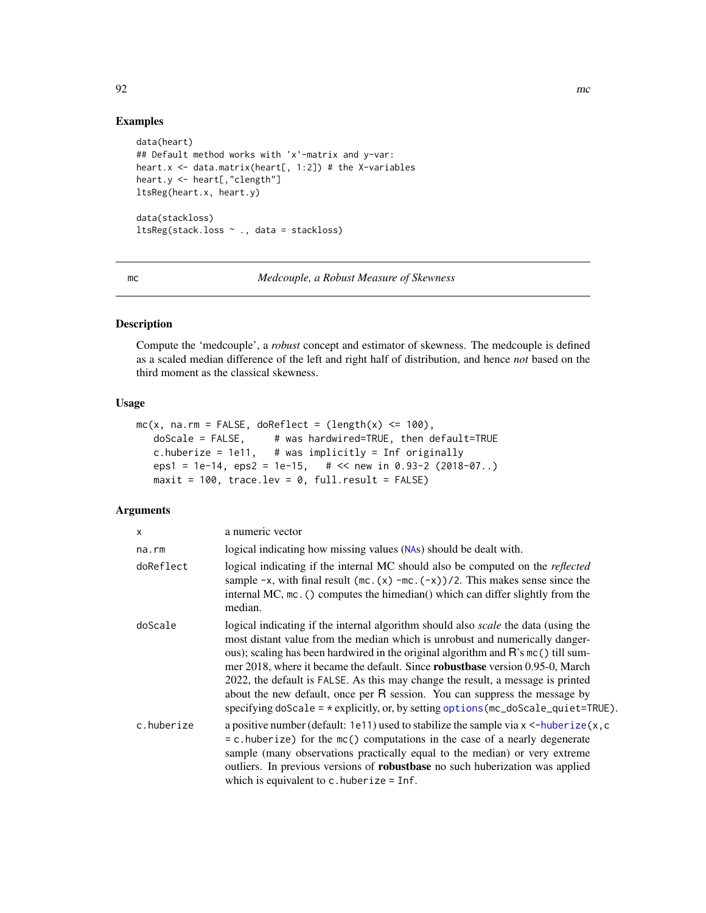## Examples

```
data(heart)
## Default method works with 'x'-matrix and y-var:
heart.x <- data.matrix(heart[, 1:2]) # the X-variables
heart.y <- heart[,"clength"]
ltsReg(heart.x, heart.y)

data(stackloss)
ltsReg(stack.loss ~ ., data = stackloss)
```

---

# mc — *Medcouple, a Robust Measure of Skewness*

---

## Description

Compute the 'medcouple', a *robust* concept and estimator of skewness. The medcouple is defined as a scaled median difference of the left and right half of distribution, and hence *not* based on the third moment as the classical skewness.

## Usage

```
mc(x, na.rm = FALSE, doReflect = (length(x) <= 100),
   doScale = FALSE,     # was hardwired=TRUE, then default=TRUE
   c.huberize = 1e11,   # was implicitly = Inf originally
   eps1 = 1e-14, eps2 = 1e-15,   # << new in 0.93-2 (2018-07..)
   maxit = 100, trace.lev = 0, full.result = FALSE)
```

## Arguments

| | |
|---|---|
| x | a numeric vector |
| na.rm | logical indicating how missing values (NAs) should be dealt with. |
| doReflect | logical indicating if the internal MC should also be computed on the *reflected* sample -x, with final result (mc.(x) -mc.(-x))/2. This makes sense since the internal MC, mc.() computes the himedian() which can differ slightly from the median. |
| doScale | logical indicating if the internal algorithm should also *scale* the data (using the most distant value from the median which is unrobust and numerically dangerous); scaling has been hardwired in the original algorithm and R's mc() till summer 2018, where it became the default. Since **robustbase** version 0.95-0, March 2022, the default is FALSE. As this may change the result, a message is printed about the new default, once per R session. You can suppress the message by specifying doScale = * explicitly, or, by setting options(mc_doScale_quiet=TRUE). |
| c.huberize | a positive number (default: 1e11) used to stabilize the sample via x <-huberize(x,c = c.huberize) for the mc() computations in the case of a nearly degenerate sample (many observations practically equal to the median) or very extreme outliers. In previous versions of **robustbase** no such huberization was applied which is equivalent to c.huberize = Inf. |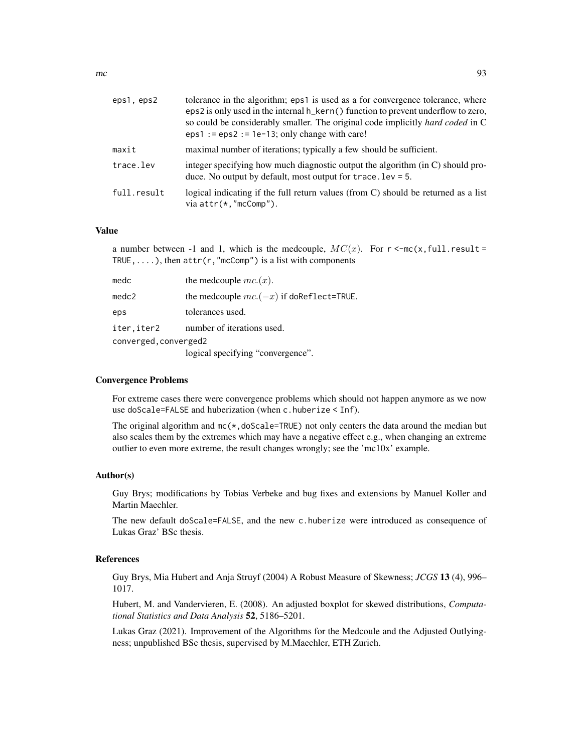| | |
|---|---|
| `eps1, eps2` | tolerance in the algorithm; `eps1` is used as a for convergence tolerance, where `eps2` is only used in the internal `h_kern()` function to prevent underflow to zero, so could be considerably smaller. The original code implicitly *hard coded* in C `eps1 := eps2 := 1e-13`; only change with care! |
| `maxit` | maximal number of iterations; typically a few should be sufficient. |
| `trace.lev` | integer specifying how much diagnostic output the algorithm (in C) should produce. No output by default, most output for `trace.lev = 5`. |
| `full.result` | logical indicating if the full return values (from C) should be returned as a list via `attr(*,"mcComp")`. |

### Value

a number between -1 and 1, which is the medcouple, $MC(x)$. For `r <-mc(x,full.result = TRUE,....)`, then `attr(r,"mcComp")` is a list with components

| | |
|---|---|
| `medc` | the medcouple $mc.(x)$. |
| `medc2` | the medcouple $mc.(-x)$ if `doReflect=TRUE`. |
| `eps` | tolerances used. |
| `iter,iter2` | number of iterations used. |
| `converged,converged2` | logical specifying "convergence". |

### Convergence Problems

For extreme cases there were convergence problems which should not happen anymore as we now use `doScale=FALSE` and huberization (when `c.huberize < Inf`).

The original algorithm and `mc(*,doScale=TRUE)` not only centers the data around the median but also scales them by the extremes which may have a negative effect e.g., when changing an extreme outlier to even more extreme, the result changes wrongly; see the 'mc10x' example.

### Author(s)

Guy Brys; modifications by Tobias Verbeke and bug fixes and extensions by Manuel Koller and Martin Maechler.

The new default `doScale=FALSE`, and the new `c.huberize` were introduced as consequence of Lukas Graz' BSc thesis.

### References

Guy Brys, Mia Hubert and Anja Struyf (2004) A Robust Measure of Skewness; *JCGS* **13** (4), 996–1017.

Hubert, M. and Vandervieren, E. (2008). An adjusted boxplot for skewed distributions, *Computational Statistics and Data Analysis* **52**, 5186–5201.

Lukas Graz (2021). Improvement of the Algorithms for the Medcoule and the Adjusted Outlyingness; unpublished BSc thesis, supervised by M.Maechler, ETH Zurich.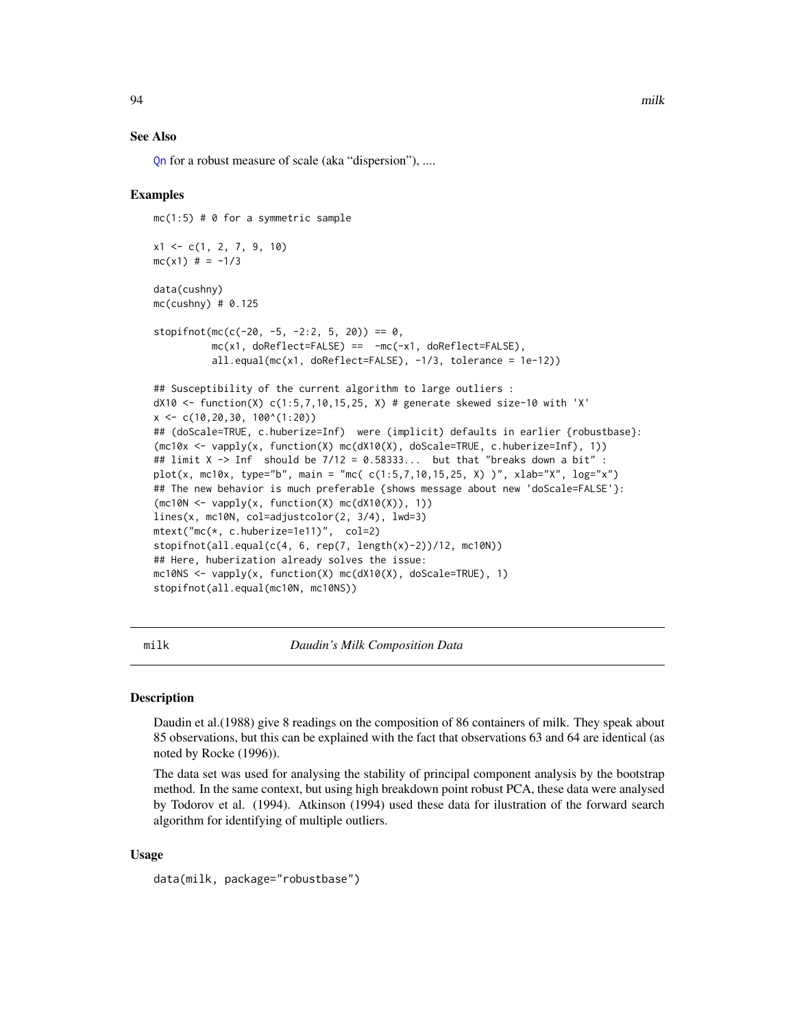### See Also

Qn for a robust measure of scale (aka "dispersion"), ....

### Examples

```
mc(1:5) # 0 for a symmetric sample

x1 <- c(1, 2, 7, 9, 10)
mc(x1) # = -1/3

data(cushny)
mc(cushny) # 0.125

stopifnot(mc(c(-20, -5, -2:2, 5, 20)) == 0,
          mc(x1, doReflect=FALSE) ==  -mc(-x1, doReflect=FALSE),
          all.equal(mc(x1, doReflect=FALSE), -1/3, tolerance = 1e-12))

## Susceptibility of the current algorithm to large outliers :
dX10 <- function(X) c(1:5,7,10,15,25, X) # generate skewed size-10 with 'X'
x <- c(10,20,30, 100^(1:20))
## (doScale=TRUE, c.huberize=Inf)  were (implicit) defaults in earlier {robustbase}:
(mc10x <- vapply(x, function(X) mc(dX10(X), doScale=TRUE, c.huberize=Inf), 1))
## limit X -> Inf  should be 7/12 = 0.58333...  but that "breaks down a bit" :
plot(x, mc10x, type="b", main = "mc( c(1:5,7,10,15,25, X) )", xlab="X", log="x")
## The new behavior is much preferable {shows message about new 'doScale=FALSE'}:
(mc10N <- vapply(x, function(X) mc(dX10(X)), 1))
lines(x, mc10N, col=adjustcolor(2, 3/4), lwd=3)
mtext("mc(*, c.huberize=1e11)",  col=2)
stopifnot(all.equal(c(4, 6, rep(7, length(x)-2))/12, mc10N))
## Here, huberization already solves the issue:
mc10NS <- vapply(x, function(X) mc(dX10(X), doScale=TRUE), 1)
stopifnot(all.equal(mc10N, mc10NS))
```

---

## milk — *Daudin's Milk Composition Data*

### Description

Daudin et al.(1988) give 8 readings on the composition of 86 containers of milk. They speak about 85 observations, but this can be explained with the fact that observations 63 and 64 are identical (as noted by Rocke (1996)).

The data set was used for analysing the stability of principal component analysis by the bootstrap method. In the same context, but using high breakdown point robust PCA, these data were analysed by Todorov et al. (1994). Atkinson (1994) used these data for ilustration of the forward search algorithm for identifying of multiple outliers.

### Usage

```
data(milk, package="robustbase")
```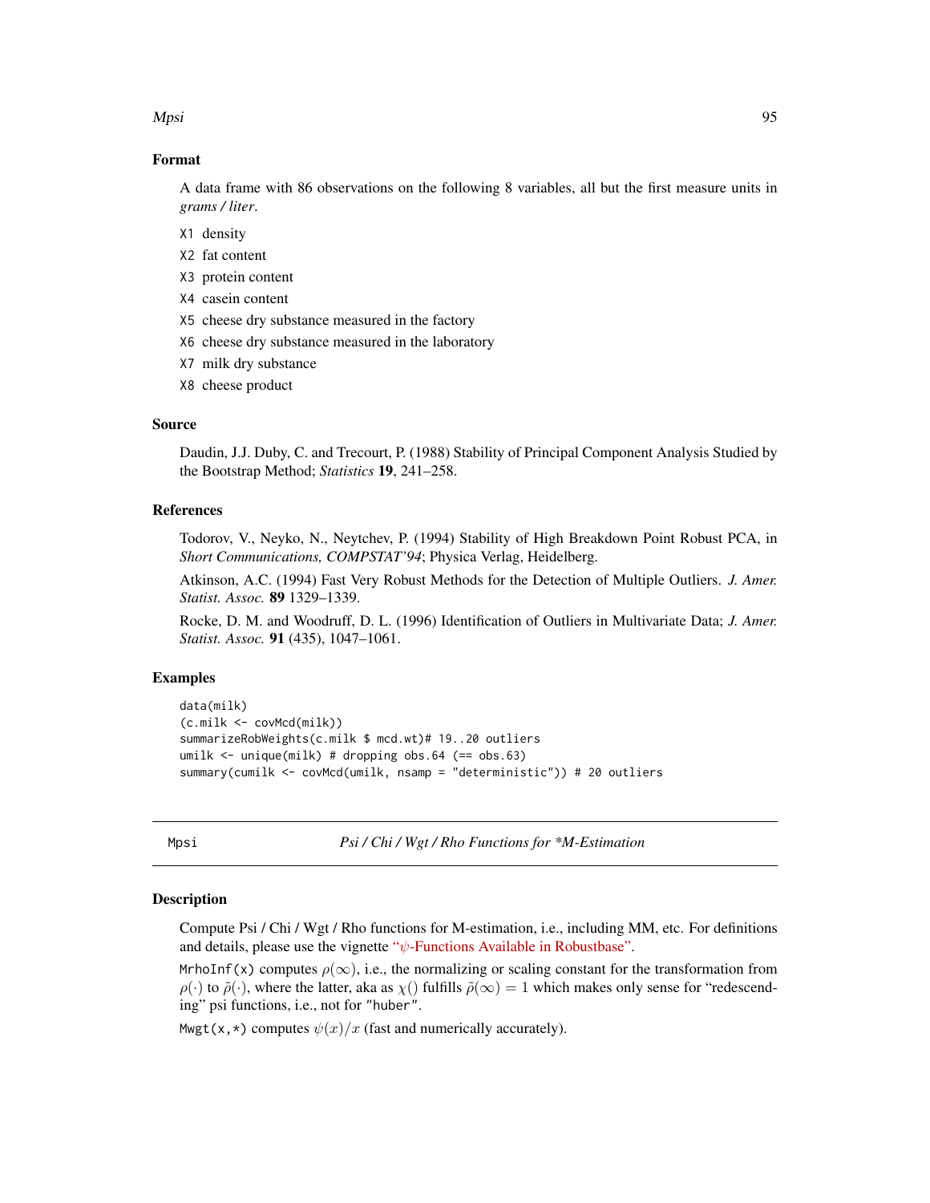### Format

A data frame with 86 observations on the following 8 variables, all but the first measure units in *grams / liter*.

- X1 density
- X2 fat content
- X3 protein content
- X4 casein content
- X5 cheese dry substance measured in the factory
- X6 cheese dry substance measured in the laboratory
- X7 milk dry substance
- X8 cheese product

### Source

Daudin, J.J. Duby, C. and Trecourt, P. (1988) Stability of Principal Component Analysis Studied by the Bootstrap Method; *Statistics* **19**, 241–258.

### References

Todorov, V., Neyko, N., Neytchev, P. (1994) Stability of High Breakdown Point Robust PCA, in *Short Communications, COMPSTAT'94*; Physica Verlag, Heidelberg.

Atkinson, A.C. (1994) Fast Very Robust Methods for the Detection of Multiple Outliers. *J. Amer. Statist. Assoc.* **89** 1329–1339.

Rocke, D. M. and Woodruff, D. L. (1996) Identification of Outliers in Multivariate Data; *J. Amer. Statist. Assoc.* **91** (435), 1047–1061.

### Examples

```
data(milk)
(c.milk <- covMcd(milk))
summarizeRobWeights(c.milk $ mcd.wt)# 19..20 outliers
umilk <- unique(milk) # dropping obs.64 (== obs.63)
summary(cumilk <- covMcd(umilk, nsamp = "deterministic")) # 20 outliers
```

---

## Mpsi — *Psi / Chi / Wgt / Rho Functions for \*M-Estimation*

### Description

Compute Psi / Chi / Wgt / Rho functions for M-estimation, i.e., including MM, etc. For definitions and details, please use the vignette "$\psi$-Functions Available in Robustbase".

MrhoInf(x) computes $\rho(\infty)$, i.e., the normalizing or scaling constant for the transformation from $\rho(\cdot)$ to $\tilde{\rho}(\cdot)$, where the latter, aka as $\chi()$ fulfills $\tilde{\rho}(\infty) = 1$ which makes only sense for "redescending" psi functions, i.e., not for "huber".

Mwgt(x,*) computes $\psi(x)/x$ (fast and numerically accurately).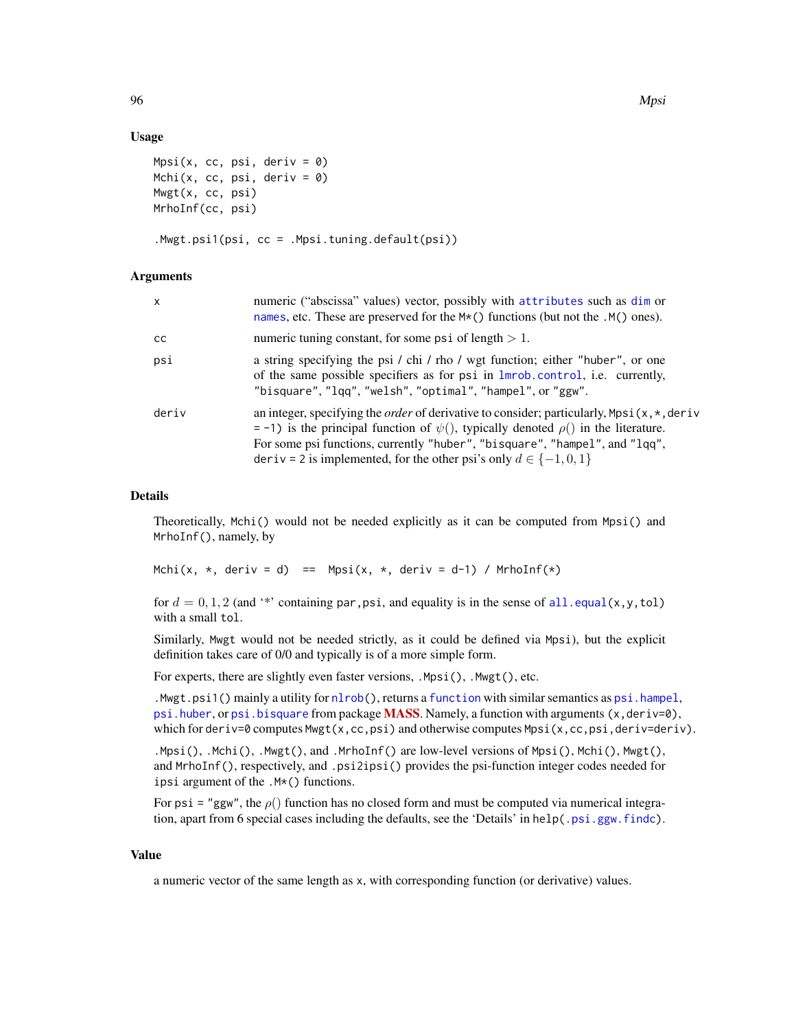## Usage

```
Mpsi(x, cc, psi, deriv = 0)
Mchi(x, cc, psi, deriv = 0)
Mwgt(x, cc, psi)
MrhoInf(cc, psi)

.Mwgt.psi1(psi, cc = .Mpsi.tuning.default(psi))
```

## Arguments

| | |
|---|---|
| x | numeric ("abscissa" values) vector, possibly with attributes such as dim or names, etc. These are preserved for the M*() functions (but not the .M() ones). |
| cc | numeric tuning constant, for some psi of length $> 1$. |
| psi | a string specifying the psi / chi / rho / wgt function; either "huber", or one of the same possible specifiers as for psi in lmrob.control, i.e. currently, "bisquare", "lqq", "welsh", "optimal", "hampel", or "ggw". |
| deriv | an integer, specifying the *order* of derivative to consider; particularly, Mpsi(x,*,deriv = -1) is the principal function of $\psi()$, typically denoted $\rho()$ in the literature. For some psi functions, currently "huber", "bisquare", "hampel", and "lqq", deriv = 2 is implemented, for the other psi's only $d \in \{-1, 0, 1\}$ |

## Details

Theoretically, Mchi() would not be needed explicitly as it can be computed from Mpsi() and MrhoInf(), namely, by

```
Mchi(x, *, deriv = d)  ==  Mpsi(x, *, deriv = d-1) / MrhoInf(*)
```

for $d = 0, 1, 2$ (and '*' containing par,psi, and equality is in the sense of all.equal(x,y,tol) with a small tol.

Similarly, Mwgt would not be needed strictly, as it could be defined via Mpsi), but the explicit definition takes care of 0/0 and typically is of a more simple form.

For experts, there are slightly even faster versions, .Mpsi(), .Mwgt(), etc.

.Mwgt.psi1() mainly a utility for nlrob(), returns a function with similar semantics as psi.hampel, psi.huber, or psi.bisquare from package MASS. Namely, a function with arguments (x,deriv=0), which for deriv=0 computes Mwgt(x,cc,psi) and otherwise computes Mpsi(x,cc,psi,deriv=deriv).

.Mpsi(), .Mchi(), .Mwgt(), and .MrhoInf() are low-level versions of Mpsi(), Mchi(), Mwgt(), and MrhoInf(), respectively, and .psi2ipsi() provides the psi-function integer codes needed for ipsi argument of the .M*() functions.

For psi = "ggw", the $\rho()$ function has no closed form and must be computed via numerical integration, apart from 6 special cases including the defaults, see the 'Details' in help(.psi.ggw.findc).

## Value

a numeric vector of the same length as x, with corresponding function (or derivative) values.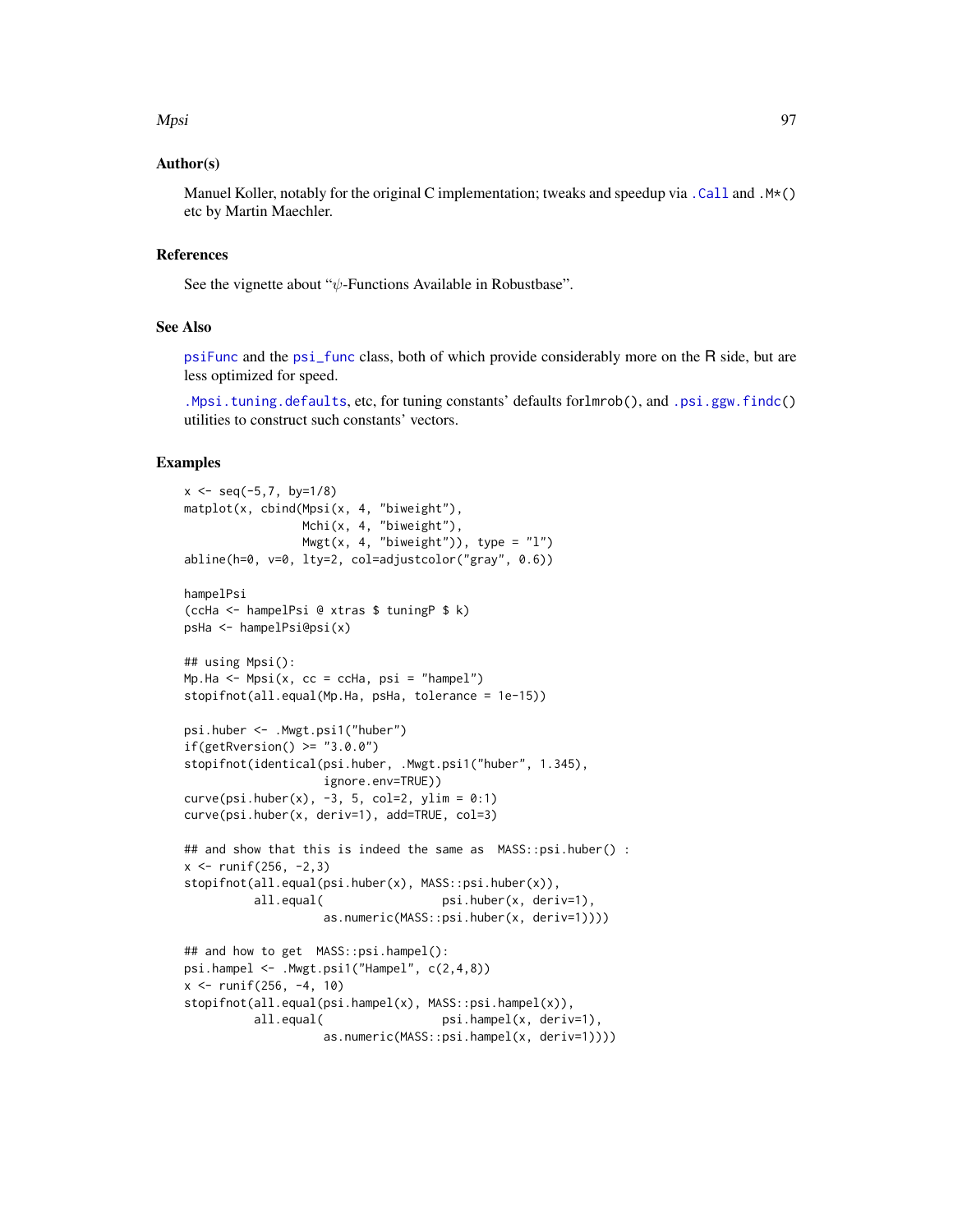## Author(s)

Manuel Koller, notably for the original C implementation; tweaks and speedup via .Call and .M*() etc by Martin Maechler.

## References

See the vignette about "$\psi$-Functions Available in Robustbase".

## See Also

psiFunc and the psi_func class, both of which provide considerably more on the R side, but are less optimized for speed.

.Mpsi.tuning.defaults, etc, for tuning constants' defaults forlmrob(), and .psi.ggw.findc() utilities to construct such constants' vectors.

## Examples

```
x <- seq(-5,7, by=1/8)
matplot(x, cbind(Mpsi(x, 4, "biweight"),
                 Mchi(x, 4, "biweight"),
                 Mwgt(x, 4, "biweight")), type = "l")
abline(h=0, v=0, lty=2, col=adjustcolor("gray", 0.6))

hampelPsi
(ccHa <- hampelPsi @ xtras $ tuningP $ k)
psHa <- hampelPsi@psi(x)

## using Mpsi():
Mp.Ha <- Mpsi(x, cc = ccHa, psi = "hampel")
stopifnot(all.equal(Mp.Ha, psHa, tolerance = 1e-15))

psi.huber <- .Mwgt.psi1("huber")
if(getRversion() >= "3.0.0")
stopifnot(identical(psi.huber, .Mwgt.psi1("huber", 1.345),
                    ignore.env=TRUE))
curve(psi.huber(x), -3, 5, col=2, ylim = 0:1)
curve(psi.huber(x, deriv=1), add=TRUE, col=3)

## and show that this is indeed the same as  MASS::psi.huber() :
x <- runif(256, -2,3)
stopifnot(all.equal(psi.huber(x), MASS::psi.huber(x)),
          all.equal(                psi.huber(x, deriv=1),
                    as.numeric(MASS::psi.huber(x, deriv=1))))

## and how to get  MASS::psi.hampel():
psi.hampel <- .Mwgt.psi1("Hampel", c(2,4,8))
x <- runif(256, -4, 10)
stopifnot(all.equal(psi.hampel(x), MASS::psi.hampel(x)),
          all.equal(                psi.hampel(x, deriv=1),
                    as.numeric(MASS::psi.hampel(x, deriv=1))))
```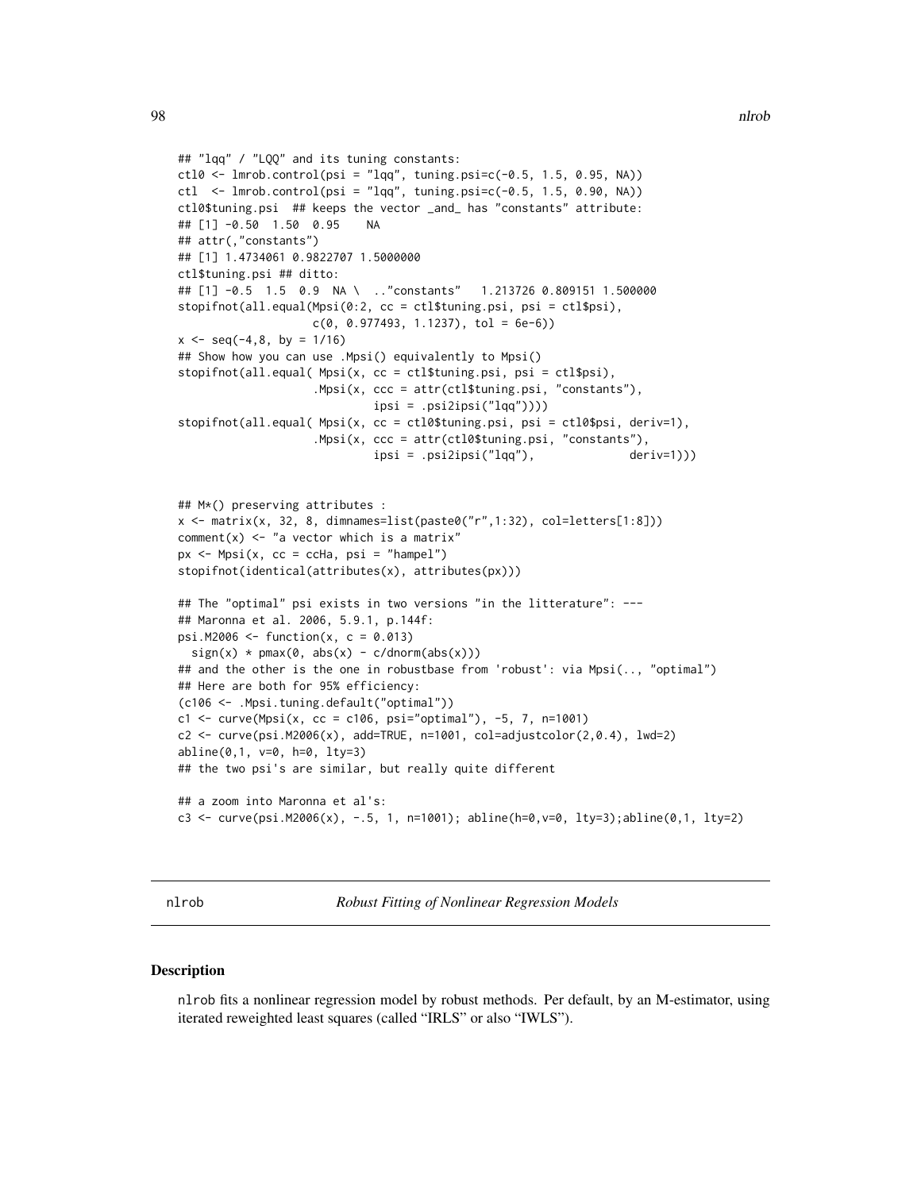```
## "lqq" / "LQQ" and its tuning constants:
ctl0 <- lmrob.control(psi = "lqq", tuning.psi=c(-0.5, 1.5, 0.95, NA))
ctl  <- lmrob.control(psi = "lqq", tuning.psi=c(-0.5, 1.5, 0.90, NA))
ctl0$tuning.psi  ## keeps the vector _and_ has "constants" attribute:
## [1] -0.50  1.50  0.95    NA
## attr(,"constants")
## [1] 1.4734061 0.9822707 1.5000000
ctl$tuning.psi ## ditto:
## [1] -0.5  1.5  0.9  NA \  .."constants"   1.213726 0.809151 1.500000
stopifnot(all.equal(Mpsi(0:2, cc = ctl$tuning.psi, psi = ctl$psi),
                    c(0, 0.977493, 1.1237), tol = 6e-6))
x <- seq(-4,8, by = 1/16)
## Show how you can use .Mpsi() equivalently to Mpsi()
stopifnot(all.equal( Mpsi(x, cc = ctl$tuning.psi, psi = ctl$psi),
                    .Mpsi(x, ccc = attr(ctl$tuning.psi, "constants"),
                             ipsi = .psi2ipsi("lqq"))))
stopifnot(all.equal( Mpsi(x, cc = ctl0$tuning.psi, psi = ctl0$psi, deriv=1),
                    .Mpsi(x, ccc = attr(ctl0$tuning.psi, "constants"),
                             ipsi = .psi2ipsi("lqq"),              deriv=1)))


## M*() preserving attributes :
x <- matrix(x, 32, 8, dimnames=list(paste0("r",1:32), col=letters[1:8]))
comment(x) <- "a vector which is a matrix"
px <- Mpsi(x, cc = ccHa, psi = "hampel")
stopifnot(identical(attributes(x), attributes(px)))

## The "optimal" psi exists in two versions "in the litterature": ---
## Maronna et al. 2006, 5.9.1, p.144f:
psi.M2006 <- function(x, c = 0.013)
  sign(x) * pmax(0, abs(x) - c/dnorm(abs(x)))
## and the other is the one in robustbase from 'robust': via Mpsi(.., "optimal")
## Here are both for 95% efficiency:
(c106 <- .Mpsi.tuning.default("optimal"))
c1 <- curve(Mpsi(x, cc = c106, psi="optimal"), -5, 7, n=1001)
c2 <- curve(psi.M2006(x), add=TRUE, n=1001, col=adjustcolor(2,0.4), lwd=2)
abline(0,1, v=0, h=0, lty=3)
## the two psi's are similar, but really quite different

## a zoom into Maronna et al's:
c3 <- curve(psi.M2006(x), -.5, 1, n=1001); abline(h=0,v=0, lty=3);abline(0,1, lty=2)
```

---

nlrob — *Robust Fitting of Nonlinear Regression Models*

---

## Description

nlrob fits a nonlinear regression model by robust methods. Per default, by an M-estimator, using iterated reweighted least squares (called "IRLS" or also "IWLS").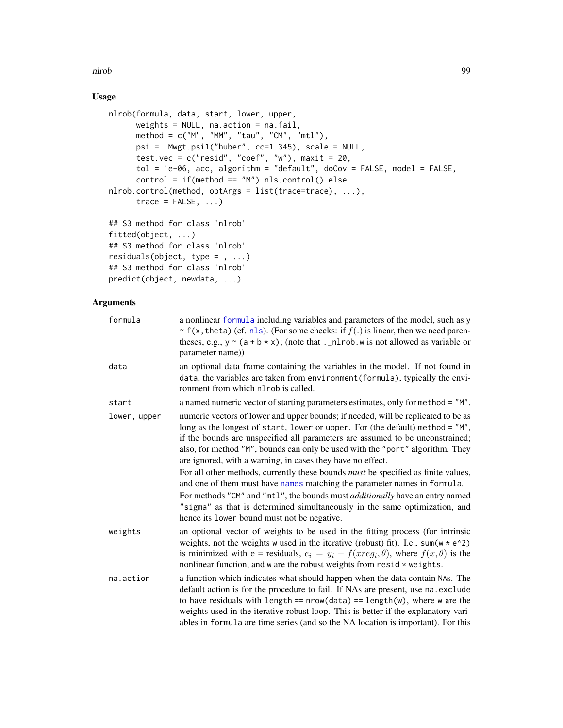## Usage

```
nlrob(formula, data, start, lower, upper,
      weights = NULL, na.action = na.fail,
      method = c("M", "MM", "tau", "CM", "mtl"),
      psi = .Mwgt.psi1("huber", cc=1.345), scale = NULL,
      test.vec = c("resid", "coef", "w"), maxit = 20,
      tol = 1e-06, acc, algorithm = "default", doCov = FALSE, model = FALSE,
      control = if(method == "M") nls.control() else
nlrob.control(method, optArgs = list(trace=trace), ...),
      trace = FALSE, ...)

## S3 method for class 'nlrob'
fitted(object, ...)
## S3 method for class 'nlrob'
residuals(object, type = , ...)
## S3 method for class 'nlrob'
predict(object, newdata, ...)
```

## Arguments

| | |
|---|---|
| formula | a nonlinear formula including variables and parameters of the model, such as y ~ f(x,theta) (cf. nls). (For some checks: if $f(.)$ is linear, then we need parentheses, e.g., y ~ (a + b * x); (note that ._nlrob.w is not allowed as variable or parameter name)) |
| data | an optional data frame containing the variables in the model. If not found in data, the variables are taken from environment(formula), typically the environment from which nlrob is called. |
| start | a named numeric vector of starting parameters estimates, only for method = "M". |
| lower, upper | numeric vectors of lower and upper bounds; if needed, will be replicated to be as long as the longest of start, lower or upper. For (the default) method = "M", if the bounds are unspecified all parameters are assumed to be unconstrained; also, for method "M", bounds can only be used with the "port" algorithm. They are ignored, with a warning, in cases they have no effect. <br><br> For all other methods, currently these bounds *must* be specified as finite values, and one of them must have names matching the parameter names in formula. <br><br> For methods "CM" and "mtl", the bounds must *additionally* have an entry named "sigma" as that is determined simultaneously in the same optimization, and hence its lower bound must not be negative. |
| weights | an optional vector of weights to be used in the fitting process (for intrinsic weights, not the weights w used in the iterative (robust) fit). I.e., sum(w * e^2) is minimized with e = residuals, $e_i = y_i - f(xreg_i, \theta)$, where $f(x, \theta)$ is the nonlinear function, and w are the robust weights from resid * weights. |
| na.action | a function which indicates what should happen when the data contain NAs. The default action is for the procedure to fail. If NAs are present, use na.exclude to have residuals with length == nrow(data) == length(w), where w are the weights used in the iterative robust loop. This is better if the explanatory variables in formula are time series (and so the NA location is important). For this |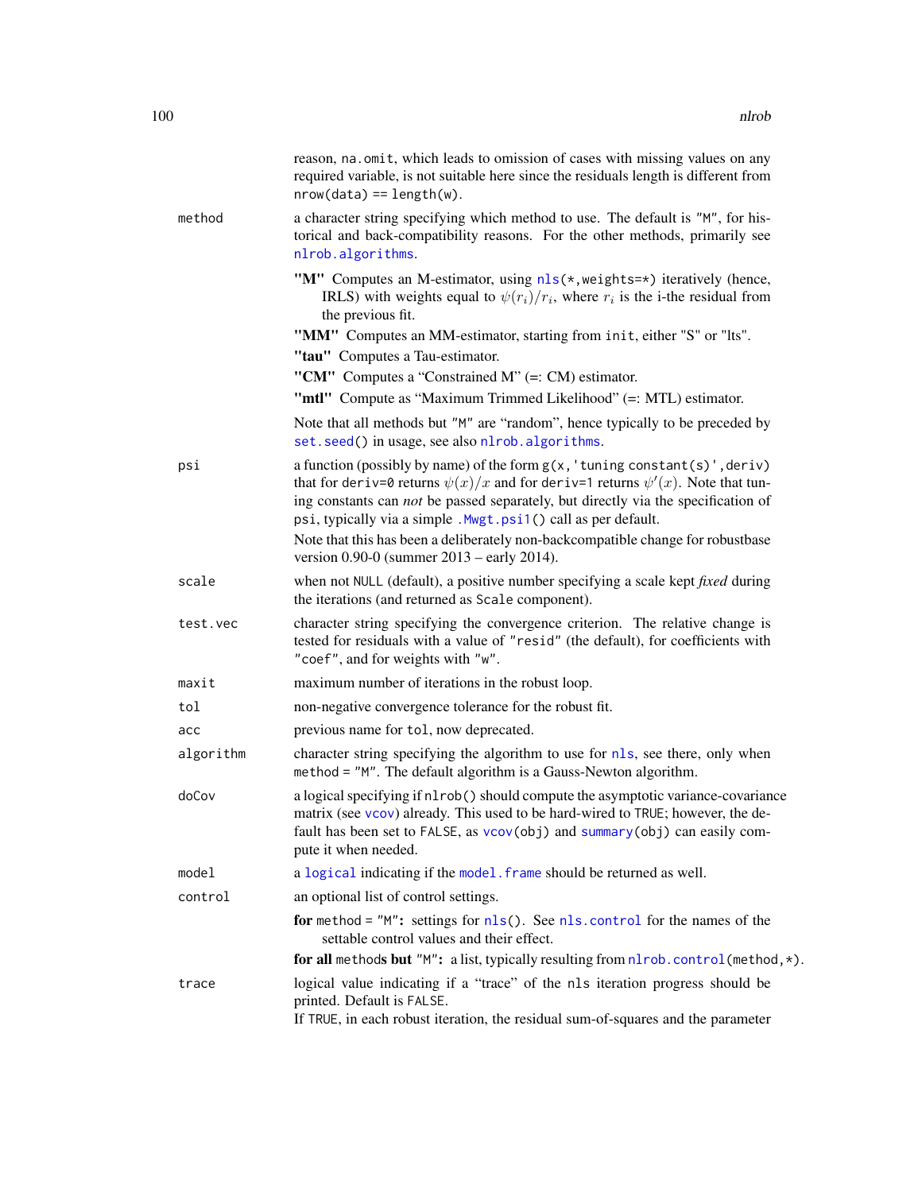reason, `na.omit`, which leads to omission of cases with missing values on any required variable, is not suitable here since the residuals length is different from `nrow(data) == length(w)`.

**method**
a character string specifying which method to use. The default is "M", for historical and back-compatibility reasons. For the other methods, primarily see `nlrob.algorithms`.

- **"M"** Computes an M-estimator, using `nls(*,weights=*)` iteratively (hence, IRLS) with weights equal to $\psi(r_i)/r_i$, where $r_i$ is the i-the residual from the previous fit.
- **"MM"** Computes an MM-estimator, starting from `init`, either "S" or "lts".
- **"tau"** Computes a Tau-estimator.
- **"CM"** Computes a "Constrained M" (=: CM) estimator.
- **"mtl"** Compute as "Maximum Trimmed Likelihood" (=: MTL) estimator.

Note that all methods but "M" are "random", hence typically to be preceded by `set.seed()` in usage, see also `nlrob.algorithms`.

**psi**
a function (possibly by name) of the form `g(x, 'tuning constant(s)', deriv)` that for `deriv=0` returns $\psi(x)/x$ and for `deriv=1` returns $\psi'(x)$. Note that tuning constants can *not* be passed separately, but directly via the specification of `psi`, typically via a simple `.Mwgt.psi1()` call as per default.

Note that this has been a deliberately non-backcompatible change for robustbase version 0.90-0 (summer 2013 – early 2014).

**scale**
when not `NULL` (default), a positive number specifying a scale kept *fixed* during the iterations (and returned as `Scale` component).

**test.vec**
character string specifying the convergence criterion. The relative change is tested for residuals with a value of "resid" (the default), for coefficients with "coef", and for weights with "w".

**maxit**
maximum number of iterations in the robust loop.

**tol**
non-negative convergence tolerance for the robust fit.

**acc**
previous name for `tol`, now deprecated.

**algorithm**
character string specifying the algorithm to use for `nls`, see there, only when `method = "M"`. The default algorithm is a Gauss-Newton algorithm.

**doCov**
a logical specifying if `nlrob()` should compute the asymptotic variance-covariance matrix (see `vcov`) already. This used to be hard-wired to `TRUE`; however, the default has been set to `FALSE`, as `vcov(obj)` and `summary(obj)` can easily compute it when needed.

**model**
a `logical` indicating if the `model.frame` should be returned as well.

**control**
an optional list of control settings.

- **for `method = "M"`:** settings for `nls()`. See `nls.control` for the names of the settable control values and their effect.
- **for all `method`s but `"M"`:** a list, typically resulting from `nlrob.control(method,*)`.

**trace**
logical value indicating if a "trace" of the `nls` iteration progress should be printed. Default is `FALSE`.
If `TRUE`, in each robust iteration, the residual sum-of-squares and the parameter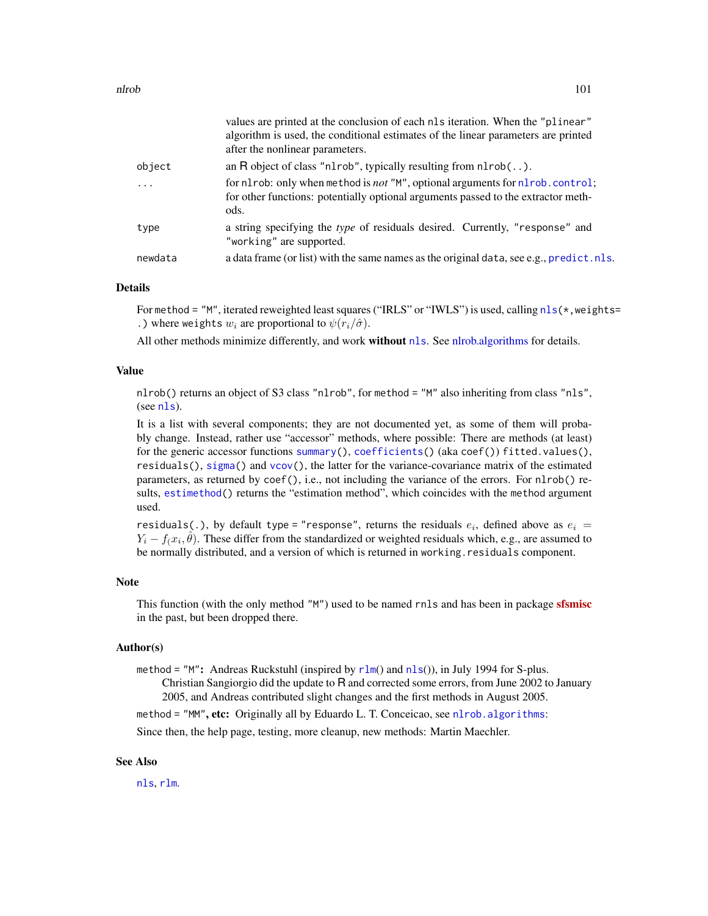values are printed at the conclusion of each `nls` iteration. When the `"plinear"` algorithm is used, the conditional estimates of the linear parameters are printed after the nonlinear parameters.

| | |
|---|---|
| `object` | an R object of class `"nlrob"`, typically resulting from `nlrob(..)`. |
| `...` | for `nlrob`: only when `method` is *not* `"M"`, optional arguments for `nlrob.control`; for other functions: potentially optional arguments passed to the extractor methods. |
| `type` | a string specifying the *type* of residuals desired. Currently, `"response"` and `"working"` are supported. |
| `newdata` | a data frame (or list) with the same names as the original `data`, see e.g., `predict.nls`. |

## Details

For `method = "M"`, iterated reweighted least squares ("IRLS" or "IWLS") is used, calling `nls(*,weights= .)` where `weights` $w_i$ are proportional to $\psi(r_i/\hat{\sigma})$.

All other methods minimize differently, and work **without** `nls`. See nlrob.algorithms for details.

## Value

`nlrob()` returns an object of S3 class `"nlrob"`, for `method = "M"` also inheriting from class `"nls"`, (see `nls`).

It is a list with several components; they are not documented yet, as some of them will probably change. Instead, rather use "accessor" methods, where possible: There are methods (at least) for the generic accessor functions `summary()`, `coefficients()` (aka `coef()`) `fitted.values()`, `residuals()`, `sigma()` and `vcov()`, the latter for the variance-covariance matrix of the estimated parameters, as returned by `coef()`, i.e., not including the variance of the errors. For `nlrob()` results, `estimethod()` returns the "estimation method", which coincides with the `method` argument used.

`residuals(.)`, by default `type = "response"`, returns the residuals $e_i$, defined above as $e_i = Y_i - f_(x_i, \hat{\theta})$. These differ from the standardized or weighted residuals which, e.g., are assumed to be normally distributed, and a version of which is returned in `working.residuals` component.

## Note

This function (with the only method `"M"`) used to be named `rnls` and has been in package **sfsmisc** in the past, but been dropped there.

## Author(s)

`method = "M"`**:** Andreas Ruckstuhl (inspired by `rlm`() and `nls`()), in July 1994 for S-plus.
Christian Sangiorgio did the update to R and corrected some errors, from June 2002 to January 2005, and Andreas contributed slight changes and the first methods in August 2005.

`method = "MM"`**, etc:** Originally all by Eduardo L. T. Conceicao, see `nlrob.algorithms`:

Since then, the help page, testing, more cleanup, new methods: Martin Maechler.

## See Also

`nls`, `rlm`.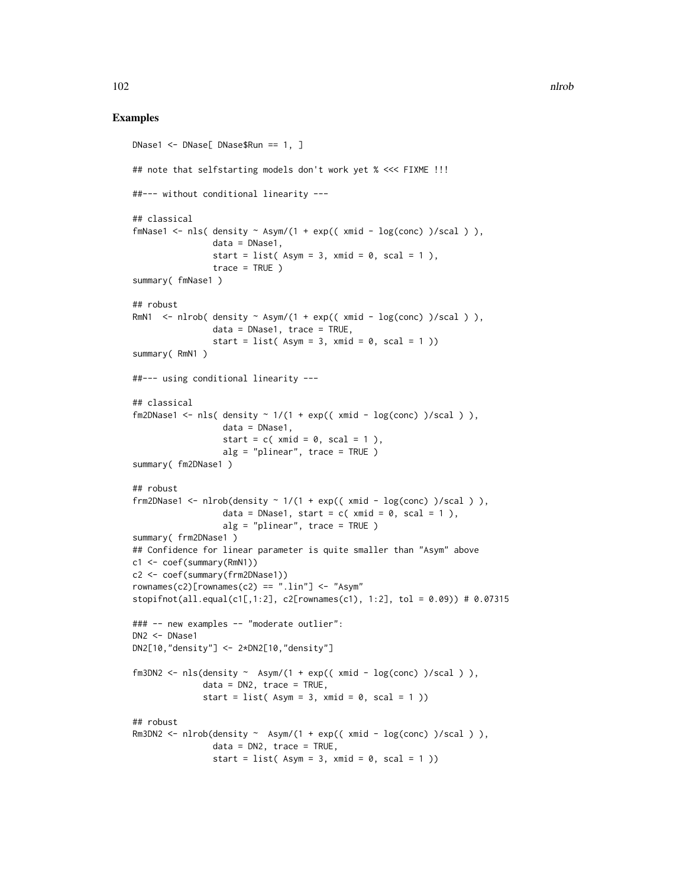## Examples

```
DNase1 <- DNase[ DNase$Run == 1, ]

## note that selfstarting models don't work yet % <<< FIXME !!!

##--- without conditional linearity ---

## classical
fmNase1 <- nls( density ~ Asym/(1 + exp(( xmid - log(conc) )/scal ) ),
               data = DNase1,
               start = list( Asym = 3, xmid = 0, scal = 1 ),
               trace = TRUE )
summary( fmNase1 )

## robust
RmN1  <- nlrob( density ~ Asym/(1 + exp(( xmid - log(conc) )/scal ) ),
               data = DNase1, trace = TRUE,
               start = list( Asym = 3, xmid = 0, scal = 1 ))
summary( RmN1 )

##--- using conditional linearity ---

## classical
fm2DNase1 <- nls( density ~ 1/(1 + exp(( xmid - log(conc) )/scal ) ),
                 data = DNase1,
                 start = c( xmid = 0, scal = 1 ),
                 alg = "plinear", trace = TRUE )
summary( fm2DNase1 )

## robust
frm2DNase1 <- nlrob(density ~ 1/(1 + exp(( xmid - log(conc) )/scal ) ),
                 data = DNase1, start = c( xmid = 0, scal = 1 ),
                 alg = "plinear", trace = TRUE )
summary( frm2DNase1 )
## Confidence for linear parameter is quite smaller than "Asym" above
c1 <- coef(summary(RmN1))
c2 <- coef(summary(frm2DNase1))
rownames(c2)[rownames(c2) == ".lin"] <- "Asym"
stopifnot(all.equal(c1[,1:2], c2[rownames(c1), 1:2], tol = 0.09)) # 0.07315

### -- new examples -- "moderate outlier":
DN2 <- DNase1
DN2[10,"density"] <- 2*DN2[10,"density"]

fm3DN2 <- nls(density ~  Asym/(1 + exp(( xmid - log(conc) )/scal ) ),
             data = DN2, trace = TRUE,
             start = list( Asym = 3, xmid = 0, scal = 1 ))

## robust
Rm3DN2 <- nlrob(density ~  Asym/(1 + exp(( xmid - log(conc) )/scal ) ),
               data = DN2, trace = TRUE,
               start = list( Asym = 3, xmid = 0, scal = 1 ))
```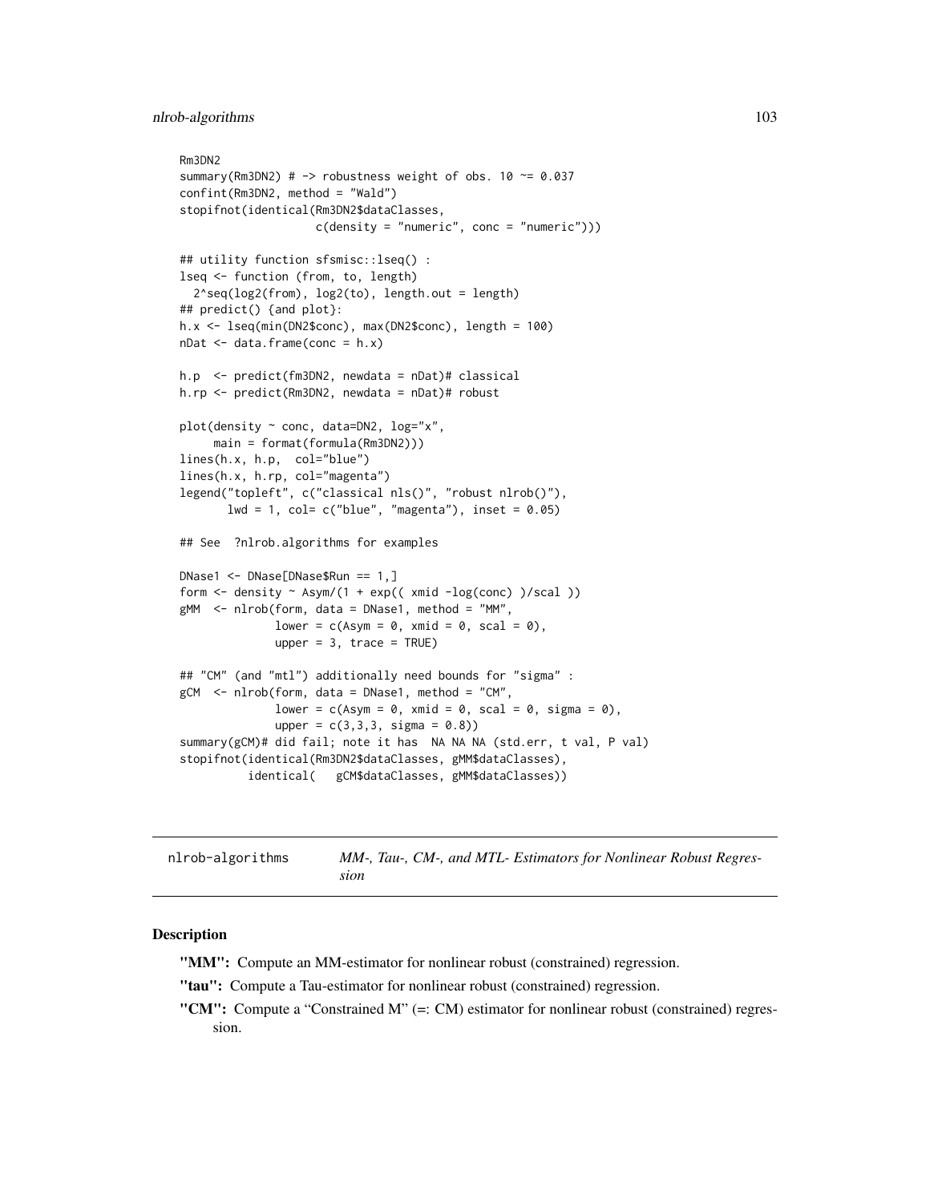```
Rm3DN2
summary(Rm3DN2) # -> robustness weight of obs. 10 ~= 0.037
confint(Rm3DN2, method = "Wald")
stopifnot(identical(Rm3DN2$dataClasses,
                    c(density = "numeric", conc = "numeric")))

## utility function sfsmisc::lseq() :
lseq <- function (from, to, length)
  2^seq(log2(from), log2(to), length.out = length)
## predict() {and plot}:
h.x <- lseq(min(DN2$conc), max(DN2$conc), length = 100)
nDat <- data.frame(conc = h.x)

h.p  <- predict(fm3DN2, newdata = nDat)# classical
h.rp <- predict(Rm3DN2, newdata = nDat)# robust

plot(density ~ conc, data=DN2, log="x",
     main = format(formula(Rm3DN2)))
lines(h.x, h.p,  col="blue")
lines(h.x, h.rp, col="magenta")
legend("topleft", c("classical nls()", "robust nlrob()"),
       lwd = 1, col= c("blue", "magenta"), inset = 0.05)

## See  ?nlrob.algorithms for examples

DNase1 <- DNase[DNase$Run == 1,]
form <- density ~ Asym/(1 + exp(( xmid -log(conc) )/scal ))
gMM  <- nlrob(form, data = DNase1, method = "MM",
              lower = c(Asym = 0, xmid = 0, scal = 0),
              upper = 3, trace = TRUE)

## "CM" (and "mtl") additionally need bounds for "sigma" :
gCM  <- nlrob(form, data = DNase1, method = "CM",
              lower = c(Asym = 0, xmid = 0, scal = 0, sigma = 0),
              upper = c(3,3,3, sigma = 0.8))
summary(gCM)# did fail; note it has  NA NA NA (std.err, t val, P val)
stopifnot(identical(Rm3DN2$dataClasses, gMM$dataClasses),
          identical(   gCM$dataClasses, gMM$dataClasses))
```

---

`nlrob-algorithms` *MM-, Tau-, CM-, and MTL- Estimators for Nonlinear Robust Regression*

---

## Description

**"MM":** Compute an MM-estimator for nonlinear robust (constrained) regression.

**"tau":** Compute a Tau-estimator for nonlinear robust (constrained) regression.

**"CM":** Compute a "Constrained M" (=: CM) estimator for nonlinear robust (constrained) regression.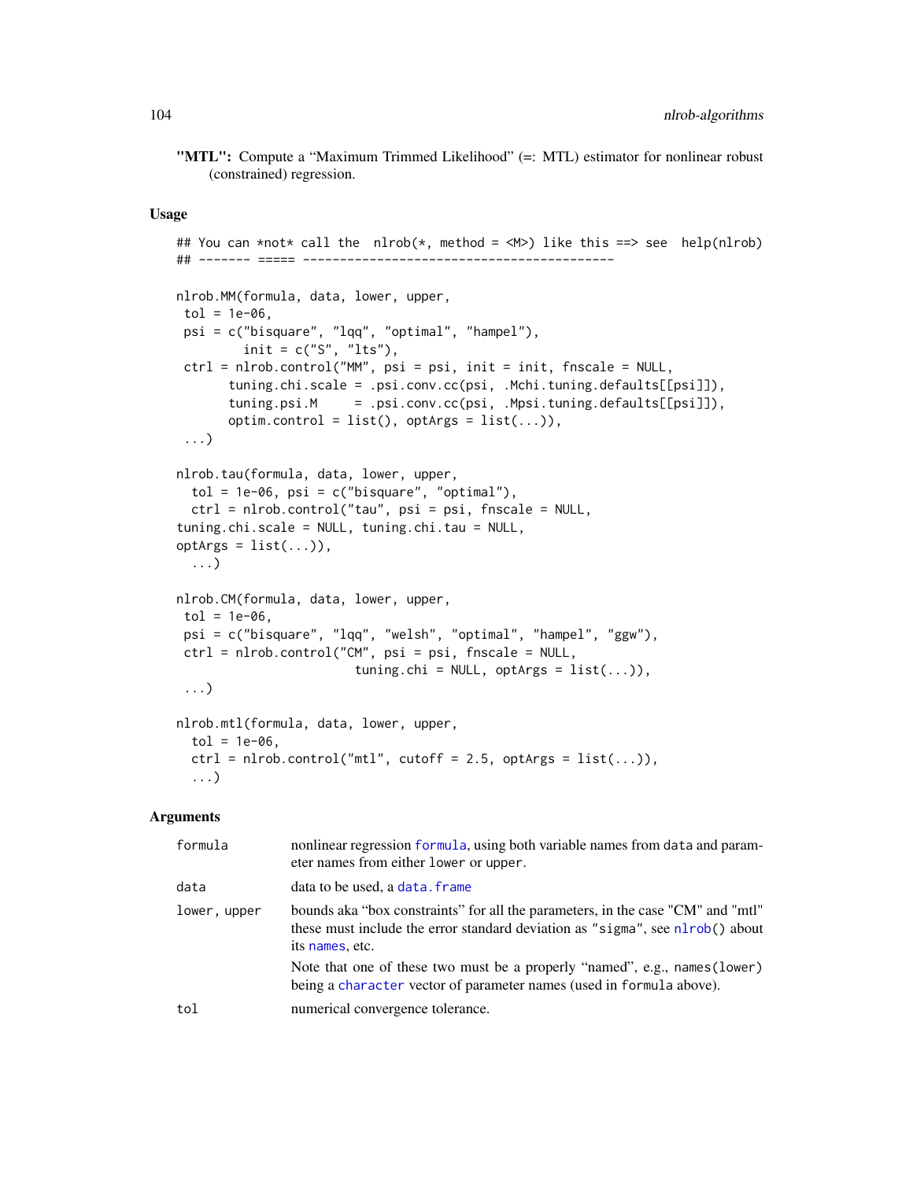**"MTL":** Compute a "Maximum Trimmed Likelihood" (=: MTL) estimator for nonlinear robust (constrained) regression.

## Usage

```
## You can *not* call the  nlrob(*, method = <M>) like this ==> see  help(nlrob)
## ------- ===== ------------------------------------------

nlrob.MM(formula, data, lower, upper,
 tol = 1e-06,
 psi = c("bisquare", "lqq", "optimal", "hampel"),
        init = c("S", "lts"),
 ctrl = nlrob.control("MM", psi = psi, init = init, fnscale = NULL,
       tuning.chi.scale = .psi.conv.cc(psi, .Mchi.tuning.defaults[[psi]]),
       tuning.psi.M     = .psi.conv.cc(psi, .Mpsi.tuning.defaults[[psi]]),
       optim.control = list(), optArgs = list(...)),
 ...)

nlrob.tau(formula, data, lower, upper,
  tol = 1e-06, psi = c("bisquare", "optimal"),
  ctrl = nlrob.control("tau", psi = psi, fnscale = NULL,
tuning.chi.scale = NULL, tuning.chi.tau = NULL,
optArgs = list(...)),
  ...)

nlrob.CM(formula, data, lower, upper,
 tol = 1e-06,
 psi = c("bisquare", "lqq", "welsh", "optimal", "hampel", "ggw"),
 ctrl = nlrob.control("CM", psi = psi, fnscale = NULL,
                      tuning.chi = NULL, optArgs = list(...)),
 ...)

nlrob.mtl(formula, data, lower, upper,
  tol = 1e-06,
  ctrl = nlrob.control("mtl", cutoff = 2.5, optArgs = list(...)),
  ...)
```

## Arguments

| | |
|---|---|
| `formula` | nonlinear regression `formula`, using both variable names from `data` and parameter names from either `lower` or `upper`. |
| `data` | data to be used, a `data.frame` |
| `lower, upper` | bounds aka "box constraints" for all the parameters, in the case "CM" and "mtl" these must include the error standard deviation as `"sigma"`, see `nlrob()` about its `names`, etc. <br> Note that one of these two must be a properly "named", e.g., `names(lower)` being a `character` vector of parameter names (used in `formula` above). |
| `tol` | numerical convergence tolerance. |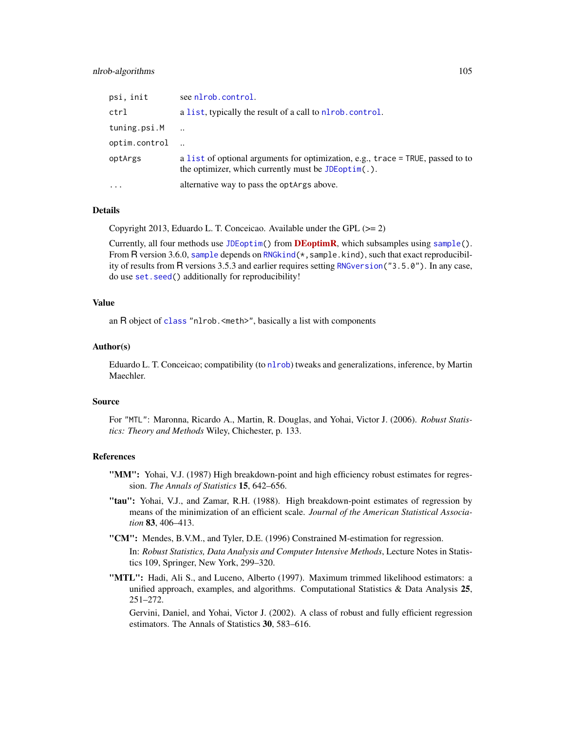| | |
|---|---|
| `psi, init` | see `nlrob.control`. |
| `ctrl` | a `list`, typically the result of a call to `nlrob.control`. |
| `tuning.psi.M` | .. |
| `optim.control` | .. |
| `optArgs` | a `list` of optional arguments for optimization, e.g., `trace = TRUE`, passed to to the optimizer, which currently must be `JDEoptim(.)`. |
| `...` | alternative way to pass the `optArgs` above. |

## Details

Copyright 2013, Eduardo L. T. Conceicao. Available under the GPL (>= 2)

Currently, all four methods use `JDEoptim()` from **DEoptimR**, which subsamples using `sample()`. From R version 3.6.0, `sample` depends on `RNGkind(*,sample.kind)`, such that exact reproducibility of results from R versions 3.5.3 and earlier requires setting `RNGversion("3.5.0")`. In any case, do use `set.seed()` additionally for reproducibility!

## Value

an R object of `class` `"nlrob.<meth>"`, basically a list with components

## Author(s)

Eduardo L. T. Conceicao; compatibility (to `nlrob`) tweaks and generalizations, inference, by Martin Maechler.

## Source

For `"MTL"`: Maronna, Ricardo A., Martin, R. Douglas, and Yohai, Victor J. (2006). *Robust Statistics: Theory and Methods* Wiley, Chichester, p. 133.

## References

**"MM":** Yohai, V.J. (1987) High breakdown-point and high efficiency robust estimates for regression. *The Annals of Statistics* **15**, 642–656.

**"tau":** Yohai, V.J., and Zamar, R.H. (1988). High breakdown-point estimates of regression by means of the minimization of an efficient scale. *Journal of the American Statistical Association* **83**, 406–413.

**"CM":** Mendes, B.V.M., and Tyler, D.E. (1996) Constrained M-estimation for regression.

In: *Robust Statistics, Data Analysis and Computer Intensive Methods*, Lecture Notes in Statistics 109, Springer, New York, 299–320.

**"MTL":** Hadi, Ali S., and Luceno, Alberto (1997). Maximum trimmed likelihood estimators: a unified approach, examples, and algorithms. Computational Statistics & Data Analysis **25**, 251–272.

Gervini, Daniel, and Yohai, Victor J. (2002). A class of robust and fully efficient regression estimators. The Annals of Statistics **30**, 583–616.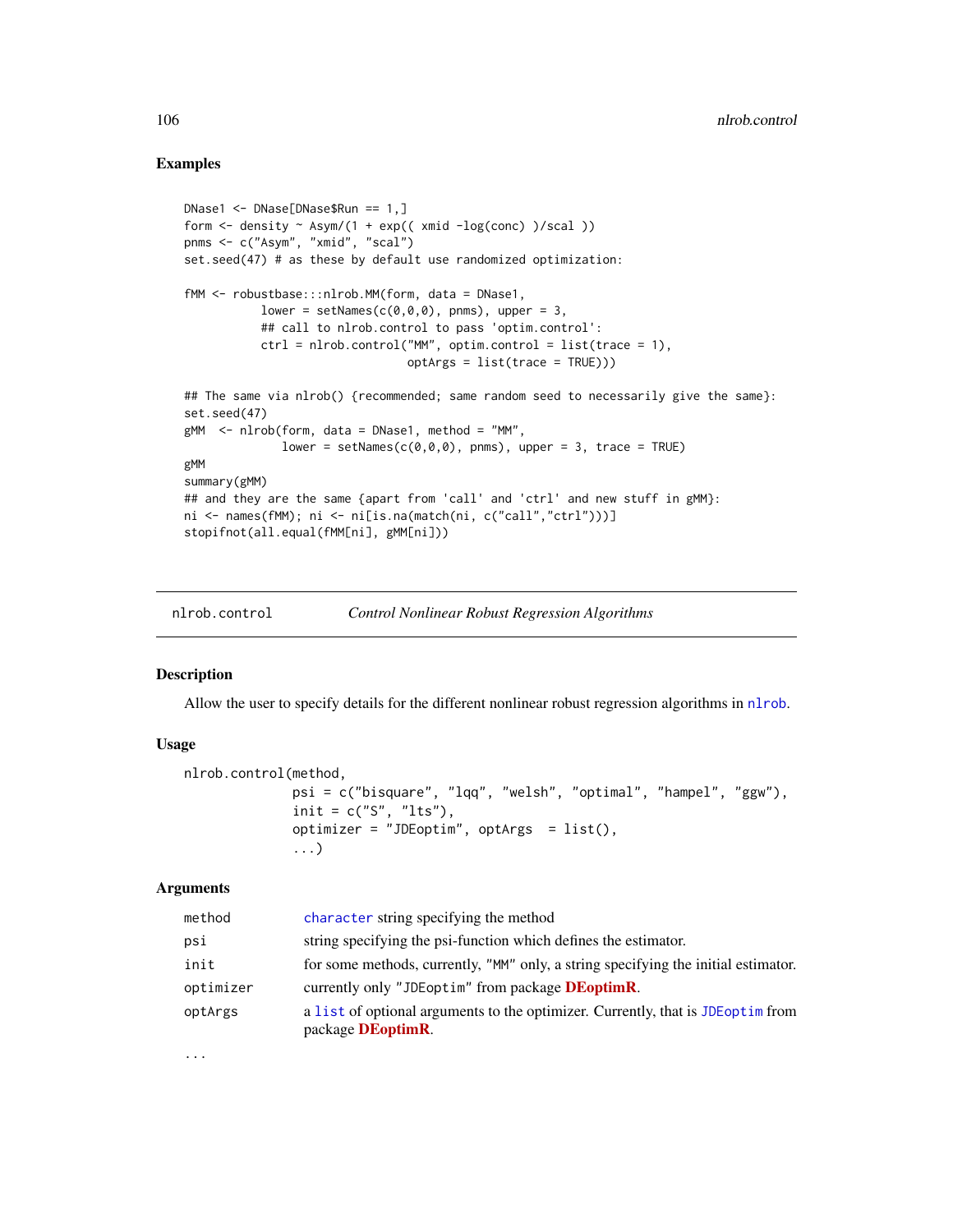## Examples

```
DNase1 <- DNase[DNase$Run == 1,]
form <- density ~ Asym/(1 + exp(( xmid -log(conc) )/scal ))
pnms <- c("Asym", "xmid", "scal")
set.seed(47) # as these by default use randomized optimization:

fMM <- robustbase:::nlrob.MM(form, data = DNase1,
           lower = setNames(c(0,0,0), pnms), upper = 3,
           ## call to nlrob.control to pass 'optim.control':
           ctrl = nlrob.control("MM", optim.control = list(trace = 1),
                                optArgs = list(trace = TRUE)))

## The same via nlrob() {recommended; same random seed to necessarily give the same}:
set.seed(47)
gMM  <- nlrob(form, data = DNase1, method = "MM",
              lower = setNames(c(0,0,0), pnms), upper = 3, trace = TRUE)
gMM
summary(gMM)
## and they are the same {apart from 'call' and 'ctrl' and new stuff in gMM}:
ni <- names(fMM); ni <- ni[is.na(match(ni, c("call","ctrl")))]
stopifnot(all.equal(fMM[ni], gMM[ni]))
```

---

nlrob.control — *Control Nonlinear Robust Regression Algorithms*

---

## Description

Allow the user to specify details for the different nonlinear robust regression algorithms in `nlrob`.

## Usage

```
nlrob.control(method,
              psi = c("bisquare", "lqq", "welsh", "optimal", "hampel", "ggw"),
              init = c("S", "lts"),
              optimizer = "JDEoptim", optArgs  = list(),
              ...)
```

## Arguments

| | |
|---|---|
| `method` | `character` string specifying the method |
| `psi` | string specifying the psi-function which defines the estimator. |
| `init` | for some methods, currently, "MM" only, a string specifying the initial estimator. |
| `optimizer` | currently only "JDEoptim" from package **DEoptimR**. |
| `optArgs` | a `list` of optional arguments to the optimizer. Currently, that is `JDEoptim` from package **DEoptimR**. |
| `...` | |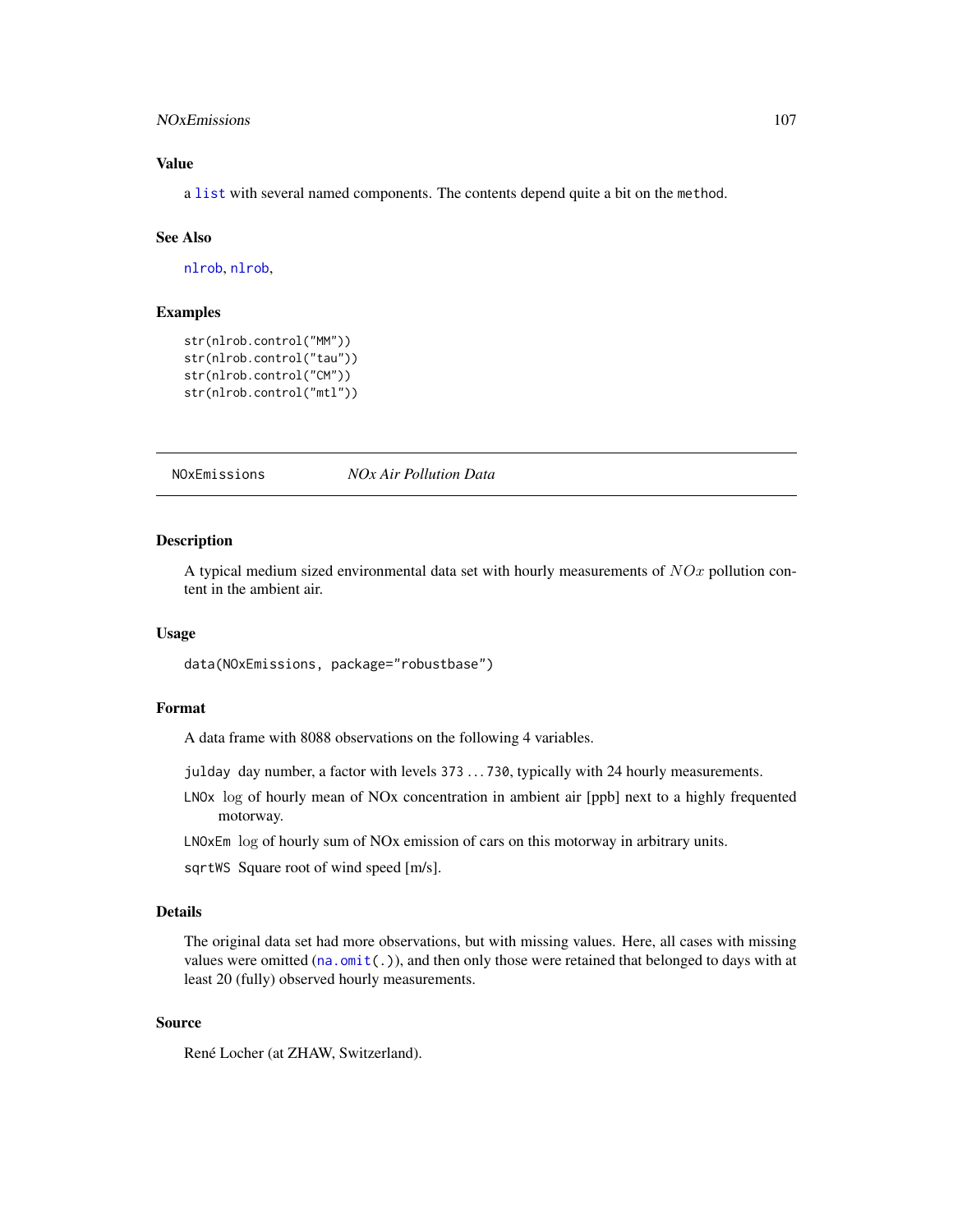### Value

a `list` with several named components. The contents depend quite a bit on the `method`.

### See Also

`nlrob`, `nlrob`,

### Examples

```
str(nlrob.control("MM"))
str(nlrob.control("tau"))
str(nlrob.control("CM"))
str(nlrob.control("mtl"))
```

---

## NOxEmissions — *NOx Air Pollution Data*

### Description

A typical medium sized environmental data set with hourly measurements of $NOx$ pollution content in the ambient air.

### Usage

```
data(NOxEmissions, package="robustbase")
```

### Format

A data frame with 8088 observations on the following 4 variables.

- `julday` day number, a factor with levels `373` ... `730`, typically with 24 hourly measurements.
- `LNOx` $\log$ of hourly mean of NOx concentration in ambient air [ppb] next to a highly frequented motorway.
- `LNOxEm` $\log$ of hourly sum of NOx emission of cars on this motorway in arbitrary units.
- `sqrtWS` Square root of wind speed [m/s].

### Details

The original data set had more observations, but with missing values. Here, all cases with missing values were omitted (`na.omit(.)`), and then only those were retained that belonged to days with at least 20 (fully) observed hourly measurements.

### Source

René Locher (at ZHAW, Switzerland).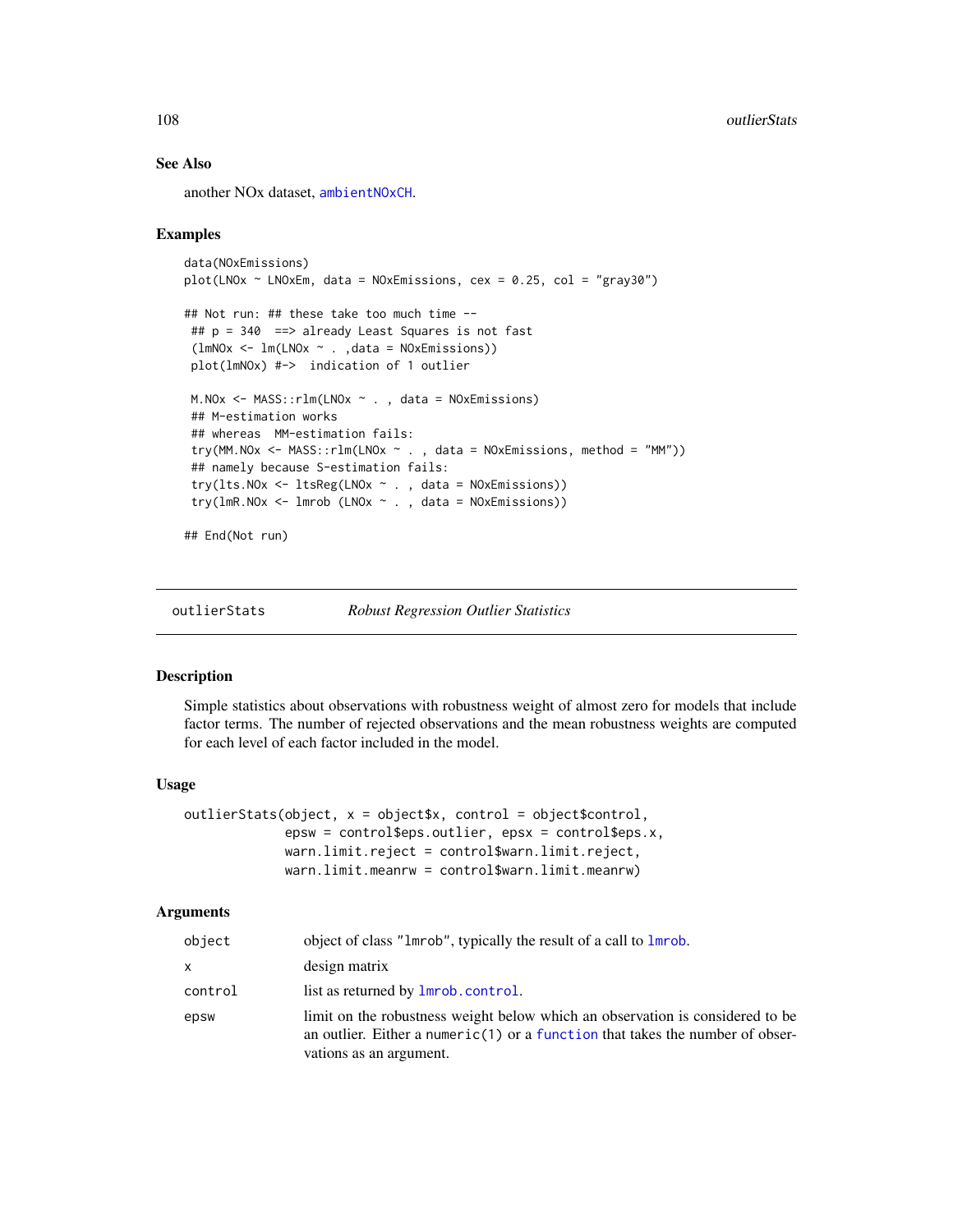### See Also

another NOx dataset, `ambientNOxCH`.

### Examples

```
data(NOxEmissions)
plot(LNOx ~ LNOxEm, data = NOxEmissions, cex = 0.25, col = "gray30")

## Not run: ## these take too much time --
 ## p = 340  ==> already Least Squares is not fast
 (lmNOx <- lm(LNOx ~ . ,data = NOxEmissions))
 plot(lmNOx) #->  indication of 1 outlier

 M.NOx <- MASS::rlm(LNOx ~ . , data = NOxEmissions)
 ## M-estimation works
 ## whereas  MM-estimation fails:
 try(MM.NOx <- MASS::rlm(LNOx ~ . , data = NOxEmissions, method = "MM"))
 ## namely because S-estimation fails:
 try(lts.NOx <- ltsReg(LNOx ~ . , data = NOxEmissions))
 try(lmR.NOx <- lmrob (LNOx ~ . , data = NOxEmissions))

## End(Not run)
```

---

## outlierStats — *Robust Regression Outlier Statistics*

### Description

Simple statistics about observations with robustness weight of almost zero for models that include factor terms. The number of rejected observations and the mean robustness weights are computed for each level of each factor included in the model.

### Usage

```
outlierStats(object, x = object$x, control = object$control,
             epsw = control$eps.outlier, epsx = control$eps.x,
             warn.limit.reject = control$warn.limit.reject,
             warn.limit.meanrw = control$warn.limit.meanrw)
```

### Arguments

| | |
|---|---|
| `object` | object of class `"lmrob"`, typically the result of a call to `lmrob`. |
| `x` | design matrix |
| `control` | list as returned by `lmrob.control`. |
| `epsw` | limit on the robustness weight below which an observation is considered to be an outlier. Either a `numeric(1)` or a `function` that takes the number of observations as an argument. |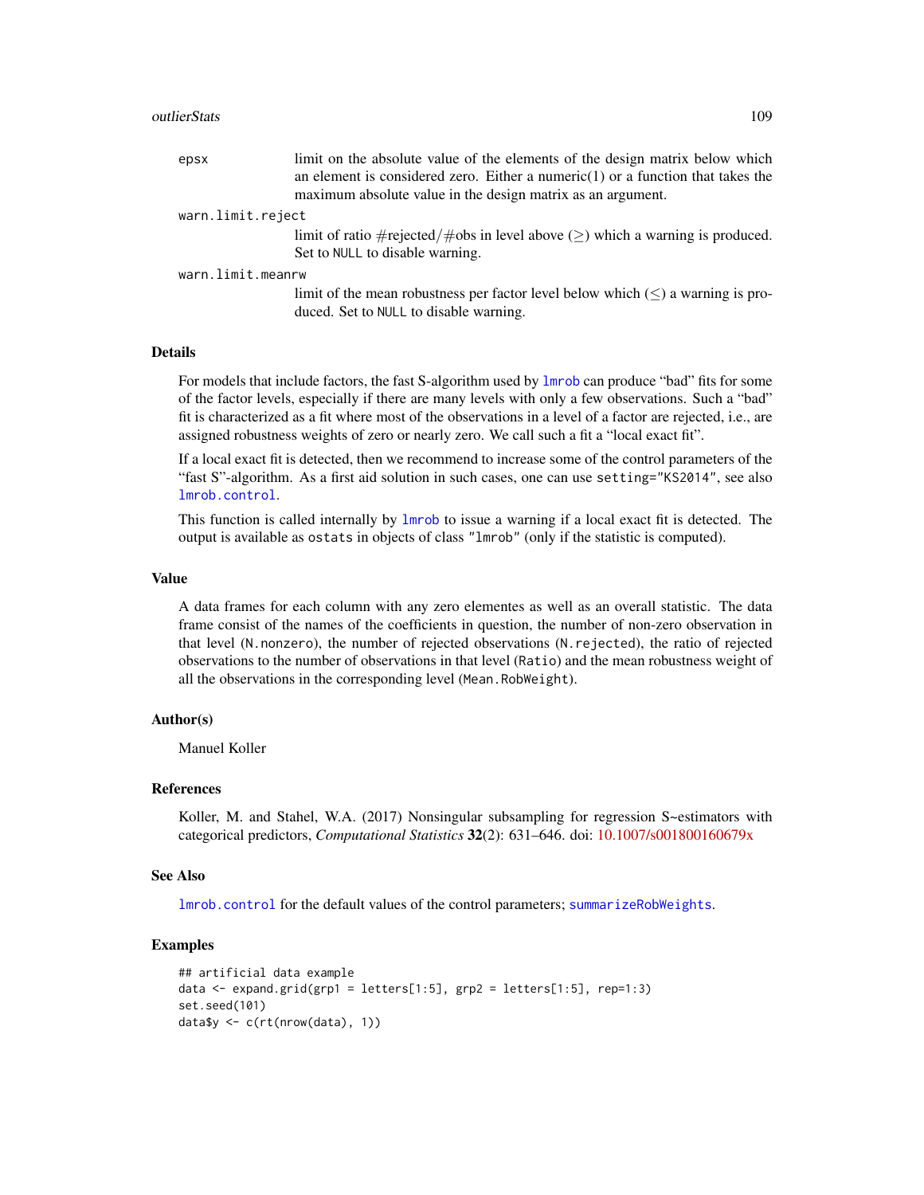epsx
: limit on the absolute value of the elements of the design matrix below which an element is considered zero. Either a numeric(1) or a function that takes the maximum absolute value in the design matrix as an argument.

warn.limit.reject
: limit of ratio #rejected/#obs in level above ($\geq$) which a warning is produced. Set to NULL to disable warning.

warn.limit.meanrw
: limit of the mean robustness per factor level below which ($\leq$) a warning is produced. Set to NULL to disable warning.

## Details

For models that include factors, the fast S-algorithm used by lmrob can produce "bad" fits for some of the factor levels, especially if there are many levels with only a few observations. Such a "bad" fit is characterized as a fit where most of the observations in a level of a factor are rejected, i.e., are assigned robustness weights of zero or nearly zero. We call such a fit a "local exact fit".

If a local exact fit is detected, then we recommend to increase some of the control parameters of the "fast S"-algorithm. As a first aid solution in such cases, one can use setting="KS2014", see also lmrob.control.

This function is called internally by lmrob to issue a warning if a local exact fit is detected. The output is available as ostats in objects of class "lmrob" (only if the statistic is computed).

## Value

A data frames for each column with any zero elementes as well as an overall statistic. The data frame consist of the names of the coefficients in question, the number of non-zero observation in that level (N.nonzero), the number of rejected observations (N.rejected), the ratio of rejected observations to the number of observations in that level (Ratio) and the mean robustness weight of all the observations in the corresponding level (Mean.RobWeight).

## Author(s)

Manuel Koller

## References

Koller, M. and Stahel, W.A. (2017) Nonsingular subsampling for regression S~estimators with categorical predictors, *Computational Statistics* **32**(2): 631–646. doi: 10.1007/s001800160679x

## See Also

lmrob.control for the default values of the control parameters; summarizeRobWeights.

## Examples

```
## artificial data example
data <- expand.grid(grp1 = letters[1:5], grp2 = letters[1:5], rep=1:3)
set.seed(101)
data$y <- c(rt(nrow(data), 1))
```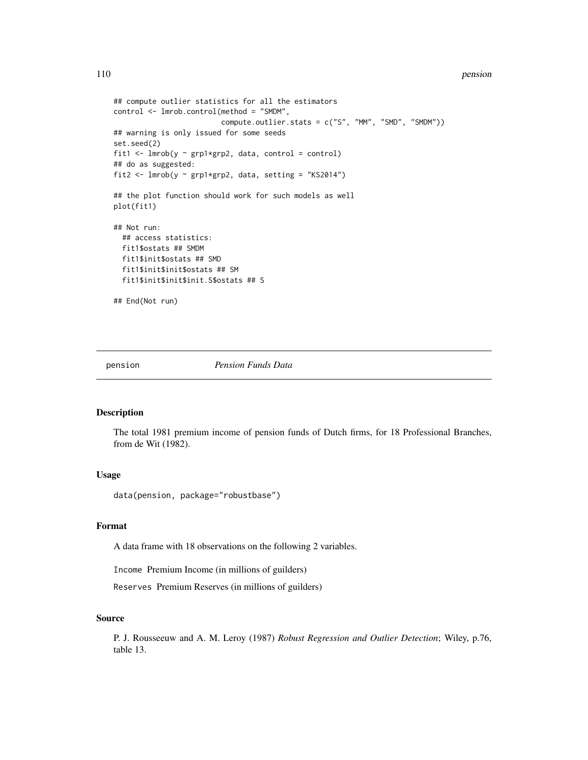```
## compute outlier statistics for all the estimators
control <- lmrob.control(method = "SMDM",
                         compute.outlier.stats = c("S", "MM", "SMD", "SMDM"))
## warning is only issued for some seeds
set.seed(2)
fit1 <- lmrob(y ~ grp1*grp2, data, control = control)
## do as suggested:
fit2 <- lmrob(y ~ grp1*grp2, data, setting = "KS2014")

## the plot function should work for such models as well
plot(fit1)

## Not run:
  ## access statistics:
  fit1$ostats ## SMDM
  fit1$init$ostats ## SMD
  fit1$init$init$ostats ## SM
  fit1$init$init$init.S$ostats ## S

## End(Not run)
```

---

pension    *Pension Funds Data*

---

### Description

The total 1981 premium income of pension funds of Dutch firms, for 18 Professional Branches, from de Wit (1982).

### Usage

```
data(pension, package="robustbase")
```

### Format

A data frame with 18 observations on the following 2 variables.

`Income` Premium Income (in millions of guilders)

`Reserves` Premium Reserves (in millions of guilders)

### Source

P. J. Rousseeuw and A. M. Leroy (1987) *Robust Regression and Outlier Detection*; Wiley, p.76, table 13.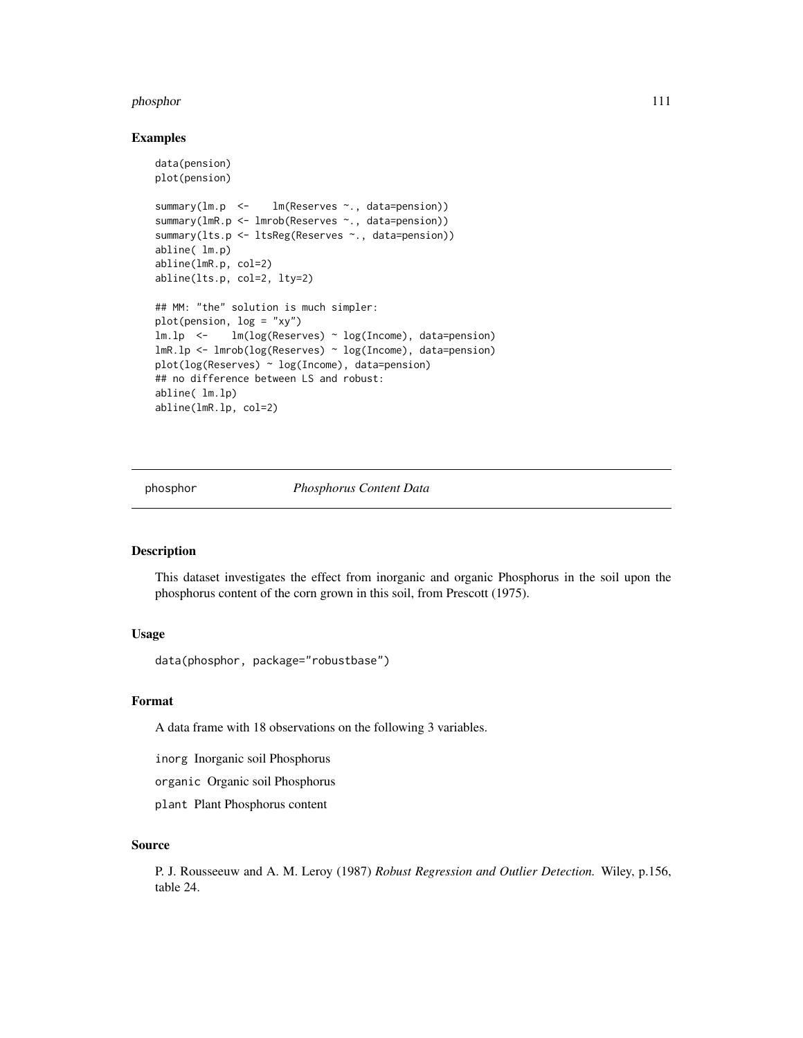## Examples

```
data(pension)
plot(pension)

summary(lm.p  <-    lm(Reserves ~., data=pension))
summary(lmR.p <- lmrob(Reserves ~., data=pension))
summary(lts.p <- ltsReg(Reserves ~., data=pension))
abline( lm.p)
abline(lmR.p, col=2)
abline(lts.p, col=2, lty=2)

## MM: "the" solution is much simpler:
plot(pension, log = "xy")
lm.lp  <-    lm(log(Reserves) ~ log(Income), data=pension)
lmR.lp <- lmrob(log(Reserves) ~ log(Income), data=pension)
plot(log(Reserves) ~ log(Income), data=pension)
## no difference between LS and robust:
abline( lm.lp)
abline(lmR.lp, col=2)
```

---

phosphor *Phosphorus Content Data*

---

## Description

This dataset investigates the effect from inorganic and organic Phosphorus in the soil upon the phosphorus content of the corn grown in this soil, from Prescott (1975).

## Usage

```
data(phosphor, package="robustbase")
```

## Format

A data frame with 18 observations on the following 3 variables.

`inorg` Inorganic soil Phosphorus

`organic` Organic soil Phosphorus

`plant` Plant Phosphorus content

## Source

P. J. Rousseeuw and A. M. Leroy (1987) *Robust Regression and Outlier Detection.* Wiley, p.156, table 24.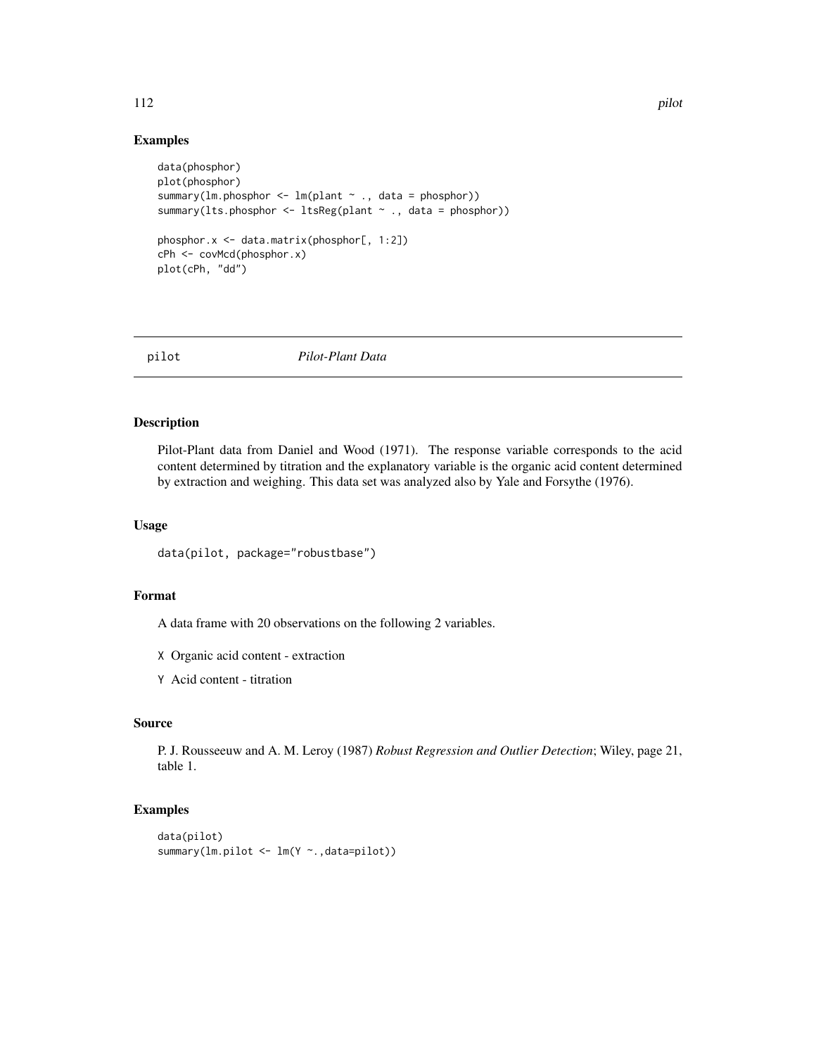## Examples

```
data(phosphor)
plot(phosphor)
summary(lm.phosphor <- lm(plant ~ ., data = phosphor))
summary(lts.phosphor <- ltsReg(plant ~ ., data = phosphor))

phosphor.x <- data.matrix(phosphor[, 1:2])
cPh <- covMcd(phosphor.x)
plot(cPh, "dd")
```

---

# pilot *Pilot-Plant Data*

---

## Description

Pilot-Plant data from Daniel and Wood (1971). The response variable corresponds to the acid content determined by titration and the explanatory variable is the organic acid content determined by extraction and weighing. This data set was analyzed also by Yale and Forsythe (1976).

## Usage

```
data(pilot, package="robustbase")
```

## Format

A data frame with 20 observations on the following 2 variables.

- `X` Organic acid content - extraction
- `Y` Acid content - titration

## Source

P. J. Rousseeuw and A. M. Leroy (1987) *Robust Regression and Outlier Detection*; Wiley, page 21, table 1.

## Examples

```
data(pilot)
summary(lm.pilot <- lm(Y ~.,data=pilot))
```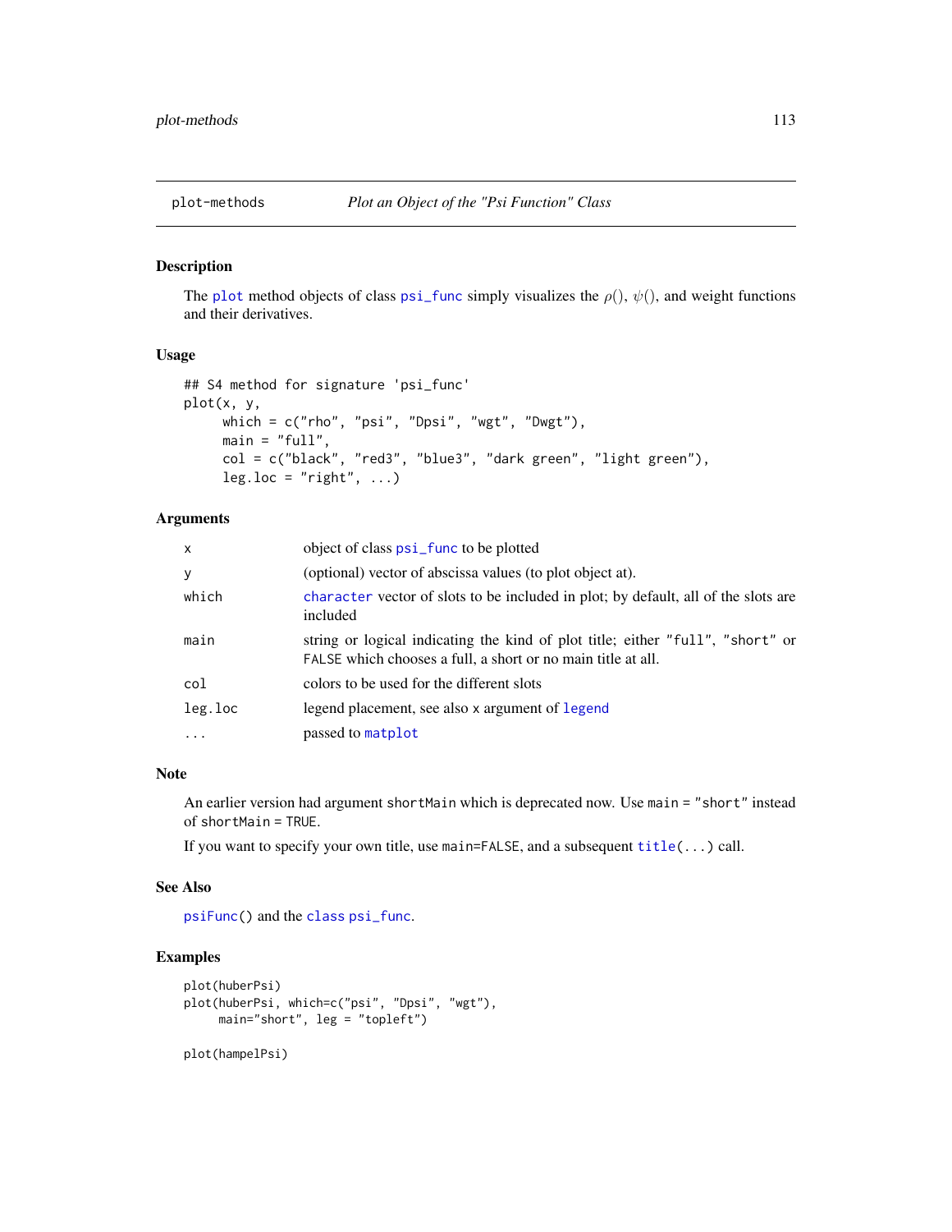plot-methods *Plot an Object of the "Psi Function" Class*

## Description

The plot method objects of class psi_func simply visualizes the $\rho()$, $\psi()$, and weight functions and their derivatives.

## Usage

```
## S4 method for signature 'psi_func'
plot(x, y,
     which = c("rho", "psi", "Dpsi", "wgt", "Dwgt"),
     main = "full",
     col = c("black", "red3", "blue3", "dark green", "light green"),
     leg.loc = "right", ...)
```

## Arguments

| | |
|---|---|
| x | object of class psi_func to be plotted |
| y | (optional) vector of abscissa values (to plot object at). |
| which | character vector of slots to be included in plot; by default, all of the slots are included |
| main | string or logical indicating the kind of plot title; either "full", "short" or FALSE which chooses a full, a short or no main title at all. |
| col | colors to be used for the different slots |
| leg.loc | legend placement, see also x argument of legend |
| ... | passed to matplot |

## Note

An earlier version had argument shortMain which is deprecated now. Use main = "short" instead of shortMain = TRUE.

If you want to specify your own title, use main=FALSE, and a subsequent title(...) call.

## See Also

psiFunc() and the class psi_func.

## Examples

```
plot(huberPsi)
plot(huberPsi, which=c("psi", "Dpsi", "wgt"),
     main="short", leg = "topleft")

plot(hampelPsi)
```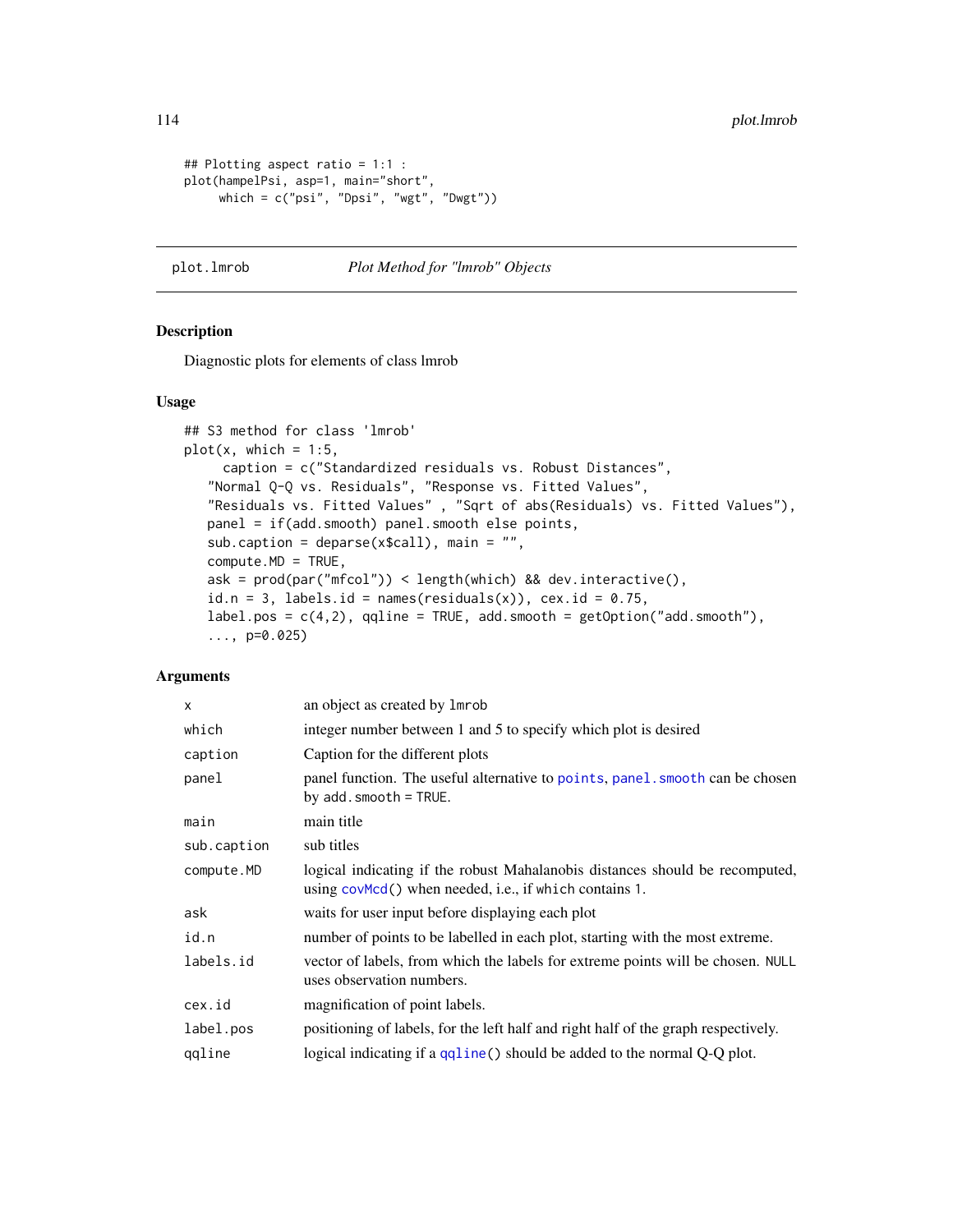```
## Plotting aspect ratio = 1:1 :
plot(hampelPsi, asp=1, main="short",
     which = c("psi", "Dpsi", "wgt", "Dwgt"))
```

---

## plot.lmrob — *Plot Method for "lmrob" Objects*

### Description

Diagnostic plots for elements of class lmrob

### Usage

```
## S3 method for class 'lmrob'
plot(x, which = 1:5,
      caption = c("Standardized residuals vs. Robust Distances",
    "Normal Q-Q vs. Residuals", "Response vs. Fitted Values",
    "Residuals vs. Fitted Values" , "Sqrt of abs(Residuals) vs. Fitted Values"),
    panel = if(add.smooth) panel.smooth else points,
    sub.caption = deparse(x$call), main = "",
    compute.MD = TRUE,
    ask = prod(par("mfcol")) < length(which) && dev.interactive(),
    id.n = 3, labels.id = names(residuals(x)), cex.id = 0.75,
    label.pos = c(4,2), qqline = TRUE, add.smooth = getOption("add.smooth"),
    ..., p=0.025)
```

### Arguments

| | |
|---|---|
| `x` | an object as created by `lmrob` |
| `which` | integer number between 1 and 5 to specify which plot is desired |
| `caption` | Caption for the different plots |
| `panel` | panel function. The useful alternative to `points`, `panel.smooth` can be chosen by `add.smooth = TRUE`. |
| `main` | main title |
| `sub.caption` | sub titles |
| `compute.MD` | logical indicating if the robust Mahalanobis distances should be recomputed, using `covMcd()` when needed, i.e., if `which` contains `1`. |
| `ask` | waits for user input before displaying each plot |
| `id.n` | number of points to be labelled in each plot, starting with the most extreme. |
| `labels.id` | vector of labels, from which the labels for extreme points will be chosen. `NULL` uses observation numbers. |
| `cex.id` | magnification of point labels. |
| `label.pos` | positioning of labels, for the left half and right half of the graph respectively. |
| `qqline` | logical indicating if a `qqline()` should be added to the normal Q-Q plot. |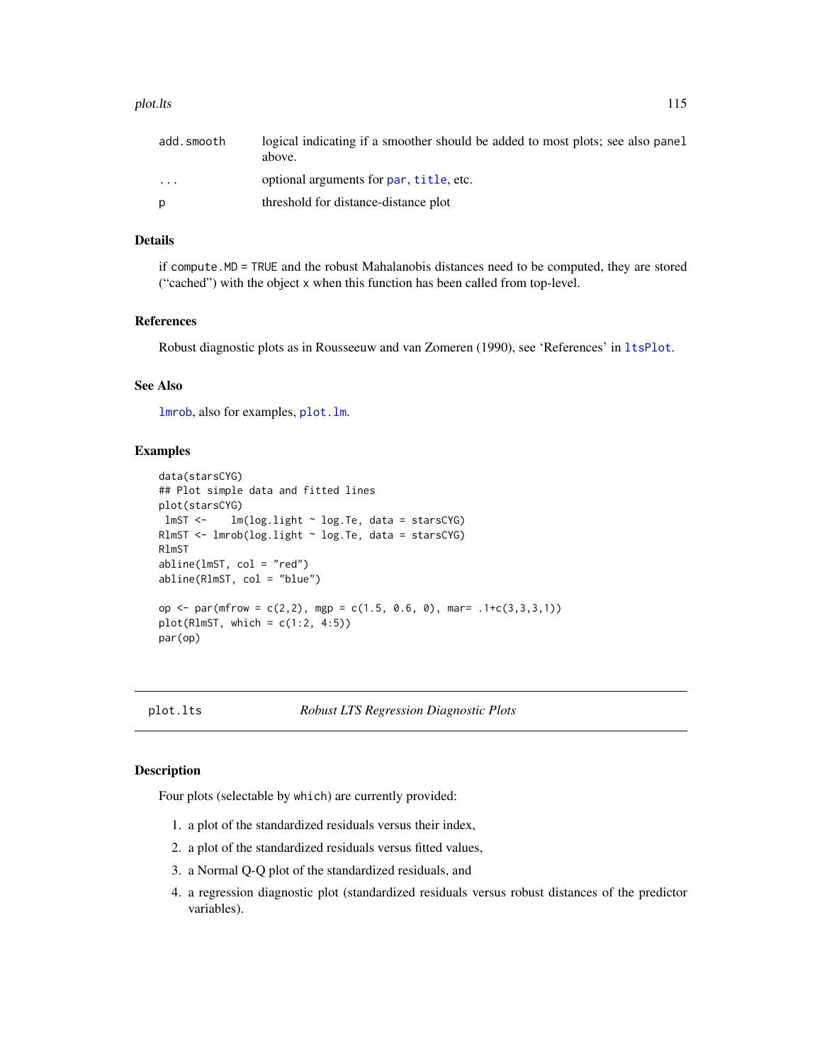| | |
|---|---|
| `add.smooth` | logical indicating if a smoother should be added to most plots; see also `panel` above. |
| `...` | optional arguments for `par`, `title`, etc. |
| `p` | threshold for distance-distance plot |

### Details

if `compute.MD = TRUE` and the robust Mahalanobis distances need to be computed, they are stored ("cached") with the object `x` when this function has been called from top-level.

### References

Robust diagnostic plots as in Rousseeuw and van Zomeren (1990), see 'References' in `ltsPlot`.

### See Also

`lmrob`, also for examples, `plot.lm`.

### Examples

```
data(starsCYG)
## Plot simple data and fitted lines
plot(starsCYG)
 lmST <-    lm(log.light ~ log.Te, data = starsCYG)
RlmST <- lmrob(log.light ~ log.Te, data = starsCYG)
RlmST
abline(lmST, col = "red")
abline(RlmST, col = "blue")

op <- par(mfrow = c(2,2), mgp = c(1.5, 0.6, 0), mar= .1+c(3,3,3,1))
plot(RlmST, which = c(1:2, 4:5))
par(op)
```

---

## plot.lts *Robust LTS Regression Diagnostic Plots*

---

### Description

Four plots (selectable by `which`) are currently provided:

1. a plot of the standardized residuals versus their index,
2. a plot of the standardized residuals versus fitted values,
3. a Normal Q-Q plot of the standardized residuals, and
4. a regression diagnostic plot (standardized residuals versus robust distances of the predictor variables).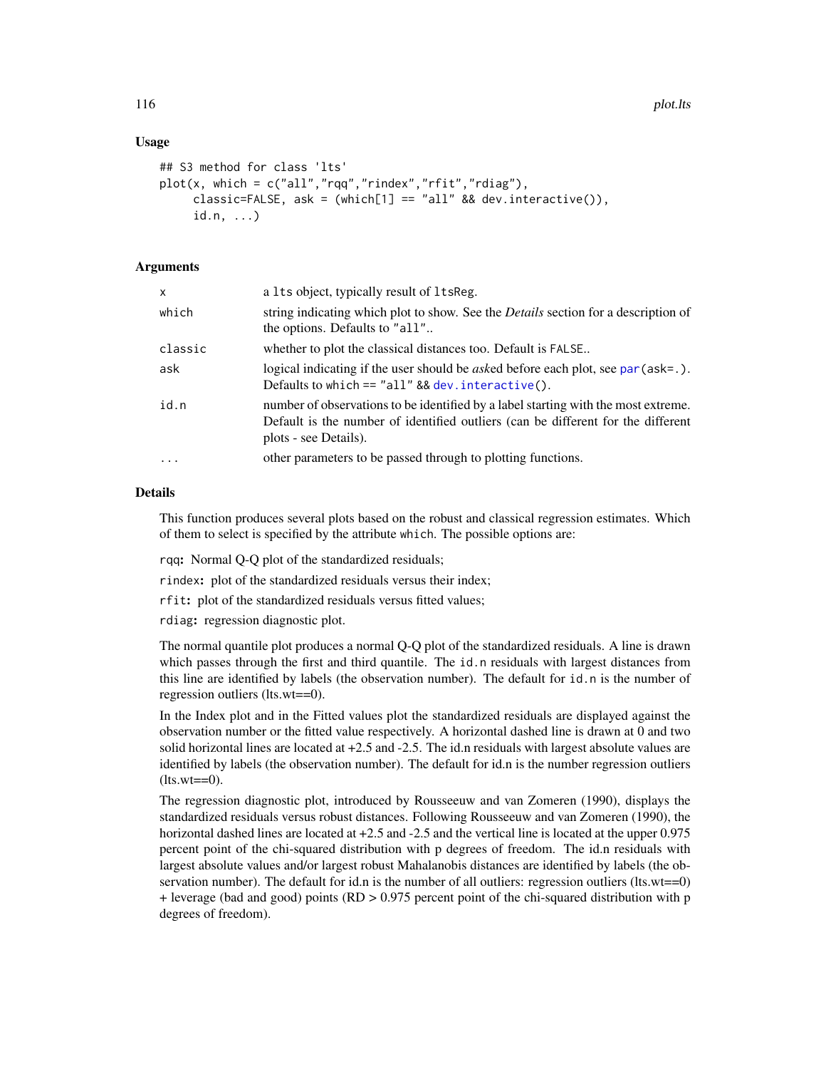### Usage

```
## S3 method for class 'lts'
plot(x, which = c("all","rqq","rindex","rfit","rdiag"),
     classic=FALSE, ask = (which[1] == "all" && dev.interactive()),
     id.n, ...)
```

### Arguments

| | |
|---|---|
| `x` | a `lts` object, typically result of `ltsReg`. |
| `which` | string indicating which plot to show. See the *Details* section for a description of the options. Defaults to `"all"`.. |
| `classic` | whether to plot the classical distances too. Default is `FALSE`.. |
| `ask` | logical indicating if the user should be *ask*ed before each plot, see `par(ask=.)`. Defaults to `which == "all" && dev.interactive()`. |
| `id.n` | number of observations to be identified by a label starting with the most extreme. Default is the number of identified outliers (can be different for the different plots - see Details). |
| `...` | other parameters to be passed through to plotting functions. |

### Details

This function produces several plots based on the robust and classical regression estimates. Which of them to select is specified by the attribute `which`. The possible options are:

`rqq`**:** Normal Q-Q plot of the standardized residuals;

`rindex`**:** plot of the standardized residuals versus their index;

`rfit`**:** plot of the standardized residuals versus fitted values;

`rdiag`**:** regression diagnostic plot.

The normal quantile plot produces a normal Q-Q plot of the standardized residuals. A line is drawn which passes through the first and third quantile. The `id.n` residuals with largest distances from this line are identified by labels (the observation number). The default for `id.n` is the number of regression outliers (lts.wt==0).

In the Index plot and in the Fitted values plot the standardized residuals are displayed against the observation number or the fitted value respectively. A horizontal dashed line is drawn at 0 and two solid horizontal lines are located at +2.5 and -2.5. The id.n residuals with largest absolute values are identified by labels (the observation number). The default for id.n is the number regression outliers (lts.wt==0).

The regression diagnostic plot, introduced by Rousseeuw and van Zomeren (1990), displays the standardized residuals versus robust distances. Following Rousseeuw and van Zomeren (1990), the horizontal dashed lines are located at +2.5 and -2.5 and the vertical line is located at the upper 0.975 percent point of the chi-squared distribution with p degrees of freedom. The id.n residuals with largest absolute values and/or largest robust Mahalanobis distances are identified by labels (the observation number). The default for id.n is the number of all outliers: regression outliers (lts.wt==0) + leverage (bad and good) points (RD > 0.975 percent point of the chi-squared distribution with p degrees of freedom).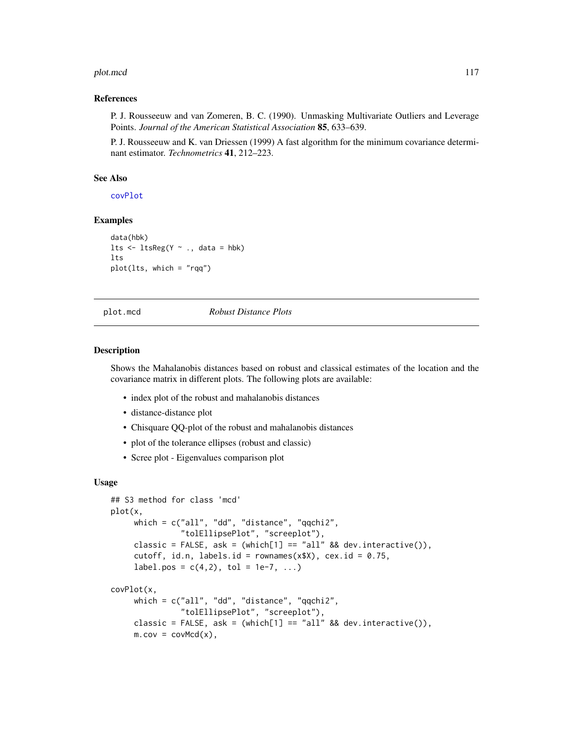### References

P. J. Rousseeuw and van Zomeren, B. C. (1990). Unmasking Multivariate Outliers and Leverage Points. *Journal of the American Statistical Association* **85**, 633–639.

P. J. Rousseeuw and K. van Driessen (1999) A fast algorithm for the minimum covariance determinant estimator. *Technometrics* **41**, 212–223.

### See Also

covPlot

### Examples

```
data(hbk)
lts <- ltsReg(Y ~ ., data = hbk)
lts
plot(lts, which = "rqq")
```

---

## plot.mcd *Robust Distance Plots*

### Description

Shows the Mahalanobis distances based on robust and classical estimates of the location and the covariance matrix in different plots. The following plots are available:

- index plot of the robust and mahalanobis distances
- distance-distance plot
- Chisquare QQ-plot of the robust and mahalanobis distances
- plot of the tolerance ellipses (robust and classic)
- Scree plot - Eigenvalues comparison plot

### Usage

```
## S3 method for class 'mcd'
plot(x,
     which = c("all", "dd", "distance", "qqchi2",
               "tolEllipsePlot", "screeplot"),
     classic = FALSE, ask = (which[1] == "all" && dev.interactive()),
     cutoff, id.n, labels.id = rownames(x$X), cex.id = 0.75,
     label.pos = c(4,2), tol = 1e-7, ...)

covPlot(x,
     which = c("all", "dd", "distance", "qqchi2",
               "tolEllipsePlot", "screeplot"),
     classic = FALSE, ask = (which[1] == "all" && dev.interactive()),
     m.cov = covMcd(x),
```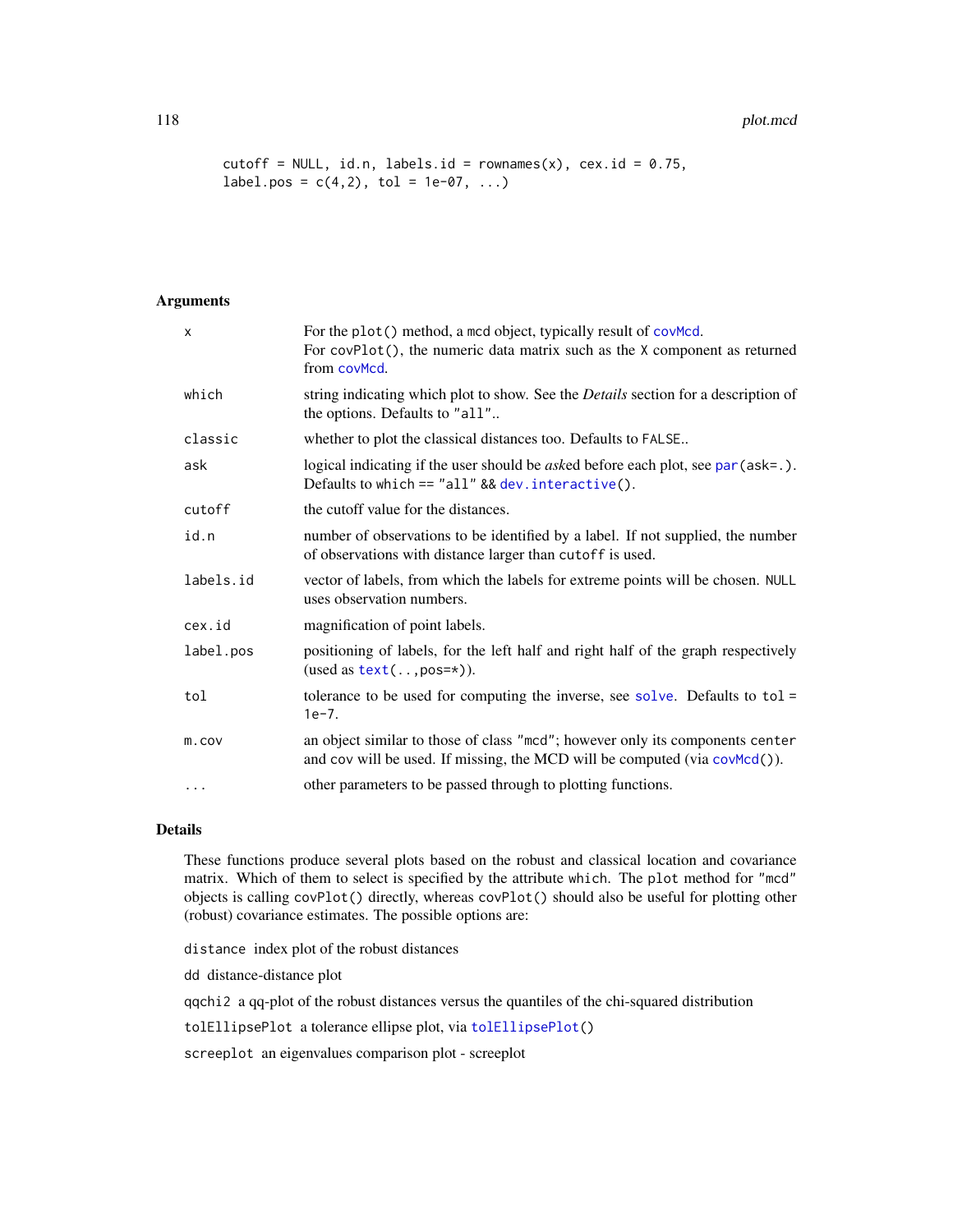```
    cutoff = NULL, id.n, labels.id = rownames(x), cex.id = 0.75,
    label.pos = c(4,2), tol = 1e-07, ...)
```

## Arguments

| | |
|---|---|
| x | For the plot() method, a mcd object, typically result of covMcd. For covPlot(), the numeric data matrix such as the X component as returned from covMcd. |
| which | string indicating which plot to show. See the *Details* section for a description of the options. Defaults to "all".. |
| classic | whether to plot the classical distances too. Defaults to FALSE.. |
| ask | logical indicating if the user should be *ask*ed before each plot, see par(ask=.). Defaults to which == "all" && dev.interactive(). |
| cutoff | the cutoff value for the distances. |
| id.n | number of observations to be identified by a label. If not supplied, the number of observations with distance larger than cutoff is used. |
| labels.id | vector of labels, from which the labels for extreme points will be chosen. NULL uses observation numbers. |
| cex.id | magnification of point labels. |
| label.pos | positioning of labels, for the left half and right half of the graph respectively (used as text(..,pos=*)). |
| tol | tolerance to be used for computing the inverse, see solve. Defaults to tol = 1e-7. |
| m.cov | an object similar to those of class "mcd"; however only its components center and cov will be used. If missing, the MCD will be computed (via covMcd()). |
| ... | other parameters to be passed through to plotting functions. |

## Details

These functions produce several plots based on the robust and classical location and covariance matrix. Which of them to select is specified by the attribute which. The plot method for "mcd" objects is calling covPlot() directly, whereas covPlot() should also be useful for plotting other (robust) covariance estimates. The possible options are:

distance index plot of the robust distances

dd distance-distance plot

qqchi2 a qq-plot of the robust distances versus the quantiles of the chi-squared distribution

tolEllipsePlot a tolerance ellipse plot, via tolEllipsePlot()

screeplot an eigenvalues comparison plot - screeplot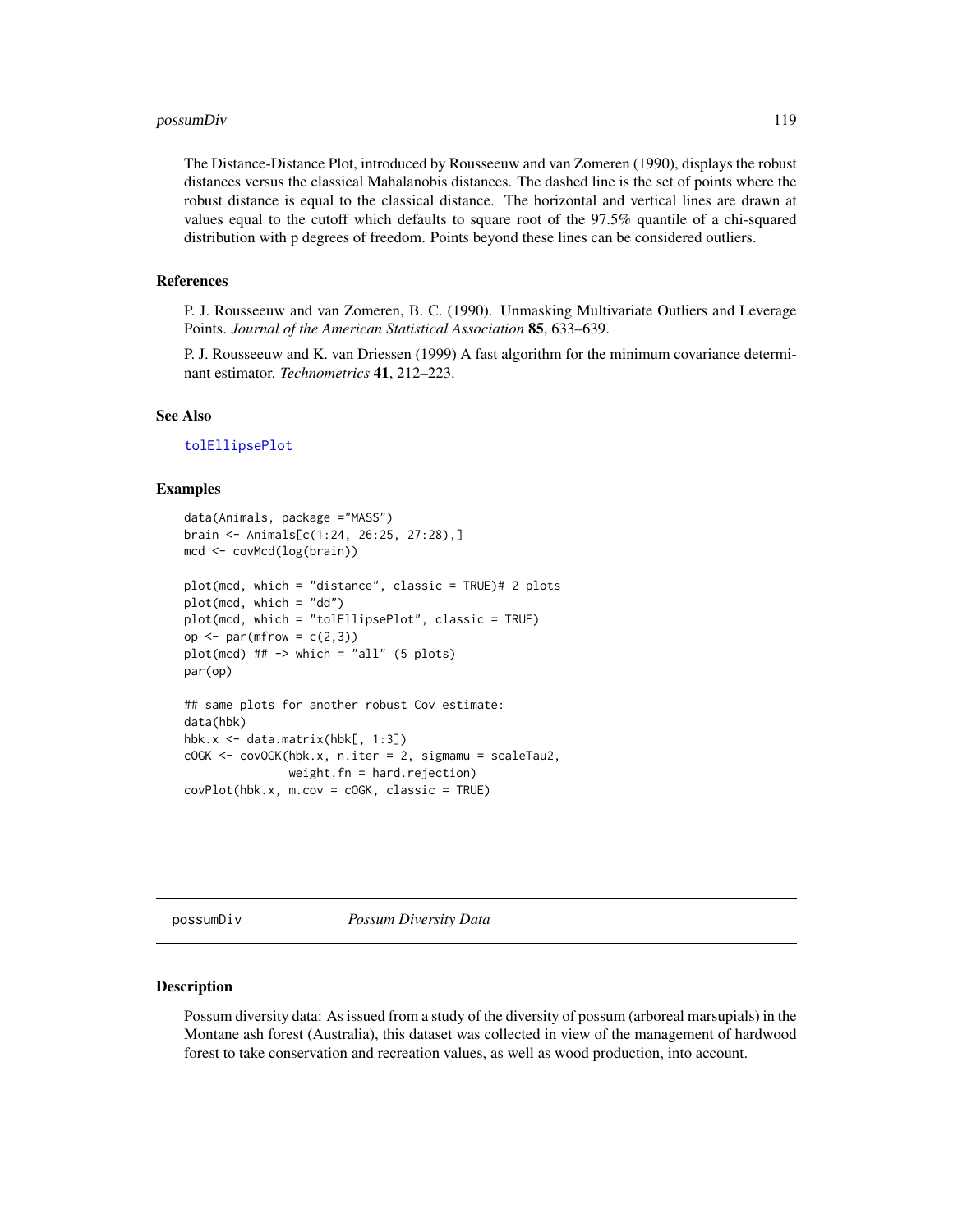The Distance-Distance Plot, introduced by Rousseeuw and van Zomeren (1990), displays the robust distances versus the classical Mahalanobis distances. The dashed line is the set of points where the robust distance is equal to the classical distance. The horizontal and vertical lines are drawn at values equal to the cutoff which defaults to square root of the 97.5% quantile of a chi-squared distribution with p degrees of freedom. Points beyond these lines can be considered outliers.

### References

P. J. Rousseeuw and van Zomeren, B. C. (1990). Unmasking Multivariate Outliers and Leverage Points. *Journal of the American Statistical Association* **85**, 633–639.

P. J. Rousseeuw and K. van Driessen (1999) A fast algorithm for the minimum covariance determinant estimator. *Technometrics* **41**, 212–223.

### See Also

tolEllipsePlot

### Examples

```
data(Animals, package ="MASS")
brain <- Animals[c(1:24, 26:25, 27:28),]
mcd <- covMcd(log(brain))

plot(mcd, which = "distance", classic = TRUE)# 2 plots
plot(mcd, which = "dd")
plot(mcd, which = "tolEllipsePlot", classic = TRUE)
op <- par(mfrow = c(2,3))
plot(mcd) ## -> which = "all" (5 plots)
par(op)

## same plots for another robust Cov estimate:
data(hbk)
hbk.x <- data.matrix(hbk[, 1:3])
cOGK <- covOGK(hbk.x, n.iter = 2, sigmamu = scaleTau2,
               weight.fn = hard.rejection)
covPlot(hbk.x, m.cov = cOGK, classic = TRUE)
```

---

## possumDiv *Possum Diversity Data*

### Description

Possum diversity data: As issued from a study of the diversity of possum (arboreal marsupials) in the Montane ash forest (Australia), this dataset was collected in view of the management of hardwood forest to take conservation and recreation values, as well as wood production, into account.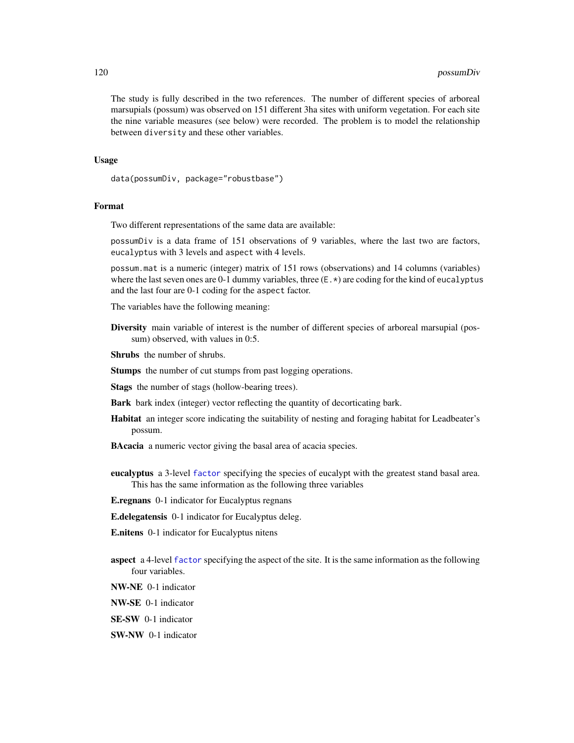The study is fully described in the two references. The number of different species of arboreal marsupials (possum) was observed on 151 different 3ha sites with uniform vegetation. For each site the nine variable measures (see below) were recorded. The problem is to model the relationship between `diversity` and these other variables.

### Usage

```
data(possumDiv, package="robustbase")
```

### Format

Two different representations of the same data are available:

`possumDiv` is a data frame of 151 observations of 9 variables, where the last two are factors, `eucalyptus` with 3 levels and `aspect` with 4 levels.

`possum.mat` is a numeric (integer) matrix of 151 rows (observations) and 14 columns (variables) where the last seven ones are 0-1 dummy variables, three (`E.*`) are coding for the kind of `eucalyptus` and the last four are 0-1 coding for the `aspect` factor.

The variables have the following meaning:

**Diversity** main variable of interest is the number of different species of arboreal marsupial (possum) observed, with values in 0:5.

**Shrubs** the number of shrubs.

**Stumps** the number of cut stumps from past logging operations.

**Stags** the number of stags (hollow-bearing trees).

**Bark** bark index (integer) vector reflecting the quantity of decorticating bark.

**Habitat** an integer score indicating the suitability of nesting and foraging habitat for Leadbeater's possum.

**BAcacia** a numeric vector giving the basal area of acacia species.

**eucalyptus** a 3-level `factor` specifying the species of eucalypt with the greatest stand basal area. This has the same information as the following three variables

**E.regnans** 0-1 indicator for Eucalyptus regnans

**E.delegatensis** 0-1 indicator for Eucalyptus deleg.

**E.nitens** 0-1 indicator for Eucalyptus nitens

**aspect** a 4-level `factor` specifying the aspect of the site. It is the same information as the following four variables.

**NW-NE** 0-1 indicator

**NW-SE** 0-1 indicator

**SE-SW** 0-1 indicator

**SW-NW** 0-1 indicator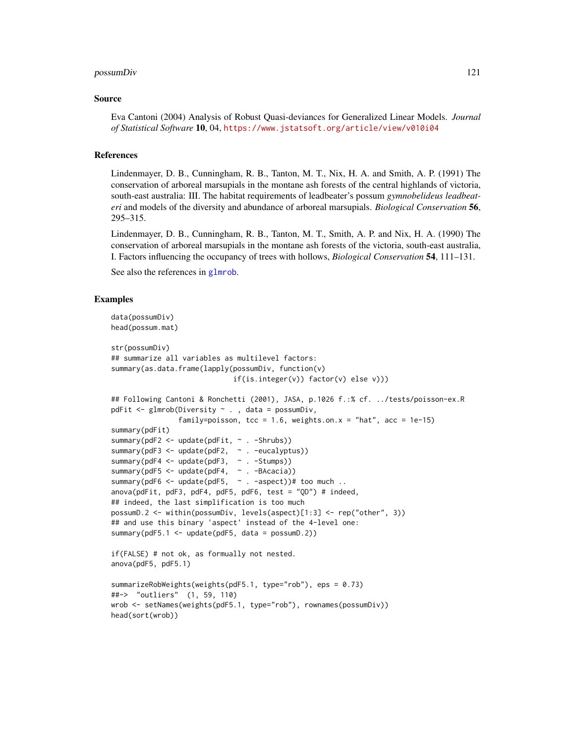## Source

Eva Cantoni (2004) Analysis of Robust Quasi-deviances for Generalized Linear Models. *Journal of Statistical Software* **10**, 04, https://www.jstatsoft.org/article/view/v010i04

## References

Lindenmayer, D. B., Cunningham, R. B., Tanton, M. T., Nix, H. A. and Smith, A. P. (1991) The conservation of arboreal marsupials in the montane ash forests of the central highlands of victoria, south-east australia: III. The habitat requirements of leadbeater's possum *gymnobelideus leadbeateri* and models of the diversity and abundance of arboreal marsupials. *Biological Conservation* **56**, 295–315.

Lindenmayer, D. B., Cunningham, R. B., Tanton, M. T., Smith, A. P. and Nix, H. A. (1990) The conservation of arboreal marsupials in the montane ash forests of the victoria, south-east australia, I. Factors influencing the occupancy of trees with hollows, *Biological Conservation* **54**, 111–131.

See also the references in glmrob.

## Examples

```
data(possumDiv)
head(possum.mat)

str(possumDiv)
## summarize all variables as multilevel factors:
summary(as.data.frame(lapply(possumDiv, function(v)
                             if(is.integer(v)) factor(v) else v)))

## Following Cantoni & Ronchetti (2001), JASA, p.1026 f.:% cf. ../tests/poisson-ex.R
pdFit <- glmrob(Diversity ~ . , data = possumDiv,
               family=poisson, tcc = 1.6, weights.on.x = "hat", acc = 1e-15)
summary(pdFit)
summary(pdF2 <- update(pdFit, ~ . -Shrubs))
summary(pdF3 <- update(pdF2,  ~ . -eucalyptus))
summary(pdF4 <- update(pdF3,  ~ . -Stumps))
summary(pdF5 <- update(pdF4,  ~ . -BAcacia))
summary(pdF6 <- update(pdF5,  ~ . -aspect))# too much ..
anova(pdFit, pdF3, pdF4, pdF5, pdF6, test = "QD") # indeed,
## indeed, the last simplification is too much
possumD.2 <- within(possumDiv, levels(aspect)[1:3] <- rep("other", 3))
## and use this binary 'aspect' instead of the 4-level one:
summary(pdF5.1 <- update(pdF5, data = possumD.2))

if(FALSE) # not ok, as formually not nested.
anova(pdF5, pdF5.1)

summarizeRobWeights(weights(pdF5.1, type="rob"), eps = 0.73)
##-> "outliers"  (1, 59, 110)
wrob <- setNames(weights(pdF5.1, type="rob"), rownames(possumDiv))
head(sort(wrob))
```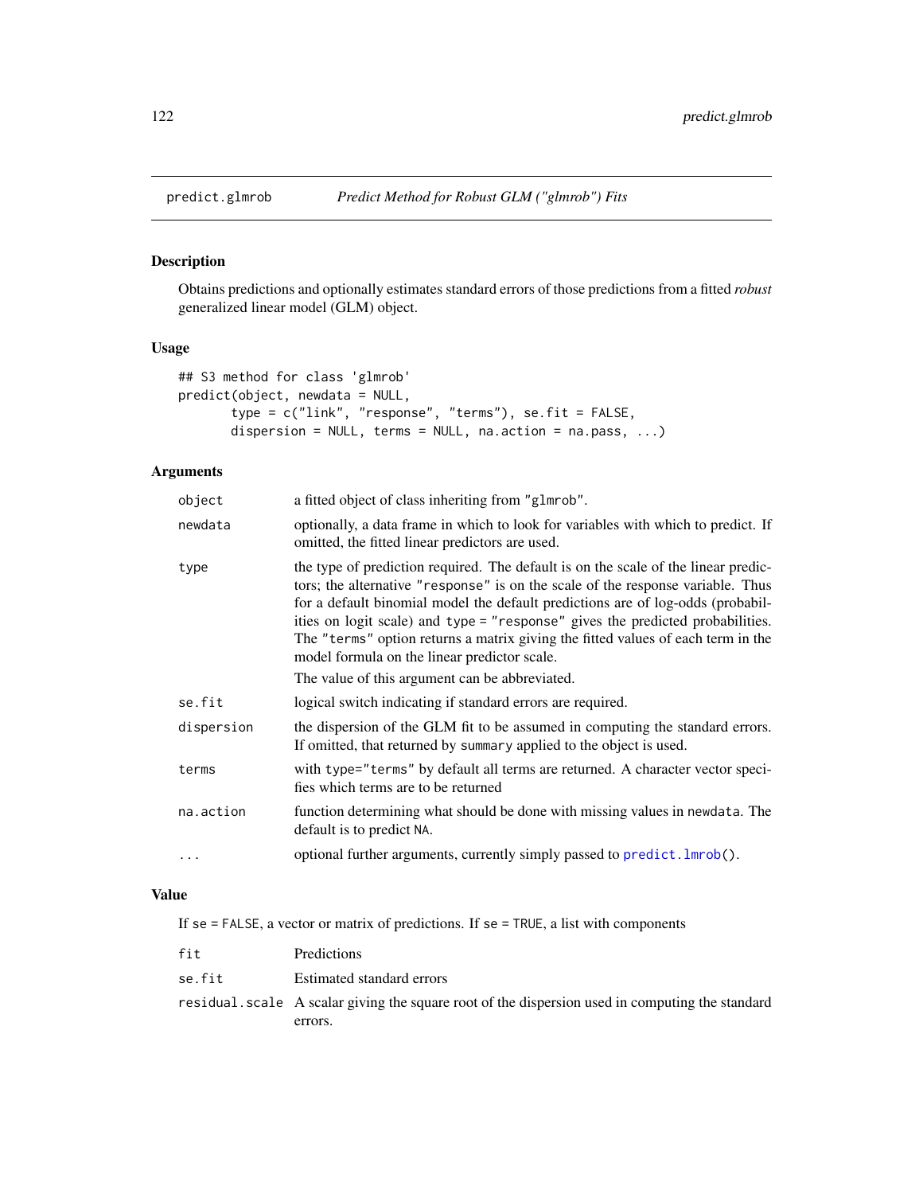# predict.glmrob — *Predict Method for Robust GLM ("glmrob") Fits*

## Description

Obtains predictions and optionally estimates standard errors of those predictions from a fitted *robust* generalized linear model (GLM) object.

## Usage

```
## S3 method for class 'glmrob'
predict(object, newdata = NULL,
       type = c("link", "response", "terms"), se.fit = FALSE,
       dispersion = NULL, terms = NULL, na.action = na.pass, ...)
```

## Arguments

| | |
|---|---|
| `object` | a fitted object of class inheriting from "glmrob". |
| `newdata` | optionally, a data frame in which to look for variables with which to predict. If omitted, the fitted linear predictors are used. |
| `type` | the type of prediction required. The default is on the scale of the linear predictors; the alternative "response" is on the scale of the response variable. Thus for a default binomial model the default predictions are of log-odds (probabilities on logit scale) and type = "response" gives the predicted probabilities. The "terms" option returns a matrix giving the fitted values of each term in the model formula on the linear predictor scale. <br> The value of this argument can be abbreviated. |
| `se.fit` | logical switch indicating if standard errors are required. |
| `dispersion` | the dispersion of the GLM fit to be assumed in computing the standard errors. If omitted, that returned by summary applied to the object is used. |
| `terms` | with type="terms" by default all terms are returned. A character vector specifies which terms are to be returned |
| `na.action` | function determining what should be done with missing values in newdata. The default is to predict NA. |
| `...` | optional further arguments, currently simply passed to predict.lmrob(). |

## Value

If se = FALSE, a vector or matrix of predictions. If se = TRUE, a list with components

| | |
|---|---|
| `fit` | Predictions |
| `se.fit` | Estimated standard errors |
| `residual.scale` | A scalar giving the square root of the dispersion used in computing the standard errors. |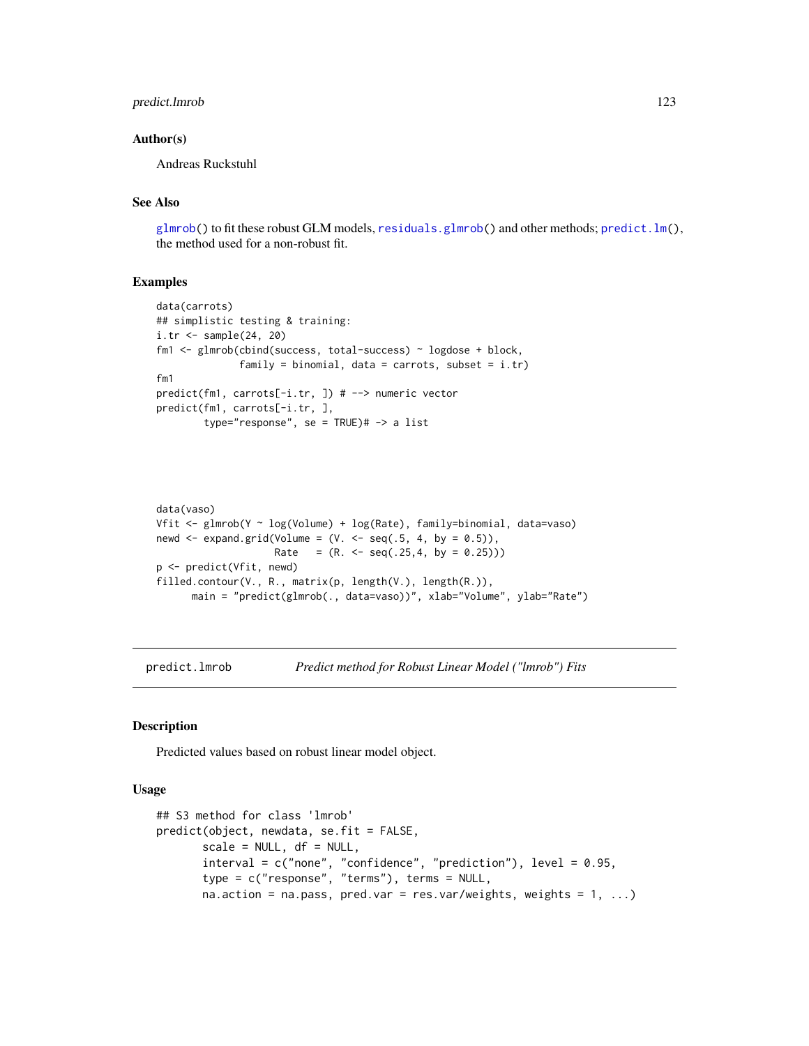### Author(s)

Andreas Ruckstuhl

### See Also

`glmrob()` to fit these robust GLM models, `residuals.glmrob()` and other methods; `predict.lm()`, the method used for a non-robust fit.

### Examples

```
data(carrots)
## simplistic testing & training:
i.tr <- sample(24, 20)
fm1 <- glmrob(cbind(success, total-success) ~ logdose + block,
              family = binomial, data = carrots, subset = i.tr)
fm1
predict(fm1, carrots[-i.tr, ]) # --> numeric vector
predict(fm1, carrots[-i.tr, ],
        type="response", se = TRUE)# -> a list




data(vaso)
Vfit <- glmrob(Y ~ log(Volume) + log(Rate), family=binomial, data=vaso)
newd <- expand.grid(Volume = (V. <- seq(.5, 4, by = 0.5)),
                    Rate   = (R. <- seq(.25,4, by = 0.25)))
p <- predict(Vfit, newd)
filled.contour(V., R., matrix(p, length(V.), length(R.)),
      main = "predict(glmrob(., data=vaso))", xlab="Volume", ylab="Rate")
```

---

## predict.lmrob — *Predict method for Robust Linear Model ("lmrob") Fits*

### Description

Predicted values based on robust linear model object.

### Usage

```
## S3 method for class 'lmrob'
predict(object, newdata, se.fit = FALSE,
       scale = NULL, df = NULL,
       interval = c("none", "confidence", "prediction"), level = 0.95,
       type = c("response", "terms"), terms = NULL,
       na.action = na.pass, pred.var = res.var/weights, weights = 1, ...)
```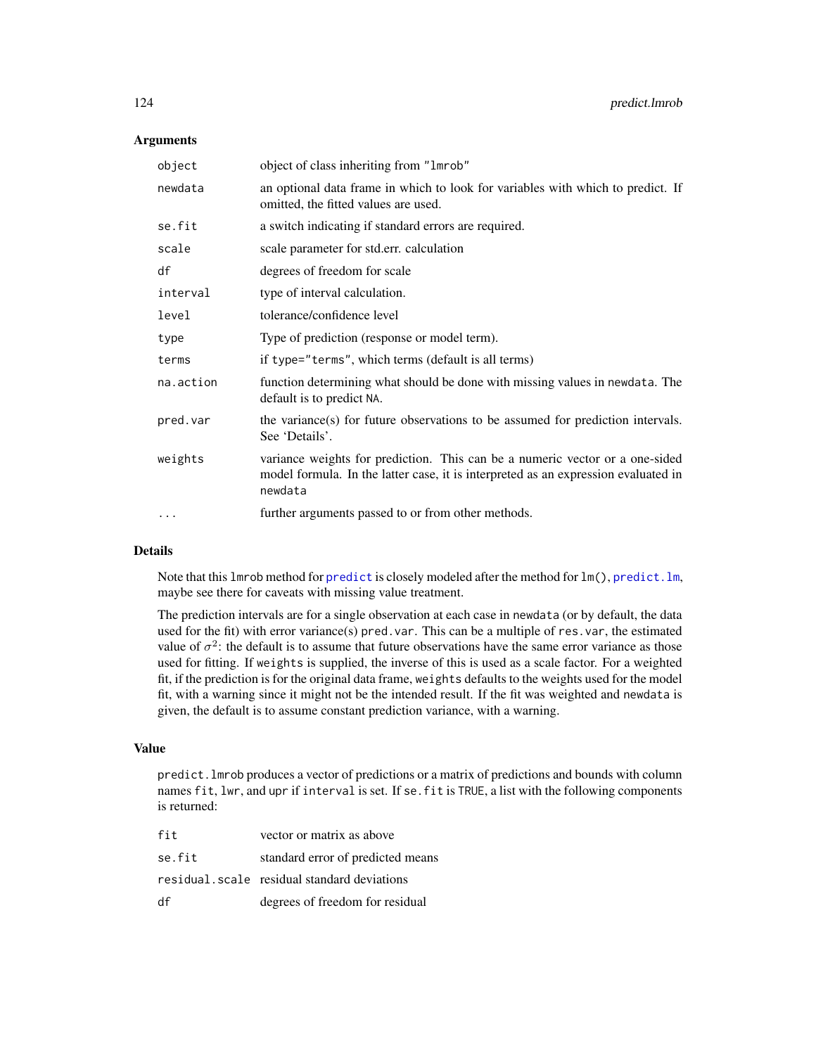## Arguments

| | |
|---|---|
| `object` | object of class inheriting from `"lmrob"` |
| `newdata` | an optional data frame in which to look for variables with which to predict. If omitted, the fitted values are used. |
| `se.fit` | a switch indicating if standard errors are required. |
| `scale` | scale parameter for std.err. calculation |
| `df` | degrees of freedom for scale |
| `interval` | type of interval calculation. |
| `level` | tolerance/confidence level |
| `type` | Type of prediction (response or model term). |
| `terms` | if `type="terms"`, which terms (default is all terms) |
| `na.action` | function determining what should be done with missing values in `newdata`. The default is to predict `NA`. |
| `pred.var` | the variance(s) for future observations to be assumed for prediction intervals. See 'Details'. |
| `weights` | variance weights for prediction. This can be a numeric vector or a one-sided model formula. In the latter case, it is interpreted as an expression evaluated in `newdata` |
| `...` | further arguments passed to or from other methods. |

## Details

Note that this `lmrob` method for `predict` is closely modeled after the method for `lm()`, `predict.lm`, maybe see there for caveats with missing value treatment.

The prediction intervals are for a single observation at each case in `newdata` (or by default, the data used for the fit) with error variance(s) `pred.var`. This can be a multiple of `res.var`, the estimated value of $\sigma^2$: the default is to assume that future observations have the same error variance as those used for fitting. If `weights` is supplied, the inverse of this is used as a scale factor. For a weighted fit, if the prediction is for the original data frame, `weights` defaults to the weights used for the model fit, with a warning since it might not be the intended result. If the fit was weighted and `newdata` is given, the default is to assume constant prediction variance, with a warning.

## Value

`predict.lmrob` produces a vector of predictions or a matrix of predictions and bounds with column names `fit`, `lwr`, and `upr` if `interval` is set. If `se.fit` is `TRUE`, a list with the following components is returned:

| | |
|---|---|
| `fit` | vector or matrix as above |
| `se.fit` | standard error of predicted means |
| `residual.scale` | residual standard deviations |
| `df` | degrees of freedom for residual |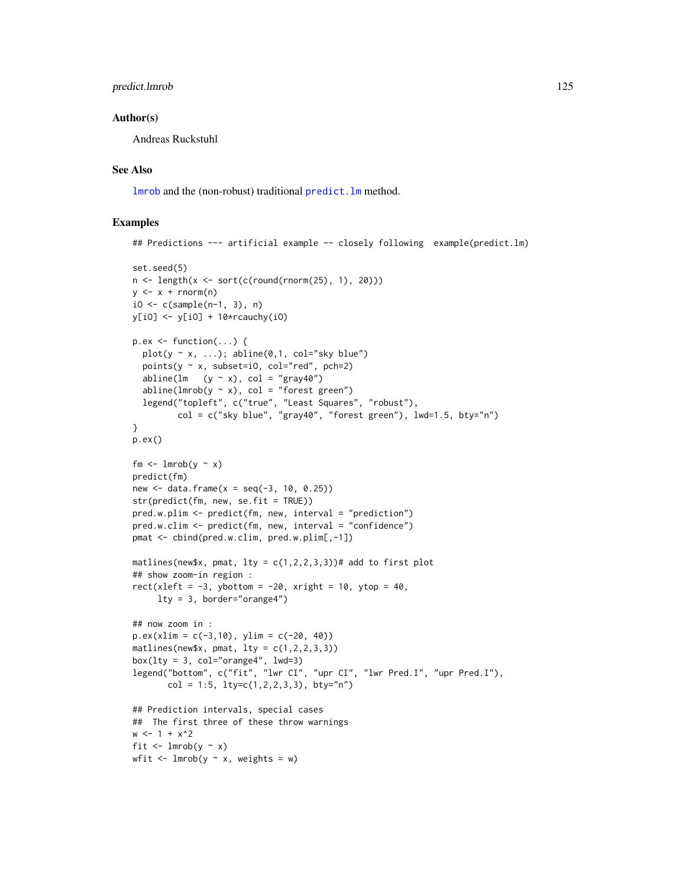## Author(s)

Andreas Ruckstuhl

## See Also

lmrob and the (non-robust) traditional predict.lm method.

## Examples

```
## Predictions --- artificial example -- closely following  example(predict.lm)

set.seed(5)
n <- length(x <- sort(c(round(rnorm(25), 1), 20)))
y <- x + rnorm(n)
iO <- c(sample(n-1, 3), n)
y[iO] <- y[iO] + 10*rcauchy(iO)

p.ex <- function(...) {
  plot(y ~ x, ...); abline(0,1, col="sky blue")
  points(y ~ x, subset=iO, col="red", pch=2)
  abline(lm   (y ~ x), col = "gray40")
  abline(lmrob(y ~ x), col = "forest green")
  legend("topleft", c("true", "Least Squares", "robust"),
         col = c("sky blue", "gray40", "forest green"), lwd=1.5, bty="n")
}
p.ex()

fm <- lmrob(y ~ x)
predict(fm)
new <- data.frame(x = seq(-3, 10, 0.25))
str(predict(fm, new, se.fit = TRUE))
pred.w.plim <- predict(fm, new, interval = "prediction")
pred.w.clim <- predict(fm, new, interval = "confidence")
pmat <- cbind(pred.w.clim, pred.w.plim[,-1])

matlines(new$x, pmat, lty = c(1,2,2,3,3))# add to first plot
## show zoom-in region :
rect(xleft = -3, ybottom = -20, xright = 10, ytop = 40,
     lty = 3, border="orange4")

## now zoom in :
p.ex(xlim = c(-3,10), ylim = c(-20, 40))
matlines(new$x, pmat, lty = c(1,2,2,3,3))
box(lty = 3, col="orange4", lwd=3)
legend("bottom", c("fit", "lwr CI", "upr CI", "lwr Pred.I", "upr Pred.I"),
       col = 1:5, lty=c(1,2,2,3,3), bty="n")

## Prediction intervals, special cases
##  The first three of these throw warnings
w <- 1 + x^2
fit <- lmrob(y ~ x)
wfit <- lmrob(y ~ x, weights = w)
```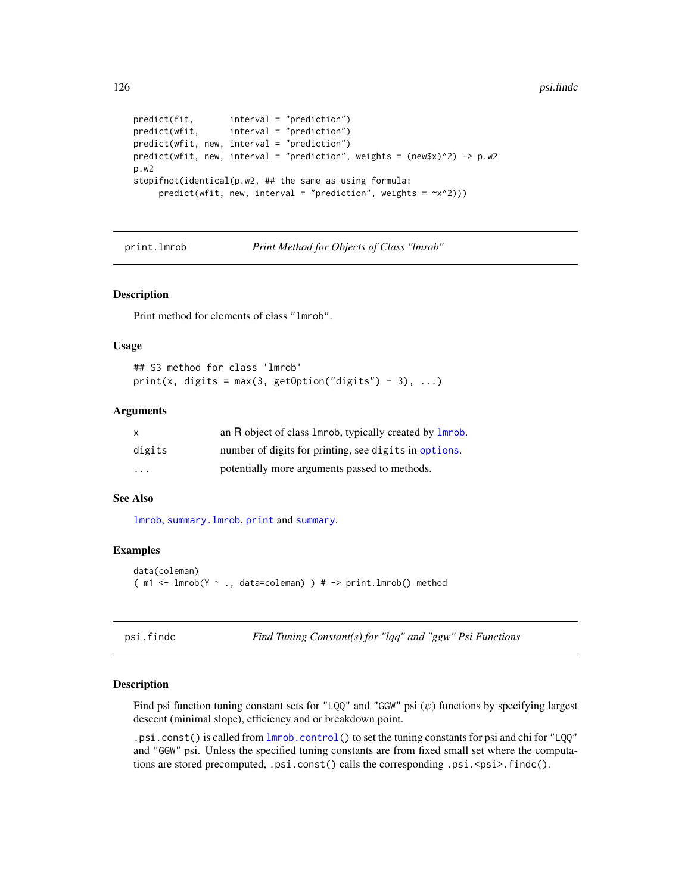```
predict(fit,       interval = "prediction")
predict(wfit,      interval = "prediction")
predict(wfit, new, interval = "prediction")
predict(wfit, new, interval = "prediction", weights = (new$x)^2) -> p.w2
p.w2
stopifnot(identical(p.w2, ## the same as using formula:
     predict(wfit, new, interval = "prediction", weights = ~x^2)))
```

---

## print.lmrob — *Print Method for Objects of Class "lmrob"*

### Description

Print method for elements of class "lmrob".

### Usage

```
## S3 method for class 'lmrob'
print(x, digits = max(3, getOption("digits") - 3), ...)
```

### Arguments

| | |
|---|---|
| x | an R object of class lmrob, typically created by lmrob. |
| digits | number of digits for printing, see digits in options. |
| ... | potentially more arguments passed to methods. |

### See Also

lmrob, summary.lmrob, print and summary.

### Examples

```
data(coleman)
( m1 <- lmrob(Y ~ ., data=coleman) ) # -> print.lmrob() method
```

---

## psi.findc — *Find Tuning Constant(s) for "lqq" and "ggw" Psi Functions*

### Description

Find psi function tuning constant sets for "LQQ" and "GGW" psi ($\psi$) functions by specifying largest descent (minimal slope), efficiency and or breakdown point.

.psi.const() is called from lmrob.control() to set the tuning constants for psi and chi for "LQQ" and "GGW" psi. Unless the specified tuning constants are from fixed small set where the computations are stored precomputed, .psi.const() calls the corresponding .psi.<psi>.findc().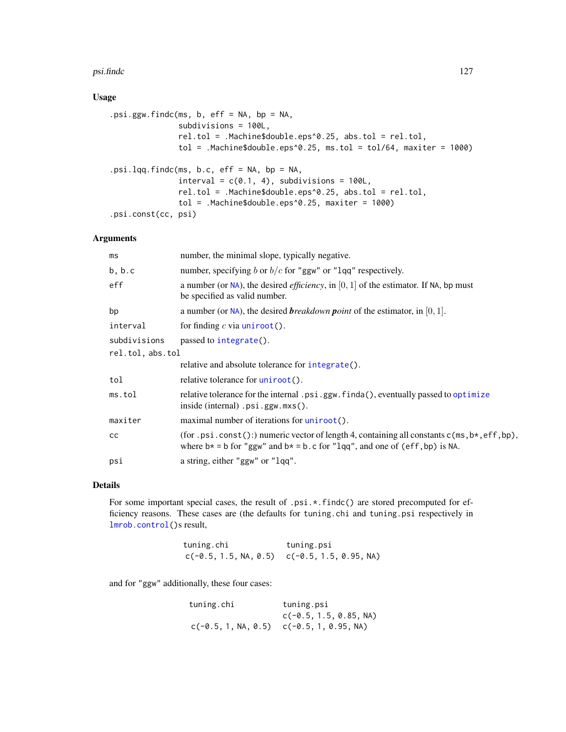## Usage

```
.psi.ggw.findc(ms, b, eff = NA, bp = NA,
               subdivisions = 100L,
               rel.tol = .Machine$double.eps^0.25, abs.tol = rel.tol,
               tol = .Machine$double.eps^0.25, ms.tol = tol/64, maxiter = 1000)

.psi.lqq.findc(ms, b.c, eff = NA, bp = NA,
               interval = c(0.1, 4), subdivisions = 100L,
               rel.tol = .Machine$double.eps^0.25, abs.tol = rel.tol,
               tol = .Machine$double.eps^0.25, maxiter = 1000)
.psi.const(cc, psi)
```

## Arguments

| | |
|---|---|
| `ms` | number, the minimal slope, typically negative. |
| `b, b.c` | number, specifying $b$ or $b/c$ for `"ggw"` or `"lqq"` respectively. |
| `eff` | a number (or `NA`), the desired *efficiency*, in $[0, 1]$ of the estimator. If `NA`, `bp` must be specified as valid number. |
| `bp` | a number (or `NA`), the desired ***b**reakdown **p**oint* of the estimator, in $[0, 1]$. |
| `interval` | for finding $c$ via `uniroot()`. |
| `subdivisions` | passed to `integrate()`. |
| `rel.tol, abs.tol` | relative and absolute tolerance for `integrate()`. |
| `tol` | relative tolerance for `uniroot()`. |
| `ms.tol` | relative tolerance for the internal `.psi.ggw.finda()`, eventually passed to `optimize` inside (internal) `.psi.ggw.mxs()`. |
| `maxiter` | maximal number of iterations for `uniroot()`. |
| `cc` | (for `.psi.const()`:) numeric vector of length 4, containing all constants `c(ms,b*,eff,bp)`, where `b*` = `b` for `"ggw"` and `b*` = `b.c` for `"lqq"`, and one of `(eff,bp)` is `NA`. |
| `psi` | a string, either `"ggw"` or `"lqq"`. |

## Details

For some important special cases, the result of `.psi.*.findc()` are stored precomputed for efficiency reasons. These cases are (the defaults for `tuning.chi` and `tuning.psi` respectively in `lmrob.control()`s result,

| tuning.chi | tuning.psi |
|---|---|
| c(-0.5, 1.5, NA, 0.5) | c(-0.5, 1.5, 0.95, NA) |

and for `"ggw"` additionally, these four cases:

| tuning.chi | tuning.psi |
|---|---|
| | c(-0.5, 1.5, 0.85, NA) |
| c(-0.5, 1, NA, 0.5) | c(-0.5, 1, 0.95, NA) |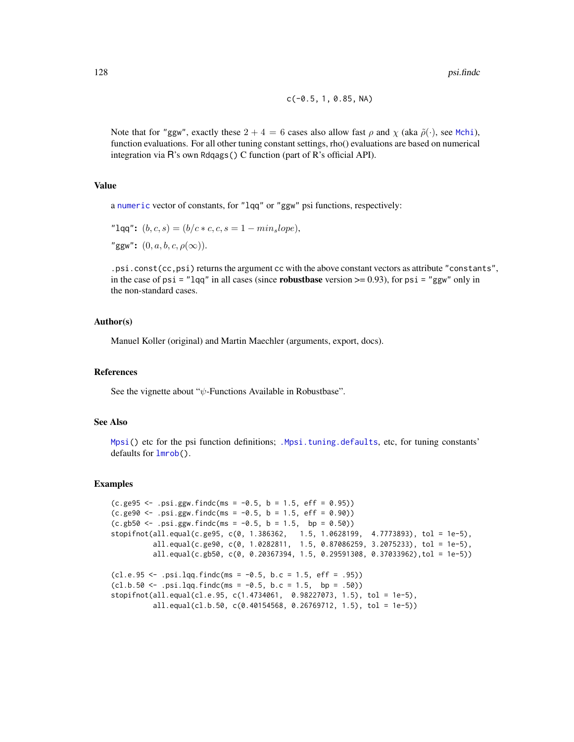```
c(-0.5, 1, 0.85, NA)
```

Note that for "ggw", exactly these $2 + 4 = 6$ cases also allow fast $\rho$ and $\chi$ (aka $\tilde{\rho}(\cdot)$, see Mchi), function evaluations. For all other tuning constant settings, rho() evaluations are based on numerical integration via R's own Rdqags() C function (part of R's official API).

## Value

a numeric vector of constants, for "lqq" or "ggw" psi functions, respectively:

"lqq": $(b, c, s) = (b/c * c, c, s = 1 - min_slope)$,

"ggw": $(0, a, b, c, \rho(\infty))$.

.psi.const(cc,psi) returns the argument cc with the above constant vectors as attribute "constants", in the case of psi = "lqq" in all cases (since **robustbase** version >= 0.93), for psi = "ggw" only in the non-standard cases.

## Author(s)

Manuel Koller (original) and Martin Maechler (arguments, export, docs).

## References

See the vignette about "$\psi$-Functions Available in Robustbase".

## See Also

Mpsi() etc for the psi function definitions; .Mpsi.tuning.defaults, etc, for tuning constants' defaults for lmrob().

## Examples

```
(c.ge95 <- .psi.ggw.findc(ms = -0.5, b = 1.5, eff = 0.95))
(c.ge90 <- .psi.ggw.findc(ms = -0.5, b = 1.5, eff = 0.90))
(c.gb50 <- .psi.ggw.findc(ms = -0.5, b = 1.5,  bp = 0.50))
stopifnot(all.equal(c.ge95, c(0, 1.386362,   1.5, 1.0628199,  4.7773893), tol = 1e-5),
          all.equal(c.ge90, c(0, 1.0282811,  1.5, 0.87086259, 3.2075233), tol = 1e-5),
          all.equal(c.gb50, c(0, 0.20367394, 1.5, 0.29591308, 0.37033962),tol = 1e-5))

(cl.e.95 <- .psi.lqq.findc(ms = -0.5, b.c = 1.5, eff = .95))
(cl.b.50 <- .psi.lqq.findc(ms = -0.5, b.c = 1.5,  bp = .50))
stopifnot(all.equal(cl.e.95, c(1.4734061,  0.98227073, 1.5), tol = 1e-5),
          all.equal(cl.b.50, c(0.40154568, 0.26769712, 1.5), tol = 1e-5))
```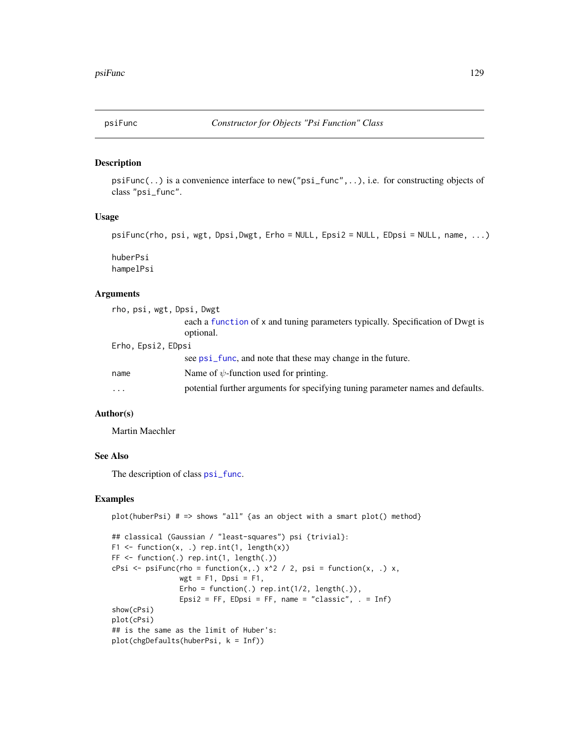# psiFunc — *Constructor for Objects "Psi Function" Class*

## Description

`psiFunc(..)` is a convenience interface to `new("psi_func",..)`, i.e. for constructing objects of class `"psi_func"`.

## Usage

```
psiFunc(rho, psi, wgt, Dpsi,Dwgt, Erho = NULL, Epsi2 = NULL, EDpsi = NULL, name, ...)

huberPsi
hampelPsi
```

## Arguments

`rho, psi, wgt, Dpsi, Dwgt`
: each a `function` of `x` and tuning parameters typically. Specification of `Dwgt` is optional.

`Erho, Epsi2, EDpsi`
: see `psi_func`, and note that these may change in the future.

`name`
: Name of $\psi$-function used for printing.

`...`
: potential further arguments for specifying tuning parameter names and defaults.

## Author(s)

Martin Maechler

## See Also

The description of class `psi_func`.

## Examples

```
plot(huberPsi) # => shows "all" {as an object with a smart plot() method}

## classical (Gaussian / "least-squares") psi {trivial}:
F1 <- function(x, .) rep.int(1, length(x))
FF <- function(.) rep.int(1, length(.))
cPsi <- psiFunc(rho = function(x,.) x^2 / 2, psi = function(x, .) x,
                wgt = F1, Dpsi = F1,
                Erho = function(.) rep.int(1/2, length(.)),
                Epsi2 = FF, EDpsi = FF, name = "classic", . = Inf)
show(cPsi)
plot(cPsi)
## is the same as the limit of Huber's:
plot(chgDefaults(huberPsi, k = Inf))
```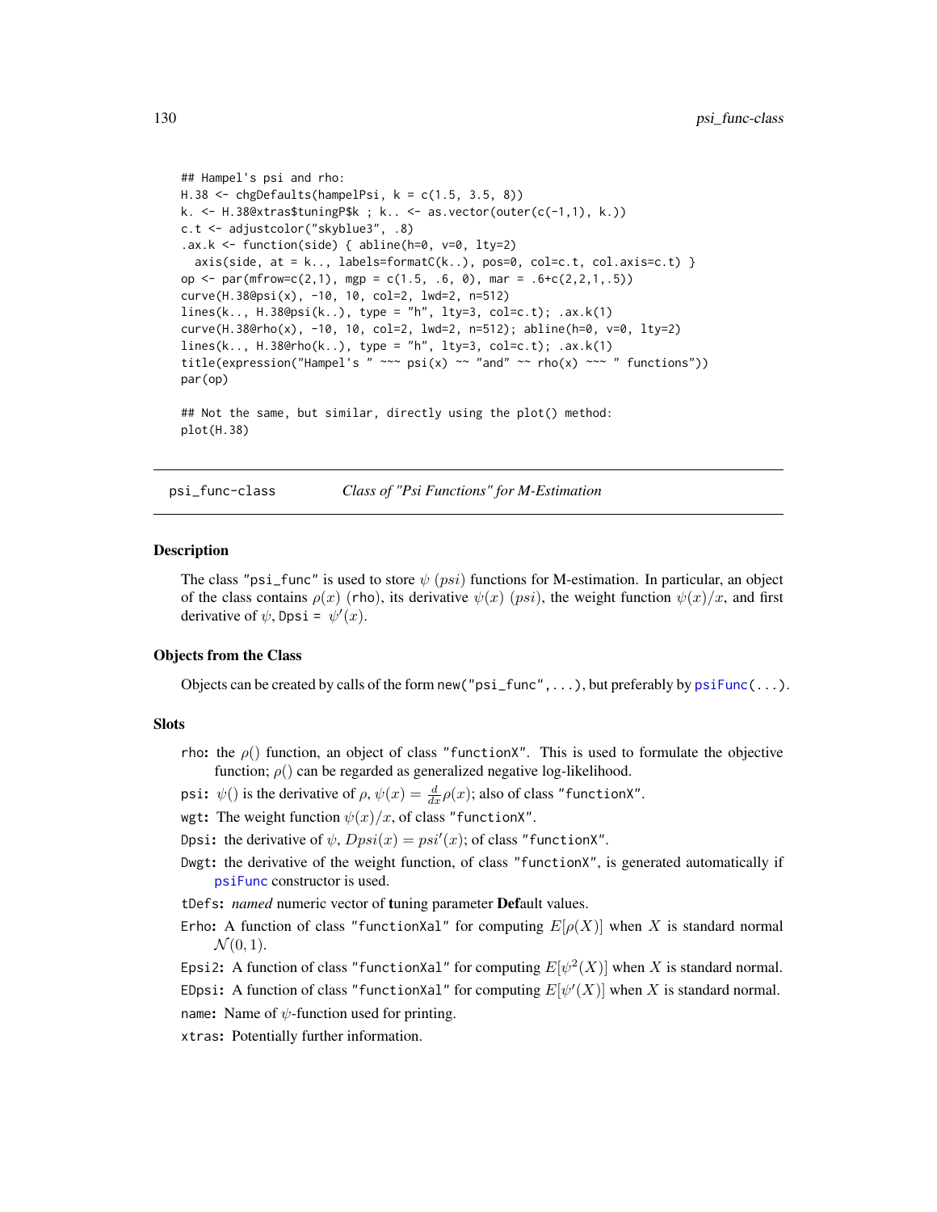```
## Hampel's psi and rho:
H.38 <- chgDefaults(hampelPsi, k = c(1.5, 3.5, 8))
k. <- H.38@xtras$tuningP$k ; k.. <- as.vector(outer(c(-1,1), k.))
c.t <- adjustcolor("skyblue3", .8)
.ax.k <- function(side) { abline(h=0, v=0, lty=2)
  axis(side, at = k.., labels=formatC(k..), pos=0, col=c.t, col.axis=c.t) }
op <- par(mfrow=c(2,1), mgp = c(1.5, .6, 0), mar = .6+c(2,2,1,.5))
curve(H.38@psi(x), -10, 10, col=2, lwd=2, n=512)
lines(k.., H.38@psi(k..), type = "h", lty=3, col=c.t); .ax.k(1)
curve(H.38@rho(x), -10, 10, col=2, lwd=2, n=512); abline(h=0, v=0, lty=2)
lines(k.., H.38@rho(k..), type = "h", lty=3, col=c.t); .ax.k(1)
title(expression("Hampel's " ~~~ psi(x) ~~ "and" ~~ rho(x) ~~~ " functions"))
par(op)

## Not the same, but similar, directly using the plot() method:
plot(H.38)
```

---

psi_func-class    *Class of "Psi Functions" for M-Estimation*

---

## Description

The class "psi_func" is used to store $\psi$ ($psi$) functions for M-estimation. In particular, an object of the class contains $\rho(x)$ (rho), its derivative $\psi(x)$ ($psi$), the weight function $\psi(x)/x$, and first derivative of $\psi$, Dpsi = $\psi'(x)$.

## Objects from the Class

Objects can be created by calls of the form new("psi_func", ...), but preferably by psiFunc(...).

## Slots

rho: the $\rho()$ function, an object of class "functionX". This is used to formulate the objective function; $\rho()$ can be regarded as generalized negative log-likelihood.

psi: $\psi()$ is the derivative of $\rho$, $\psi(x) = \frac{d}{dx}\rho(x)$; also of class "functionX".

wgt: The weight function $\psi(x)/x$, of class "functionX".

Dpsi: the derivative of $\psi$, $Dpsi(x) = psi'(x)$; of class "functionX".

Dwgt: the derivative of the weight function, of class "functionX", is generated automatically if psiFunc constructor is used.

tDefs: *named* numeric vector of **t**uning parameter **Def**ault values.

Erho: A function of class "functionXal" for computing $E[\rho(X)]$ when $X$ is standard normal $\mathcal{N}(0,1)$.

Epsi2: A function of class "functionXal" for computing $E[\psi^2(X)]$ when $X$ is standard normal.

EDpsi: A function of class "functionXal" for computing $E[\psi'(X)]$ when $X$ is standard normal.

name: Name of $\psi$-function used for printing.

xtras: Potentially further information.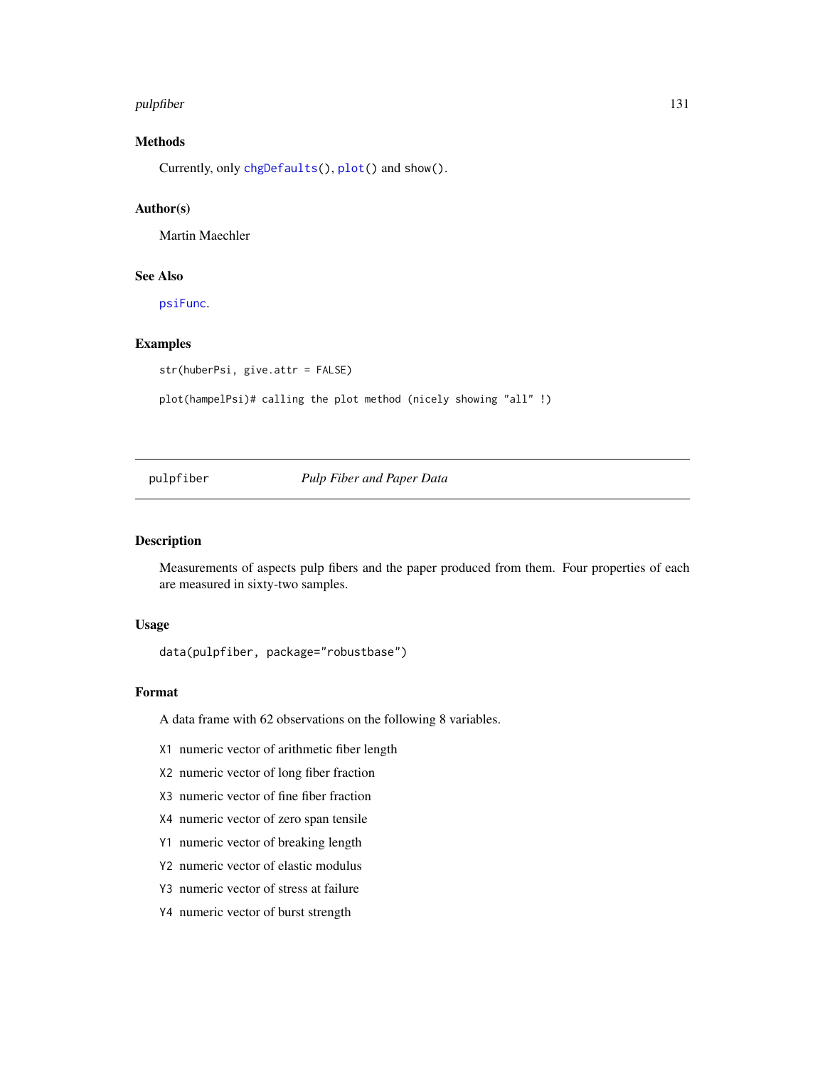### Methods

Currently, only `chgDefaults()`, `plot()` and `show()`.

### Author(s)

Martin Maechler

### See Also

`psiFunc`.

### Examples

```
str(huberPsi, give.attr = FALSE)

plot(hampelPsi)# calling the plot method (nicely showing "all" !)
```

---

## pulpfiber — *Pulp Fiber and Paper Data*

---

### Description

Measurements of aspects pulp fibers and the paper produced from them. Four properties of each are measured in sixty-two samples.

### Usage

```
data(pulpfiber, package="robustbase")
```

### Format

A data frame with 62 observations on the following 8 variables.

- `X1` numeric vector of arithmetic fiber length
- `X2` numeric vector of long fiber fraction
- `X3` numeric vector of fine fiber fraction
- `X4` numeric vector of zero span tensile
- `Y1` numeric vector of breaking length
- `Y2` numeric vector of elastic modulus
- `Y3` numeric vector of stress at failure
- `Y4` numeric vector of burst strength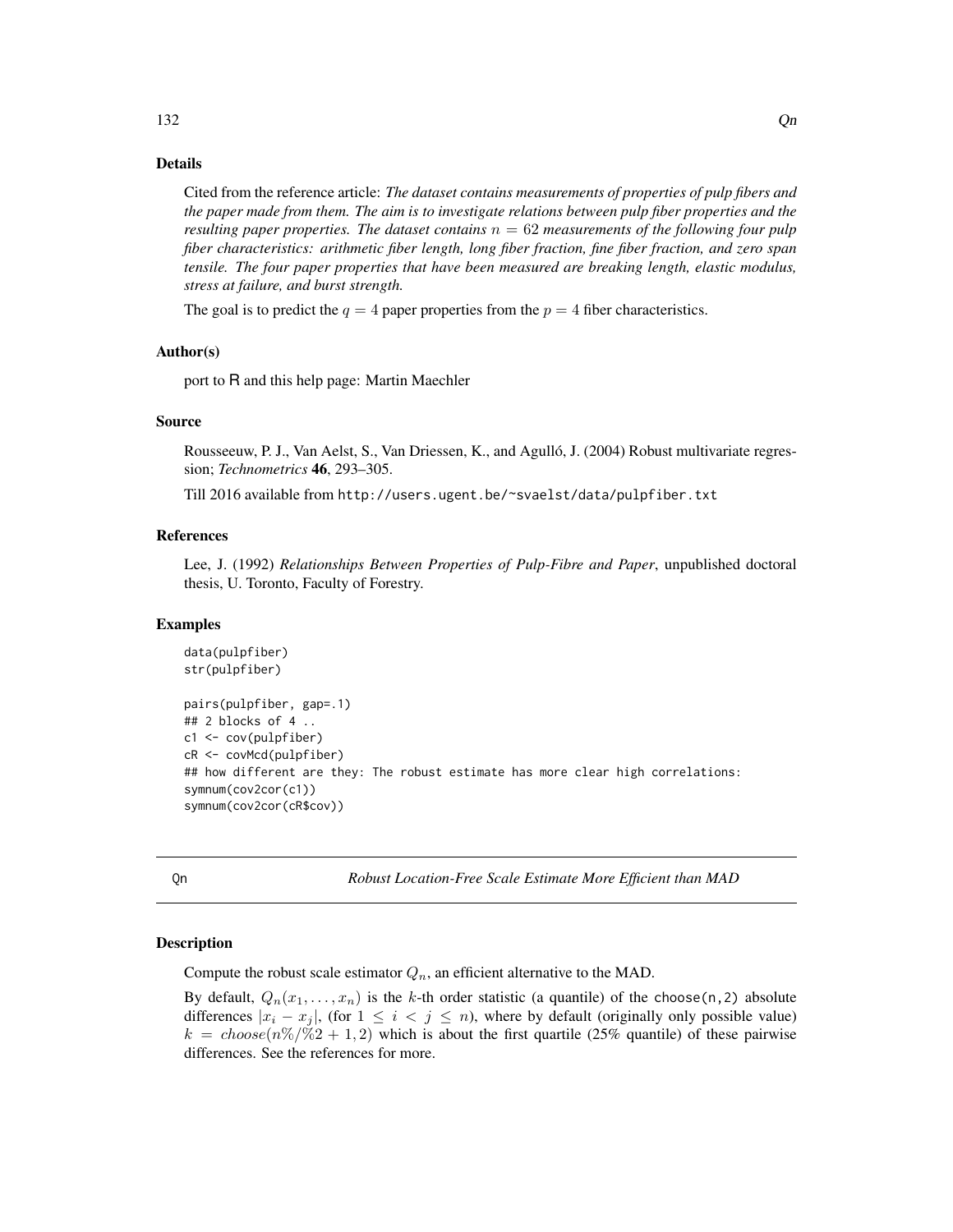### Details

Cited from the reference article: *The dataset contains measurements of properties of pulp fibers and the paper made from them. The aim is to investigate relations between pulp fiber properties and the resulting paper properties. The dataset contains $n = 62$ measurements of the following four pulp fiber characteristics: arithmetic fiber length, long fiber fraction, fine fiber fraction, and zero span tensile. The four paper properties that have been measured are breaking length, elastic modulus, stress at failure, and burst strength.*

The goal is to predict the $q = 4$ paper properties from the $p = 4$ fiber characteristics.

### Author(s)

port to R and this help page: Martin Maechler

### Source

Rousseeuw, P. J., Van Aelst, S., Van Driessen, K., and Agulló, J. (2004) Robust multivariate regression; *Technometrics* **46**, 293–305.

Till 2016 available from `http://users.ugent.be/~svaelst/data/pulpfiber.txt`

### References

Lee, J. (1992) *Relationships Between Properties of Pulp-Fibre and Paper*, unpublished doctoral thesis, U. Toronto, Faculty of Forestry.

### Examples

```
data(pulpfiber)
str(pulpfiber)

pairs(pulpfiber, gap=.1)
## 2 blocks of 4 ..
c1 <- cov(pulpfiber)
cR <- covMcd(pulpfiber)
## how different are they: The robust estimate has more clear high correlations:
symnum(cov2cor(c1))
symnum(cov2cor(cR$cov))
```

---

## Qn — *Robust Location-Free Scale Estimate More Efficient than MAD*

---

### Description

Compute the robust scale estimator $Q_n$, an efficient alternative to the MAD.

By default, $Q_n(x_1, \ldots, x_n)$ is the $k$-th order statistic (a quantile) of the `choose(n,2)` absolute differences $|x_i - x_j|$, (for $1 \le i < j \le n$), where by default (originally only possible value) $k = choose(n\%/\%2 + 1, 2)$ which is about the first quartile (25% quantile) of these pairwise differences. See the references for more.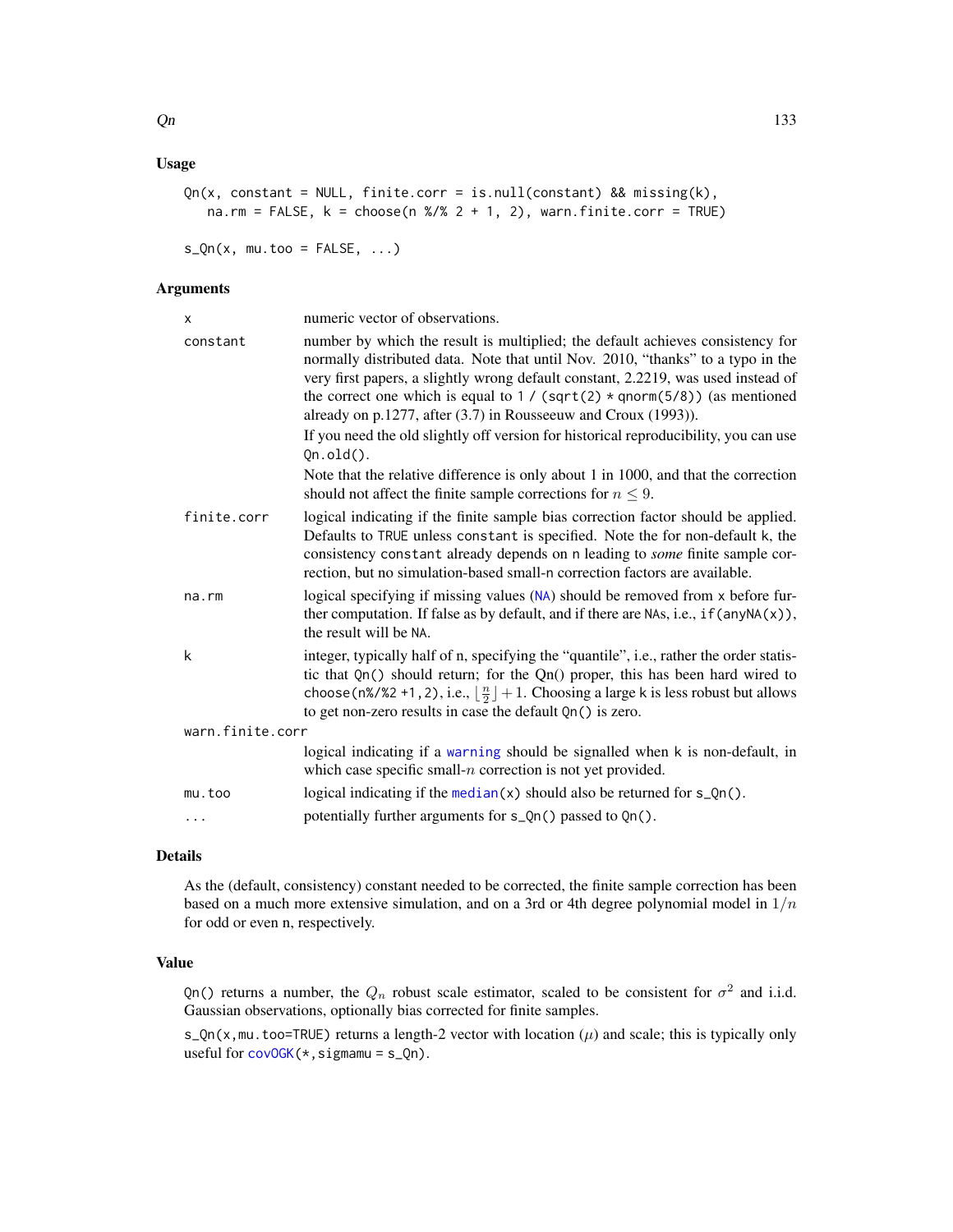## Usage

```
Qn(x, constant = NULL, finite.corr = is.null(constant) && missing(k),
   na.rm = FALSE, k = choose(n %/% 2 + 1, 2), warn.finite.corr = TRUE)

s_Qn(x, mu.too = FALSE, ...)
```

## Arguments

- `x` — numeric vector of observations.
- `constant` — number by which the result is multiplied; the default achieves consistency for normally distributed data. Note that until Nov. 2010, "thanks" to a typo in the very first papers, a slightly wrong default constant, 2.2219, was used instead of the correct one which is equal to `1 / (sqrt(2) * qnorm(5/8))` (as mentioned already on p.1277, after (3.7) in Rousseeuw and Croux (1993)).

  If you need the old slightly off version for historical reproducibility, you can use `Qn.old()`.

  Note that the relative difference is only about 1 in 1000, and that the correction should not affect the finite sample corrections for $n \leq 9$.
- `finite.corr` — logical indicating if the finite sample bias correction factor should be applied. Defaults to `TRUE` unless `constant` is specified. Note the for non-default `k`, the consistency `constant` already depends on `n` leading to *some* finite sample correction, but no simulation-based small-n correction factors are available.
- `na.rm` — logical specifying if missing values (`NA`) should be removed from `x` before further computation. If false as by default, and if there are `NA`s, i.e., `if(anyNA(x))`, the result will be `NA`.
- `k` — integer, typically half of n, specifying the "quantile", i.e., rather the order statistic that `Qn()` should return; for the Qn() proper, this has been hard wired to `choose(n%/%2 +1,2)`, i.e., $\lfloor \frac{n}{2} \rfloor + 1$. Choosing a large `k` is less robust but allows to get non-zero results in case the default `Qn()` is zero.
- `warn.finite.corr` — logical indicating if a `warning` should be signalled when `k` is non-default, in which case specific small-$n$ correction is not yet provided.
- `mu.too` — logical indicating if the `median(x)` should also be returned for `s_Qn()`.
- `...` — potentially further arguments for `s_Qn()` passed to `Qn()`.

## Details

As the (default, consistency) constant needed to be corrected, the finite sample correction has been based on a much more extensive simulation, and on a 3rd or 4th degree polynomial model in $1/n$ for odd or even n, respectively.

## Value

`Qn()` returns a number, the $Q_n$ robust scale estimator, scaled to be consistent for $\sigma^2$ and i.i.d. Gaussian observations, optionally bias corrected for finite samples.

`s_Qn(x,mu.too=TRUE)` returns a length-2 vector with location ($\mu$) and scale; this is typically only useful for `covOGK(*,sigmamu = s_Qn)`.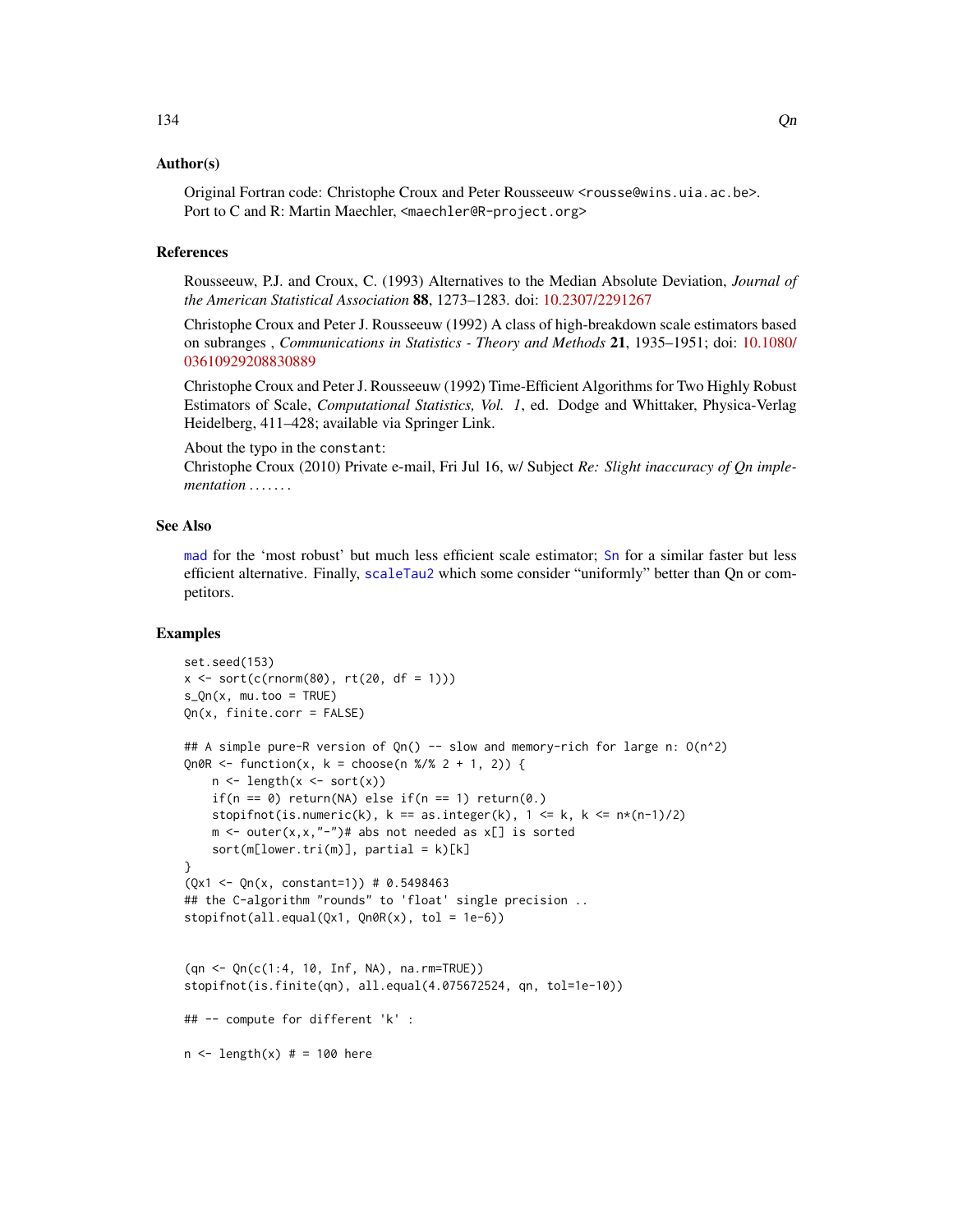### Author(s)

Original Fortran code: Christophe Croux and Peter Rousseeuw <rousse@wins.uia.ac.be>.
Port to C and R: Martin Maechler, <maechler@R-project.org>

### References

Rousseeuw, P.J. and Croux, C. (1993) Alternatives to the Median Absolute Deviation, *Journal of the American Statistical Association* **88**, 1273–1283. doi: 10.2307/2291267

Christophe Croux and Peter J. Rousseeuw (1992) A class of high-breakdown scale estimators based on subranges , *Communications in Statistics - Theory and Methods* **21**, 1935–1951; doi: 10.1080/03610929208830889

Christophe Croux and Peter J. Rousseeuw (1992) Time-Efficient Algorithms for Two Highly Robust Estimators of Scale, *Computational Statistics, Vol. 1*, ed. Dodge and Whittaker, Physica-Verlag Heidelberg, 411–428; available via Springer Link.

About the typo in the constant:
Christophe Croux (2010) Private e-mail, Fri Jul 16, w/ Subject *Re: Slight inaccuracy of Qn implementation . . . . . .*

### See Also

mad for the 'most robust' but much less efficient scale estimator; Sn for a similar faster but less efficient alternative. Finally, scaleTau2 which some consider "uniformly" better than Qn or competitors.

### Examples

```
set.seed(153)
x <- sort(c(rnorm(80), rt(20, df = 1)))
s_Qn(x, mu.too = TRUE)
Qn(x, finite.corr = FALSE)

## A simple pure-R version of Qn() -- slow and memory-rich for large n: O(n^2)
Qn0R <- function(x, k = choose(n %/% 2 + 1, 2)) {
    n <- length(x <- sort(x))
    if(n == 0) return(NA) else if(n == 1) return(0.)
    stopifnot(is.numeric(k), k == as.integer(k), 1 <= k, k <= n*(n-1)/2)
    m <- outer(x,x,"-")# abs not needed as x[] is sorted
    sort(m[lower.tri(m)], partial = k)[k]
}
(Qx1 <- Qn(x, constant=1)) # 0.5498463
## the C-algorithm "rounds" to 'float' single precision ..
stopifnot(all.equal(Qx1, Qn0R(x), tol = 1e-6))


(qn <- Qn(c(1:4, 10, Inf, NA), na.rm=TRUE))
stopifnot(is.finite(qn), all.equal(4.075672524, qn, tol=1e-10))

## -- compute for different 'k' :

n <- length(x) # = 100 here
```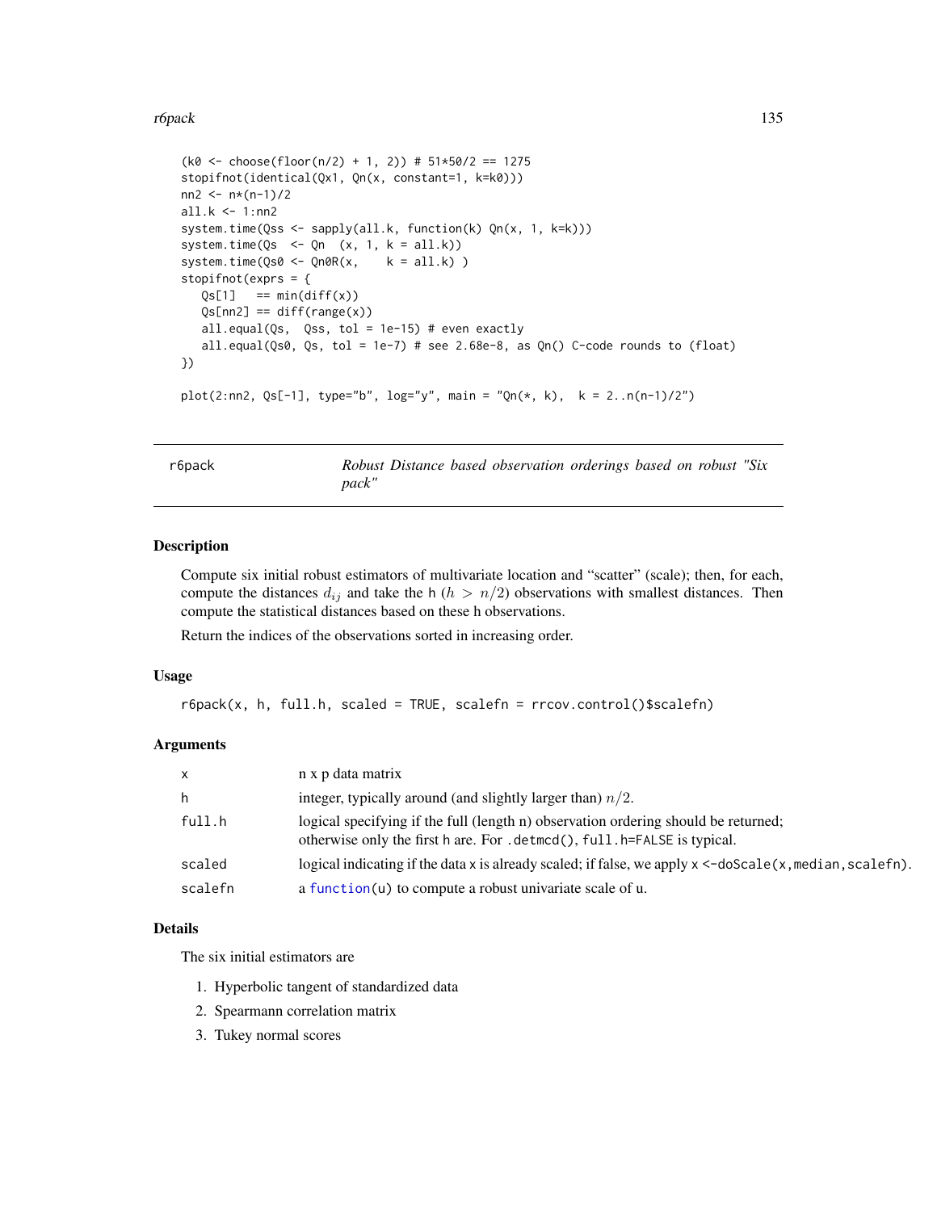```
(k0 <- choose(floor(n/2) + 1, 2)) # 51*50/2 == 1275
stopifnot(identical(Qx1, Qn(x, constant=1, k=k0)))
nn2 <- n*(n-1)/2
all.k <- 1:nn2
system.time(Qss <- sapply(all.k, function(k) Qn(x, 1, k=k)))
system.time(Qs  <- Qn  (x, 1, k = all.k))
system.time(Qs0 <- Qn0R(x,    k = all.k) )
stopifnot(exprs = {
   Qs[1]   == min(diff(x))
   Qs[nn2] == diff(range(x))
   all.equal(Qs,  Qss, tol = 1e-15) # even exactly
   all.equal(Qs0, Qs, tol = 1e-7) # see 2.68e-8, as Qn() C-code rounds to (float)
})

plot(2:nn2, Qs[-1], type="b", log="y", main = "Qn(*, k),  k = 2..n(n-1)/2")
```

---

## r6pack — *Robust Distance based observation orderings based on robust "Six pack"*

### Description

Compute six initial robust estimators of multivariate location and "scatter" (scale); then, for each, compute the distances $d_{ij}$ and take the h ($h > n/2$) observations with smallest distances. Then compute the statistical distances based on these h observations.

Return the indices of the observations sorted in increasing order.

### Usage

```
r6pack(x, h, full.h, scaled = TRUE, scalefn = rrcov.control()$scalefn)
```

### Arguments

| | |
|---|---|
| `x` | n x p data matrix |
| `h` | integer, typically around (and slightly larger than) $n/2$. |
| `full.h` | logical specifying if the full (length n) observation ordering should be returned; otherwise only the first h are. For `.detmcd()`, `full.h=FALSE` is typical. |
| `scaled` | logical indicating if the data x is already scaled; if false, we apply `x <-doScale(x,median,scalefn)`. |
| `scalefn` | a `function(u)` to compute a robust univariate scale of u. |

### Details

The six initial estimators are

1. Hyperbolic tangent of standardized data
2. Spearmann correlation matrix
3. Tukey normal scores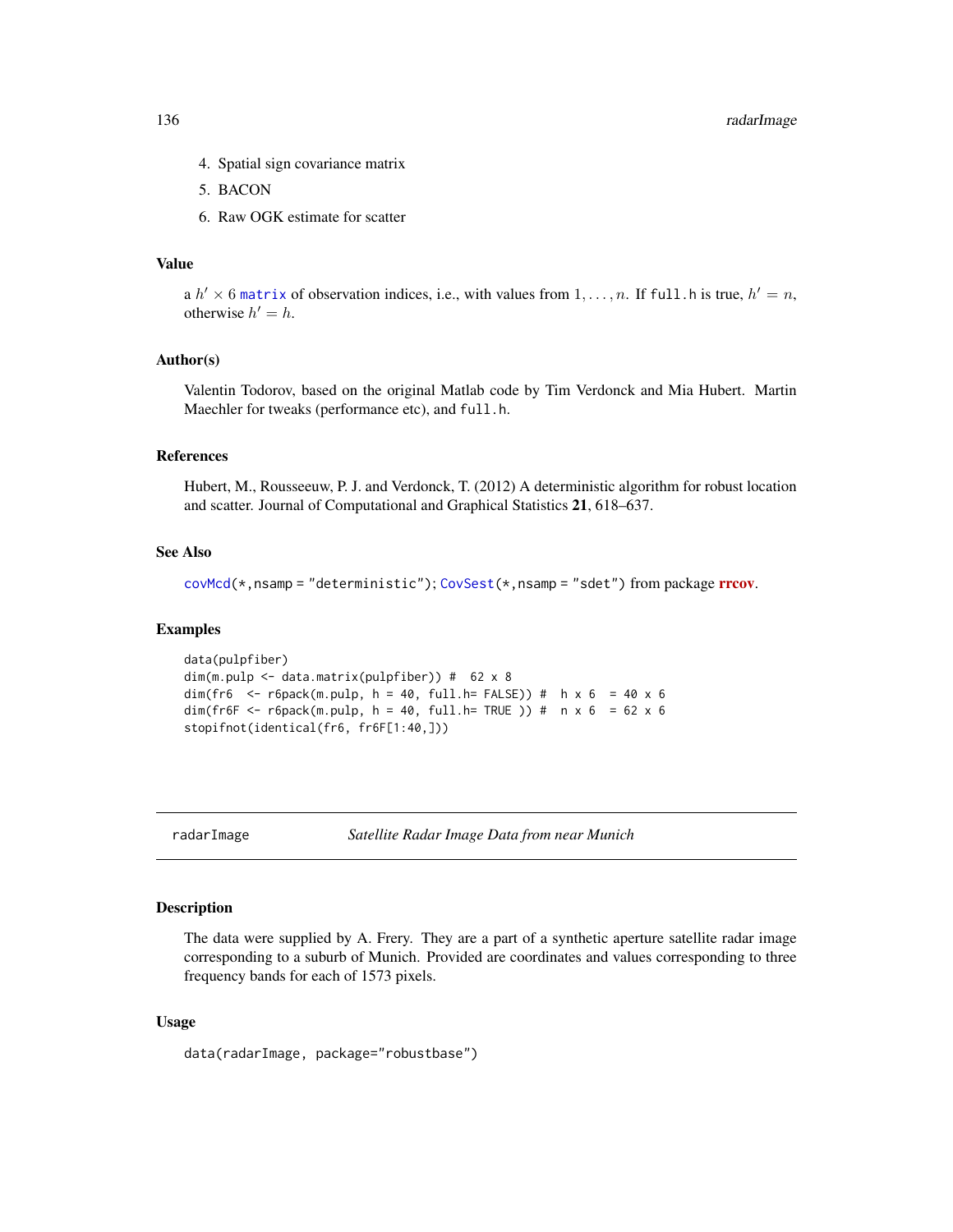4. Spatial sign covariance matrix
5. BACON
6. Raw OGK estimate for scatter

### Value

a $h' \times 6$ matrix of observation indices, i.e., with values from $1, \ldots, n$. If `full.h` is true, $h' = n$, otherwise $h' = h$.

### Author(s)

Valentin Todorov, based on the original Matlab code by Tim Verdonck and Mia Hubert. Martin Maechler for tweaks (performance etc), and `full.h`.

### References

Hubert, M., Rousseeuw, P. J. and Verdonck, T. (2012) A deterministic algorithm for robust location and scatter. Journal of Computational and Graphical Statistics **21**, 618–637.

### See Also

`covMcd(*,nsamp = "deterministic")`; `CovSest(*,nsamp = "sdet")` from package **rrcov**.

### Examples

```
data(pulpfiber)
dim(m.pulp <- data.matrix(pulpfiber)) #  62 x 8
dim(fr6  <- r6pack(m.pulp, h = 40, full.h= FALSE)) #  h x 6  = 40 x 6
dim(fr6F <- r6pack(m.pulp, h = 40, full.h= TRUE )) #  n x 6  = 62 x 6
stopifnot(identical(fr6, fr6F[1:40,]))
```

---

## radarImage — *Satellite Radar Image Data from near Munich*

### Description

The data were supplied by A. Frery. They are a part of a synthetic aperture satellite radar image corresponding to a suburb of Munich. Provided are coordinates and values corresponding to three frequency bands for each of 1573 pixels.

### Usage

```
data(radarImage, package="robustbase")
```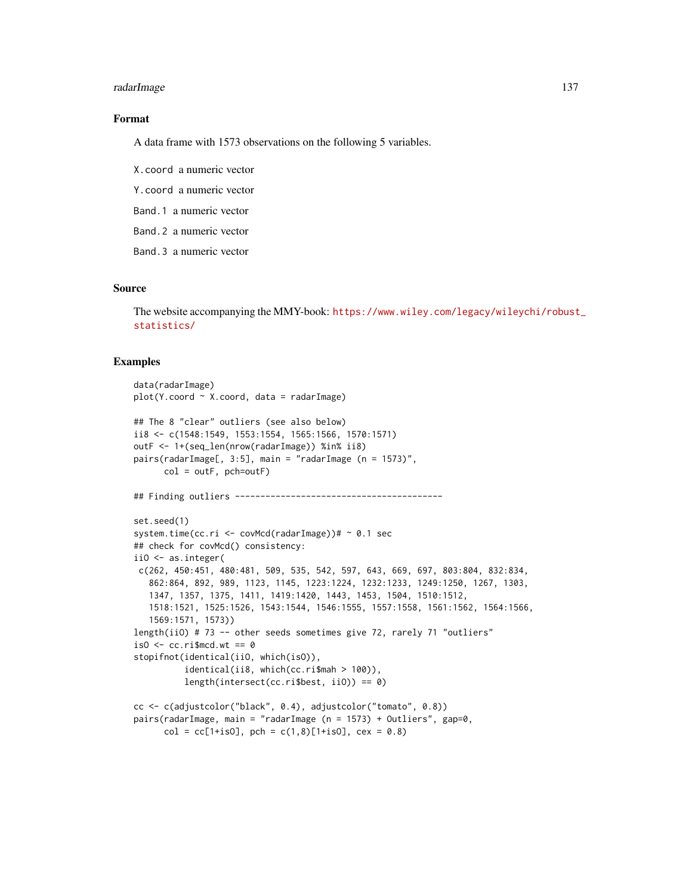## Format

A data frame with 1573 observations on the following 5 variables.

`X.coord` a numeric vector

`Y.coord` a numeric vector

`Band.1` a numeric vector

`Band.2` a numeric vector

`Band.3` a numeric vector

## Source

The website accompanying the MMY-book: https://www.wiley.com/legacy/wileychi/robust_statistics/

## Examples

```
data(radarImage)
plot(Y.coord ~ X.coord, data = radarImage)

## The 8 "clear" outliers (see also below)
ii8 <- c(1548:1549, 1553:1554, 1565:1566, 1570:1571)
outF <- 1+(seq_len(nrow(radarImage)) %in% ii8)
pairs(radarImage[, 3:5], main = "radarImage (n = 1573)",
      col = outF, pch=outF)

## Finding outliers -----------------------------------------

set.seed(1)
system.time(cc.ri <- covMcd(radarImage))# ~ 0.1 sec
## check for covMcd() consistency:
iiO <- as.integer(
 c(262, 450:451, 480:481, 509, 535, 542, 597, 643, 669, 697, 803:804, 832:834,
   862:864, 892, 989, 1123, 1145, 1223:1224, 1232:1233, 1249:1250, 1267, 1303,
   1347, 1357, 1375, 1411, 1419:1420, 1443, 1453, 1504, 1510:1512,
   1518:1521, 1525:1526, 1543:1544, 1546:1555, 1557:1558, 1561:1562, 1564:1566,
   1569:1571, 1573))
length(iiO) # 73 -- other seeds sometimes give 72, rarely 71 "outliers"
isO <- cc.ri$mcd.wt == 0
stopifnot(identical(iiO, which(isO)),
          identical(ii8, which(cc.ri$mah > 100)),
          length(intersect(cc.ri$best, iiO)) == 0)

cc <- c(adjustcolor("black", 0.4), adjustcolor("tomato", 0.8))
pairs(radarImage, main = "radarImage (n = 1573) + Outliers", gap=0,
      col = cc[1+isO], pch = c(1,8)[1+isO], cex = 0.8)
```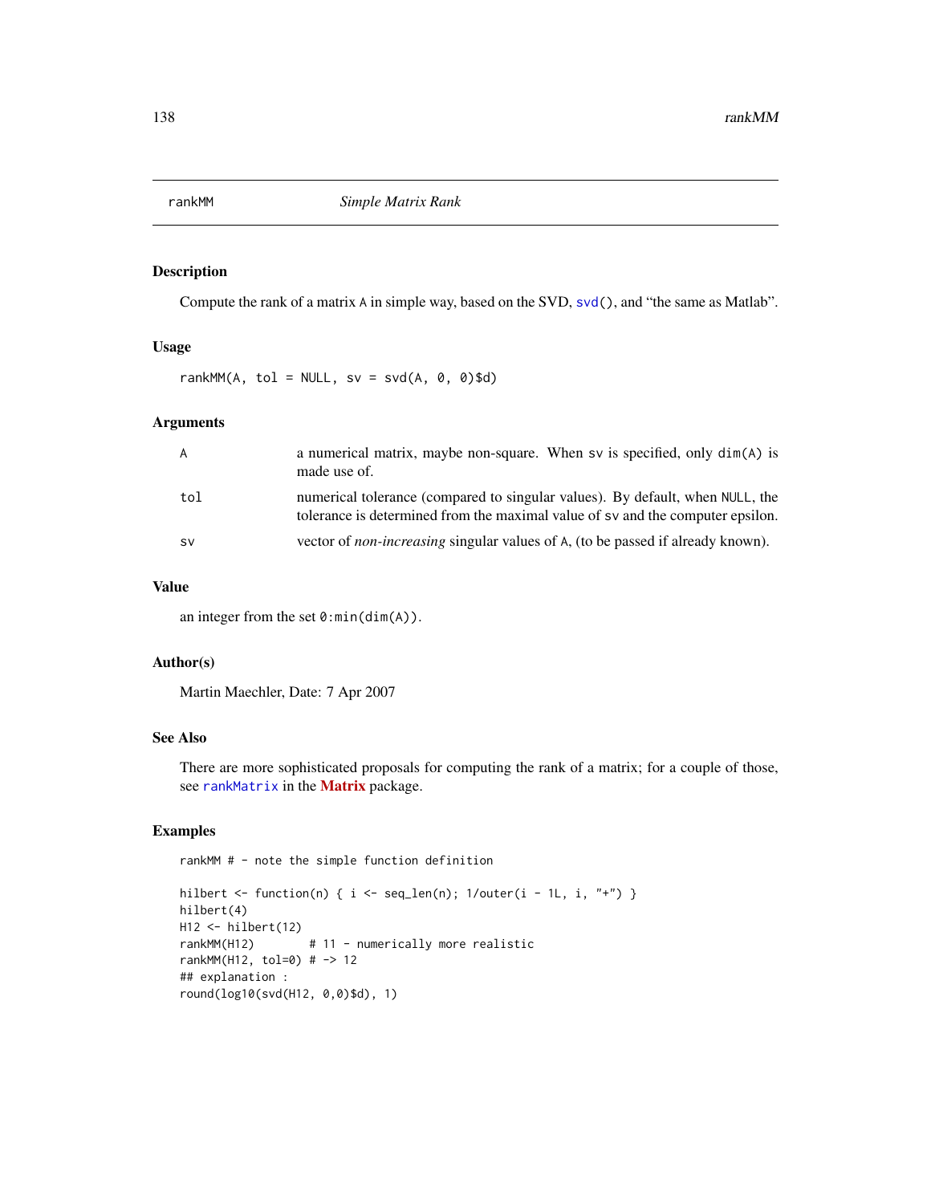# rankMM *Simple Matrix Rank*

## Description

Compute the rank of a matrix `A` in simple way, based on the SVD, `svd()`, and "the same as Matlab".

## Usage

```
rankMM(A, tol = NULL, sv = svd(A, 0, 0)$d)
```

## Arguments

| | |
|---|---|
| `A` | a numerical matrix, maybe non-square. When `sv` is specified, only `dim(A)` is made use of. |
| `tol` | numerical tolerance (compared to singular values). By default, when `NULL`, the tolerance is determined from the maximal value of `sv` and the computer epsilon. |
| `sv` | vector of *non-increasing* singular values of `A`, (to be passed if already known). |

## Value

an integer from the set `0:min(dim(A))`.

## Author(s)

Martin Maechler, Date: 7 Apr 2007

## See Also

There are more sophisticated proposals for computing the rank of a matrix; for a couple of those, see `rankMatrix` in the **Matrix** package.

## Examples

```
rankMM # - note the simple function definition

hilbert <- function(n) { i <- seq_len(n); 1/outer(i - 1L, i, "+") }
hilbert(4)
H12 <- hilbert(12)
rankMM(H12)        # 11 - numerically more realistic
rankMM(H12, tol=0) # -> 12
## explanation :
round(log10(svd(H12, 0,0)$d), 1)
```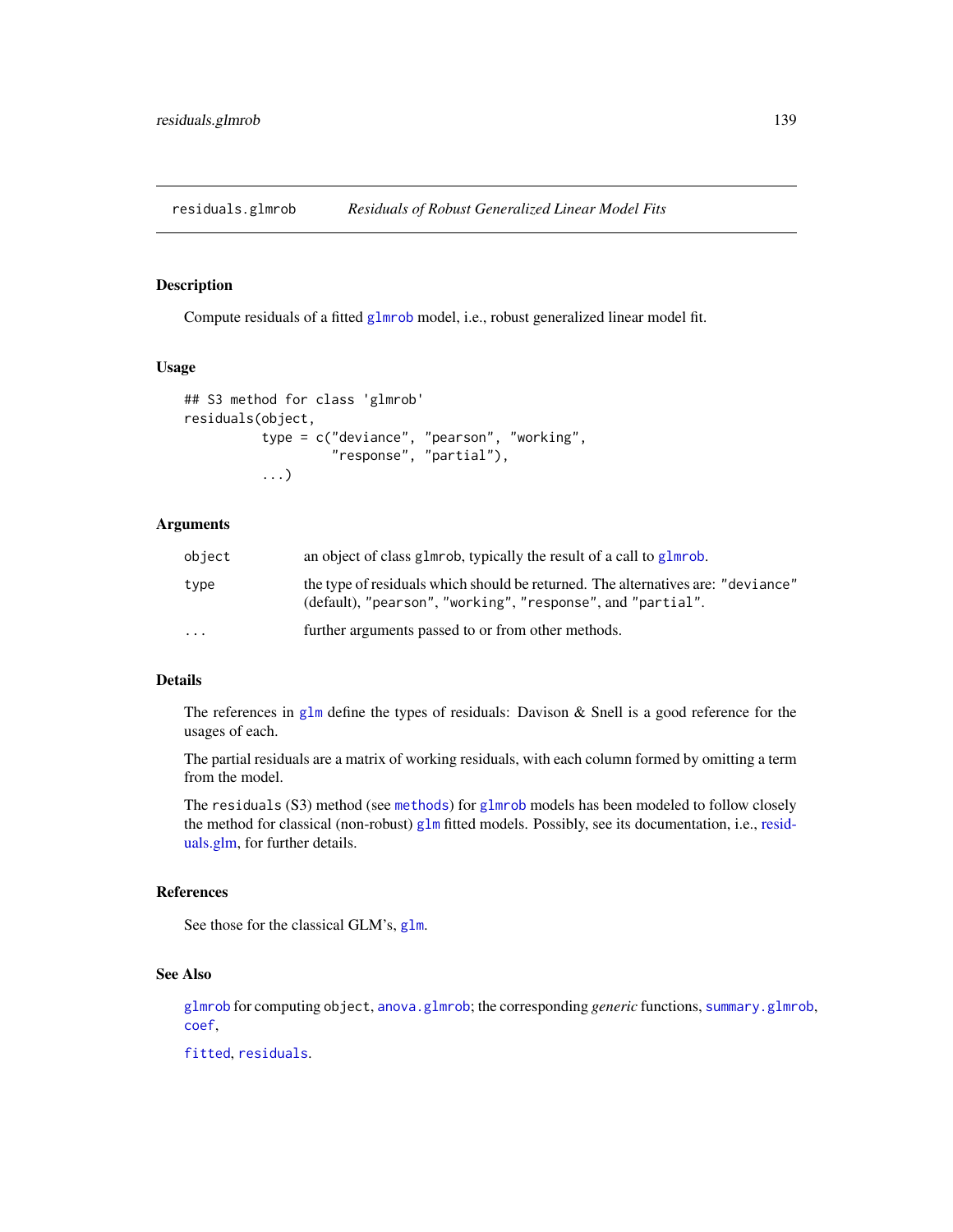## residuals.glmrob *Residuals of Robust Generalized Linear Model Fits*

### Description

Compute residuals of a fitted glmrob model, i.e., robust generalized linear model fit.

### Usage

```
## S3 method for class 'glmrob'
residuals(object,
          type = c("deviance", "pearson", "working",
                   "response", "partial"),
          ...)
```

### Arguments

| | |
|---|---|
| object | an object of class glmrob, typically the result of a call to glmrob. |
| type | the type of residuals which should be returned. The alternatives are: "deviance" (default), "pearson", "working", "response", and "partial". |
| ... | further arguments passed to or from other methods. |

### Details

The references in glm define the types of residuals: Davison & Snell is a good reference for the usages of each.

The partial residuals are a matrix of working residuals, with each column formed by omitting a term from the model.

The residuals (S3) method (see methods) for glmrob models has been modeled to follow closely the method for classical (non-robust) glm fitted models. Possibly, see its documentation, i.e., residuals.glm, for further details.

### References

See those for the classical GLM's, glm.

### See Also

glmrob for computing object, anova.glmrob; the corresponding *generic* functions, summary.glmrob, coef,

fitted, residuals.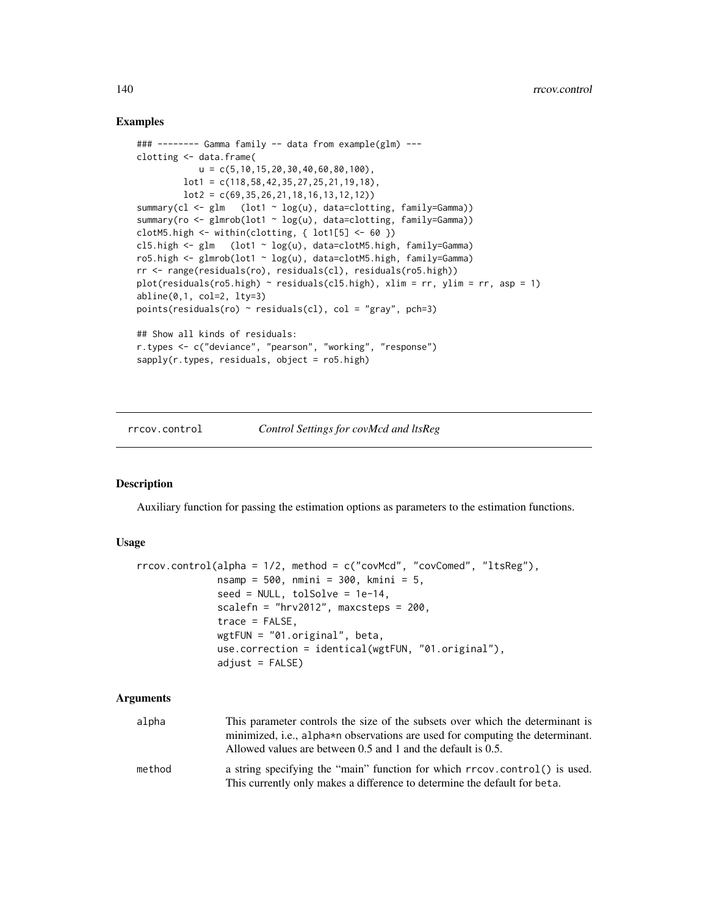## Examples

```
### -------- Gamma family -- data from example(glm) ---
clotting <- data.frame(
            u = c(5,10,15,20,30,40,60,80,100),
         lot1 = c(118,58,42,35,27,25,21,19,18),
         lot2 = c(69,35,26,21,18,16,13,12,12))
summary(cl <- glm   (lot1 ~ log(u), data=clotting, family=Gamma))
summary(ro <- glmrob(lot1 ~ log(u), data=clotting, family=Gamma))
clotM5.high <- within(clotting, { lot1[5] <- 60 })
cl5.high <- glm   (lot1 ~ log(u), data=clotM5.high, family=Gamma)
ro5.high <- glmrob(lot1 ~ log(u), data=clotM5.high, family=Gamma)
rr <- range(residuals(ro), residuals(cl), residuals(ro5.high))
plot(residuals(ro5.high) ~ residuals(cl5.high), xlim = rr, ylim = rr, asp = 1)
abline(0,1, col=2, lty=3)
points(residuals(ro) ~ residuals(cl), col = "gray", pch=3)

## Show all kinds of residuals:
r.types <- c("deviance", "pearson", "working", "response")
sapply(r.types, residuals, object = ro5.high)
```

---

rrcov.control    *Control Settings for covMcd and ltsReg*

---

## Description

Auxiliary function for passing the estimation options as parameters to the estimation functions.

## Usage

```
rrcov.control(alpha = 1/2, method = c("covMcd", "covComed", "ltsReg"),
              nsamp = 500, nmini = 300, kmini = 5,
              seed = NULL, tolSolve = 1e-14,
              scalefn = "hrv2012", maxcsteps = 200,
              trace = FALSE,
              wgtFUN = "01.original", beta,
              use.correction = identical(wgtFUN, "01.original"),
              adjust = FALSE)
```

## Arguments

| | |
|---|---|
| alpha | This parameter controls the size of the subsets over which the determinant is minimized, i.e., alpha*n observations are used for computing the determinant. Allowed values are between 0.5 and 1 and the default is 0.5. |
| method | a string specifying the "main" function for which rrcov.control() is used. This currently only makes a difference to determine the default for beta. |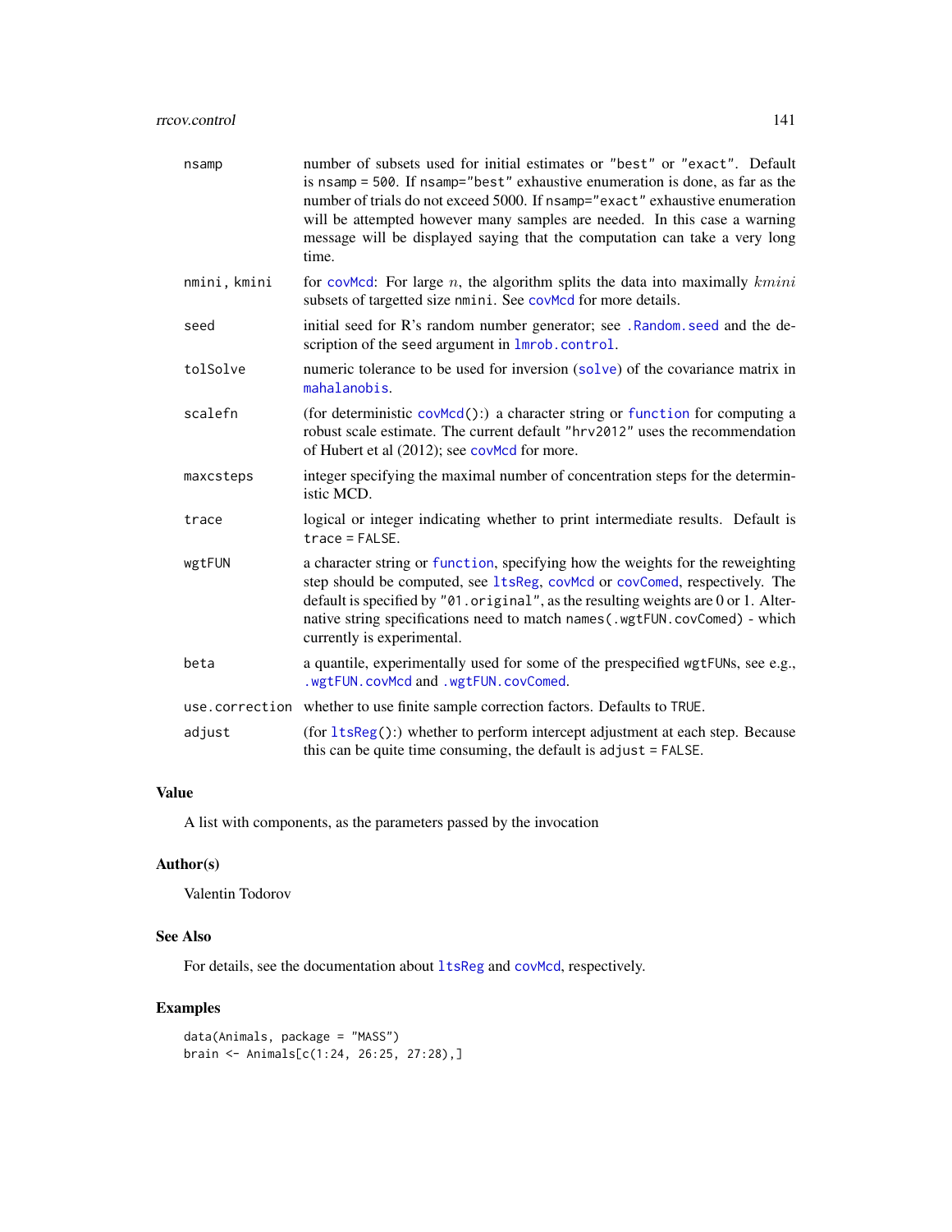| | |
|---|---|
| nsamp | number of subsets used for initial estimates or "best" or "exact". Default is nsamp = 500. If nsamp="best" exhaustive enumeration is done, as far as the number of trials do not exceed 5000. If nsamp="exact" exhaustive enumeration will be attempted however many samples are needed. In this case a warning message will be displayed saying that the computation can take a very long time. |
| nmini, kmini | for covMcd: For large $n$, the algorithm splits the data into maximally $kmini$ subsets of targetted size nmini. See covMcd for more details. |
| seed | initial seed for R's random number generator; see .Random.seed and the description of the seed argument in lmrob.control. |
| tolSolve | numeric tolerance to be used for inversion (solve) of the covariance matrix in mahalanobis. |
| scalefn | (for deterministic covMcd():) a character string or function for computing a robust scale estimate. The current default "hrv2012" uses the recommendation of Hubert et al (2012); see covMcd for more. |
| maxcsteps | integer specifying the maximal number of concentration steps for the deterministic MCD. |
| trace | logical or integer indicating whether to print intermediate results. Default is trace = FALSE. |
| wgtFUN | a character string or function, specifying how the weights for the reweighting step should be computed, see ltsReg, covMcd or covComed, respectively. The default is specified by "01.original", as the resulting weights are 0 or 1. Alternative string specifications need to match names(.wgtFUN.covComed) - which currently is experimental. |
| beta | a quantile, experimentally used for some of the prespecified wgtFUNs, see e.g., .wgtFUN.covMcd and .wgtFUN.covComed. |
| use.correction | whether to use finite sample correction factors. Defaults to TRUE. |
| adjust | (for ltsReg():) whether to perform intercept adjustment at each step. Because this can be quite time consuming, the default is adjust = FALSE. |

## Value

A list with components, as the parameters passed by the invocation

## Author(s)

Valentin Todorov

## See Also

For details, see the documentation about ltsReg and covMcd, respectively.

## Examples

```
data(Animals, package = "MASS")
brain <- Animals[c(1:24, 26:25, 27:28),]
```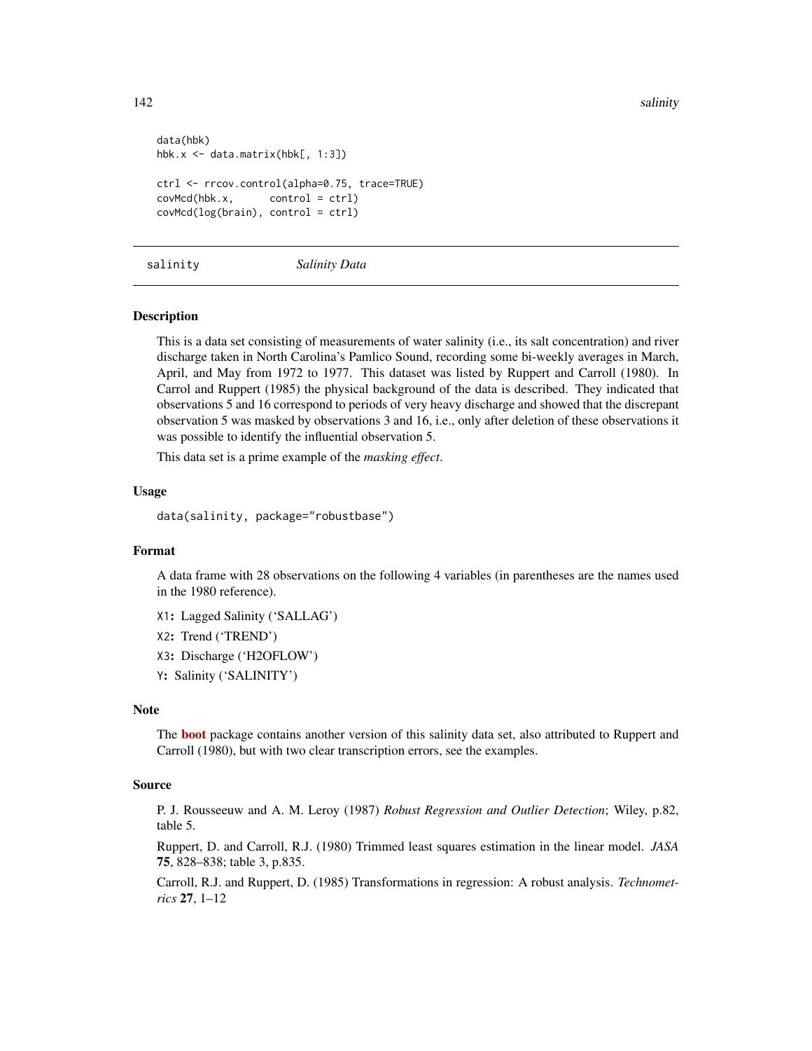```
data(hbk)
hbk.x <- data.matrix(hbk[, 1:3])

ctrl <- rrcov.control(alpha=0.75, trace=TRUE)
covMcd(hbk.x,      control = ctrl)
covMcd(log(brain), control = ctrl)
```

---

salinity &nbsp;&nbsp;&nbsp;&nbsp; *Salinity Data*

---

### Description

This is a data set consisting of measurements of water salinity (i.e., its salt concentration) and river discharge taken in North Carolina's Pamlico Sound, recording some bi-weekly averages in March, April, and May from 1972 to 1977. This dataset was listed by Ruppert and Carroll (1980). In Carrol and Ruppert (1985) the physical background of the data is described. They indicated that observations 5 and 16 correspond to periods of very heavy discharge and showed that the discrepant observation 5 was masked by observations 3 and 16, i.e., only after deletion of these observations it was possible to identify the influential observation 5.

This data set is a prime example of the *masking effect*.

### Usage

```
data(salinity, package="robustbase")
```

### Format

A data frame with 28 observations on the following 4 variables (in parentheses are the names used in the 1980 reference).

`X1`**:** Lagged Salinity ('SALLAG')

`X2`**:** Trend ('TREND')

`X3`**:** Discharge ('H2OFLOW')

`Y`**:** Salinity ('SALINITY')

### Note

The **boot** package contains another version of this salinity data set, also attributed to Ruppert and Carroll (1980), but with two clear transcription errors, see the examples.

### Source

P. J. Rousseeuw and A. M. Leroy (1987) *Robust Regression and Outlier Detection*; Wiley, p.82, table 5.

Ruppert, D. and Carroll, R.J. (1980) Trimmed least squares estimation in the linear model. *JASA* **75**, 828–838; table 3, p.835.

Carroll, R.J. and Ruppert, D. (1985) Transformations in regression: A robust analysis. *Technometrics* **27**, 1–12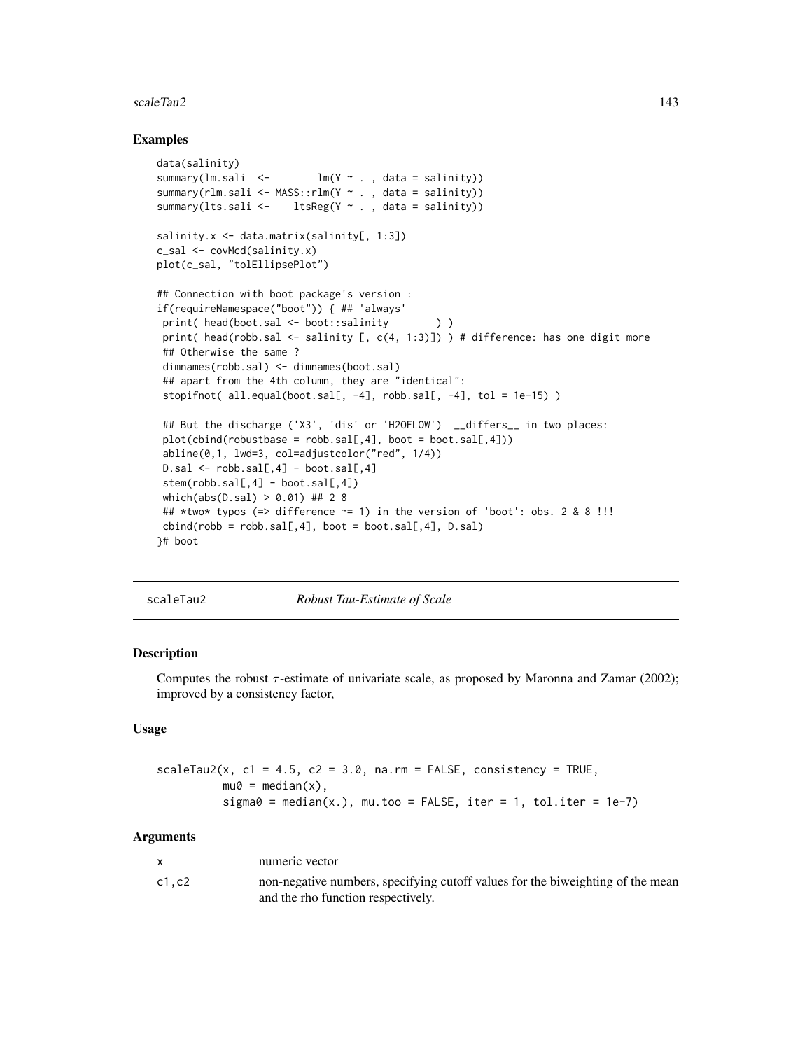## Examples

```
data(salinity)
summary(lm.sali  <-        lm(Y ~ . , data = salinity))
summary(rlm.sali <- MASS::rlm(Y ~ . , data = salinity))
summary(lts.sali <-    ltsReg(Y ~ . , data = salinity))

salinity.x <- data.matrix(salinity[, 1:3])
c_sal <- covMcd(salinity.x)
plot(c_sal, "tolEllipsePlot")

## Connection with boot package's version :
if(requireNamespace("boot")) { ## 'always'
 print( head(boot.sal <- boot::salinity       ) )
 print( head(robb.sal <- salinity [, c(4, 1:3)]) ) # difference: has one digit more
 ## Otherwise the same ?
 dimnames(robb.sal) <- dimnames(boot.sal)
 ## apart from the 4th column, they are "identical":
 stopifnot( all.equal(boot.sal[, -4], robb.sal[, -4], tol = 1e-15) )

 ## But the discharge ('X3', 'dis' or 'H2OFLOW')  __differs__ in two places:
 plot(cbind(robustbase = robb.sal[,4], boot = boot.sal[,4]))
 abline(0,1, lwd=3, col=adjustcolor("red", 1/4))
 D.sal <- robb.sal[,4] - boot.sal[,4]
 stem(robb.sal[,4] - boot.sal[,4])
 which(abs(D.sal) > 0.01) ## 2 8
 ## *two* typos (=> difference ~= 1) in the version of 'boot': obs. 2 & 8 !!!
 cbind(robb = robb.sal[,4], boot = boot.sal[,4], D.sal)
}# boot
```

---

# scaleTau2 — *Robust Tau-Estimate of Scale*

## Description

Computes the robust $\tau$-estimate of univariate scale, as proposed by Maronna and Zamar (2002); improved by a consistency factor,

## Usage

```
scaleTau2(x, c1 = 4.5, c2 = 3.0, na.rm = FALSE, consistency = TRUE,
          mu0 = median(x),
          sigma0 = median(x.), mu.too = FALSE, iter = 1, tol.iter = 1e-7)
```

## Arguments

| | |
|---|---|
| `x` | numeric vector |
| `c1,c2` | non-negative numbers, specifying cutoff values for the biweighting of the mean and the rho function respectively. |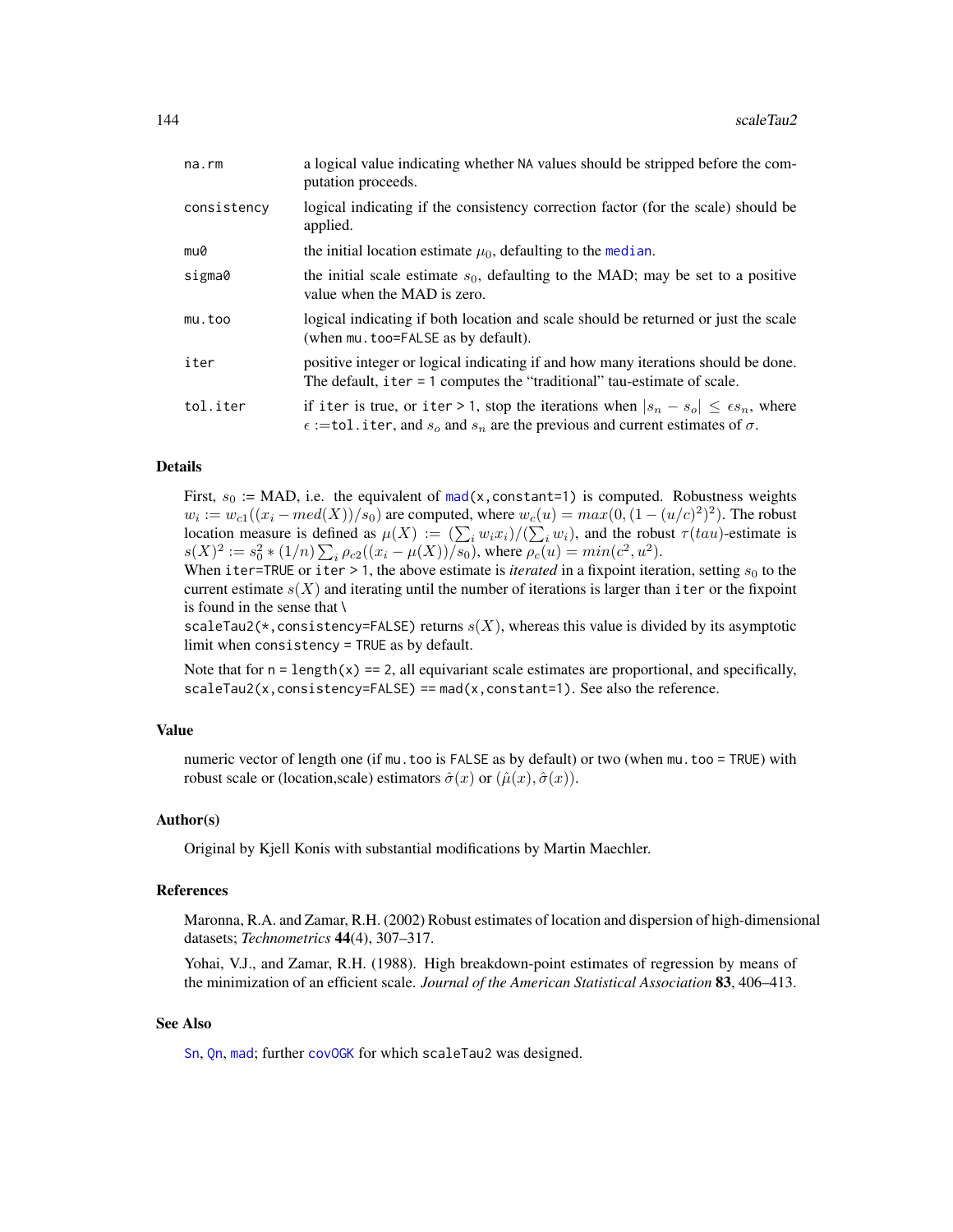| | |
|---|---|
| `na.rm` | a logical value indicating whether NA values should be stripped before the computation proceeds. |
| `consistency` | logical indicating if the consistency correction factor (for the scale) should be applied. |
| `mu0` | the initial location estimate $\mu_0$, defaulting to the `median`. |
| `sigma0` | the initial scale estimate $s_0$, defaulting to the MAD; may be set to a positive value when the MAD is zero. |
| `mu.too` | logical indicating if both location and scale should be returned or just the scale (when `mu.too=FALSE` as by default). |
| `iter` | positive integer or logical indicating if and how many iterations should be done. The default, `iter = 1` computes the "traditional" tau-estimate of scale. |
| `tol.iter` | if `iter` is true, or `iter > 1`, stop the iterations when $\lvert s_n - s_o \rvert \le \epsilon s_n$, where $\epsilon :=$`tol.iter`, and $s_o$ and $s_n$ are the previous and current estimates of $\sigma$. |

## Details

First, $s_0$ := MAD, i.e. the equivalent of `mad(x,constant=1)` is computed. Robustness weights $w_i := w_{c1}((x_i - med(X))/s_0)$ are computed, where $w_c(u) = max(0, (1 - (u/c)^2)^2)$. The robust location measure is defined as $\mu(X) := (\sum_i w_i x_i)/(\sum_i w_i)$, and the robust $\tau(tau)$-estimate is $s(X)^2 := s_0^2 * (1/n) \sum_i \rho_{c2}((x_i - \mu(X))/s_0)$, where $\rho_c(u) = min(c^2, u^2)$.
When `iter=TRUE` or `iter > 1`, the above estimate is *iterated* in a fixpoint iteration, setting $s_0$ to the current estimate $s(X)$ and iterating until the number of iterations is larger than `iter` or the fixpoint is found in the sense that \
`scaleTau2(*,consistency=FALSE)` returns $s(X)$, whereas this value is divided by its asymptotic limit when `consistency = TRUE` as by default.

Note that for `n = length(x) == 2`, all equivariant scale estimates are proportional, and specifically, `scaleTau2(x,consistency=FALSE) == mad(x,constant=1)`. See also the reference.

## Value

numeric vector of length one (if `mu.too` is `FALSE` as by default) or two (when `mu.too = TRUE`) with robust scale or (location,scale) estimators $\hat{\sigma}(x)$ or $(\hat{\mu}(x), \hat{\sigma}(x))$.

## Author(s)

Original by Kjell Konis with substantial modifications by Martin Maechler.

## References

Maronna, R.A. and Zamar, R.H. (2002) Robust estimates of location and dispersion of high-dimensional datasets; *Technometrics* **44**(4), 307–317.

Yohai, V.J., and Zamar, R.H. (1988). High breakdown-point estimates of regression by means of the minimization of an efficient scale. *Journal of the American Statistical Association* **83**, 406–413.

## See Also

`Sn`, `Qn`, `mad`; further `covOGK` for which `scaleTau2` was designed.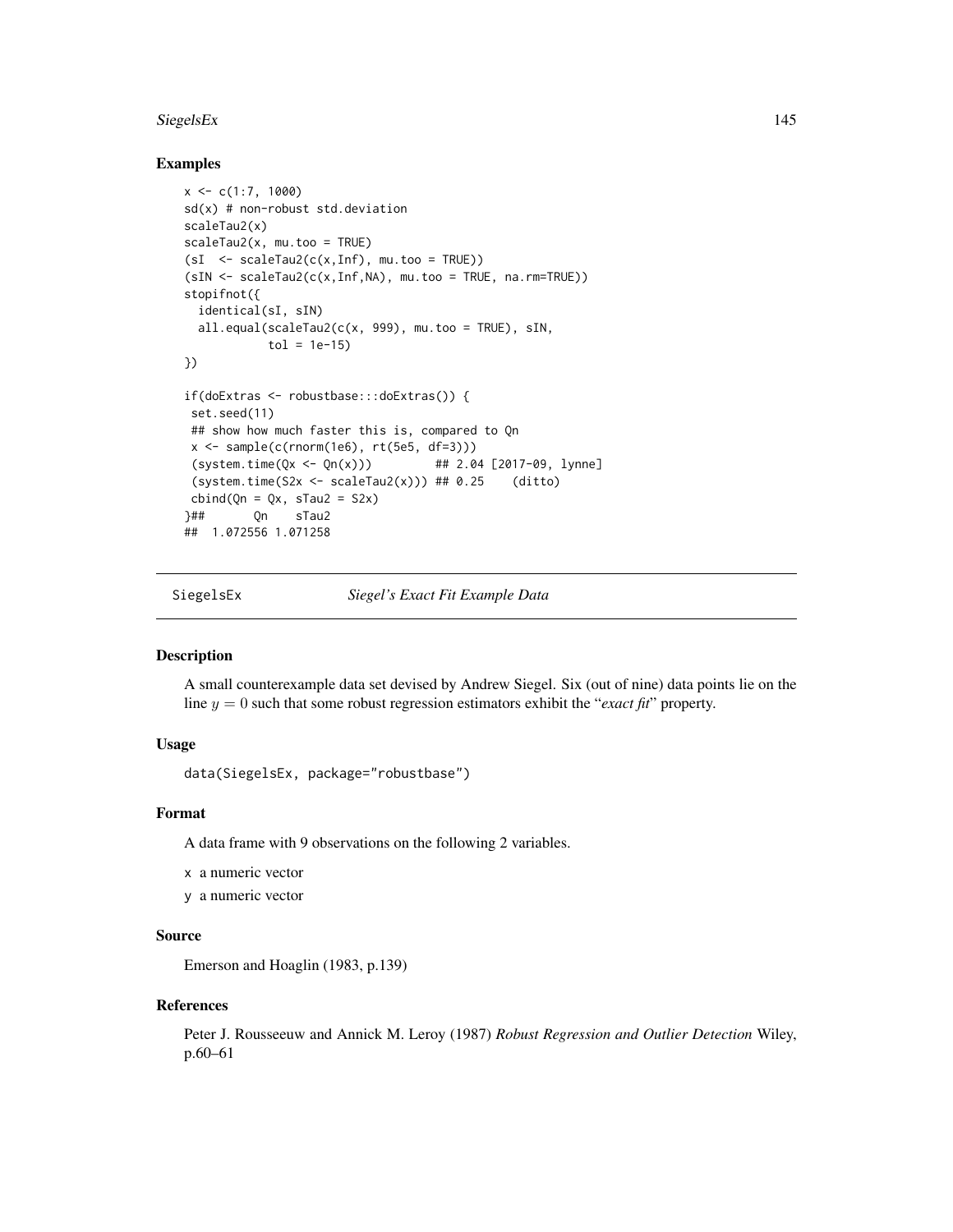### Examples

```
x <- c(1:7, 1000)
sd(x) # non-robust std.deviation
scaleTau2(x)
scaleTau2(x, mu.too = TRUE)
(sI  <- scaleTau2(c(x,Inf), mu.too = TRUE))
(sIN <- scaleTau2(c(x,Inf,NA), mu.too = TRUE, na.rm=TRUE))
stopifnot({
  identical(sI, sIN)
  all.equal(scaleTau2(c(x, 999), mu.too = TRUE), sIN,
            tol = 1e-15)
})

if(doExtras <- robustbase:::doExtras()) {
 set.seed(11)
 ## show how much faster this is, compared to Qn
 x <- sample(c(rnorm(1e6), rt(5e5, df=3)))
 (system.time(Qx <- Qn(x)))         ## 2.04 [2017-09, lynne]
 (system.time(S2x <- scaleTau2(x))) ## 0.25    (ditto)
 cbind(Qn = Qx, sTau2 = S2x)
}##       Qn    sTau2
##  1.072556 1.071258
```

---

## SiegelsEx *Siegel's Exact Fit Example Data*

### Description

A small counterexample data set devised by Andrew Siegel. Six (out of nine) data points lie on the line $y = 0$ such that some robust regression estimators exhibit the "*exact fit*" property.

### Usage

```
data(SiegelsEx, package="robustbase")
```

### Format

A data frame with 9 observations on the following 2 variables.

x a numeric vector

y a numeric vector

### Source

Emerson and Hoaglin (1983, p.139)

### References

Peter J. Rousseeuw and Annick M. Leroy (1987) *Robust Regression and Outlier Detection* Wiley, p.60–61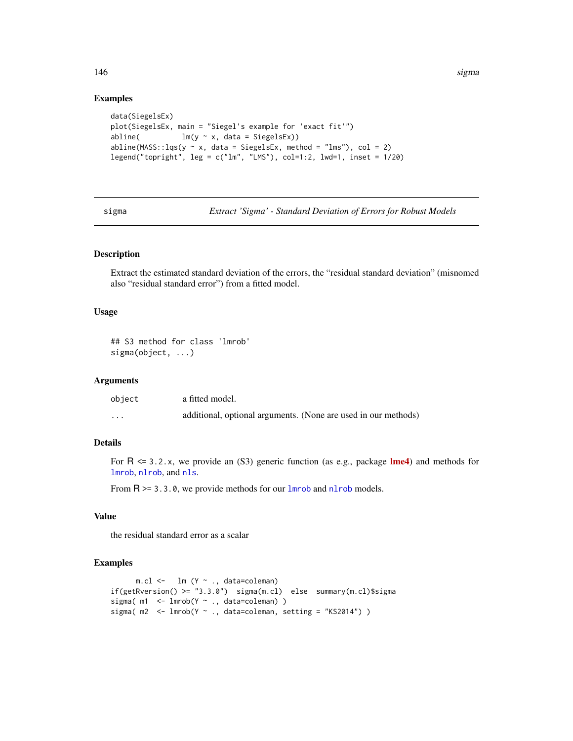## Examples

```
data(SiegelsEx)
plot(SiegelsEx, main = "Siegel's example for 'exact fit'")
abline(          lm(y ~ x, data = SiegelsEx))
abline(MASS::lqs(y ~ x, data = SiegelsEx, method = "lms"), col = 2)
legend("topright", leg = c("lm", "LMS"), col=1:2, lwd=1, inset = 1/20)
```

---

# sigma — *Extract 'Sigma' - Standard Deviation of Errors for Robust Models*

## Description

Extract the estimated standard deviation of the errors, the "residual standard deviation" (misnomed also "residual standard error") from a fitted model.

## Usage

```
## S3 method for class 'lmrob'
sigma(object, ...)
```

## Arguments

| | |
|---|---|
| `object` | a fitted model. |
| `...` | additional, optional arguments. (None are used in our methods) |

## Details

For R <= `3.2.x`, we provide an (S3) generic function (as e.g., package **lme4**) and methods for `lmrob`, `nlrob`, and `nls`.

From R >= `3.3.0`, we provide methods for our `lmrob` and `nlrob` models.

## Value

the residual standard error as a scalar

## Examples

```
      m.cl <-   lm (Y ~ ., data=coleman)
if(getRversion() >= "3.3.0")  sigma(m.cl)  else  summary(m.cl)$sigma
sigma( m1  <- lmrob(Y ~ ., data=coleman) )
sigma( m2  <- lmrob(Y ~ ., data=coleman, setting = "KS2014") )
```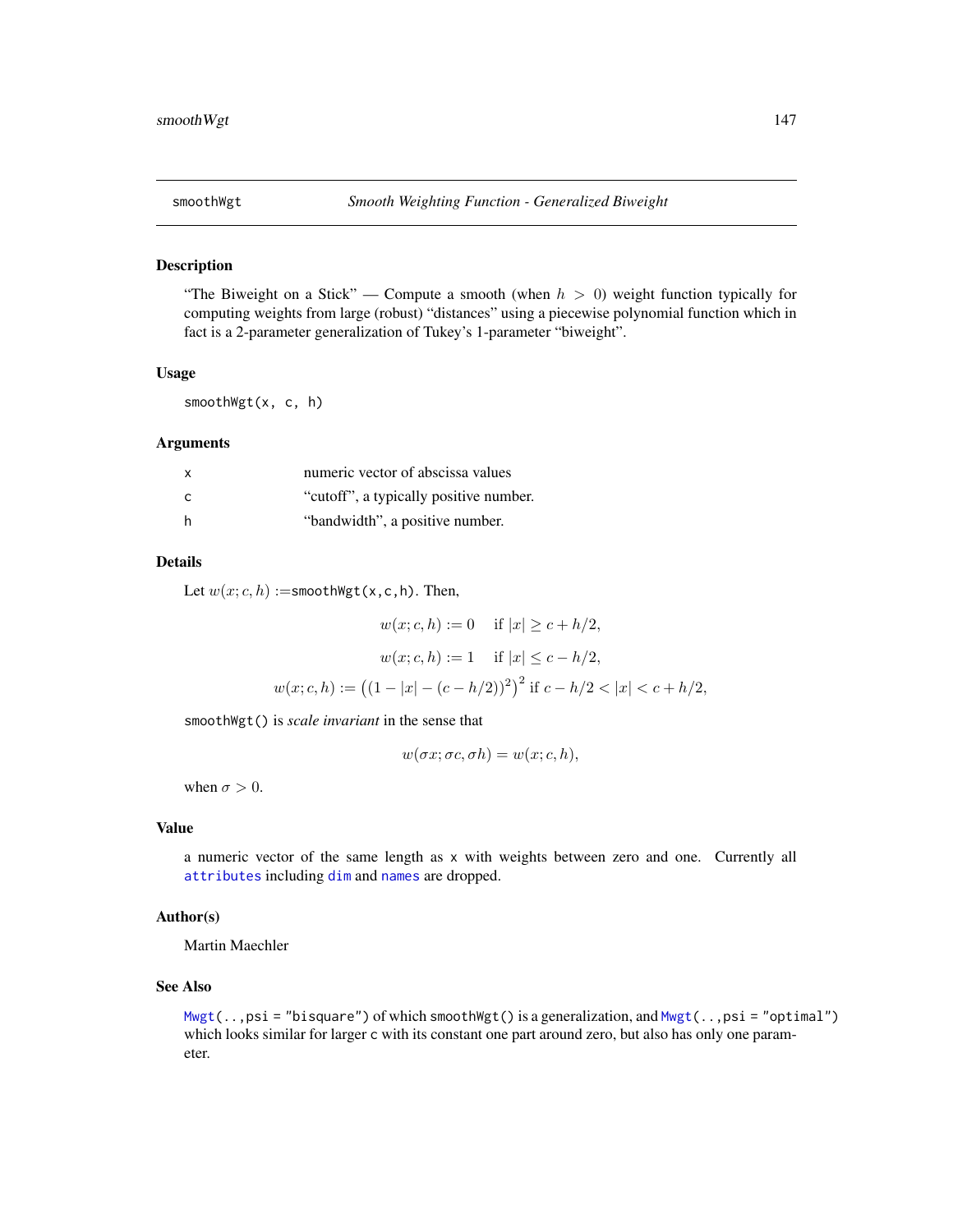## smoothWgt — *Smooth Weighting Function - Generalized Biweight*

### Description

"The Biweight on a Stick" — Compute a smooth (when $h > 0$) weight function typically for computing weights from large (robust) "distances" using a piecewise polynomial function which in fact is a 2-parameter generalization of Tukey's 1-parameter "biweight".

### Usage

```
smoothWgt(x, c, h)
```

### Arguments

| | |
|---|---|
| `x` | numeric vector of abscissa values |
| `c` | "cutoff", a typically positive number. |
| `h` | "bandwidth", a positive number. |

### Details

Let $w(x; c, h) :=$`smoothWgt(x,c,h)`. Then,

$$w(x; c, h) := 0 \quad \text{if } |x| \geq c + h/2,$$

$$w(x; c, h) := 1 \quad \text{if } |x| \leq c - h/2,$$

$$w(x; c, h) := \left((1 - |x| - (c - h/2))^2\right)^2 \text{ if } c - h/2 < |x| < c + h/2,$$

`smoothWgt()` is *scale invariant* in the sense that

$$w(\sigma x; \sigma c, \sigma h) = w(x; c, h),$$

when $\sigma > 0$.

### Value

a numeric vector of the same length as `x` with weights between zero and one. Currently all `attributes` including `dim` and `names` are dropped.

### Author(s)

Martin Maechler

### See Also

`Mwgt(..,psi = "bisquare")` of which `smoothWgt()` is a generalization, and `Mwgt(..,psi = "optimal")` which looks similar for larger `c` with its constant one part around zero, but also has only one parameter.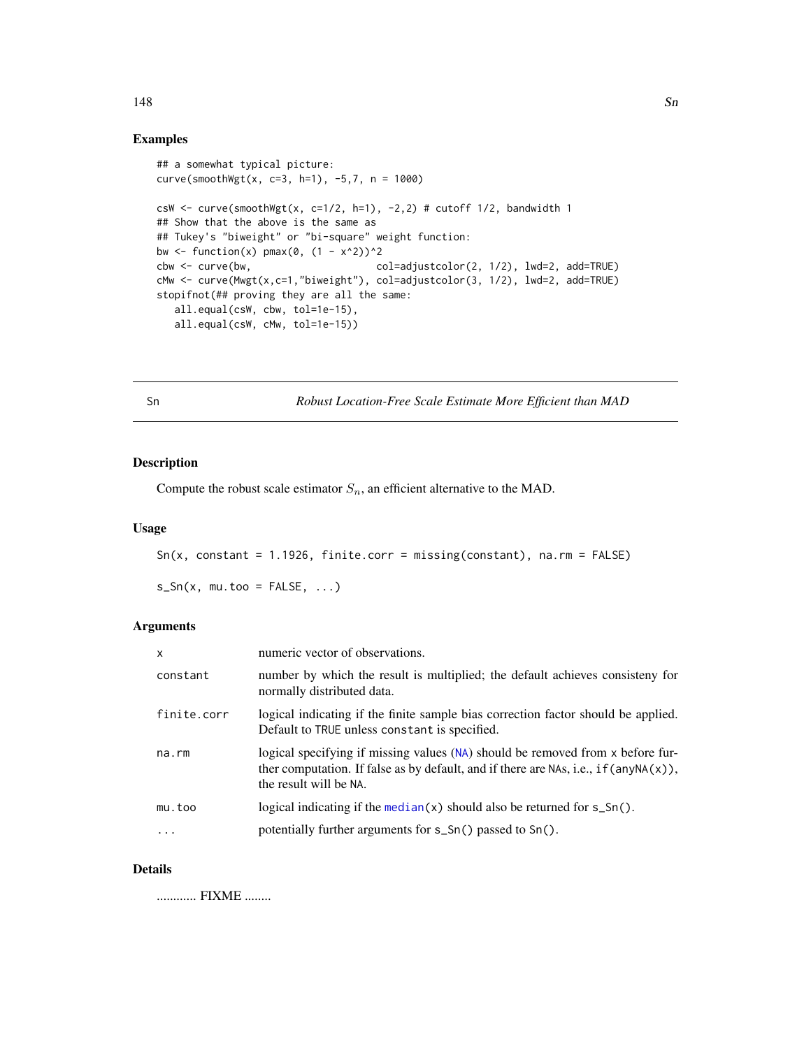## Examples

```
## a somewhat typical picture:
curve(smoothWgt(x, c=3, h=1), -5,7, n = 1000)

csW <- curve(smoothWgt(x, c=1/2, h=1), -2,2) # cutoff 1/2, bandwidth 1
## Show that the above is the same as
## Tukey's "biweight" or "bi-square" weight function:
bw <- function(x) pmax(0, (1 - x^2))^2
cbw <- curve(bw,                       col=adjustcolor(2, 1/2), lwd=2, add=TRUE)
cMw <- curve(Mwgt(x,c=1,"biweight"), col=adjustcolor(3, 1/2), lwd=2, add=TRUE)
stopifnot(## proving they are all the same:
   all.equal(csW, cbw, tol=1e-15),
   all.equal(csW, cMw, tol=1e-15))
```

---

Sn &emsp;&emsp; *Robust Location-Free Scale Estimate More Efficient than MAD*

---

## Description

Compute the robust scale estimator $S_n$, an efficient alternative to the MAD.

## Usage

```
Sn(x, constant = 1.1926, finite.corr = missing(constant), na.rm = FALSE)

s_Sn(x, mu.too = FALSE, ...)
```

## Arguments

| | |
|---|---|
| `x` | numeric vector of observations. |
| `constant` | number by which the result is multiplied; the default achieves consisteny for normally distributed data. |
| `finite.corr` | logical indicating if the finite sample bias correction factor should be applied. Default to `TRUE` unless `constant` is specified. |
| `na.rm` | logical specifying if missing values (`NA`) should be removed from `x` before further computation. If false as by default, and if there are `NA`s, i.e., `if(anyNA(x))`, the result will be `NA`. |
| `mu.too` | logical indicating if the `median(x)` should also be returned for `s_Sn()`. |
| `...` | potentially further arguments for `s_Sn()` passed to `Sn()`. |

## Details

........... FIXME ........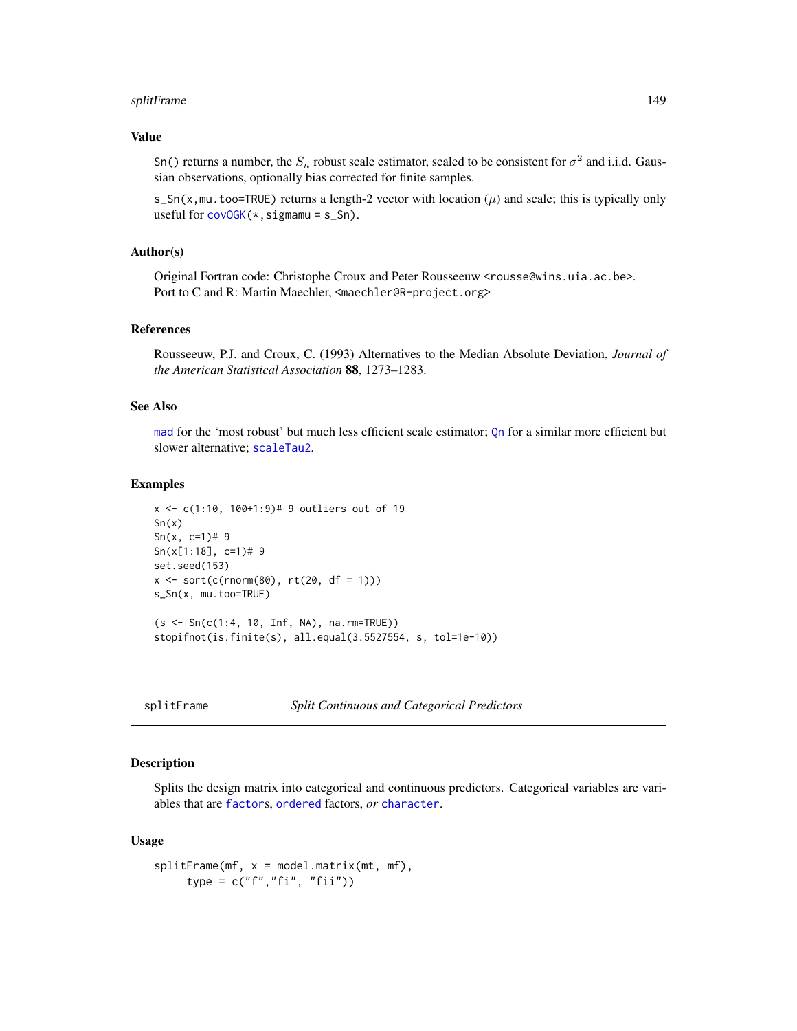### Value

`Sn()` returns a number, the $S_n$ robust scale estimator, scaled to be consistent for $\sigma^2$ and i.i.d. Gaussian observations, optionally bias corrected for finite samples.

`s_Sn(x,mu.too=TRUE)` returns a length-2 vector with location ($\mu$) and scale; this is typically only useful for `covOGK(*,sigmamu = s_Sn)`.

### Author(s)

Original Fortran code: Christophe Croux and Peter Rousseeuw <rousse@wins.uia.ac.be>.
Port to C and R: Martin Maechler, <maechler@R-project.org>

### References

Rousseeuw, P.J. and Croux, C. (1993) Alternatives to the Median Absolute Deviation, *Journal of the American Statistical Association* **88**, 1273–1283.

### See Also

`mad` for the 'most robust' but much less efficient scale estimator; `Qn` for a similar more efficient but slower alternative; `scaleTau2`.

### Examples

```
x <- c(1:10, 100+1:9)# 9 outliers out of 19
Sn(x)
Sn(x, c=1)# 9
Sn(x[1:18], c=1)# 9
set.seed(153)
x <- sort(c(rnorm(80), rt(20, df = 1)))
s_Sn(x, mu.too=TRUE)

(s <- Sn(c(1:4, 10, Inf, NA), na.rm=TRUE))
stopifnot(is.finite(s), all.equal(3.5527554, s, tol=1e-10))
```

---

## splitFrame — *Split Continuous and Categorical Predictors*

### Description

Splits the design matrix into categorical and continuous predictors. Categorical variables are variables that are `factor`s, `ordered` factors, *or* `character`.

### Usage

```
splitFrame(mf, x = model.matrix(mt, mf),
     type = c("f","fi", "fii"))
```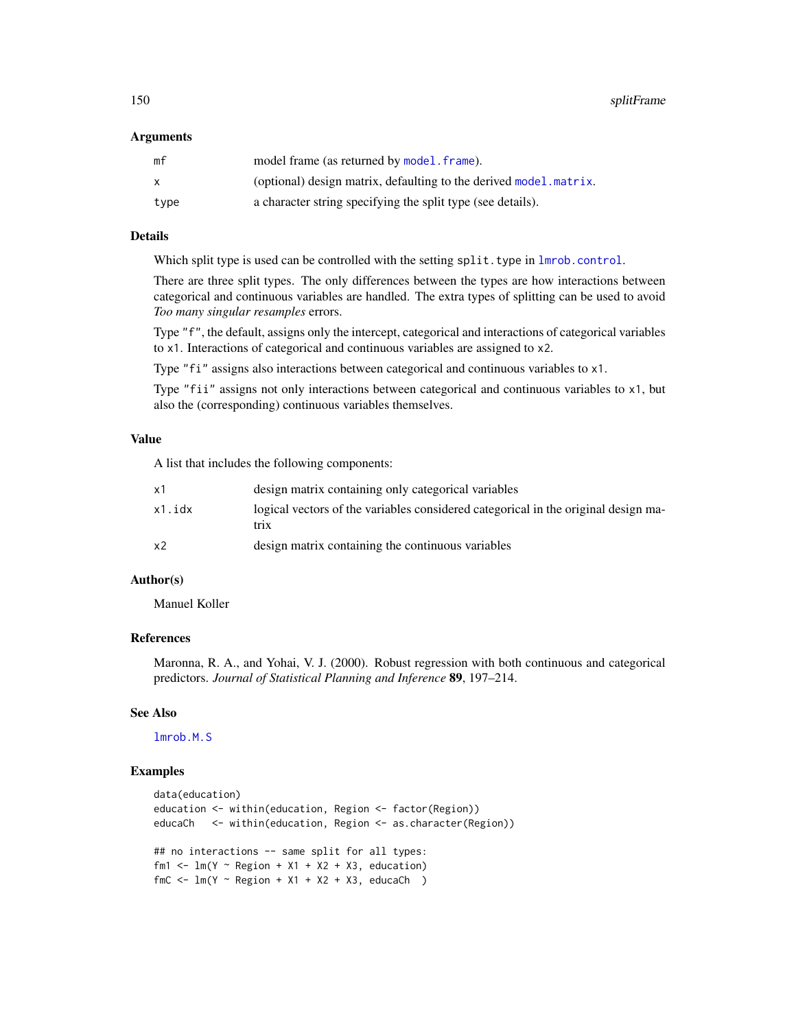### Arguments

| | |
|---|---|
| mf | model frame (as returned by `model.frame`). |
| x | (optional) design matrix, defaulting to the derived `model.matrix`. |
| type | a character string specifying the split type (see details). |

### Details

Which split type is used can be controlled with the setting `split.type` in `lmrob.control`.

There are three split types. The only differences between the types are how interactions between categorical and continuous variables are handled. The extra types of splitting can be used to avoid *Too many singular resamples* errors.

Type `"f"`, the default, assigns only the intercept, categorical and interactions of categorical variables to `x1`. Interactions of categorical and continuous variables are assigned to `x2`.

Type `"fi"` assigns also interactions between categorical and continuous variables to `x1`.

Type `"fii"` assigns not only interactions between categorical and continuous variables to `x1`, but also the (corresponding) continuous variables themselves.

### Value

A list that includes the following components:

| | |
|---|---|
| x1 | design matrix containing only categorical variables |
| x1.idx | logical vectors of the variables considered categorical in the original design matrix |
| x2 | design matrix containing the continuous variables |

### Author(s)

Manuel Koller

### References

Maronna, R. A., and Yohai, V. J. (2000). Robust regression with both continuous and categorical predictors. *Journal of Statistical Planning and Inference* **89**, 197–214.

### See Also

`lmrob.M.S`

### Examples

```
data(education)
education <- within(education, Region <- factor(Region))
educaCh   <- within(education, Region <- as.character(Region))

## no interactions -- same split for all types:
fm1 <- lm(Y ~ Region + X1 + X2 + X3, education)
fmC <- lm(Y ~ Region + X1 + X2 + X3, educaCh  )
```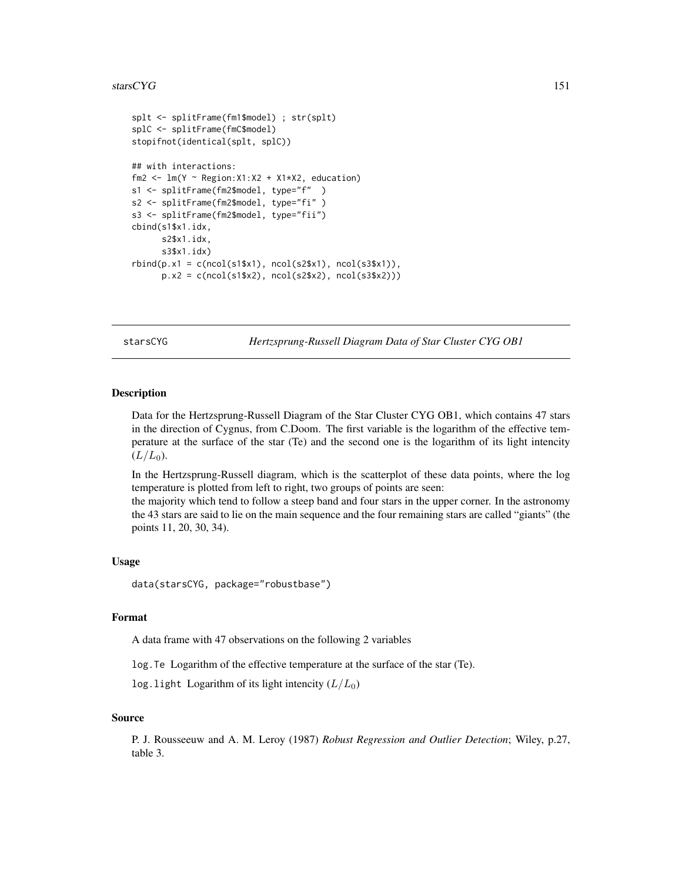```
splt <- splitFrame(fm1$model) ; str(splt)
splC <- splitFrame(fmC$model)
stopifnot(identical(splt, splC))

## with interactions:
fm2 <- lm(Y ~ Region:X1:X2 + X1*X2, education)
s1 <- splitFrame(fm2$model, type="f"  )
s2 <- splitFrame(fm2$model, type="fi" )
s3 <- splitFrame(fm2$model, type="fii")
cbind(s1$x1.idx,
      s2$x1.idx,
      s3$x1.idx)
rbind(p.x1 = c(ncol(s1$x1), ncol(s2$x1), ncol(s3$x1)),
      p.x2 = c(ncol(s1$x2), ncol(s2$x2), ncol(s3$x2)))
```

---

`starsCYG` — *Hertzsprung-Russell Diagram Data of Star Cluster CYG OB1*

---

## Description

Data for the Hertzsprung-Russell Diagram of the Star Cluster CYG OB1, which contains 47 stars in the direction of Cygnus, from C.Doom. The first variable is the logarithm of the effective temperature at the surface of the star (Te) and the second one is the logarithm of its light intencity ($L/L_0$).

In the Hertzsprung-Russell diagram, which is the scatterplot of these data points, where the log temperature is plotted from left to right, two groups of points are seen:
the majority which tend to follow a steep band and four stars in the upper corner. In the astronomy the 43 stars are said to lie on the main sequence and the four remaining stars are called "giants" (the points 11, 20, 30, 34).

## Usage

```
data(starsCYG, package="robustbase")
```

## Format

A data frame with 47 observations on the following 2 variables

`log.Te` Logarithm of the effective temperature at the surface of the star (Te).

`log.light` Logarithm of its light intencity ($L/L_0$)

## Source

P. J. Rousseeuw and A. M. Leroy (1987) *Robust Regression and Outlier Detection*; Wiley, p.27, table 3.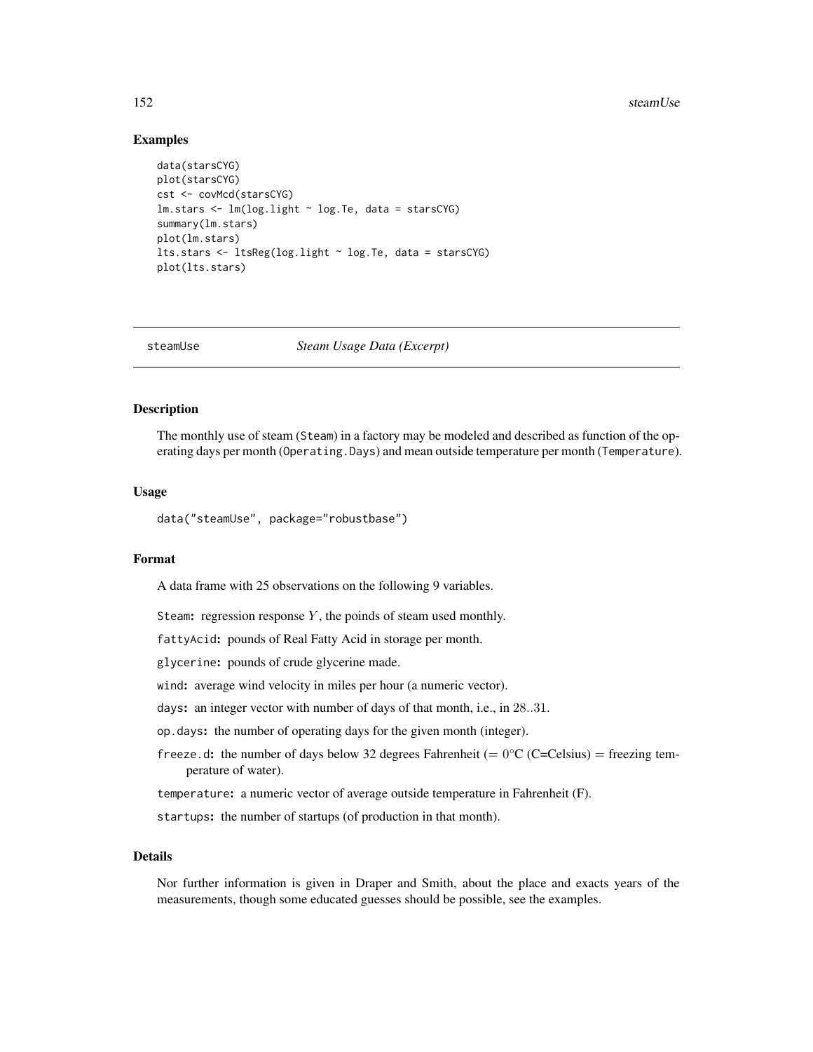### Examples

```
data(starsCYG)
plot(starsCYG)
cst <- covMcd(starsCYG)
lm.stars <- lm(log.light ~ log.Te, data = starsCYG)
summary(lm.stars)
plot(lm.stars)
lts.stars <- ltsReg(log.light ~ log.Te, data = starsCYG)
plot(lts.stars)
```

---

## steamUse *Steam Usage Data (Excerpt)*

---

### Description

The monthly use of steam (Steam) in a factory may be modeled and described as function of the operating days per month (Operating.Days) and mean outside temperature per month (Temperature).

### Usage

```
data("steamUse", package="robustbase")
```

### Format

A data frame with 25 observations on the following 9 variables.

**Steam:** regression response $Y$, the poinds of steam used monthly.

**fattyAcid:** pounds of Real Fatty Acid in storage per month.

**glycerine:** pounds of crude glycerine made.

**wind:** average wind velocity in miles per hour (a numeric vector).

**days:** an integer vector with number of days of that month, i.e., in $28..31$.

**op.days:** the number of operating days for the given month (integer).

**freeze.d:** the number of days below 32 degrees Fahrenheit ($= 0°$C (C=Celsius) $=$ freezing temperature of water).

**temperature:** a numeric vector of average outside temperature in Fahrenheit (F).

**startups:** the number of startups (of production in that month).

### Details

Nor further information is given in Draper and Smith, about the place and exacts years of the measurements, though some educated guesses should be possible, see the examples.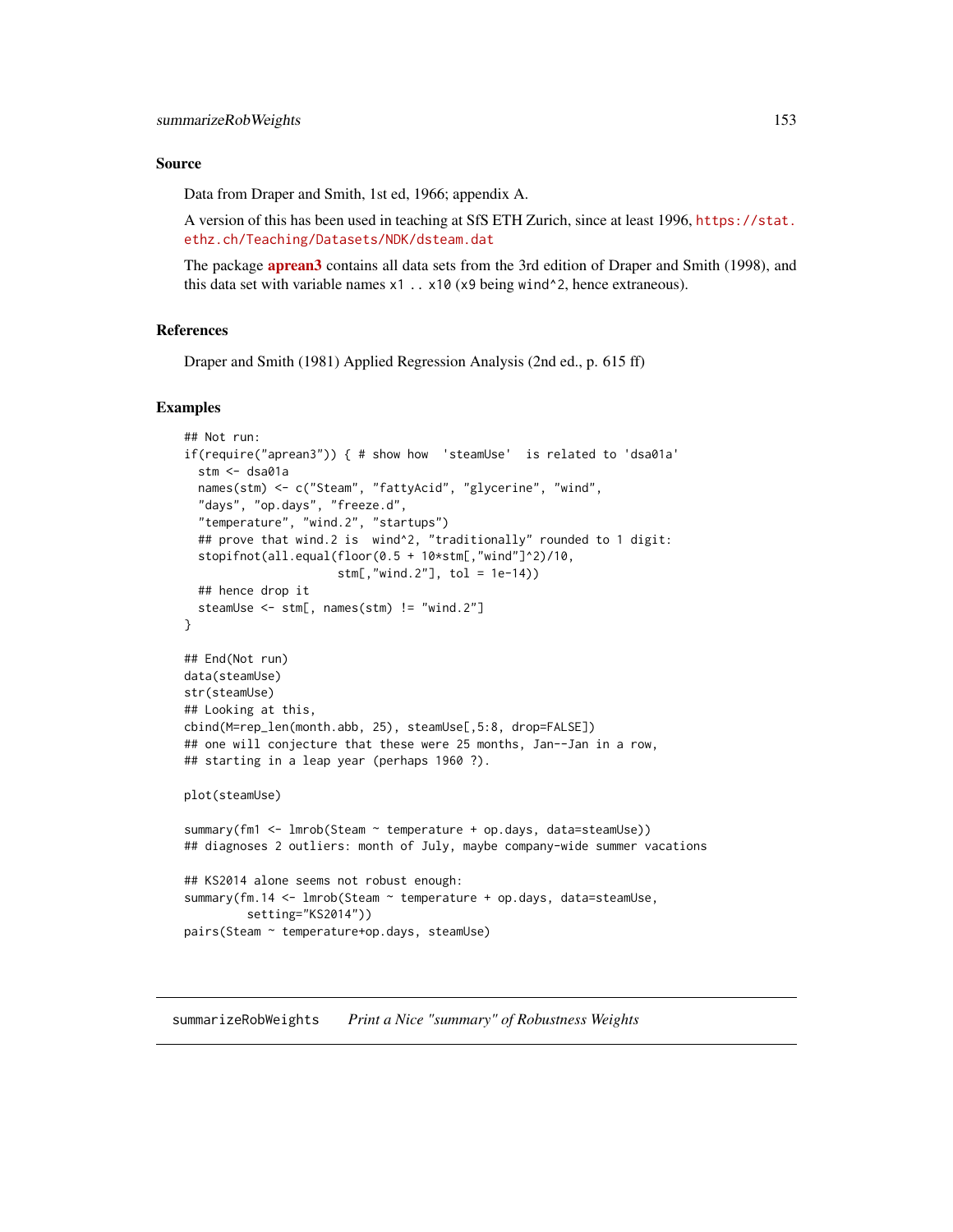### Source

Data from Draper and Smith, 1st ed, 1966; appendix A.

A version of this has been used in teaching at SfS ETH Zurich, since at least 1996, https://stat.ethz.ch/Teaching/Datasets/NDK/dsteam.dat

The package **aprean3** contains all data sets from the 3rd edition of Draper and Smith (1998), and this data set with variable names `x1 .. x10` (`x9` being `wind^2`, hence extraneous).

### References

Draper and Smith (1981) Applied Regression Analysis (2nd ed., p. 615 ff)

### Examples

```
## Not run:
if(require("aprean3")) { # show how  'steamUse'  is related to 'dsa01a'
  stm <- dsa01a
  names(stm) <- c("Steam", "fattyAcid", "glycerine", "wind",
  "days", "op.days", "freeze.d",
  "temperature", "wind.2", "startups")
  ## prove that wind.2 is  wind^2, "traditionally" rounded to 1 digit:
  stopifnot(all.equal(floor(0.5 + 10*stm[,"wind"]^2)/10,
                      stm[,"wind.2"], tol = 1e-14))
  ## hence drop it
  steamUse <- stm[, names(stm) != "wind.2"]
}

## End(Not run)
data(steamUse)
str(steamUse)
## Looking at this,
cbind(M=rep_len(month.abb, 25), steamUse[,5:8, drop=FALSE])
## one will conjecture that these were 25 months, Jan--Jan in a row,
## starting in a leap year (perhaps 1960 ?).

plot(steamUse)

summary(fm1 <- lmrob(Steam ~ temperature + op.days, data=steamUse))
## diagnoses 2 outliers: month of July, maybe company-wide summer vacations

## KS2014 alone seems not robust enough:
summary(fm.14 <- lmrob(Steam ~ temperature + op.days, data=steamUse,
         setting="KS2014"))
pairs(Steam ~ temperature+op.days, steamUse)
```

---

## summarizeRobWeights *Print a Nice "summary" of Robustness Weights*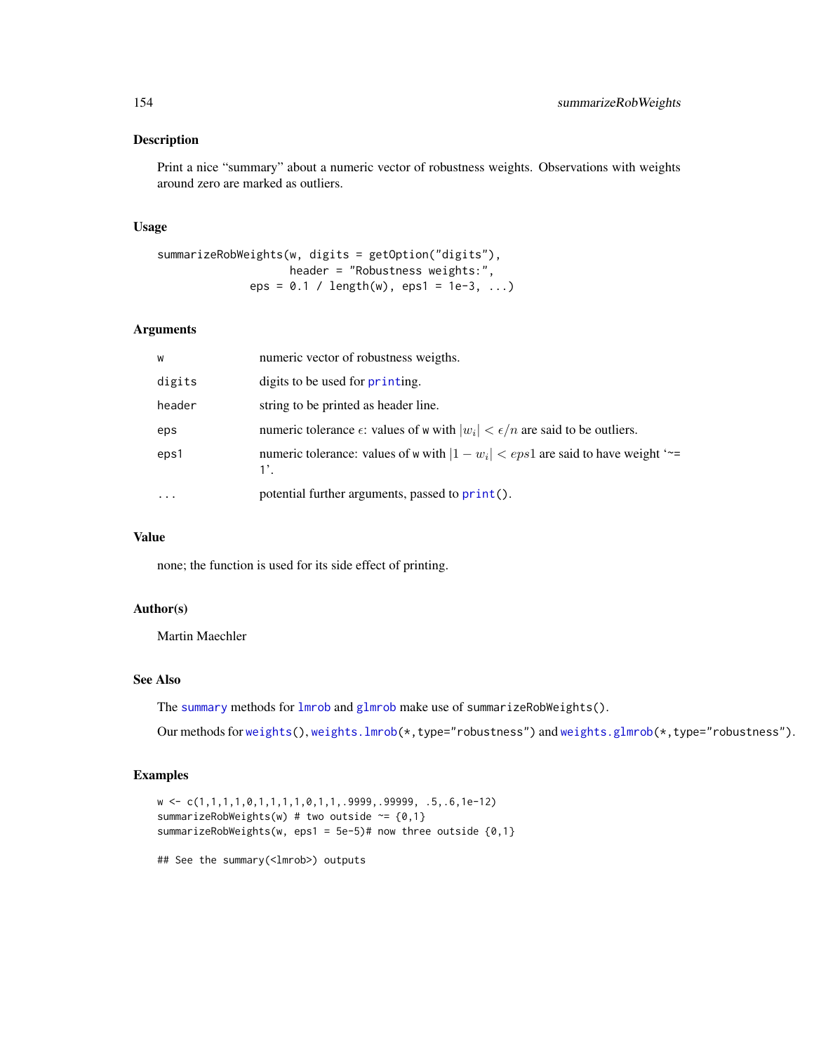## Description

Print a nice "summary" about a numeric vector of robustness weights. Observations with weights around zero are marked as outliers.

## Usage

```
summarizeRobWeights(w, digits = getOption("digits"),
                    header = "Robustness weights:",
            eps = 0.1 / length(w), eps1 = 1e-3, ...)
```

## Arguments

| | |
|---|---|
| w | numeric vector of robustness weigths. |
| digits | digits to be used for printing. |
| header | string to be printed as header line. |
| eps | numeric tolerance $\epsilon$: values of w with $|w_i| < \epsilon/n$ are said to be outliers. |
| eps1 | numeric tolerance: values of w with $|1 - w_i| < eps1$ are said to have weight '~= 1'. |
| ... | potential further arguments, passed to print(). |

## Value

none; the function is used for its side effect of printing.

## Author(s)

Martin Maechler

## See Also

The summary methods for lmrob and glmrob make use of summarizeRobWeights().

Our methods for weights(), weights.lmrob(*,type="robustness") and weights.glmrob(*,type="robustness").

## Examples

```
w <- c(1,1,1,1,0,1,1,1,1,0,1,1,.9999,.99999, .5,.6,1e-12)
summarizeRobWeights(w) # two outside ~= {0,1}
summarizeRobWeights(w, eps1 = 5e-5)# now three outside {0,1}

## See the summary(<lmrob>) outputs
```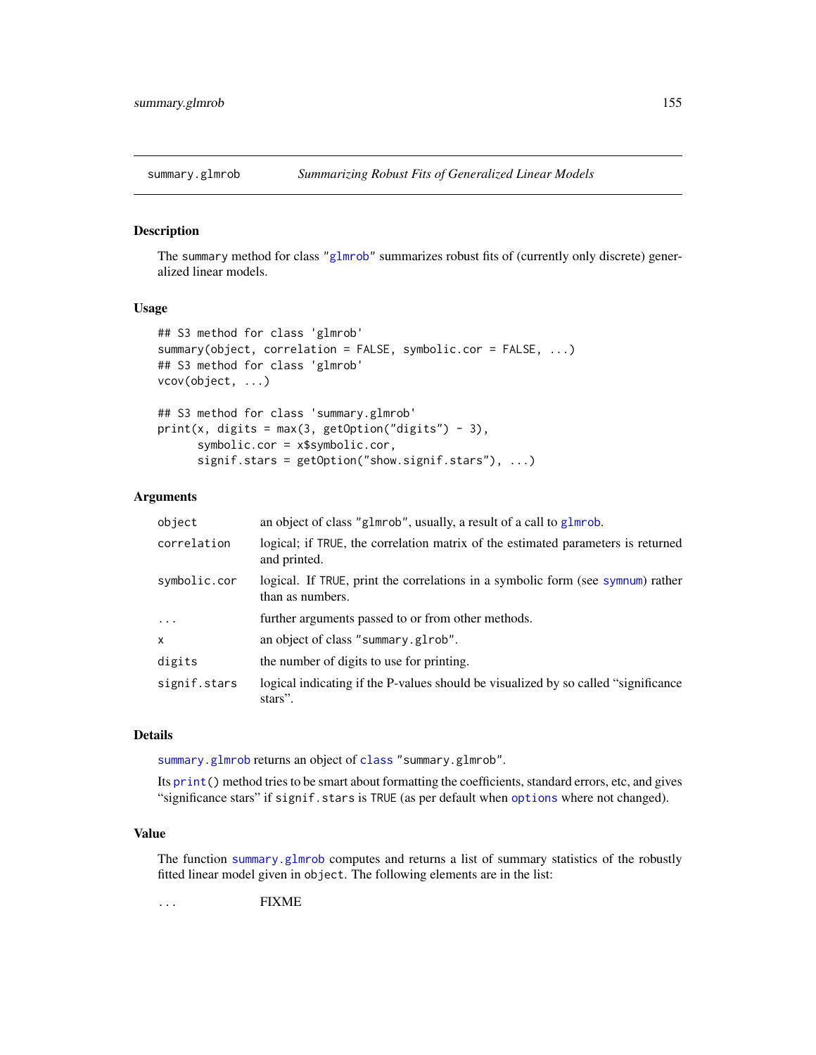## summary.glmrob &nbsp;&nbsp;&nbsp; *Summarizing Robust Fits of Generalized Linear Models*

### Description

The `summary` method for class "`glmrob`" summarizes robust fits of (currently only discrete) generalized linear models.

### Usage

```
## S3 method for class 'glmrob'
summary(object, correlation = FALSE, symbolic.cor = FALSE, ...)
## S3 method for class 'glmrob'
vcov(object, ...)

## S3 method for class 'summary.glmrob'
print(x, digits = max(3, getOption("digits") - 3),
      symbolic.cor = x$symbolic.cor,
      signif.stars = getOption("show.signif.stars"), ...)
```

### Arguments

| | |
|---|---|
| `object` | an object of class "glmrob", usually, a result of a call to `glmrob`. |
| `correlation` | logical; if `TRUE`, the correlation matrix of the estimated parameters is returned and printed. |
| `symbolic.cor` | logical. If `TRUE`, print the correlations in a symbolic form (see `symnum`) rather than as numbers. |
| `...` | further arguments passed to or from other methods. |
| `x` | an object of class "`summary.glrob`". |
| `digits` | the number of digits to use for printing. |
| `signif.stars` | logical indicating if the P-values should be visualized by so called "significance stars". |

### Details

`summary.glmrob` returns an object of `class` "`summary.glmrob`".

Its `print()` method tries to be smart about formatting the coefficients, standard errors, etc, and gives "significance stars" if `signif.stars` is `TRUE` (as per default when `options` where not changed).

### Value

The function `summary.glmrob` computes and returns a list of summary statistics of the robustly fitted linear model given in `object`. The following elements are in the list:

| | |
|---|---|
| `...` | FIXME |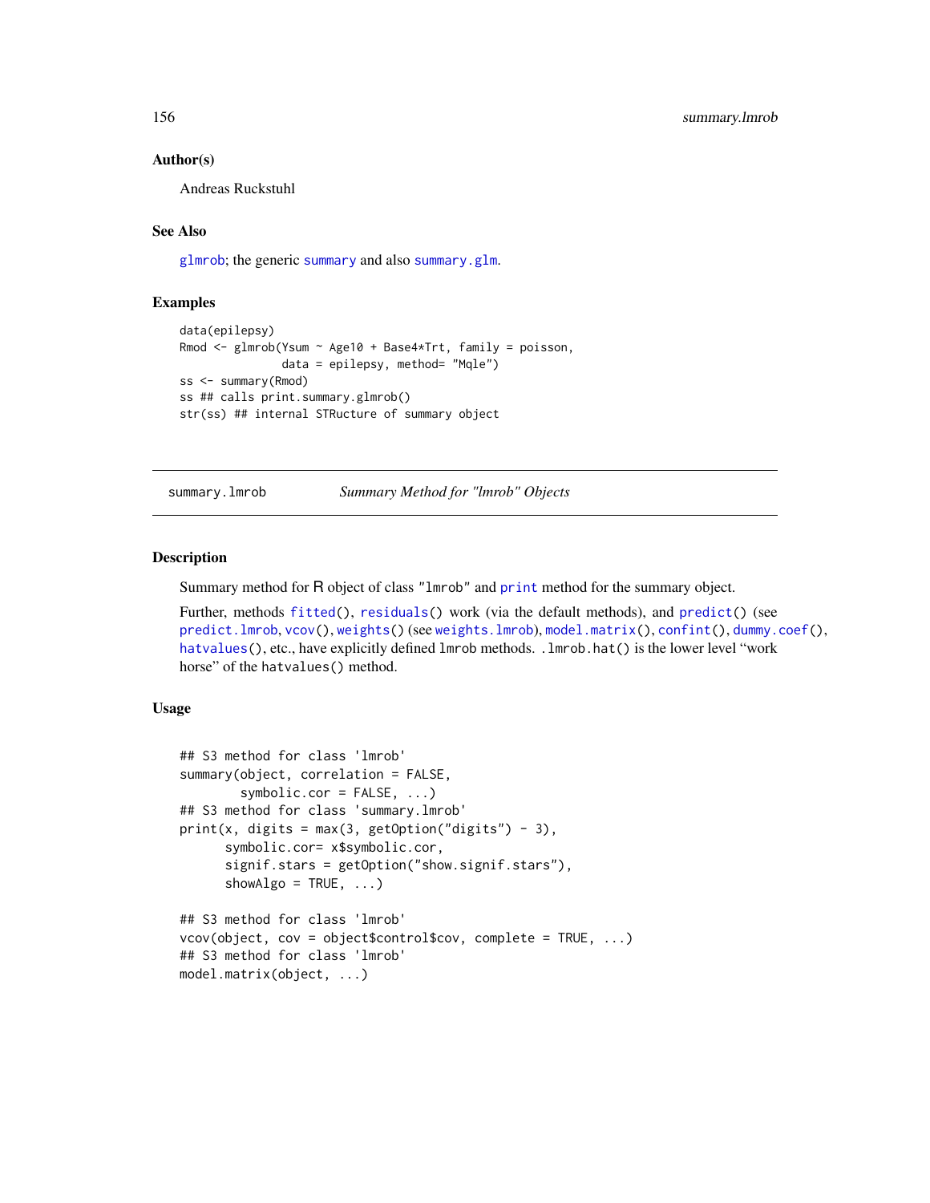### Author(s)

Andreas Ruckstuhl

### See Also

glmrob; the generic summary and also summary.glm.

### Examples

```
data(epilepsy)
Rmod <- glmrob(Ysum ~ Age10 + Base4*Trt, family = poisson,
               data = epilepsy, method= "Mqle")
ss <- summary(Rmod)
ss ## calls print.summary.glmrob()
str(ss) ## internal STRucture of summary object
```

---

summary.lmrob    *Summary Method for "lmrob" Objects*

---

### Description

Summary method for R object of class "lmrob" and print method for the summary object.

Further, methods fitted(), residuals() work (via the default methods), and predict() (see predict.lmrob, vcov(), weights() (see weights.lmrob), model.matrix(), confint(), dummy.coef(), hatvalues(), etc., have explicitly defined lmrob methods. .lmrob.hat() is the lower level "work horse" of the hatvalues() method.

### Usage

```
## S3 method for class 'lmrob'
summary(object, correlation = FALSE,
        symbolic.cor = FALSE, ...)
## S3 method for class 'summary.lmrob'
print(x, digits = max(3, getOption("digits") - 3),
      symbolic.cor= x$symbolic.cor,
      signif.stars = getOption("show.signif.stars"),
      showAlgo = TRUE, ...)

## S3 method for class 'lmrob'
vcov(object, cov = object$control$cov, complete = TRUE, ...)
## S3 method for class 'lmrob'
model.matrix(object, ...)
```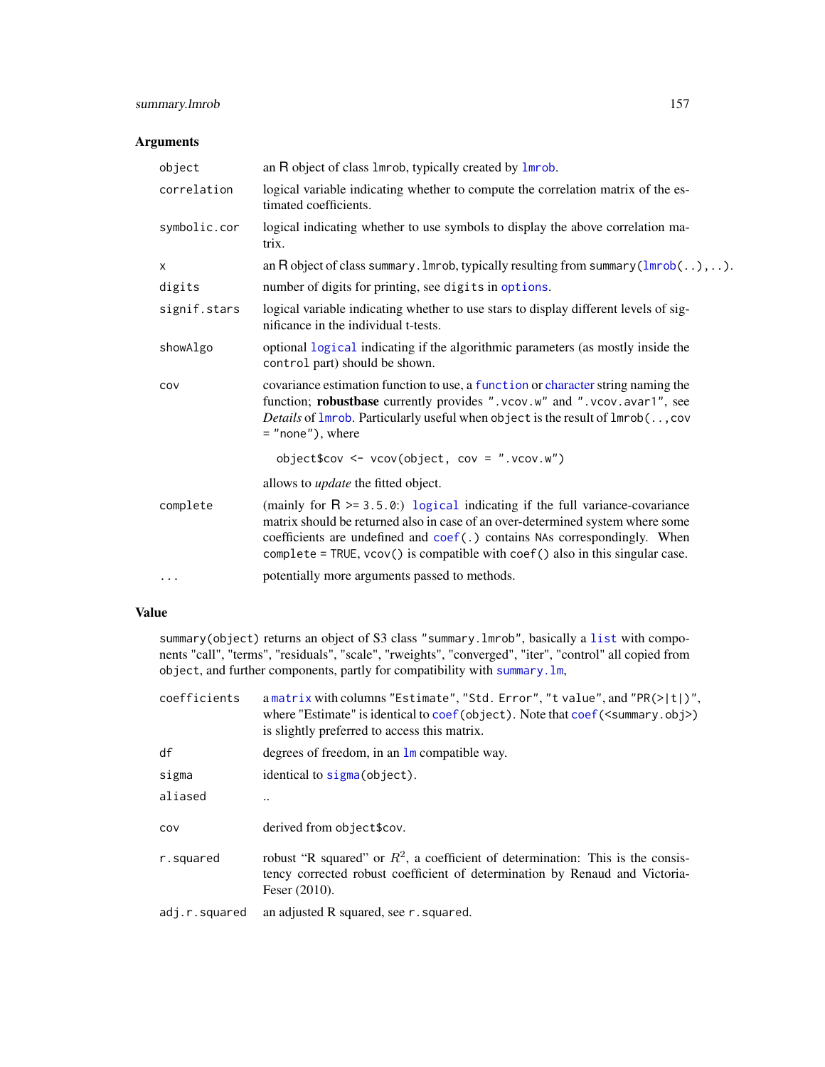## Arguments

| | |
|---|---|
| `object` | an R object of class `lmrob`, typically created by `lmrob`. |
| `correlation` | logical variable indicating whether to compute the correlation matrix of the estimated coefficients. |
| `symbolic.cor` | logical indicating whether to use symbols to display the above correlation matrix. |
| `x` | an R object of class `summary.lmrob`, typically resulting from `summary(lmrob(..),..)`. |
| `digits` | number of digits for printing, see `digits` in `options`. |
| `signif.stars` | logical variable indicating whether to use stars to display different levels of significance in the individual t-tests. |
| `showAlgo` | optional `logical` indicating if the algorithmic parameters (as mostly inside the `control` part) should be shown. |
| `cov` | covariance estimation function to use, a `function` or `character` string naming the function; **robustbase** currently provides `".vcov.w"` and `".vcov.avar1"`, see *Details* of `lmrob`. Particularly useful when `object` is the result of `lmrob(.., cov = "none")`, where `object$cov <- vcov(object, cov = ".vcov.w")` allows to *update* the fitted object. |
| `complete` | (mainly for R >= 3.5.0:) `logical` indicating if the full variance-covariance matrix should be returned also in case of an over-determined system where some coefficients are undefined and `coef(.)` contains NAs correspondingly. When `complete = TRUE`, `vcov()` is compatible with `coef()` also in this singular case. |
| `...` | potentially more arguments passed to methods. |

## Value

`summary(object)` returns an object of S3 class `"summary.lmrob"`, basically a `list` with components "call", "terms", "residuals", "scale", "rweights", "converged", "iter", "control" all copied from `object`, and further components, partly for compatibility with `summary.lm`,

| | |
|---|---|
| `coefficients` | a `matrix` with columns `"Estimate"`, `"Std. Error"`, `"t value"`, and `"PR(>|t|)"`, where "Estimate" is identical to `coef(object)`. Note that `coef(<summary.obj>)` is slightly preferred to access this matrix. |
| `df` | degrees of freedom, in an `lm` compatible way. |
| `sigma` | identical to `sigma(object)`. |
| `aliased` | .. |
| `cov` | derived from `object$cov`. |
| `r.squared` | robust "R squared" or $R^2$, a coefficient of determination: This is the consistency corrected robust coefficient of determination by Renaud and Victoria-Feser (2010). |
| `adj.r.squared` | an adjusted R squared, see `r.squared`. |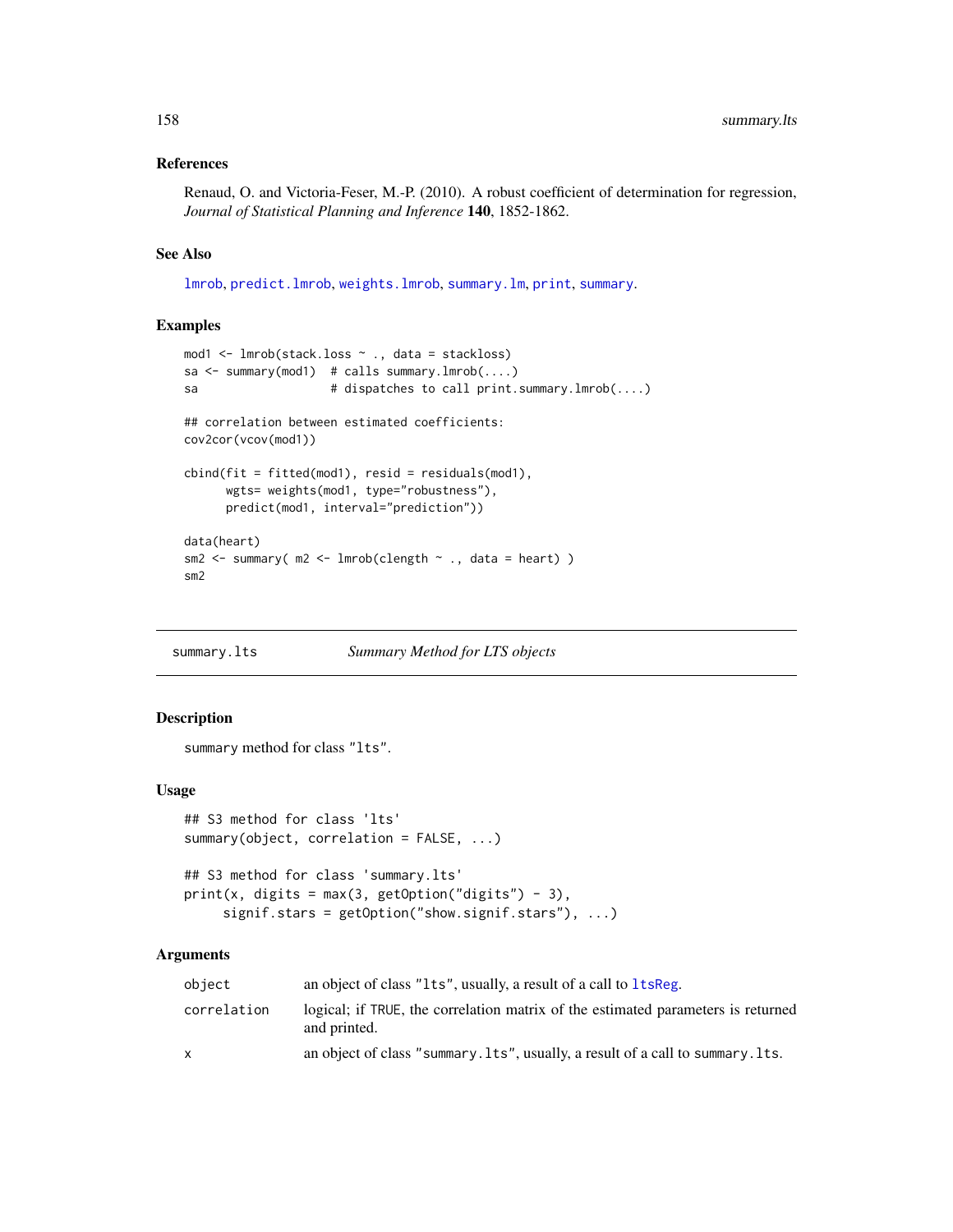### References

Renaud, O. and Victoria-Feser, M.-P. (2010). A robust coefficient of determination for regression, *Journal of Statistical Planning and Inference* **140**, 1852-1862.

### See Also

`lmrob`, `predict.lmrob`, `weights.lmrob`, `summary.lm`, `print`, `summary`.

### Examples

```
mod1 <- lmrob(stack.loss ~ ., data = stackloss)
sa <- summary(mod1)  # calls summary.lmrob(....)
sa                   # dispatches to call print.summary.lmrob(....)

## correlation between estimated coefficients:
cov2cor(vcov(mod1))

cbind(fit = fitted(mod1), resid = residuals(mod1),
      wgts= weights(mod1, type="robustness"),
      predict(mod1, interval="prediction"))

data(heart)
sm2 <- summary( m2 <- lmrob(clength ~ ., data = heart) )
sm2
```

---

## summary.lts — *Summary Method for LTS objects*

---

### Description

summary method for class "lts".

### Usage

```
## S3 method for class 'lts'
summary(object, correlation = FALSE, ...)

## S3 method for class 'summary.lts'
print(x, digits = max(3, getOption("digits") - 3),
     signif.stars = getOption("show.signif.stars"), ...)
```

### Arguments

| | |
|---|---|
| `object` | an object of class "lts", usually, a result of a call to `ltsReg`. |
| `correlation` | logical; if TRUE, the correlation matrix of the estimated parameters is returned and printed. |
| `x` | an object of class "summary.lts", usually, a result of a call to summary.lts. |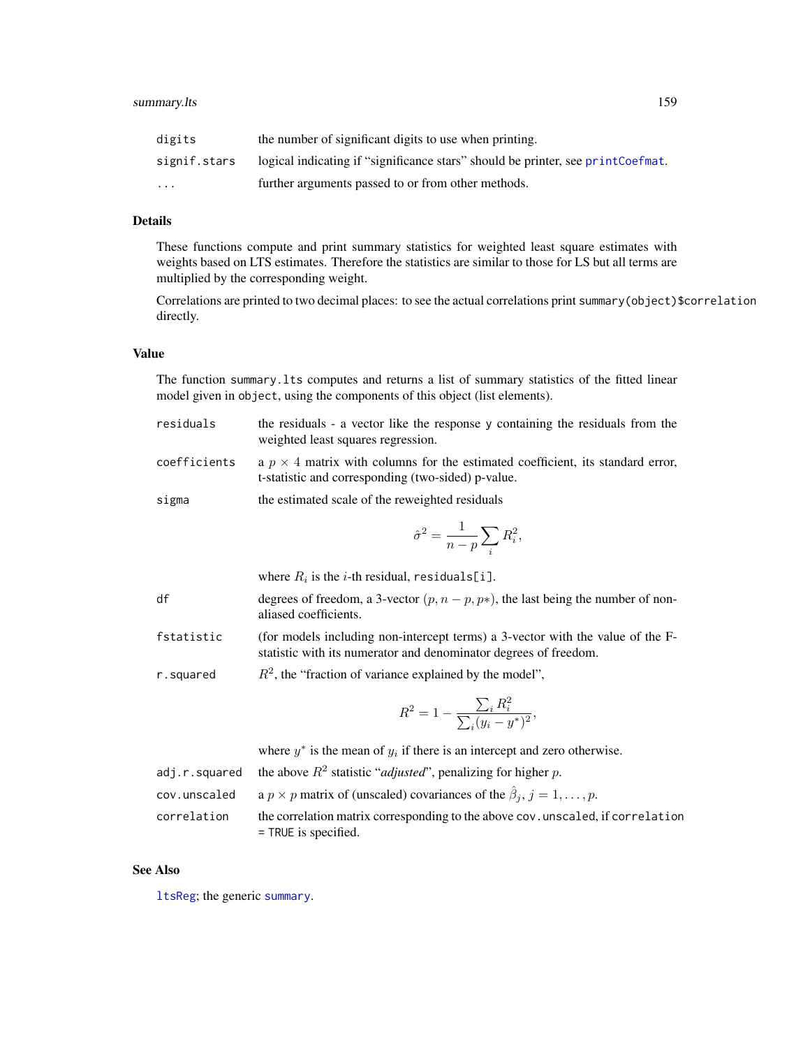| | |
|---|---|
| `digits` | the number of significant digits to use when printing. |
| `signif.stars` | logical indicating if "significance stars" should be printer, see `printCoefmat`. |
| `...` | further arguments passed to or from other methods. |

## Details

These functions compute and print summary statistics for weighted least square estimates with weights based on LTS estimates. Therefore the statistics are similar to those for LS but all terms are multiplied by the corresponding weight.

Correlations are printed to two decimal places: to see the actual correlations print `summary(object)$correlation` directly.

## Value

The function `summary.lts` computes and returns a list of summary statistics of the fitted linear model given in `object`, using the components of this object (list elements).

`residuals` the residuals - a vector like the response `y` containing the residuals from the weighted least squares regression.

`coefficients` a $p \times 4$ matrix with columns for the estimated coefficient, its standard error, t-statistic and corresponding (two-sided) p-value.

`sigma` the estimated scale of the reweighted residuals

$$\hat{\sigma}^2 = \frac{1}{n-p} \sum_i R_i^2,$$

where $R_i$ is the $i$-th residual, `residuals[i]`.

`df` degrees of freedom, a 3-vector $(p, n-p, p*)$, the last being the number of non-aliased coefficients.

`fstatistic` (for models including non-intercept terms) a 3-vector with the value of the F-statistic with its numerator and denominator degrees of freedom.

`r.squared` $R^2$, the "fraction of variance explained by the model",

$$R^2 = 1 - \frac{\sum_i R_i^2}{\sum_i (y_i - y^*)^2},$$

where $y^*$ is the mean of $y_i$ if there is an intercept and zero otherwise.

`adj.r.squared` the above $R^2$ statistic "*adjusted*", penalizing for higher $p$.

`cov.unscaled` a $p \times p$ matrix of (unscaled) covariances of the $\hat{\beta}_j$, $j = 1, \ldots, p$.

`correlation` the correlation matrix corresponding to the above `cov.unscaled`, if `correlation = TRUE` is specified.

## See Also

`ltsReg`; the generic `summary`.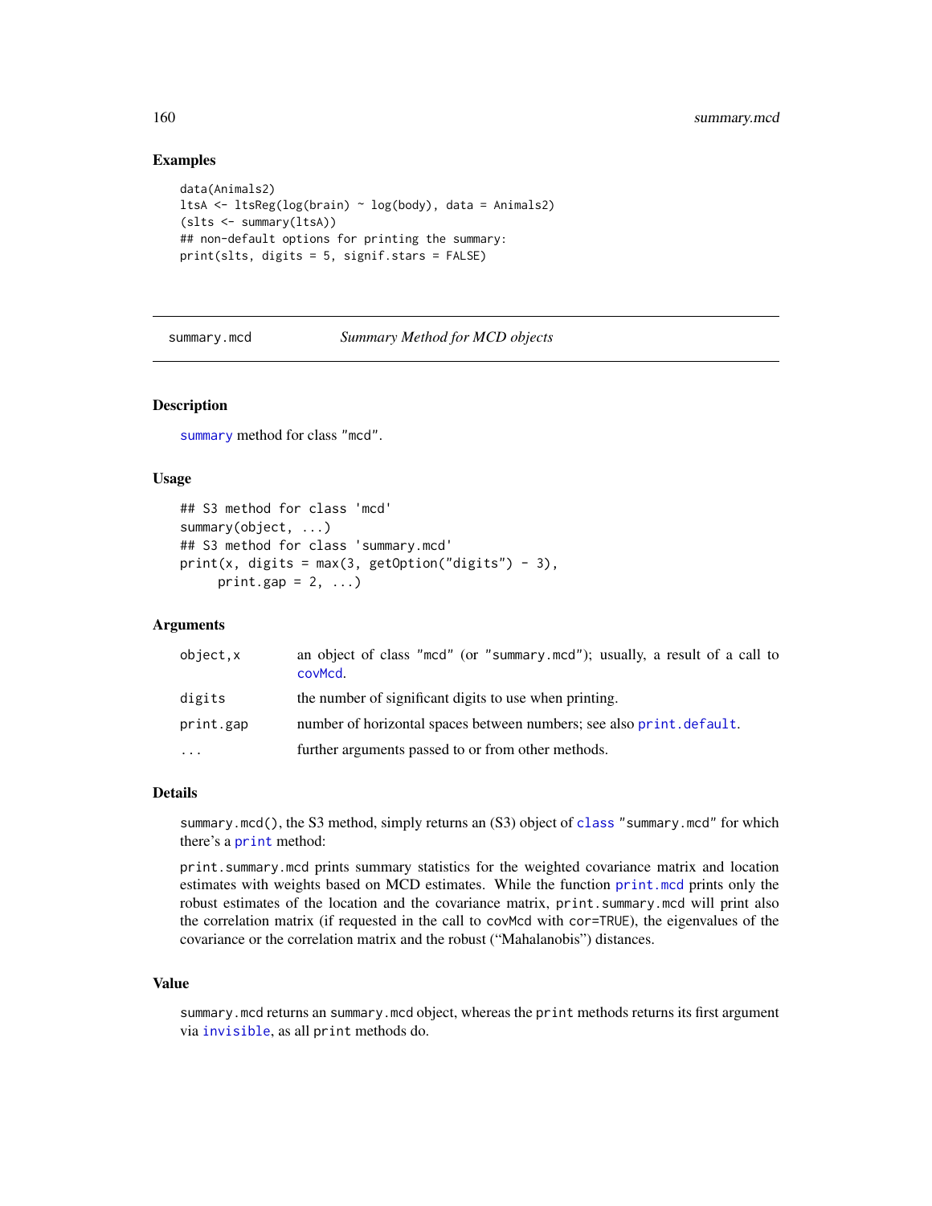## Examples

```
data(Animals2)
ltsA <- ltsReg(log(brain) ~ log(body), data = Animals2)
(slts <- summary(ltsA))
## non-default options for printing the summary:
print(slts, digits = 5, signif.stars = FALSE)
```

---

# summary.mcd — *Summary Method for MCD objects*

---

## Description

`summary` method for class "mcd".

## Usage

```
## S3 method for class 'mcd'
summary(object, ...)
## S3 method for class 'summary.mcd'
print(x, digits = max(3, getOption("digits") - 3),
     print.gap = 2, ...)
```

## Arguments

| | |
|---|---|
| `object,x` | an object of class "mcd" (or "summary.mcd"); usually, a result of a call to `covMcd`. |
| `digits` | the number of significant digits to use when printing. |
| `print.gap` | number of horizontal spaces between numbers; see also `print.default`. |
| `...` | further arguments passed to or from other methods. |

## Details

`summary.mcd()`, the S3 method, simply returns an (S3) object of `class` "summary.mcd" for which there's a `print` method:

`print.summary.mcd` prints summary statistics for the weighted covariance matrix and location estimates with weights based on MCD estimates. While the function `print.mcd` prints only the robust estimates of the location and the covariance matrix, `print.summary.mcd` will print also the correlation matrix (if requested in the call to `covMcd` with `cor=TRUE`), the eigenvalues of the covariance or the correlation matrix and the robust ("Mahalanobis") distances.

## Value

`summary.mcd` returns an `summary.mcd` object, whereas the `print` methods returns its first argument via `invisible`, as all `print` methods do.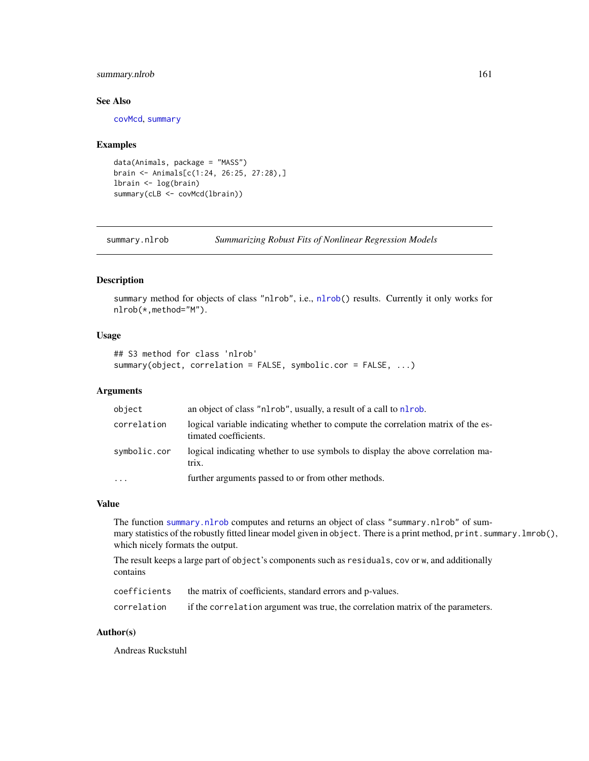### See Also

covMcd, summary

### Examples

```
data(Animals, package = "MASS")
brain <- Animals[c(1:24, 26:25, 27:28),]
lbrain <- log(brain)
summary(cLB <- covMcd(lbrain))
```

---

## summary.nlrob — *Summarizing Robust Fits of Nonlinear Regression Models*

---

### Description

summary method for objects of class "nlrob", i.e., nlrob() results. Currently it only works for nlrob(*,method="M").

### Usage

```
## S3 method for class 'nlrob'
summary(object, correlation = FALSE, symbolic.cor = FALSE, ...)
```

### Arguments

| | |
|---|---|
| object | an object of class "nlrob", usually, a result of a call to nlrob. |
| correlation | logical variable indicating whether to compute the correlation matrix of the estimated coefficients. |
| symbolic.cor | logical indicating whether to use symbols to display the above correlation matrix. |
| ... | further arguments passed to or from other methods. |

### Value

The function summary.nlrob computes and returns an object of class "summary.nlrob" of summary statistics of the robustly fitted linear model given in object. There is a print method, print.summary.lmrob(), which nicely formats the output.

The result keeps a large part of object's components such as residuals, cov or w, and additionally contains

| | |
|---|---|
| coefficients | the matrix of coefficients, standard errors and p-values. |
| correlation | if the correlation argument was true, the correlation matrix of the parameters. |

### Author(s)

Andreas Ruckstuhl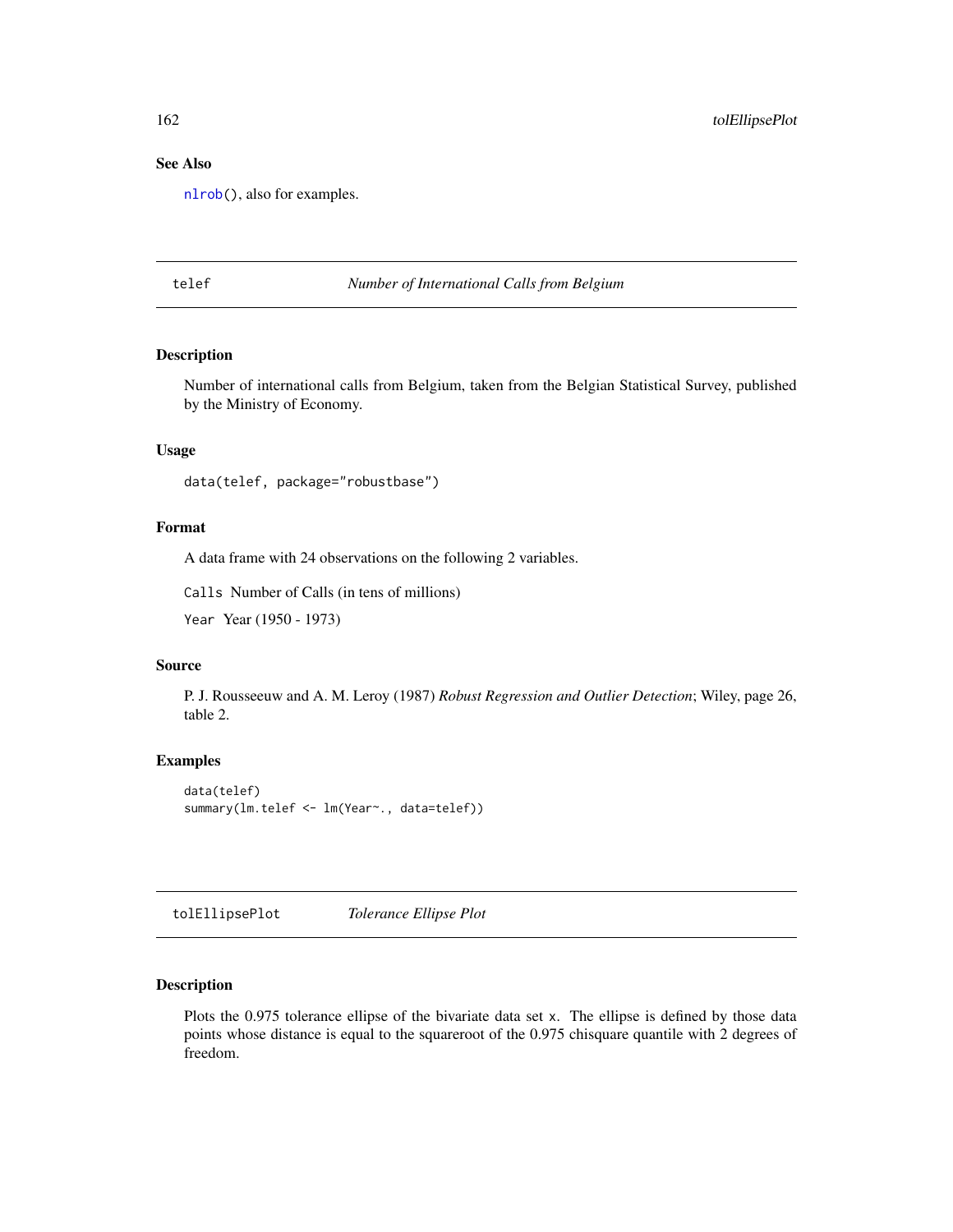## See Also

nlrob(), also for examples.

---

## telef — *Number of International Calls from Belgium*

### Description

Number of international calls from Belgium, taken from the Belgian Statistical Survey, published by the Ministry of Economy.

### Usage

```
data(telef, package="robustbase")
```

### Format

A data frame with 24 observations on the following 2 variables.

`Calls` Number of Calls (in tens of millions)

`Year` Year (1950 - 1973)

### Source

P. J. Rousseeuw and A. M. Leroy (1987) *Robust Regression and Outlier Detection*; Wiley, page 26, table 2.

### Examples

```
data(telef)
summary(lm.telef <- lm(Year~., data=telef))
```

---

## tolEllipsePlot — *Tolerance Ellipse Plot*

### Description

Plots the 0.975 tolerance ellipse of the bivariate data set `x`. The ellipse is defined by those data points whose distance is equal to the squareroot of the 0.975 chisquare quantile with 2 degrees of freedom.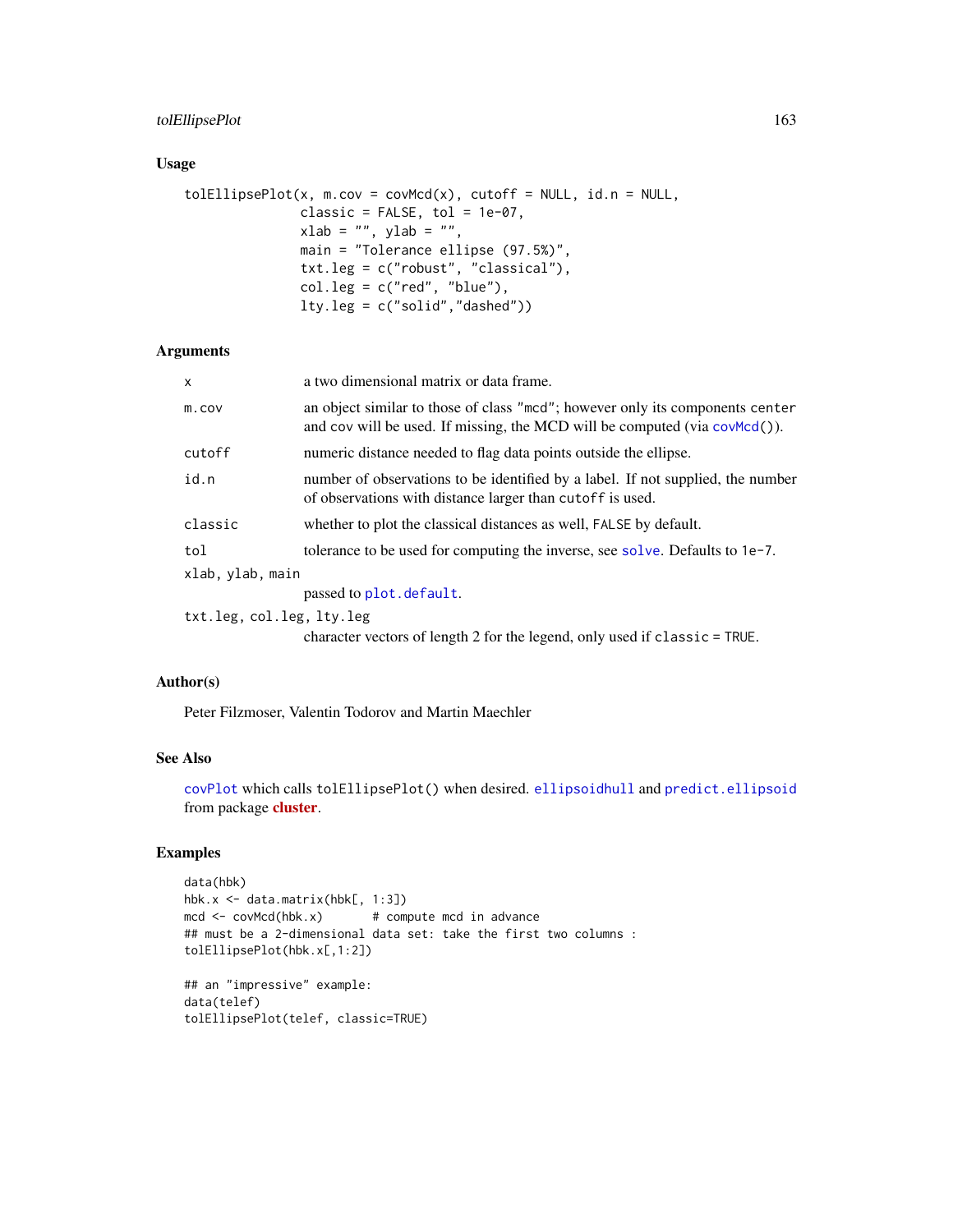## Usage

```
tolEllipsePlot(x, m.cov = covMcd(x), cutoff = NULL, id.n = NULL,
               classic = FALSE, tol = 1e-07,
               xlab = "", ylab = "",
               main = "Tolerance ellipse (97.5%)",
               txt.leg = c("robust", "classical"),
               col.leg = c("red", "blue"),
               lty.leg = c("solid","dashed"))
```

## Arguments

| | |
|---|---|
| `x` | a two dimensional matrix or data frame. |
| `m.cov` | an object similar to those of class "mcd"; however only its components `center` and `cov` will be used. If missing, the MCD will be computed (via `covMcd()`). |
| `cutoff` | numeric distance needed to flag data points outside the ellipse. |
| `id.n` | number of observations to be identified by a label. If not supplied, the number of observations with distance larger than `cutoff` is used. |
| `classic` | whether to plot the classical distances as well, `FALSE` by default. |
| `tol` | tolerance to be used for computing the inverse, see `solve`. Defaults to `1e-7`. |
| `xlab, ylab, main` | passed to `plot.default`. |
| `txt.leg, col.leg, lty.leg` | character vectors of length 2 for the legend, only used if `classic = TRUE`. |

## Author(s)

Peter Filzmoser, Valentin Todorov and Martin Maechler

## See Also

`covPlot` which calls `tolEllipsePlot()` when desired. `ellipsoidhull` and `predict.ellipsoid` from package **cluster**.

## Examples

```
data(hbk)
hbk.x <- data.matrix(hbk[, 1:3])
mcd <- covMcd(hbk.x)       # compute mcd in advance
## must be a 2-dimensional data set: take the first two columns :
tolEllipsePlot(hbk.x[,1:2])

## an "impressive" example:
data(telef)
tolEllipsePlot(telef, classic=TRUE)
```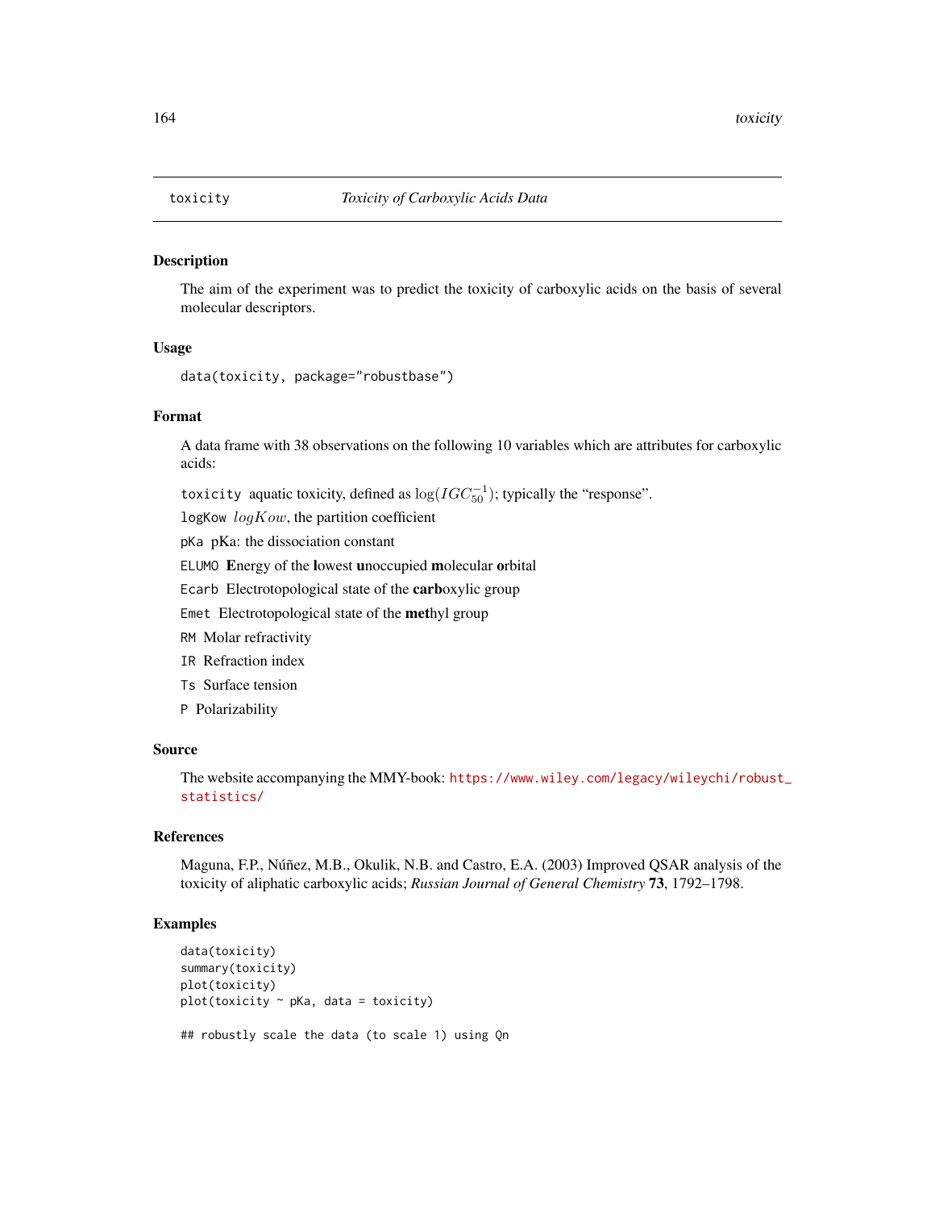## toxicity — *Toxicity of Carboxylic Acids Data*

### Description

The aim of the experiment was to predict the toxicity of carboxylic acids on the basis of several molecular descriptors.

### Usage

```
data(toxicity, package="robustbase")
```

### Format

A data frame with 38 observations on the following 10 variables which are attributes for carboxylic acids:

`toxicity` aquatic toxicity, defined as $\log(IGC_{50}^{-1})$; typically the "response".

`logKow` $logKow$, the partition coefficient

`pKa` pKa: the dissociation constant

`ELUMO` **E**nergy of the **l**owest **u**noccupied **m**olecular **o**rbital

`Ecarb` Electrotopological state of the **carb**oxylic group

`Emet` Electrotopological state of the **met**hyl group

`RM` Molar refractivity

`IR` Refraction index

`Ts` Surface tension

`P` Polarizability

### Source

The website accompanying the MMY-book: https://www.wiley.com/legacy/wileychi/robust_statistics/

### References

Maguna, F.P., Núñez, M.B., Okulik, N.B. and Castro, E.A. (2003) Improved QSAR analysis of the toxicity of aliphatic carboxylic acids; *Russian Journal of General Chemistry* **73**, 1792–1798.

### Examples

```
data(toxicity)
summary(toxicity)
plot(toxicity)
plot(toxicity ~ pKa, data = toxicity)

## robustly scale the data (to scale 1) using Qn
```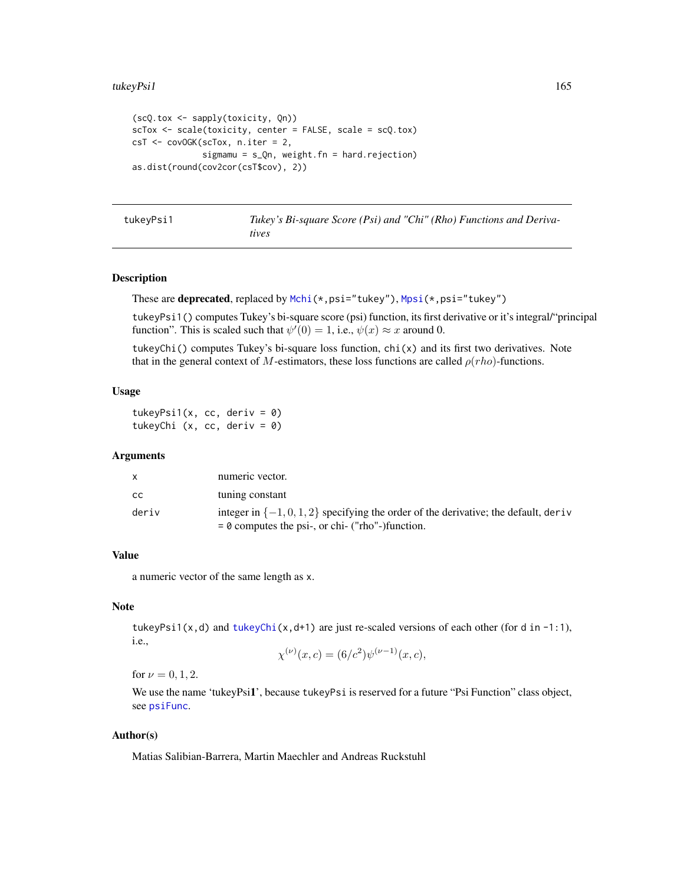```
(scQ.tox <- sapply(toxicity, Qn))
scTox <- scale(toxicity, center = FALSE, scale = scQ.tox)
csT <- covOGK(scTox, n.iter = 2,
              sigmamu = s_Qn, weight.fn = hard.rejection)
as.dist(round(cov2cor(csT$cov), 2))
```

---

## tukeyPsi1 — *Tukey's Bi-square Score (Psi) and "Chi" (Rho) Functions and Derivatives*

### Description

These are **deprecated**, replaced by `Mchi(*,psi="tukey")`, `Mpsi(*,psi="tukey")`

`tukeyPsi1()` computes Tukey's bi-square score (psi) function, its first derivative or it's integral/"principal function". This is scaled such that $\psi'(0) = 1$, i.e., $\psi(x) \approx x$ around 0.

`tukeyChi()` computes Tukey's bi-square loss function, `chi(x)` and its first two derivatives. Note that in the general context of $M$-estimators, these loss functions are called $\rho (rho)$-functions.

### Usage

```
tukeyPsi1(x, cc, deriv = 0)
tukeyChi (x, cc, deriv = 0)
```

### Arguments

| | |
|---|---|
| `x` | numeric vector. |
| `cc` | tuning constant |
| `deriv` | integer in $\{-1, 0, 1, 2\}$ specifying the order of the derivative; the default, `deriv = 0` computes the psi-, or chi- ("rho"-)function. |

### Value

a numeric vector of the same length as `x`.

### Note

`tukeyPsi1(x,d)` and `tukeyChi(x,d+1)` are just re-scaled versions of each other (for `d in -1:1`), i.e.,

$$\chi^{(\nu)}(x, c) = (6/c^2)\psi^{(\nu-1)}(x, c),$$

for $\nu = 0, 1, 2$.

We use the name 'tukeyPsi**1**', because `tukeyPsi` is reserved for a future "Psi Function" class object, see `psiFunc`.

### Author(s)

Matias Salibian-Barrera, Martin Maechler and Andreas Ruckstuhl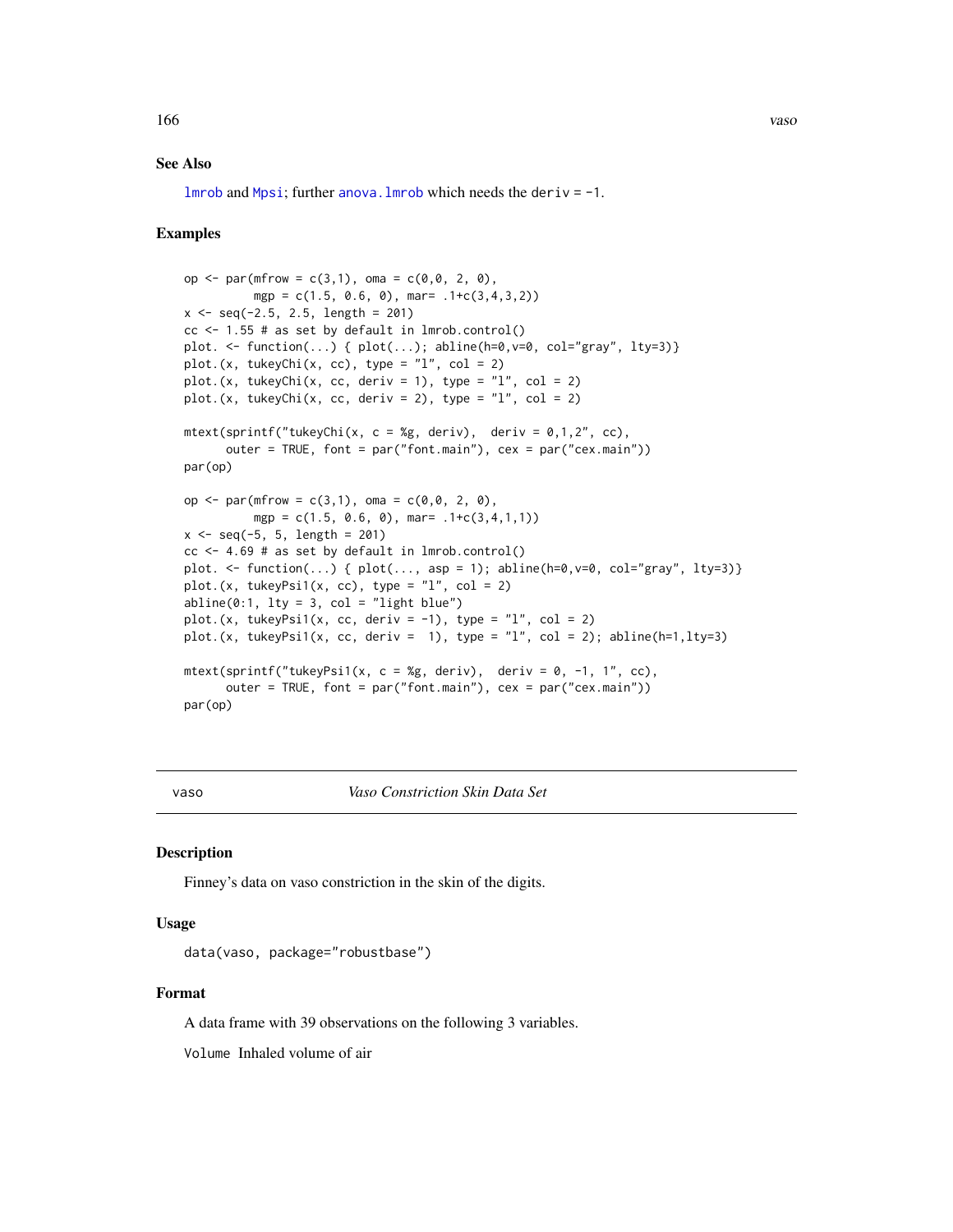### See Also

lmrob and Mpsi; further anova.lmrob which needs the deriv = -1.

### Examples

```
op <- par(mfrow = c(3,1), oma = c(0,0, 2, 0),
          mgp = c(1.5, 0.6, 0), mar= .1+c(3,4,3,2))
x <- seq(-2.5, 2.5, length = 201)
cc <- 1.55 # as set by default in lmrob.control()
plot. <- function(...) { plot(...); abline(h=0,v=0, col="gray", lty=3)}
plot.(x, tukeyChi(x, cc), type = "l", col = 2)
plot.(x, tukeyChi(x, cc, deriv = 1), type = "l", col = 2)
plot.(x, tukeyChi(x, cc, deriv = 2), type = "l", col = 2)

mtext(sprintf("tukeyChi(x, c = %g, deriv),  deriv = 0,1,2", cc),
      outer = TRUE, font = par("font.main"), cex = par("cex.main"))
par(op)

op <- par(mfrow = c(3,1), oma = c(0,0, 2, 0),
          mgp = c(1.5, 0.6, 0), mar= .1+c(3,4,1,1))
x <- seq(-5, 5, length = 201)
cc <- 4.69 # as set by default in lmrob.control()
plot. <- function(...) { plot(..., asp = 1); abline(h=0,v=0, col="gray", lty=3)}
plot.(x, tukeyPsi1(x, cc), type = "l", col = 2)
abline(0:1, lty = 3, col = "light blue")
plot.(x, tukeyPsi1(x, cc, deriv = -1), type = "l", col = 2)
plot.(x, tukeyPsi1(x, cc, deriv =  1), type = "l", col = 2); abline(h=1,lty=3)

mtext(sprintf("tukeyPsi1(x, c = %g, deriv),  deriv = 0, -1, 1", cc),
      outer = TRUE, font = par("font.main"), cex = par("cex.main"))
par(op)
```

---

## vaso — *Vaso Constriction Skin Data Set*

---

### Description

Finney's data on vaso constriction in the skin of the digits.

### Usage

```
data(vaso, package="robustbase")
```

### Format

A data frame with 39 observations on the following 3 variables.

Volume Inhaled volume of air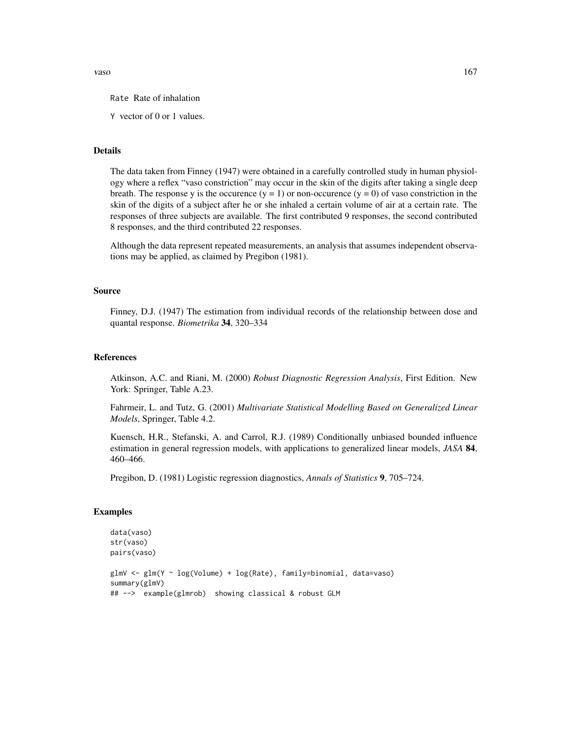Rate Rate of inhalation

Y vector of 0 or 1 values.

### Details

The data taken from Finney (1947) were obtained in a carefully controlled study in human physiology where a reflex "vaso constriction" may occur in the skin of the digits after taking a single deep breath. The response y is the occurence (y = 1) or non-occurence (y = 0) of vaso constriction in the skin of the digits of a subject after he or she inhaled a certain volume of air at a certain rate. The responses of three subjects are available. The first contributed 9 responses, the second contributed 8 responses, and the third contributed 22 responses.

Although the data represent repeated measurements, an analysis that assumes independent observations may be applied, as claimed by Pregibon (1981).

### Source

Finney, D.J. (1947) The estimation from individual records of the relationship between dose and quantal response. *Biometrika* **34**, 320–334

### References

Atkinson, A.C. and Riani, M. (2000) *Robust Diagnostic Regression Analysis*, First Edition. New York: Springer, Table A.23.

Fahrmeir, L. and Tutz, G. (2001) *Multivariate Statistical Modelling Based on Generalized Linear Models*, Springer, Table 4.2.

Kuensch, H.R., Stefanski, A. and Carrol, R.J. (1989) Conditionally unbiased bounded influence estimation in general regression models, with applications to generalized linear models, *JASA* **84**, 460–466.

Pregibon, D. (1981) Logistic regression diagnostics, *Annals of Statistics* **9**, 705–724.

### Examples

```
data(vaso)
str(vaso)
pairs(vaso)

glmV <- glm(Y ~ log(Volume) + log(Rate), family=binomial, data=vaso)
summary(glmV)
## -->  example(glmrob)  showing classical & robust GLM
```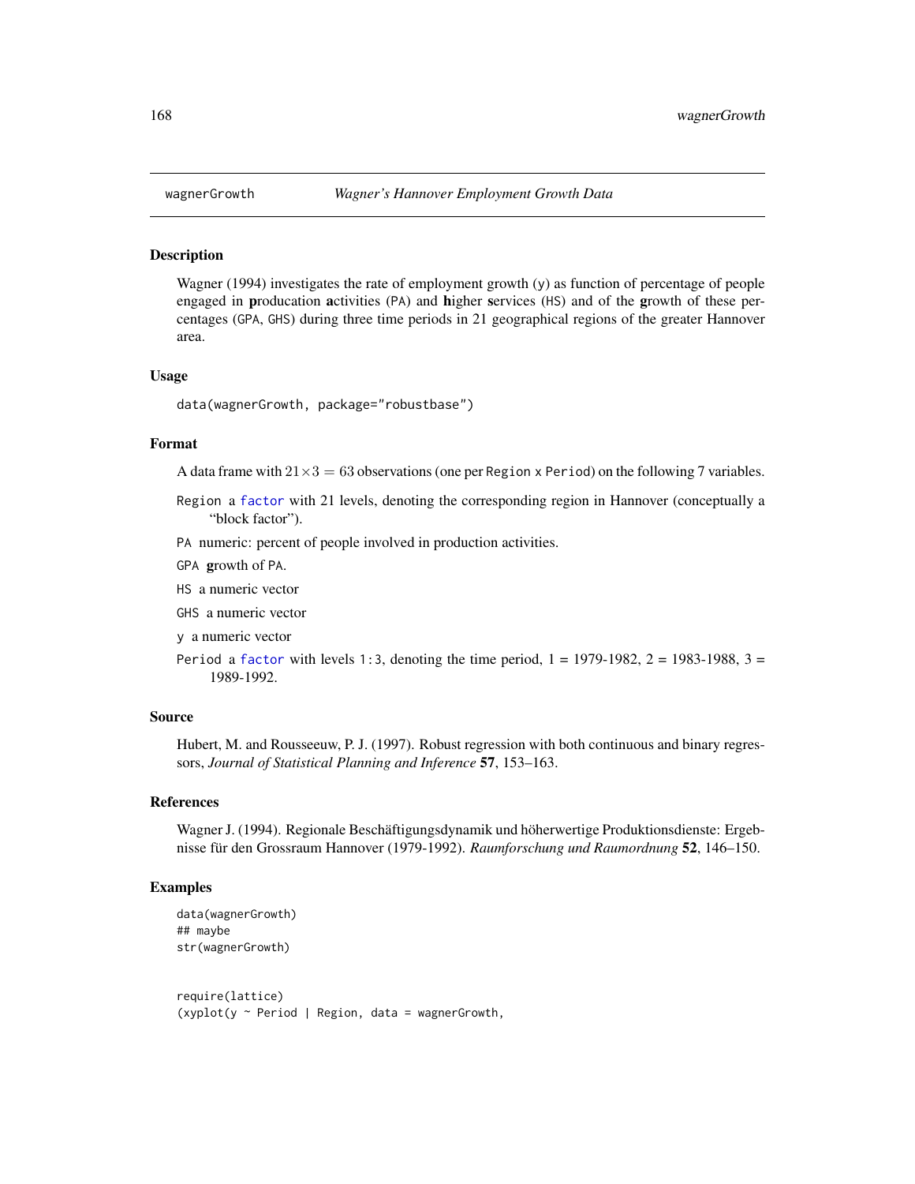## wagnerGrowth — *Wagner's Hannover Employment Growth Data*

### Description

Wagner (1994) investigates the rate of employment growth (y) as function of percentage of people engaged in **p**roducation **a**ctivities (PA) and **h**igher **s**ervices (HS) and of the **g**rowth of these percentages (GPA, GHS) during three time periods in 21 geographical regions of the greater Hannover area.

### Usage

```
data(wagnerGrowth, package="robustbase")
```

### Format

A data frame with $21 \times 3 = 63$ observations (one per Region x Period) on the following 7 variables.

- `Region` a `factor` with 21 levels, denoting the corresponding region in Hannover (conceptually a "block factor").
- `PA` numeric: percent of people involved in production activities.
- `GPA` **g**rowth of PA.
- `HS` a numeric vector
- `GHS` a numeric vector
- `y` a numeric vector
- `Period` a `factor` with levels `1:3`, denoting the time period, 1 = 1979-1982, 2 = 1983-1988, 3 = 1989-1992.

### Source

Hubert, M. and Rousseeuw, P. J. (1997). Robust regression with both continuous and binary regressors, *Journal of Statistical Planning and Inference* **57**, 153–163.

### References

Wagner J. (1994). Regionale Beschäftigungsdynamik und höherwertige Produktionsdienste: Ergebnisse für den Grossraum Hannover (1979-1992). *Raumforschung und Raumordnung* **52**, 146–150.

### Examples

```
data(wagnerGrowth)
## maybe
str(wagnerGrowth)


require(lattice)
(xyplot(y ~ Period | Region, data = wagnerGrowth,
```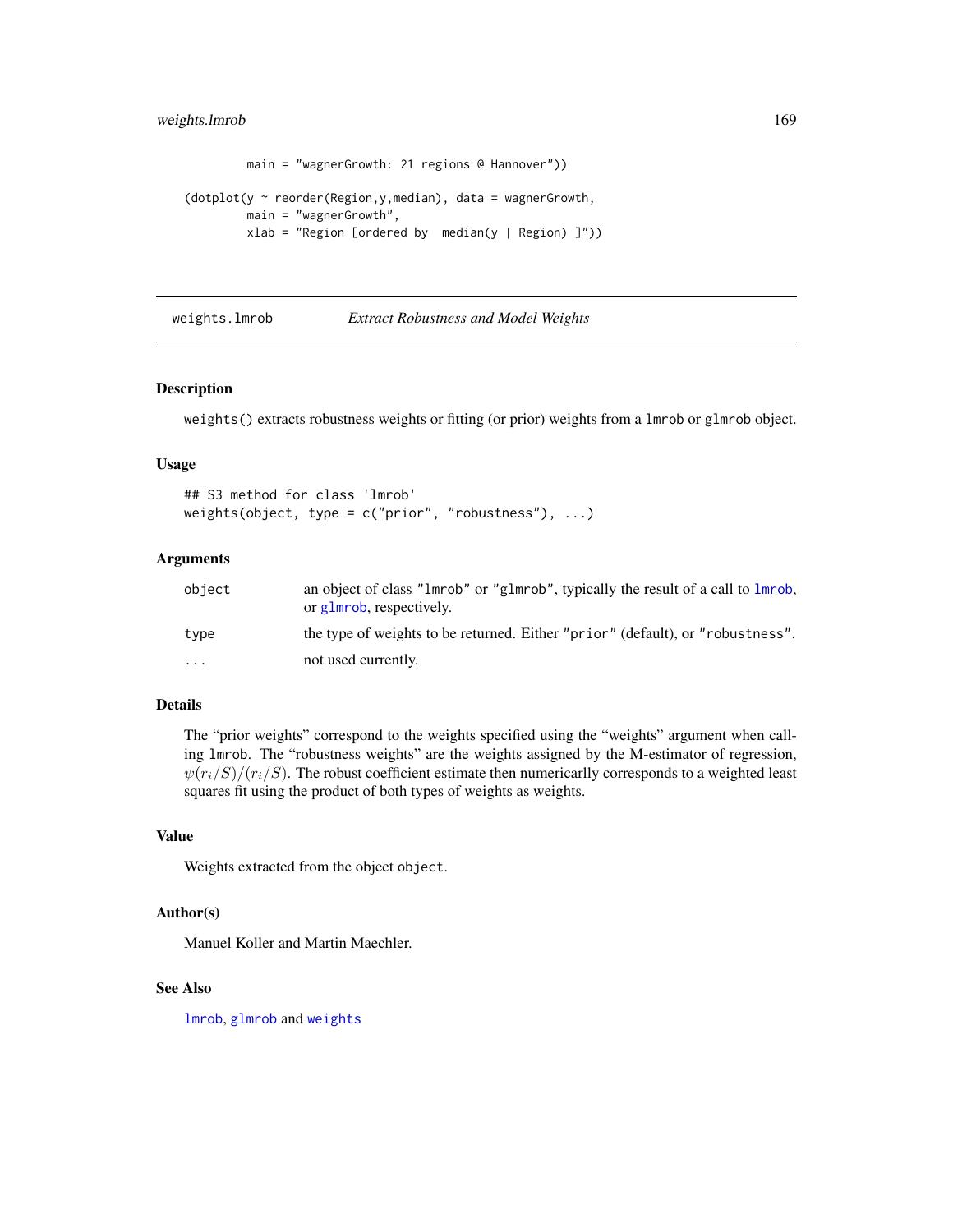```
        main = "wagnerGrowth: 21 regions @ Hannover"))

(dotplot(y ~ reorder(Region,y,median), data = wagnerGrowth,
        main = "wagnerGrowth",
        xlab = "Region [ordered by  median(y | Region) ]"))
```

---

## weights.lmrob — *Extract Robustness and Model Weights*

### Description

`weights()` extracts robustness weights or fitting (or prior) weights from a `lmrob` or `glmrob` object.

### Usage

```
## S3 method for class 'lmrob'
weights(object, type = c("prior", "robustness"), ...)
```

### Arguments

| | |
|---|---|
| `object` | an object of class `"lmrob"` or `"glmrob"`, typically the result of a call to `lmrob`, or `glmrob`, respectively. |
| `type` | the type of weights to be returned. Either `"prior"` (default), or `"robustness"`. |
| `...` | not used currently. |

### Details

The “prior weights” correspond to the weights specified using the “weights” argument when calling `lmrob`. The “robustness weights” are the weights assigned by the M-estimator of regression, $\psi(r_i/S)/(r_i/S)$. The robust coefficient estimate then numericarlly corresponds to a weighted least squares fit using the product of both types of weights as weights.

### Value

Weights extracted from the object `object`.

### Author(s)

Manuel Koller and Martin Maechler.

### See Also

`lmrob`, `glmrob` and `weights`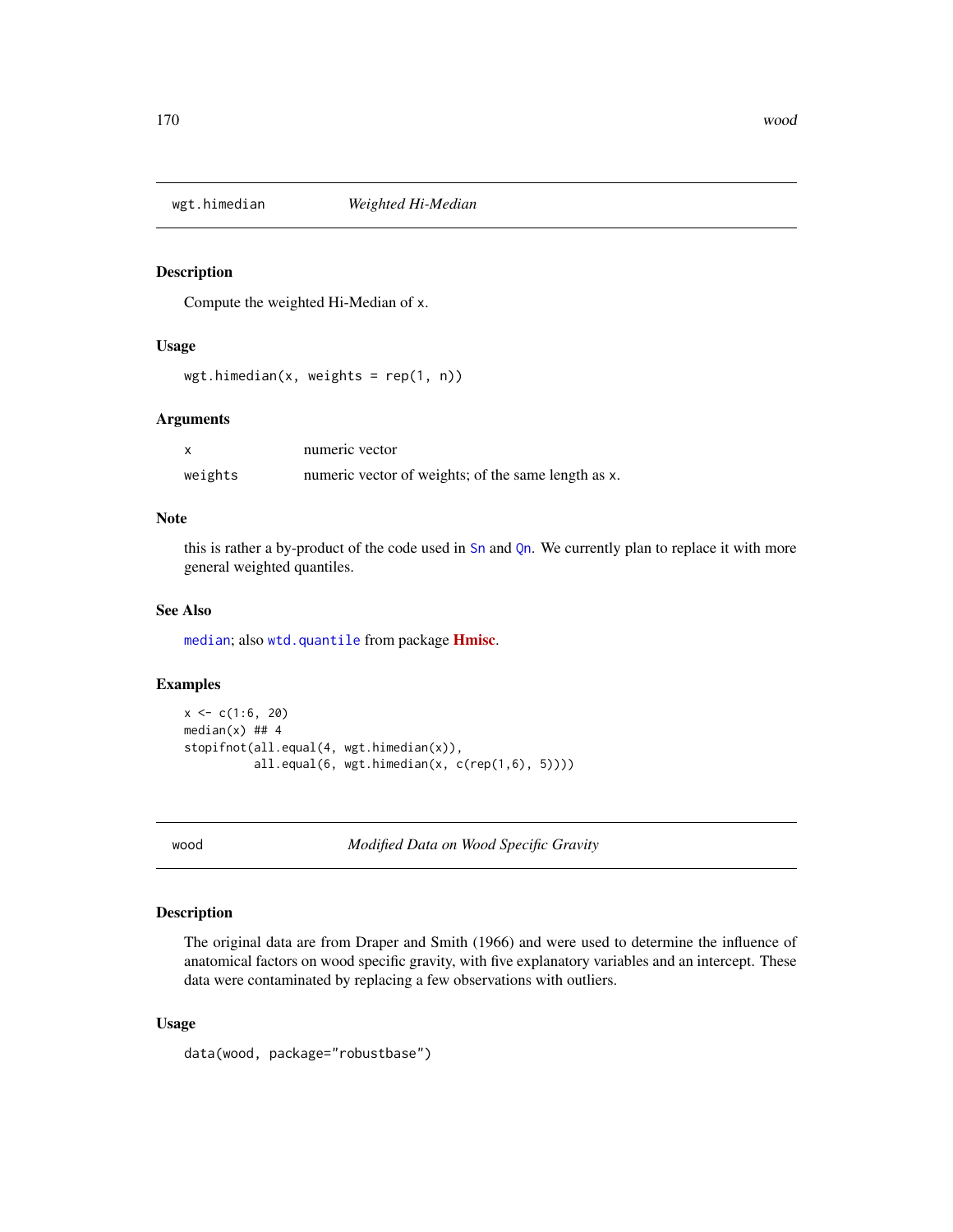## wgt.himedian &emsp; *Weighted Hi-Median*

### Description

Compute the weighted Hi-Median of x.

### Usage

```
wgt.himedian(x, weights = rep(1, n))
```

### Arguments

| | |
|---|---|
| x | numeric vector |
| weights | numeric vector of weights; of the same length as x. |

### Note

this is rather a by-product of the code used in Sn and Qn. We currently plan to replace it with more general weighted quantiles.

### See Also

median; also wtd.quantile from package **Hmisc**.

### Examples

```
x <- c(1:6, 20)
median(x) ## 4
stopifnot(all.equal(4, wgt.himedian(x)),
          all.equal(6, wgt.himedian(x, c(rep(1,6), 5))))
```

## wood &emsp; *Modified Data on Wood Specific Gravity*

### Description

The original data are from Draper and Smith (1966) and were used to determine the influence of anatomical factors on wood specific gravity, with five explanatory variables and an intercept. These data were contaminated by replacing a few observations with outliers.

### Usage

```
data(wood, package="robustbase")
```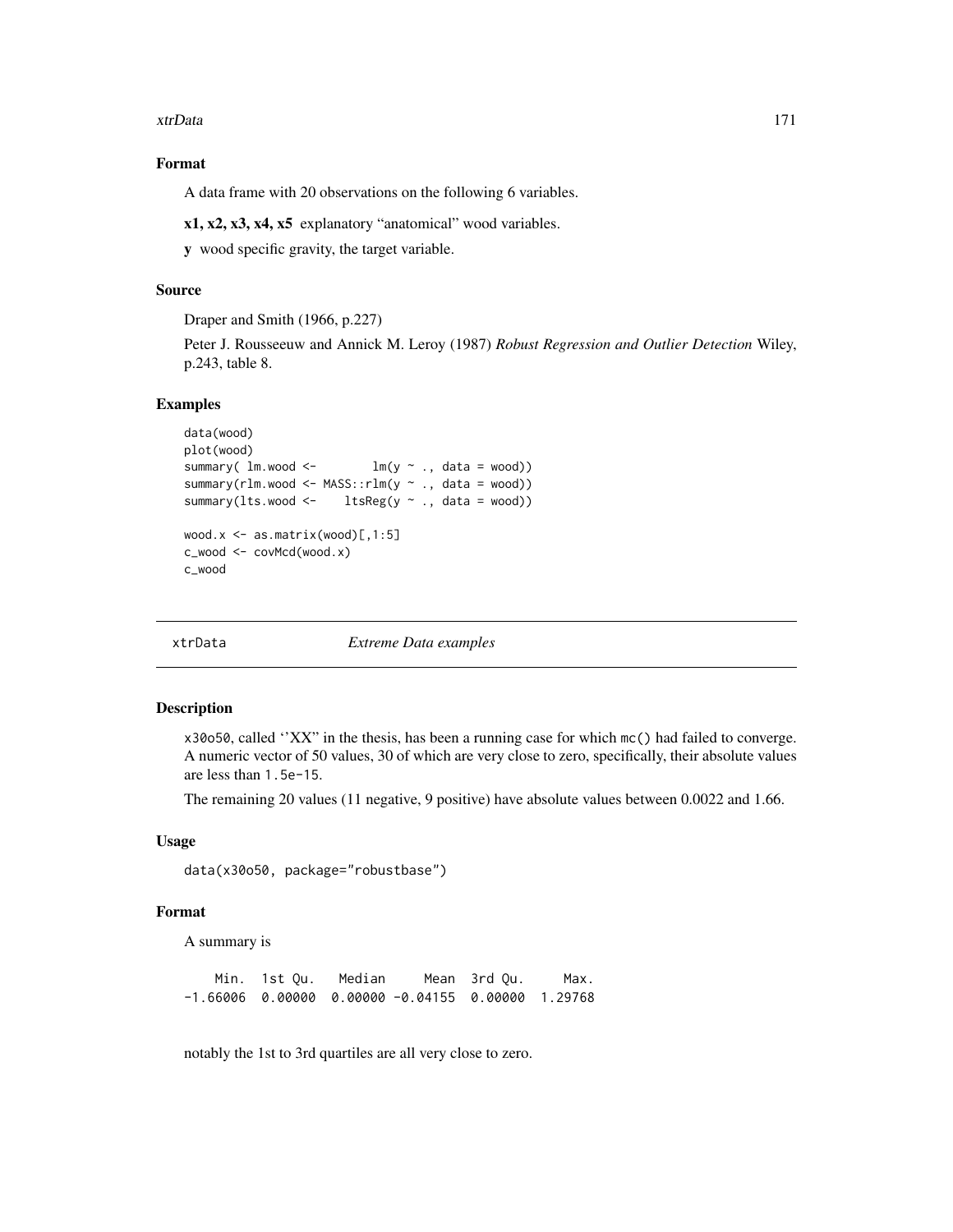### Format

A data frame with 20 observations on the following 6 variables.

**x1, x2, x3, x4, x5** explanatory "anatomical" wood variables.

**y** wood specific gravity, the target variable.

### Source

Draper and Smith (1966, p.227)

Peter J. Rousseeuw and Annick M. Leroy (1987) *Robust Regression and Outlier Detection* Wiley, p.243, table 8.

### Examples

```
data(wood)
plot(wood)
summary( lm.wood <-        lm(y ~ ., data = wood))
summary(rlm.wood <- MASS::rlm(y ~ ., data = wood))
summary(lts.wood <-    ltsReg(y ~ ., data = wood))

wood.x <- as.matrix(wood)[,1:5]
c_wood <- covMcd(wood.x)
c_wood
```

---

## xtrData — *Extreme Data examples*

---

### Description

`x30o50`, called ''XX" in the thesis, has been a running case for which `mc()` had failed to converge. A numeric vector of 50 values, 30 of which are very close to zero, specifically, their absolute values are less than `1.5e-15`.

The remaining 20 values (11 negative, 9 positive) have absolute values between 0.0022 and 1.66.

### Usage

```
data(x30o50, package="robustbase")
```

### Format

A summary is

```
    Min.  1st Qu.   Median     Mean  3rd Qu.     Max.
-1.66006  0.00000  0.00000 -0.04155  0.00000  1.29768
```

notably the 1st to 3rd quartiles are all very close to zero.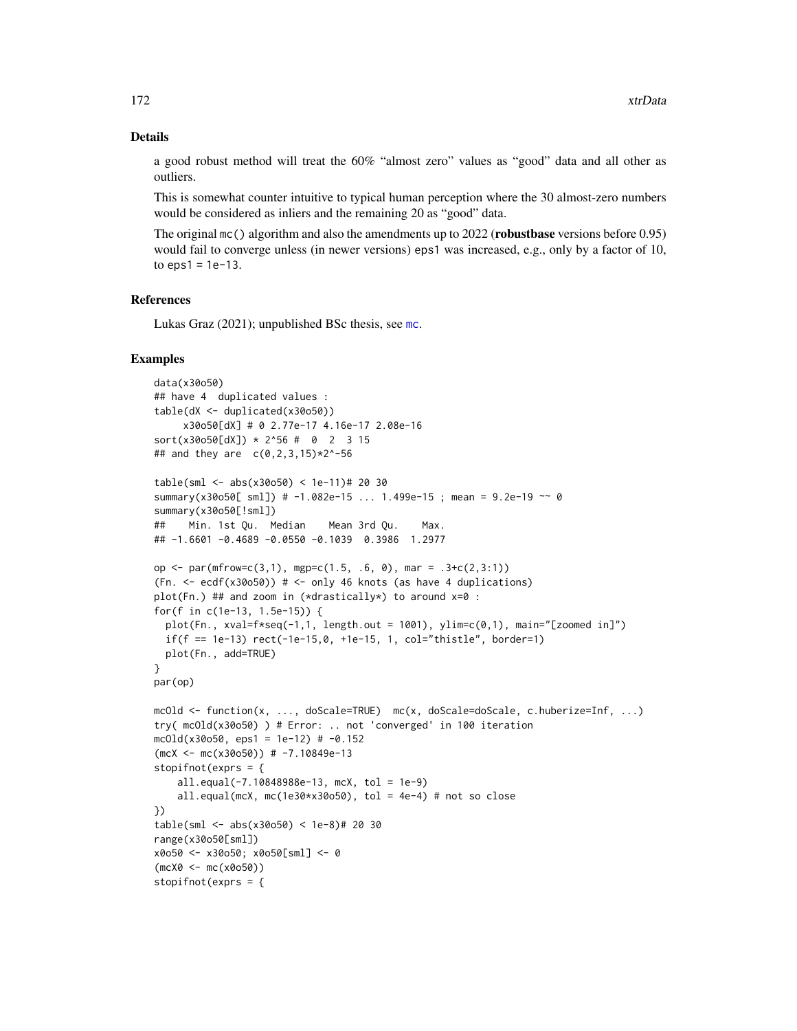## Details

a good robust method will treat the 60% "almost zero" values as "good" data and all other as outliers.

This is somewhat counter intuitive to typical human perception where the 30 almost-zero numbers would be considered as inliers and the remaining 20 as "good" data.

The original `mc()` algorithm and also the amendments up to 2022 (**robustbase** versions before 0.95) would fail to converge unless (in newer versions) `eps1` was increased, e.g., only by a factor of 10, to `eps1 = 1e-13`.

## References

Lukas Graz (2021); unpublished BSc thesis, see `mc`.

## Examples

```
data(x30o50)
## have 4  duplicated values :
table(dX <- duplicated(x30o50))
     x30o50[dX] # 0 2.77e-17 4.16e-17 2.08e-16
sort(x30o50[dX]) * 2^56 #  0  2  3 15
## and they are  c(0,2,3,15)*2^-56

table(sml <- abs(x30o50) < 1e-11)# 20 30
summary(x30o50[ sml]) # -1.082e-15 ... 1.499e-15 ; mean = 9.2e-19 ~~ 0
summary(x30o50[!sml])
##    Min. 1st Qu.  Median    Mean 3rd Qu.    Max.
## -1.6601 -0.4689 -0.0550 -0.1039  0.3986  1.2977

op <- par(mfrow=c(3,1), mgp=c(1.5, .6, 0), mar = .3+c(2,3:1))
(Fn. <- ecdf(x30o50)) # <- only 46 knots (as have 4 duplications)
plot(Fn.) ## and zoom in (*drastically*) to around x=0 :
for(f in c(1e-13, 1.5e-15)) {
  plot(Fn., xval=f*seq(-1,1, length.out = 1001), ylim=c(0,1), main="[zoomed in]")
  if(f == 1e-13) rect(-1e-15,0, +1e-15, 1, col="thistle", border=1)
  plot(Fn., add=TRUE)
}
par(op)

mcOld <- function(x, ..., doScale=TRUE)  mc(x, doScale=doScale, c.huberize=Inf, ...)
try( mcOld(x30o50) ) # Error: .. not 'converged' in 100 iteration
mcOld(x30o50, eps1 = 1e-12) # -0.152
(mcX <- mc(x30o50)) # -7.10849e-13
stopifnot(exprs = {
    all.equal(-7.10848988e-13, mcX, tol = 1e-9)
    all.equal(mcX, mc(1e30*x30o50), tol = 4e-4) # not so close
})
table(sml <- abs(x30o50) < 1e-8)# 20 30
range(x30o50[sml])
x0o50 <- x30o50; x0o50[sml] <- 0
(mcX0 <- mc(x0o50))
stopifnot(exprs = {
```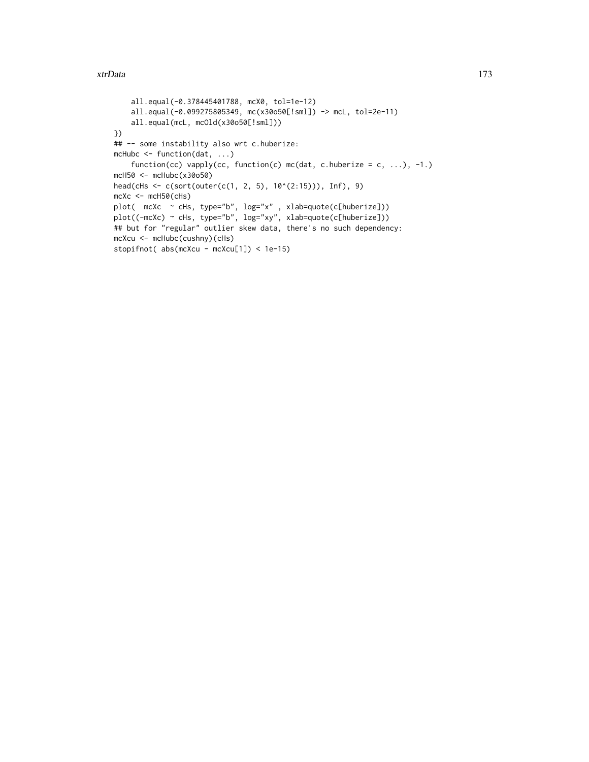```
    all.equal(-0.378445401788, mcX0, tol=1e-12)
    all.equal(-0.099275805349, mc(x30o50[!sml]) -> mcL, tol=2e-11)
    all.equal(mcL, mcOld(x30o50[!sml]))
})
## -- some instability also wrt c.huberize:
mcHubc <- function(dat, ...)
    function(cc) vapply(cc, function(c) mc(dat, c.huberize = c, ...), -1.)
mcH50 <- mcHubc(x30o50)
head(cHs <- c(sort(outer(c(1, 2, 5), 10^(2:15))), Inf), 9)
mcXc <- mcH50(cHs)
plot(  mcXc  ~ cHs, type="b", log="x" , xlab=quote(c[huberize]))
plot((-mcXc) ~ cHs, type="b", log="xy", xlab=quote(c[huberize]))
## but for "regular" outlier skew data, there's no such dependency:
mcXcu <- mcHubc(cushny)(cHs)
stopifnot( abs(mcXcu - mcXcu[1]) < 1e-15)
```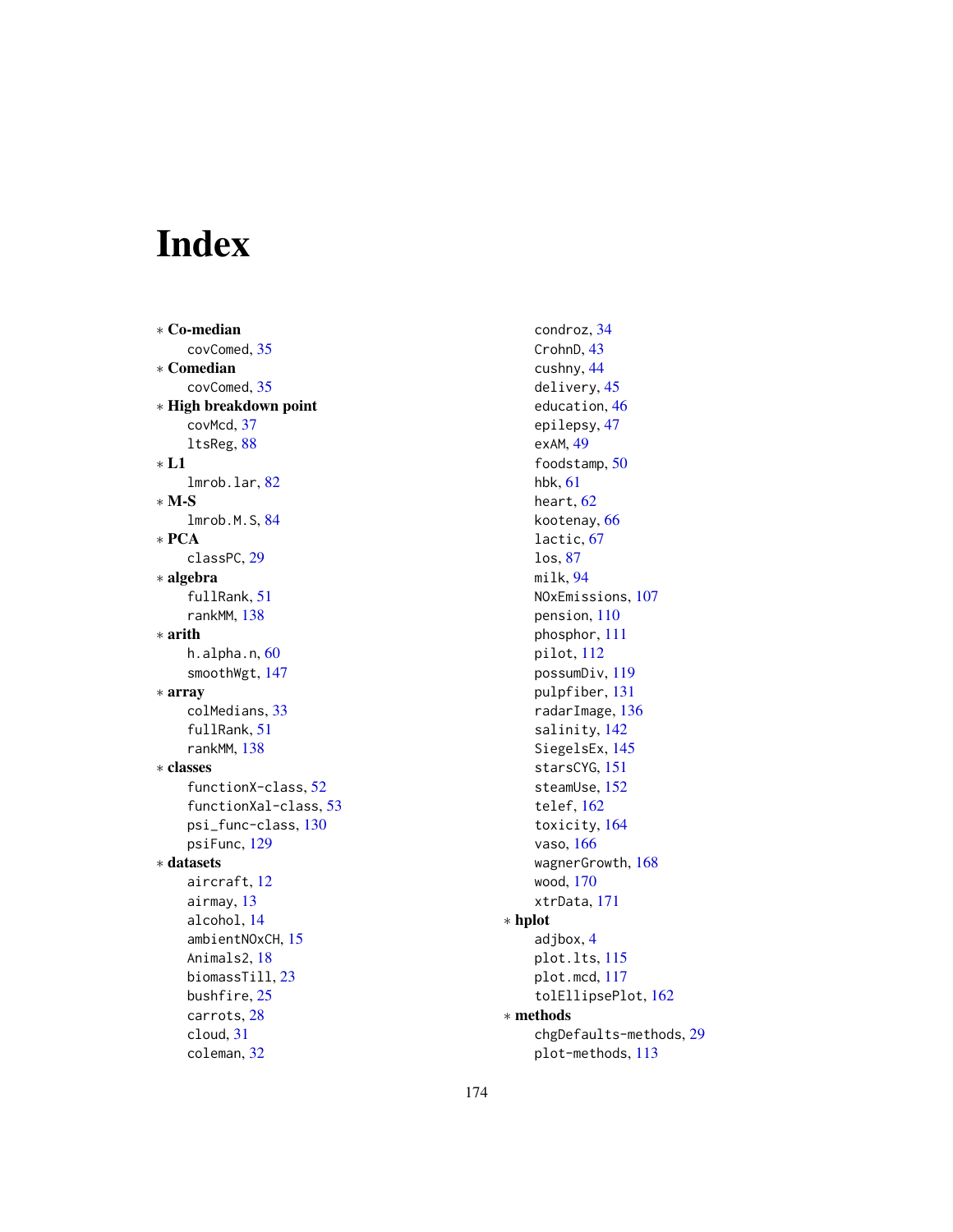# Index

∗ **Co-median**
    covComed, 35
∗ **Comedian**
    covComed, 35
∗ **High breakdown point**
    covMcd, 37
    ltsReg, 88
∗ **L1**
    lmrob.lar, 82
∗ **M-S**
    lmrob.M.S, 84
∗ **PCA**
    classPC, 29
∗ **algebra**
    fullRank, 51
    rankMM, 138
∗ **arith**
    h.alpha.n, 60
    smoothWgt, 147
∗ **array**
    colMedians, 33
    fullRank, 51
    rankMM, 138
∗ **classes**
    functionX-class, 52
    functionXal-class, 53
    psi_func-class, 130
    psiFunc, 129
∗ **datasets**
    aircraft, 12
    airmay, 13
    alcohol, 14
    ambientNOxCH, 15
    Animals2, 18
    biomassTill, 23
    bushfire, 25
    carrots, 28
    cloud, 31
    coleman, 32
    condroz, 34
    CrohnD, 43
    cushny, 44
    delivery, 45
    education, 46
    epilepsy, 47
    exAM, 49
    foodstamp, 50
    hbk, 61
    heart, 62
    kootenay, 66
    lactic, 67
    los, 87
    milk, 94
    NOxEmissions, 107
    pension, 110
    phosphor, 111
    pilot, 112
    possumDiv, 119
    pulpfiber, 131
    radarImage, 136
    salinity, 142
    SiegelsEx, 145
    starsCYG, 151
    steamUse, 152
    telef, 162
    toxicity, 164
    vaso, 166
    wagnerGrowth, 168
    wood, 170
    xtrData, 171
∗ **hplot**
    adjbox, 4
    plot.lts, 115
    plot.mcd, 117
    tolEllipsePlot, 162
∗ **methods**
    chgDefaults-methods, 29
    plot-methods, 113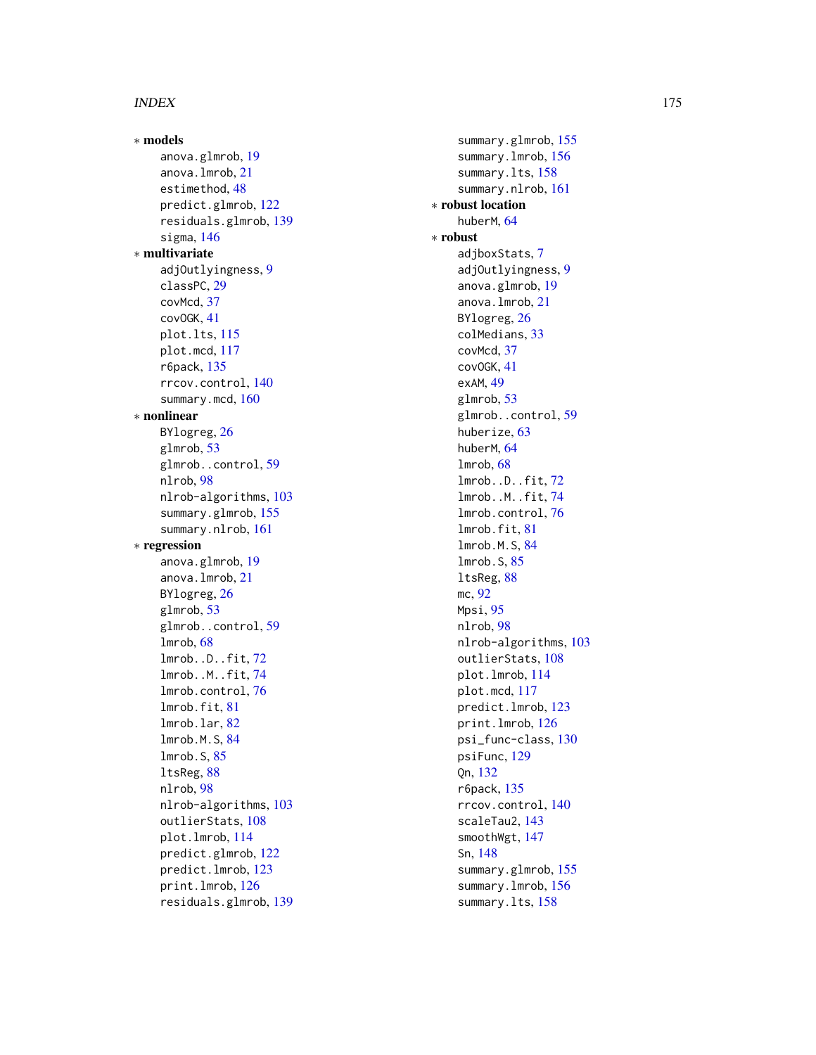∗ **models**

anova.glmrob, 19
anova.lmrob, 21
estimethod, 48
predict.glmrob, 122
residuals.glmrob, 139
sigma, 146

∗ **multivariate**

adjOutlyingness, 9
classPC, 29
covMcd, 37
covOGK, 41
plot.lts, 115
plot.mcd, 117
r6pack, 135
rrcov.control, 140
summary.mcd, 160

∗ **nonlinear**

BYlogreg, 26
glmrob, 53
glmrob..control, 59
nlrob, 98
nlrob-algorithms, 103
summary.glmrob, 155
summary.nlrob, 161

∗ **regression**

anova.glmrob, 19
anova.lmrob, 21
BYlogreg, 26
glmrob, 53
glmrob..control, 59
lmrob, 68
lmrob..D..fit, 72
lmrob..M..fit, 74
lmrob.control, 76
lmrob.fit, 81
lmrob.lar, 82
lmrob.M.S, 84
lmrob.S, 85
ltsReg, 88
nlrob, 98
nlrob-algorithms, 103
outlierStats, 108
plot.lmrob, 114
predict.glmrob, 122
predict.lmrob, 123
print.lmrob, 126
residuals.glmrob, 139
summary.glmrob, 155
summary.lmrob, 156
summary.lts, 158
summary.nlrob, 161

∗ **robust location**

huberM, 64

∗ **robust**

adjboxStats, 7
adjOutlyingness, 9
anova.glmrob, 19
anova.lmrob, 21
BYlogreg, 26
colMedians, 33
covMcd, 37
covOGK, 41
exAM, 49
glmrob, 53
glmrob..control, 59
huberize, 63
huberM, 64
lmrob, 68
lmrob..D..fit, 72
lmrob..M..fit, 74
lmrob.control, 76
lmrob.fit, 81
lmrob.M.S, 84
lmrob.S, 85
ltsReg, 88
mc, 92
Mpsi, 95
nlrob, 98
nlrob-algorithms, 103
outlierStats, 108
plot.lmrob, 114
plot.mcd, 117
predict.lmrob, 123
print.lmrob, 126
psi_func-class, 130
psiFunc, 129
Qn, 132
r6pack, 135
rrcov.control, 140
scaleTau2, 143
smoothWgt, 147
Sn, 148
summary.glmrob, 155
summary.lmrob, 156
summary.lts, 158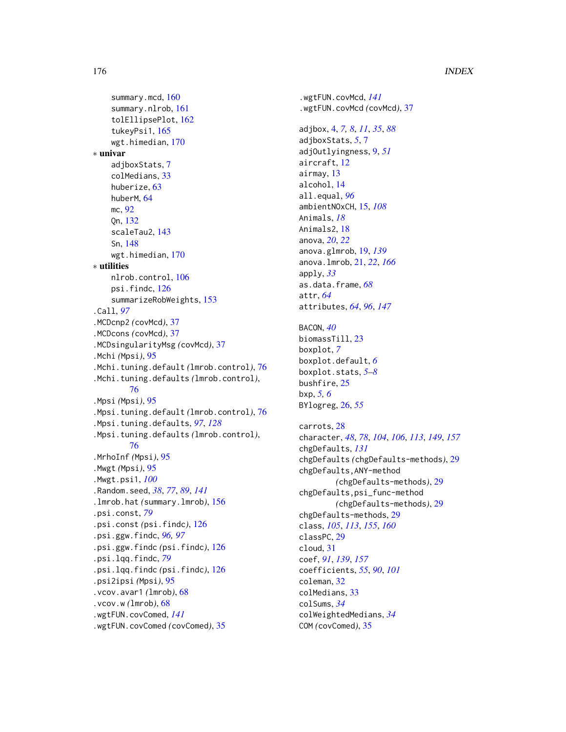summary.mcd, 160
summary.nlrob, 161
tolEllipsePlot, 162
tukeyPsi1, 165
wgt.himedian, 170

∗ **univar**

adjboxStats, 7
colMedians, 33
huberize, 63
huberM, 64
mc, 92
Qn, 132
scaleTau2, 143
Sn, 148
wgt.himedian, 170

∗ **utilities**

nlrob.control, 106
psi.findc, 126
summarizeRobWeights, 153

.Call, *97*
.MCDcnp2 *(*covMcd*)*, 37
.MCDcons *(*covMcd*)*, 37
.MCDsingularityMsg *(*covMcd*)*, 37
.Mchi *(*Mpsi*)*, 95
.Mchi.tuning.default *(*lmrob.control*)*, 76
.Mchi.tuning.defaults *(*lmrob.control*)*, 76
.Mpsi *(*Mpsi*)*, 95
.Mpsi.tuning.default *(*lmrob.control*)*, 76
.Mpsi.tuning.defaults, *97*, *128*
.Mpsi.tuning.defaults *(*lmrob.control*)*, 76
.MrhoInf *(*Mpsi*)*, 95
.Mwgt *(*Mpsi*)*, 95
.Mwgt.psi1, *100*
.Random.seed, *38*, *77*, *89*, *141*
.lmrob.hat *(*summary.lmrob*)*, 156
.psi.const, *79*
.psi.const *(*psi.findc*)*, 126
.psi.ggw.findc, *96, 97*
.psi.ggw.findc *(*psi.findc*)*, 126
.psi.lqq.findc, *79*
.psi.lqq.findc *(*psi.findc*)*, 126
.psi2ipsi *(*Mpsi*)*, 95
.vcov.avar1 *(*lmrob*)*, 68
.vcov.w *(*lmrob*)*, 68
.wgtFUN.covComed, *141*
.wgtFUN.covComed *(*covComed*)*, 35
.wgtFUN.covMcd, *141*
.wgtFUN.covMcd *(*covMcd*)*, 37

adjbox, 4, *7, 8*, *11*, *35*, *88*
adjboxStats, *5*, 7
adjOutlyingness, 9, *51*
aircraft, 12
airmay, 13
alcohol, 14
all.equal, *96*
ambientNOxCH, 15, *108*
Animals, *18*
Animals2, 18
anova, *20*, *22*
anova.glmrob, 19, *139*
anova.lmrob, 21, *22*, *166*
apply, *33*
as.data.frame, *68*
attr, *64*
attributes, *64*, *96*, *147*

BACON, *40*
biomassTill, 23
boxplot, *7*
boxplot.default, *6*
boxplot.stats, *5–8*
bushfire, 25
bxp, *5, 6*
BYlogreg, 26, *55*

carrots, 28
character, *48*, *78*, *104*, *106*, *113*, *149*, *157*
chgDefaults, *131*
chgDefaults *(*chgDefaults-methods*)*, 29
chgDefaults,ANY-method *(*chgDefaults-methods*)*, 29
chgDefaults,psi_func-method *(*chgDefaults-methods*)*, 29
chgDefaults-methods, 29
class, *105*, *113*, *155*, *160*
classPC, 29
cloud, 31
coef, *91*, *139*, *157*
coefficients, *55*, *90*, *101*
coleman, 32
colMedians, 33
colSums, *34*
colWeightedMedians, *34*
COM *(*covComed*)*, 35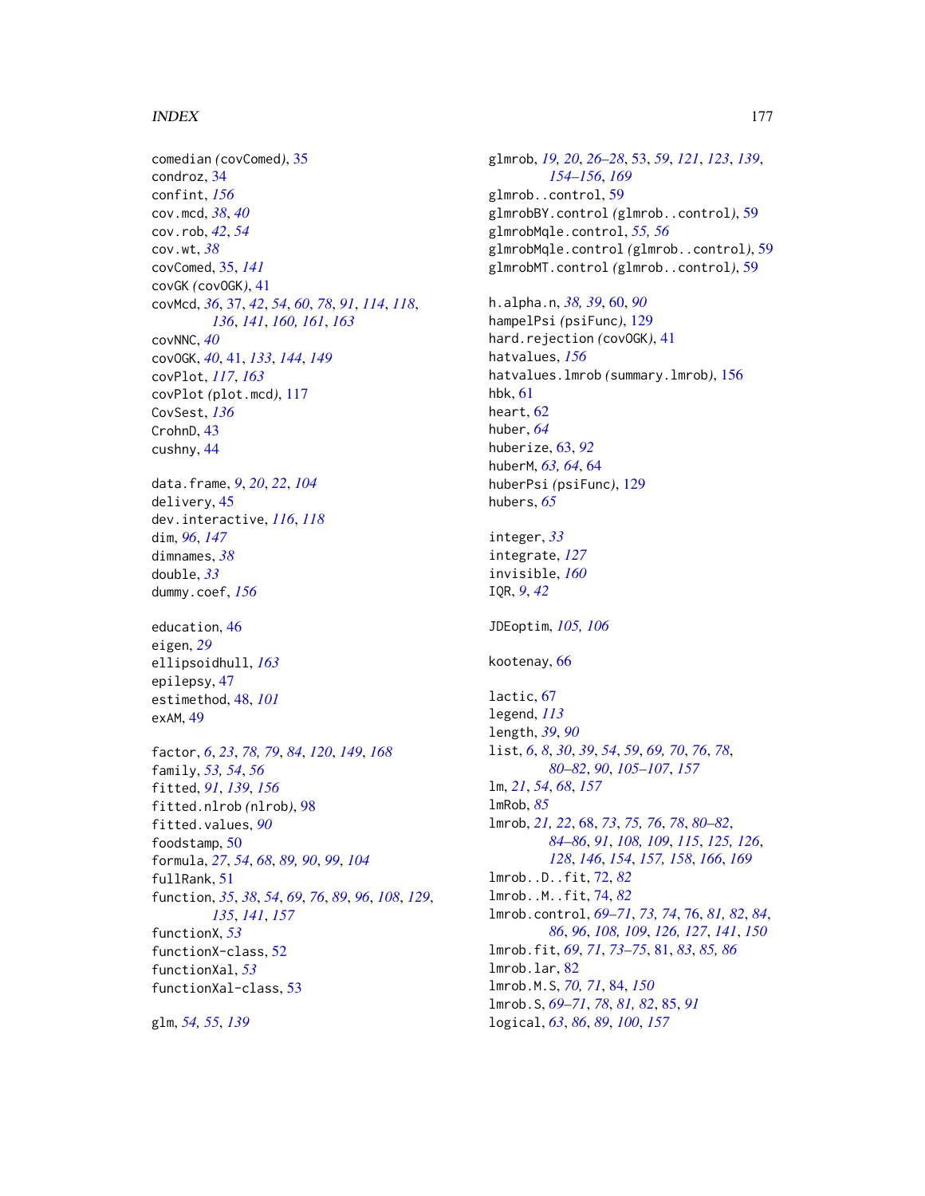comedian *(covComed)*, 35
condroz, 34
confint, *156*
cov.mcd, *38*, *40*
cov.rob, *42*, *54*
cov.wt, *38*
covComed, 35, *141*
covGK *(covOGK)*, 41
covMcd, *36*, 37, *42*, *54*, *60*, *78*, *91*, *114*, *118*, *136*, *141*, *160, 161*, *163*
covNNC, *40*
covOGK, *40*, 41, *133*, *144*, *149*
covPlot, *117*, *163*
covPlot *(plot.mcd)*, 117
CovSest, *136*
CrohnD, 43
cushny, 44

data.frame, *9*, *20*, *22*, *104*
delivery, 45
dev.interactive, *116*, *118*
dim, *96*, *147*
dimnames, *38*
double, *33*
dummy.coef, *156*

education, 46
eigen, *29*
ellipsoidhull, *163*
epilepsy, 47
estimethod, 48, *101*
exAM, 49

factor, *6*, *23*, *78, 79*, *84*, *120*, *149*, *168*
family, *53, 54*, *56*
fitted, *91*, *139*, *156*
fitted.nlrob *(nlrob)*, 98
fitted.values, *90*
foodstamp, 50
formula, *27*, *54*, *68*, *89, 90*, *99*, *104*
fullRank, 51
function, *35*, *38*, *54*, *69*, *76*, *89*, *96*, *108*, *129*, *135*, *141*, *157*
functionX, *53*
functionX-class, 52
functionXal, *53*
functionXal-class, 53

glm, *54, 55*, *139*
glmrob, *19, 20*, *26–28*, 53, *59*, *121*, *123*, *139*, *154–156*, *169*
glmrob..control, 59
glmrobBY.control *(glmrob..control)*, 59
glmrobMqle.control, *55, 56*
glmrobMqle.control *(glmrob..control)*, 59
glmrobMT.control *(glmrob..control)*, 59

h.alpha.n, *38, 39*, 60, *90*
hampelPsi *(psiFunc)*, 129
hard.rejection *(covOGK)*, 41
hatvalues, *156*
hatvalues.lmrob *(summary.lmrob)*, 156
hbk, 61
heart, 62
huber, *64*
huberize, 63, *92*
huberM, *63, 64*, 64
huberPsi *(psiFunc)*, 129
hubers, *65*

integer, *33*
integrate, *127*
invisible, *160*
IQR, *9*, *42*

JDEoptim, *105, 106*

kootenay, 66

lactic, 67
legend, *113*
length, *39*, *90*
list, *6*, *8*, *30*, *39*, *54*, *59*, *69, 70*, *76*, *78*, *80–82*, *90*, *105–107*, *157*
lm, *21*, *54*, *68*, *157*
lmRob, *85*
lmrob, *21, 22*, 68, *73*, *75*, *76*, *78*, *80–82*, *84–86*, *91*, *108, 109*, *115*, *125, 126*, *128*, *146*, *154*, *157, 158*, *166*, *169*
lmrob..D..fit, 72, *82*
lmrob..M..fit, 74, *82*
lmrob.control, *69–71*, *73, 74*, 76, *81, 82*, *84*, *86*, *96*, *108, 109*, *126, 127*, *141*, *150*
lmrob.fit, *69*, *71*, *73–75*, 81, *83*, *85, 86*
lmrob.lar, 82
lmrob.M.S, *70, 71*, 84, *150*
lmrob.S, *69–71*, *78*, *81, 82*, 85, *91*
logical, *63*, *86*, *89*, *100*, *157*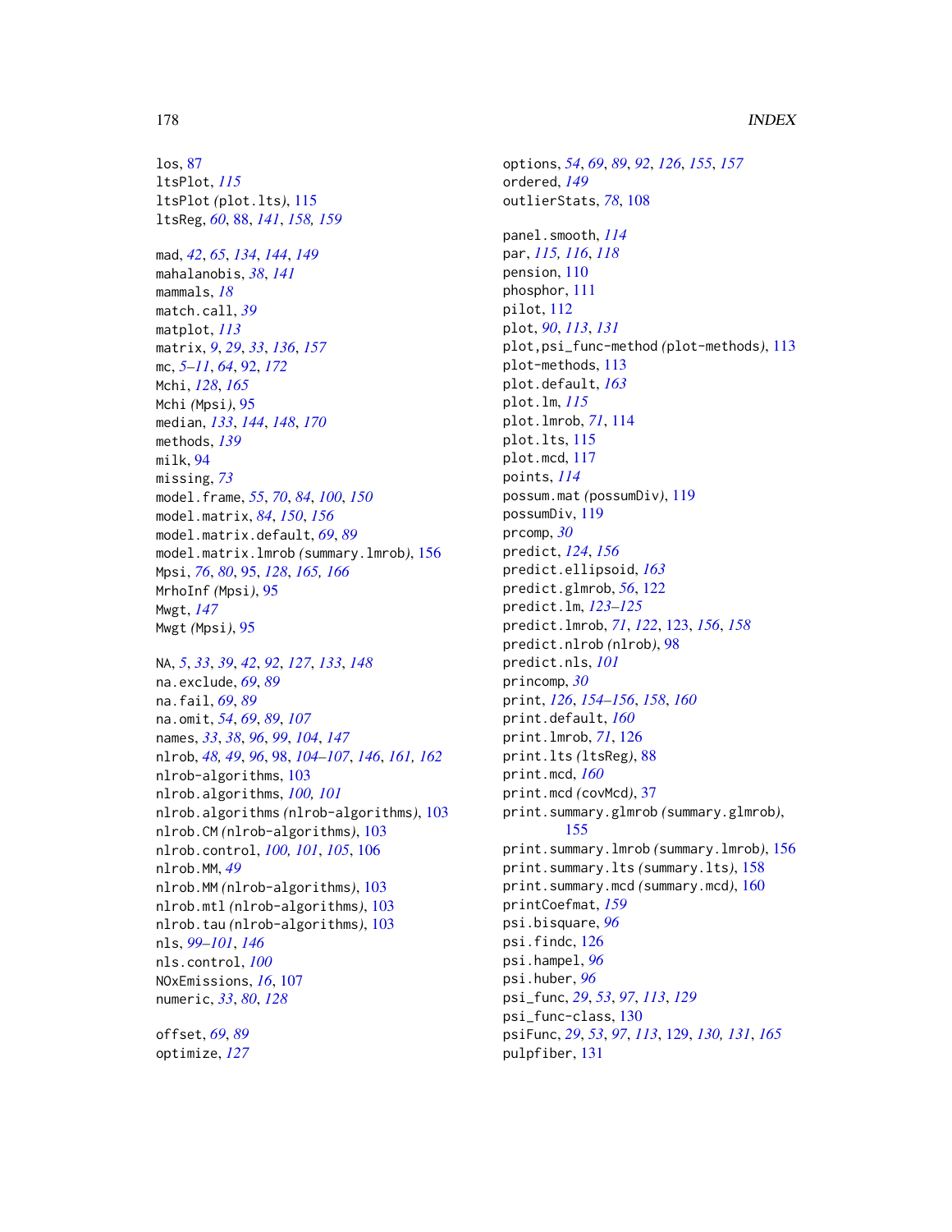los, 87
ltsPlot, *115*
ltsPlot *(*plot.lts*)*, 115
ltsReg, *60*, 88, *141*, *158, 159*

mad, *42*, *65*, *134*, *144*, *149*
mahalanobis, *38*, *141*
mammals, *18*
match.call, *39*
matplot, *113*
matrix, *9*, *29*, *33*, *136*, *157*
mc, *5–11*, *64*, 92, *172*
Mchi, *128*, *165*
Mchi *(*Mpsi*)*, 95
median, *133*, *144*, *148*, *170*
methods, *139*
milk, 94
missing, *73*
model.frame, *55*, *70*, *84*, *100*, *150*
model.matrix, *84*, *150*, *156*
model.matrix.default, *69*, *89*
model.matrix.lmrob *(*summary.lmrob*)*, 156
Mpsi, *76*, *80*, 95, *128*, *165, 166*
MrhoInf *(*Mpsi*)*, 95
Mwgt, *147*
Mwgt *(*Mpsi*)*, 95

NA, *5*, *33*, *39*, *42*, *92*, *127*, *133*, *148*
na.exclude, *69*, *89*
na.fail, *69*, *89*
na.omit, *54*, *69*, *89*, *107*
names, *33*, *38*, *96*, *99*, *104*, *147*
nlrob, *48, 49*, *96*, 98, *104–107*, *146*, *161, 162*
nlrob-algorithms, 103
nlrob.algorithms, *100, 101*
nlrob.algorithms *(*nlrob-algorithms*)*, 103
nlrob.CM *(*nlrob-algorithms*)*, 103
nlrob.control, *100, 101*, *105*, 106
nlrob.MM, *49*
nlrob.MM *(*nlrob-algorithms*)*, 103
nlrob.mtl *(*nlrob-algorithms*)*, 103
nlrob.tau *(*nlrob-algorithms*)*, 103
nls, *99–101*, *146*
nls.control, *100*
NOxEmissions, *16*, 107
numeric, *33*, *80*, *128*

offset, *69*, *89*
optimize, *127*
options, *54*, *69*, *89*, *92*, *126*, *155*, *157*
ordered, *149*
outlierStats, *78*, 108

panel.smooth, *114*
par, *115, 116*, *118*
pension, 110
phosphor, 111
pilot, 112
plot, *90*, *113*, *131*
plot,psi_func-method *(*plot-methods*)*, 113
plot-methods, 113
plot.default, *163*
plot.lm, *115*
plot.lmrob, *71*, 114
plot.lts, 115
plot.mcd, 117
points, *114*
possum.mat *(*possumDiv*)*, 119
possumDiv, 119
prcomp, *30*
predict, *124*, *156*
predict.ellipsoid, *163*
predict.glmrob, *56*, 122
predict.lm, *123–125*
predict.lmrob, *71*, *122*, 123, *156*, *158*
predict.nlrob *(*nlrob*)*, 98
predict.nls, *101*
princomp, *30*
print, *126*, *154–156*, *158*, *160*
print.default, *160*
print.lmrob, *71*, 126
print.lts *(*ltsReg*)*, 88
print.mcd, *160*
print.mcd *(*covMcd*)*, 37
print.summary.glmrob *(*summary.glmrob*)*, 155
print.summary.lmrob *(*summary.lmrob*)*, 156
print.summary.lts *(*summary.lts*)*, 158
print.summary.mcd *(*summary.mcd*)*, 160
printCoefmat, *159*
psi.bisquare, *96*
psi.findc, 126
psi.hampel, *96*
psi.huber, *96*
psi_func, *29*, *53*, *97*, *113*, *129*
psi_func-class, 130
psiFunc, *29*, *53*, *97*, *113*, 129, *130, 131*, *165*
pulpfiber, 131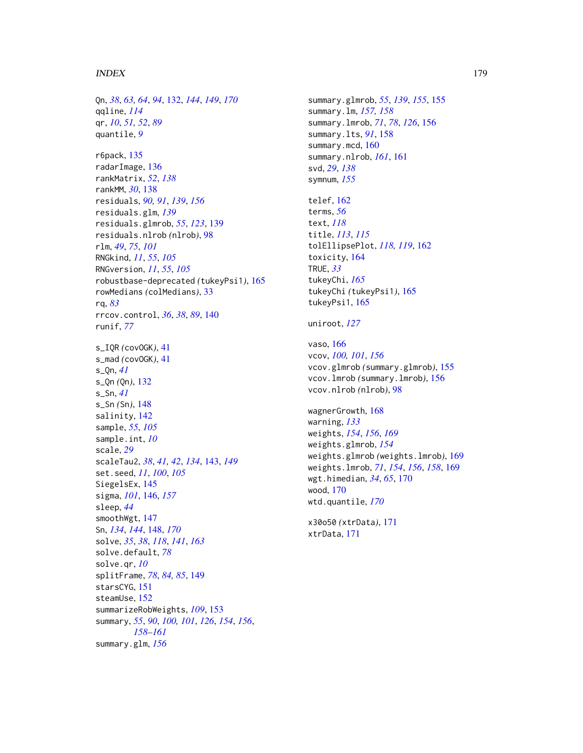Qn, *38*, *63, 64*, *94*, 132, *144*, *149*, *170*
qqline, *114*
qr, *10*, *51, 52*, *89*
quantile, *9*

r6pack, 135
radarImage, 136
rankMatrix, *52*, *138*
rankMM, *30*, 138
residuals, *90, 91*, *139*, *156*
residuals.glm, *139*
residuals.glmrob, *55*, *123*, 139
residuals.nlrob *(*nlrob*)*, 98
rlm, *49*, *75*, *101*
RNGkind, *11*, *55*, *105*
RNGversion, *11*, *55*, *105*
robustbase-deprecated *(*tukeyPsi1*)*, 165
rowMedians *(*colMedians*)*, 33
rq, *83*
rrcov.control, *36*, *38*, *89*, 140
runif, *77*

s_IQR *(*covOGK*)*, 41
s_mad *(*covOGK*)*, 41
s_Qn, *41*
s_Qn *(*Qn*)*, 132
s_Sn, *41*
s_Sn *(*Sn*)*, 148
salinity, 142
sample, *55*, *105*
sample.int, *10*
scale, *29*
scaleTau2, *38*, *41, 42*, *134*, 143, *149*
set.seed, *11*, *100*, *105*
SiegelsEx, 145
sigma, *101*, 146, *157*
sleep, *44*
smoothWgt, 147
Sn, *134*, *144*, 148, *170*
solve, *35*, *38*, *118*, *141*, *163*
solve.default, *78*
solve.qr, *10*
splitFrame, *78*, *84, 85*, 149
starsCYG, 151
steamUse, 152
summarizeRobWeights, *109*, 153
summary, *55*, *90*, *100, 101*, *126*, *154*, *156*, *158–161*
summary.glm, *156*
summary.glmrob, *55*, *139*, *155*, 155
summary.lm, *157, 158*
summary.lmrob, *71*, *78*, *126*, 156
summary.lts, *91*, 158
summary.mcd, 160
summary.nlrob, *161*, 161
svd, *29*, *138*
symnum, *155*

telef, 162
terms, *56*
text, *118*
title, *113*, *115*
tolEllipsePlot, *118, 119*, 162
toxicity, 164
TRUE, *33*
tukeyChi, *165*
tukeyChi *(*tukeyPsi1*)*, 165
tukeyPsi1, 165

uniroot, *127*

vaso, 166
vcov, *100, 101*, *156*
vcov.glmrob *(*summary.glmrob*)*, 155
vcov.lmrob *(*summary.lmrob*)*, 156
vcov.nlrob *(*nlrob*)*, 98

wagnerGrowth, 168
warning, *133*
weights, *154*, *156*, *169*
weights.glmrob, *154*
weights.glmrob *(*weights.lmrob*)*, 169
weights.lmrob, *71*, *154*, *156*, *158*, 169
wgt.himedian, *34*, *65*, 170
wood, 170
wtd.quantile, *170*

x30o50 *(*xtrData*)*, 171
xtrData, 171